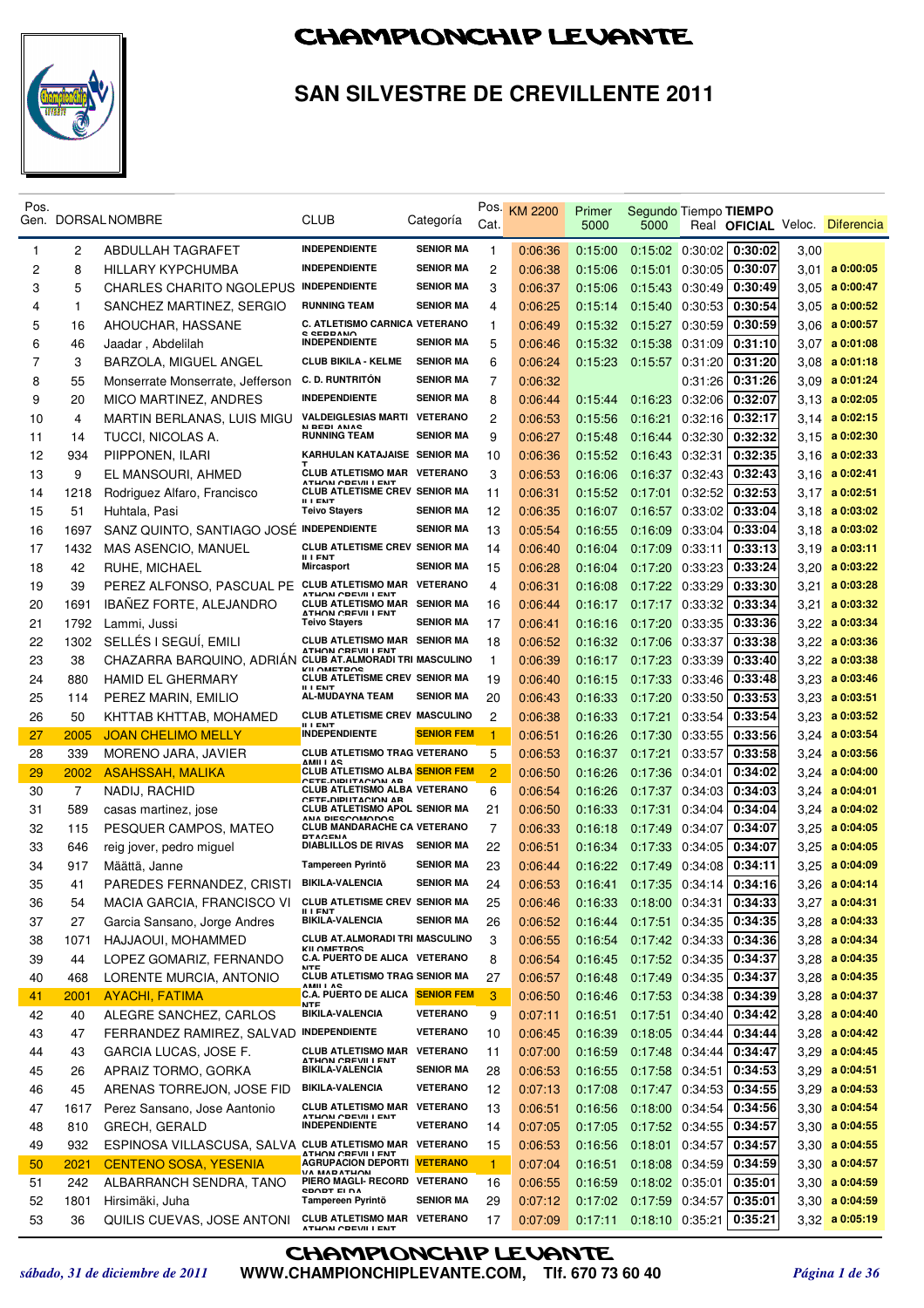# CHAMPIONCHIP LEVANTE

## SAN SILVESTRE DE CREVILLENTE 2011

| Pos. Gen. | DORSAL | NOMBRE | CLUB | Categoría | Pos. Cat. | KM 2200 | Primer 5000 | Segundo 5000 | Tiempo Real | TIEMPO OFICIAL | Veloc. | Diferencia |
|---|---|---|---|---|---|---|---|---|---|---|---|---|
| 1 | 2 | ABDULLAH TAGRAFET | INDEPENDIENTE | SENIOR MA | 1 | 0:06:36 | 0:15:00 | 0:15:02 | 0:30:02 | 0:30:02 | 3,00 | |
| 2 | 8 | HILLARY KYPCHUMBA | INDEPENDIENTE | SENIOR MA | 2 | 0:06:38 | 0:15:06 | 0:15:01 | 0:30:05 | 0:30:07 | 3,01 | a 0:00:05 |
| 3 | 5 | CHARLES CHARITO NGOLEPUS | INDEPENDIENTE | SENIOR MA | 3 | 0:06:37 | 0:15:06 | 0:15:43 | 0:30:49 | 0:30:49 | 3,05 | a 0:00:47 |
| 4 | 1 | SANCHEZ MARTINEZ, SERGIO | RUNNING TEAM | SENIOR MA | 4 | 0:06:25 | 0:15:14 | 0:15:40 | 0:30:53 | 0:30:54 | 3,05 | a 0:00:52 |
| 5 | 16 | AHOUCHAR, HASSANE | C. ATLETISMO CARNICA S SERRANO | VETERANO | 1 | 0:06:49 | 0:15:32 | 0:15:27 | 0:30:59 | 0:30:59 | 3,06 | a 0:00:57 |
| 6 | 46 | Jaadar , Abdelilah | INDEPENDIENTE | SENIOR MA | 5 | 0:06:46 | 0:15:32 | 0:15:38 | 0:31:09 | 0:31:10 | 3,07 | a 0:01:08 |
| 7 | 3 | BARZOLA, MIGUEL ANGEL | CLUB BIKILA - KELME | SENIOR MA | 6 | 0:06:24 | 0:15:23 | 0:15:57 | 0:31:20 | 0:31:20 | 3,08 | a 0:01:18 |
| 8 | 55 | Monserrate Monserrate, Jefferson | C. D. RUNTRITÓN | SENIOR MA | 7 | 0:06:32 | | | 0:31:26 | 0:31:26 | 3,09 | a 0:01:24 |
| 9 | 20 | MICO MARTINEZ, ANDRES | INDEPENDIENTE | SENIOR MA | 8 | 0:06:44 | 0:15:44 | 0:16:23 | 0:32:06 | 0:32:07 | 3,13 | a 0:02:05 |
| 10 | 4 | MARTIN BERLANAS, LUIS MIGU | VALDEIGLESIAS MARTI N BERLANAS | VETERANO | 2 | 0:06:53 | 0:15:56 | 0:16:21 | 0:32:16 | 0:32:17 | 3,14 | a 0:02:15 |
| 11 | 14 | TUCCI, NICOLAS A. | RUNNING TEAM | SENIOR MA | 9 | 0:06:27 | 0:15:48 | 0:16:44 | 0:32:30 | 0:32:32 | 3,15 | a 0:02:30 |
| 12 | 934 | PIIPPONEN, ILARI | KARHULAN KATAJAISE T | SENIOR MA | 10 | 0:06:36 | 0:15:52 | 0:16:43 | 0:32:31 | 0:32:35 | 3,16 | a 0:02:33 |
| 13 | 9 | EL MANSOURI, AHMED | CLUB ATLETISMO MAR ATHON CREVILLENT | VETERANO | 3 | 0:06:53 | 0:16:06 | 0:16:37 | 0:32:43 | 0:32:43 | 3,16 | a 0:02:41 |
| 14 | 1218 | Rodriguez Alfaro, Francisco | CLUB ATLETISME CREV ILLENT | SENIOR MA | 11 | 0:06:31 | 0:15:52 | 0:17:01 | 0:32:52 | 0:32:53 | 3,17 | a 0:02:51 |
| 15 | 51 | Huhtala, Pasi | Teivo Stayers | SENIOR MA | 12 | 0:06:35 | 0:16:07 | 0:16:57 | 0:33:02 | 0:33:04 | 3,18 | a 0:03:02 |
| 16 | 1697 | SANZ QUINTO, SANTIAGO JOSÉ | INDEPENDIENTE | SENIOR MA | 13 | 0:05:54 | 0:16:55 | 0:16:09 | 0:33:04 | 0:33:04 | 3,18 | a 0:03:02 |
| 17 | 1432 | MAS ASENCIO, MANUEL | CLUB ATLETISME CREV ILLENT | SENIOR MA | 14 | 0:06:40 | 0:16:04 | 0:17:09 | 0:33:11 | 0:33:13 | 3,19 | a 0:03:11 |
| 18 | 42 | RUHE, MICHAEL | Mircasport | SENIOR MA | 15 | 0:06:28 | 0:16:04 | 0:17:20 | 0:33:23 | 0:33:24 | 3,20 | a 0:03:22 |
| 19 | 39 | PEREZ ALFONSO, PASCUAL PE | CLUB ATLETISMO MAR ATHON CREVILLENT | VETERANO | 4 | 0:06:31 | 0:16:08 | 0:17:22 | 0:33:29 | 0:33:30 | 3,21 | a 0:03:28 |
| 20 | 1691 | IBAÑEZ FORTE, ALEJANDRO | CLUB ATLETISMO MAR ATHON CREVILLENT | SENIOR MA | 16 | 0:06:44 | 0:16:17 | 0:17:17 | 0:33:32 | 0:33:34 | 3,21 | a 0:03:32 |
| 21 | 1792 | Lammi, Jussi | Teivo Stayers | SENIOR MA | 17 | 0:06:41 | 0:16:16 | 0:17:20 | 0:33:35 | 0:33:36 | 3,22 | a 0:03:34 |
| 22 | 1302 | SELLÉS I SEGUÍ, EMILI | CLUB ATLETISMO MAR ATHON CREVILLENT | SENIOR MA | 18 | 0:06:52 | 0:16:32 | 0:17:06 | 0:33:37 | 0:33:38 | 3,22 | a 0:03:36 |
| 23 | 38 | CHAZARRA BARQUINO, ADRIÁN | CLUB AT.ALMORADI TRI KILOMETROS | MASCULINO | 1 | 0:06:39 | 0:16:17 | 0:17:23 | 0:33:39 | 0:33:40 | 3,22 | a 0:03:38 |
| 24 | 880 | HAMID EL GHERMARY | CLUB ATLETISME CREV ILLENT | SENIOR MA | 19 | 0:06:40 | 0:16:15 | 0:17:33 | 0:33:46 | 0:33:48 | 3,23 | a 0:03:46 |
| 25 | 114 | PEREZ MARIN, EMILIO | AL-MUDAYNA TEAM | SENIOR MA | 20 | 0:06:43 | 0:16:33 | 0:17:20 | 0:33:50 | 0:33:53 | 3,23 | a 0:03:51 |
| 26 | 50 | KHTTAB KHTTAB, MOHAMED | CLUB ATLETISME CREV ILLENT | MASCULINO | 2 | 0:06:38 | 0:16:33 | 0:17:21 | 0:33:54 | 0:33:54 | 3,23 | a 0:03:52 |
| 27 | 2005 | JOAN CHELIMO MELLY | INDEPENDIENTE | SENIOR FEM | 1 | 0:06:51 | 0:16:26 | 0:17:30 | 0:33:55 | 0:33:56 | 3,24 | a 0:03:54 |
| 28 | 339 | MORENO JARA, JAVIER | CLUB ATLETISMO TRAG AMILLAS | VETERANO | 5 | 0:06:53 | 0:16:37 | 0:17:21 | 0:33:57 | 0:33:58 | 3,24 | a 0:03:56 |
| 29 | 2002 | ASAHSSAH, MALIKA | CLUB ATLETISMO ALBA CETE-DIPUTACION AB | SENIOR FEM | 2 | 0:06:50 | 0:16:26 | 0:17:36 | 0:34:01 | 0:34:02 | 3,24 | a 0:04:00 |
| 30 | 7 | NADIJ, RACHID | CLUB ATLETISMO ALBA CETE-DIPUTACION AB | VETERANO | 6 | 0:06:54 | 0:16:26 | 0:17:37 | 0:34:03 | 0:34:03 | 3,24 | a 0:04:01 |
| 31 | 589 | casas martinez, jose | CLUB ATLETISMO APOL ANA RIESCOMONDOS | SENIOR MA | 21 | 0:06:50 | 0:16:33 | 0:17:31 | 0:34:04 | 0:34:04 | 3,24 | a 0:04:02 |
| 32 | 115 | PESQUER CAMPOS, MATEO | CLUB MANDARACHE CA RTAGENA | VETERANO | 7 | 0:06:33 | 0:16:18 | 0:17:49 | 0:34:07 | 0:34:07 | 3,25 | a 0:04:05 |
| 33 | 646 | reig jover, pedro miguel | DIABLILLOS DE RIVAS | SENIOR MA | 22 | 0:06:51 | 0:16:34 | 0:17:33 | 0:34:05 | 0:34:07 | 3,25 | a 0:04:05 |
| 34 | 917 | Määttä, Janne | Tampereen Pyrintö | SENIOR MA | 23 | 0:06:44 | 0:16:22 | 0:17:49 | 0:34:08 | 0:34:11 | 3,25 | a 0:04:09 |
| 35 | 41 | PAREDES FERNANDEZ, CRISTI | BIKILA-VALENCIA | SENIOR MA | 24 | 0:06:53 | 0:16:41 | 0:17:35 | 0:34:14 | 0:34:16 | 3,26 | a 0:04:14 |
| 36 | 54 | MACIA GARCIA, FRANCISCO VI | CLUB ATLETISME CREV ILLENT | SENIOR MA | 25 | 0:06:46 | 0:16:33 | 0:18:00 | 0:34:31 | 0:34:33 | 3,27 | a 0:04:31 |
| 37 | 27 | Garcia Sansano, Jorge Andres | BIKILA-VALENCIA | SENIOR MA | 26 | 0:06:52 | 0:16:44 | 0:17:51 | 0:34:35 | 0:34:35 | 3,28 | a 0:04:33 |
| 38 | 1071 | HAJJAOUI, MOHAMMED | CLUB AT.ALMORADI TRI KILOMETROS | MASCULINO | 3 | 0:06:55 | 0:16:54 | 0:17:42 | 0:34:33 | 0:34:36 | 3,28 | a 0:04:34 |
| 39 | 44 | LOPEZ GOMARIZ, FERNANDO | C.A. PUERTO DE ALICA NTE | VETERANO | 8 | 0:06:54 | 0:16:45 | 0:17:52 | 0:34:35 | 0:34:37 | 3,28 | a 0:04:35 |
| 40 | 468 | LORENTE MURCIA, ANTONIO | CLUB ATLETISMO TRAG AMILLAS | SENIOR MA | 27 | 0:06:57 | 0:16:48 | 0:17:49 | 0:34:35 | 0:34:37 | 3,28 | a 0:04:35 |
| 41 | 2001 | AYACHI, FATIMA | C.A. PUERTO DE ALICA NTE | SENIOR FEM | 3 | 0:06:50 | 0:16:46 | 0:17:53 | 0:34:38 | 0:34:39 | 3,28 | a 0:04:37 |
| 42 | 40 | ALEGRE SANCHEZ, CARLOS | BIKILA-VALENCIA | VETERANO | 9 | 0:07:11 | 0:16:51 | 0:17:51 | 0:34:40 | 0:34:42 | 3,28 | a 0:04:40 |
| 43 | 47 | FERRANDEZ RAMIREZ, SALVAD | INDEPENDIENTE | VETERANO | 10 | 0:06:45 | 0:16:39 | 0:18:05 | 0:34:44 | 0:34:44 | 3,28 | a 0:04:42 |
| 44 | 43 | GARCIA LUCAS, JOSE F. | CLUB ATLETISMO MAR ATHON CREVILLENT | VETERANO | 11 | 0:07:00 | 0:16:59 | 0:17:48 | 0:34:44 | 0:34:47 | 3,29 | a 0:04:45 |
| 45 | 26 | APRAIZ TORMO, GORKA | BIKILA-VALENCIA | SENIOR MA | 28 | 0:06:53 | 0:16:55 | 0:17:58 | 0:34:51 | 0:34:53 | 3,29 | a 0:04:51 |
| 46 | 45 | ARENAS TORREJON, JOSE FID | BIKILA-VALENCIA | VETERANO | 12 | 0:07:13 | 0:17:08 | 0:17:47 | 0:34:53 | 0:34:55 | 3,29 | a 0:04:53 |
| 47 | 1617 | Perez Sansano, Jose Aantonio | CLUB ATLETISMO MAR ATHON CREVILLENT | VETERANO | 13 | 0:06:51 | 0:16:56 | 0:18:00 | 0:34:54 | 0:34:56 | 3,30 | a 0:04:54 |
| 48 | 810 | GRECH, GERALD | INDEPENDIENTE | VETERANO | 14 | 0:07:05 | 0:17:05 | 0:17:52 | 0:34:55 | 0:34:57 | 3,30 | a 0:04:55 |
| 49 | 932 | ESPINOSA VILLASCUSA, SALVA | CLUB ATLETISMO MAR ATHON CREVILLENT | VETERANO | 15 | 0:06:53 | 0:16:56 | 0:18:01 | 0:34:57 | 0:34:57 | 3,30 | a 0:04:55 |
| 50 | 2021 | CENTENO SOSA, YESENIA | AGRUPACION DEPORTI VA MARATHON | VETERANO | 1 | 0:07:04 | 0:16:51 | 0:18:08 | 0:34:59 | 0:34:59 | 3,30 | a 0:04:57 |
| 51 | 242 | ALBARRANCH SENDRA, TANO | PIERO MAGLI- RECORD SPORT ELDA | VETERANO | 16 | 0:06:55 | 0:16:59 | 0:18:02 | 0:35:01 | 0:35:01 | 3,30 | a 0:04:59 |
| 52 | 1801 | Hirsimäki, Juha | Tampereen Pyrintö | SENIOR MA | 29 | 0:07:12 | 0:17:02 | 0:17:59 | 0:34:57 | 0:35:01 | 3,30 | a 0:04:59 |
| 53 | 36 | QUILIS CUEVAS, JOSE ANTONI | CLUB ATLETISMO MAR ATHON CREVILLENT | VETERANO | 17 | 0:07:09 | 0:17:11 | 0:18:10 | 0:35:21 | 0:35:21 | 3,32 | a 0:05:19 |

**CHAMPIONCHIP LEVANTE**

*sábado, 31 de diciembre de 2011* **WWW.CHAMPIONCHIPLEVANTE.COM, Tlf. 670 73 60 40**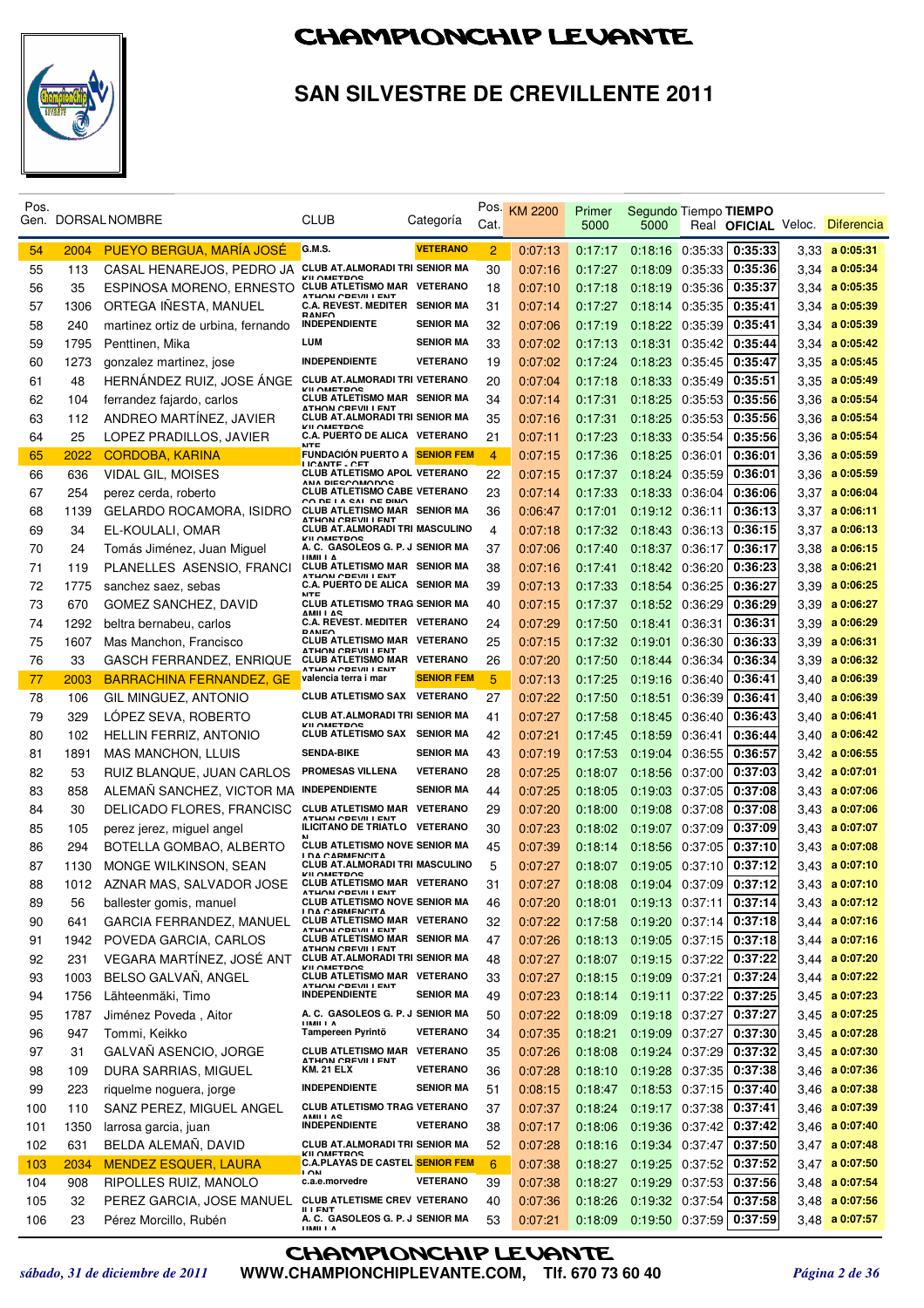# CHAMPIONCHIP LEVANTE

## SAN SILVESTRE DE CREVILLENTE 2011

| Pos. Gen. | DORSAL | NOMBRE | CLUB | Categoría | Pos. Cat. | KM 2200 | Primer 5000 | Segundo 5000 | Tiempo Real | TIEMPO OFICIAL | Veloc. | Diferencia |
|---|---|---|---|---|---|---|---|---|---|---|---|---|
| 54 | 2004 | PUEYO BERGUA, MARÍA JOSÉ | G.M.S. | VETERANO | 2 | 0:07:13 | 0:17:17 | 0:18:16 | 0:35:33 | 0:35:33 | 3,33 | a 0:05:31 |
| 55 | 113 | CASAL HENAREJOS, PEDRO JA | CLUB AT.ALMORADI TRI KILOMETROS | SENIOR MA | 30 | 0:07:16 | 0:17:27 | 0:18:09 | 0:35:33 | 0:35:36 | 3,34 | a 0:05:34 |
| 56 | 35 | ESPINOSA MORENO, ERNESTO | CLUB ATLETISMO MAR ATHON CREVILLENT | VETERANO | 18 | 0:07:10 | 0:17:18 | 0:18:19 | 0:35:36 | 0:35:37 | 3,34 | a 0:05:35 |
| 57 | 1306 | ORTEGA IÑESTA, MANUEL | C.A. REVEST. MEDITER RANEO | SENIOR MA | 31 | 0:07:14 | 0:17:27 | 0:18:14 | 0:35:35 | 0:35:41 | 3,34 | a 0:05:39 |
| 58 | 240 | martinez ortiz de urbina, fernando | INDEPENDIENTE | SENIOR MA | 32 | 0:07:06 | 0:17:19 | 0:18:22 | 0:35:39 | 0:35:41 | 3,34 | a 0:05:39 |
| 59 | 1795 | Penttinen, Mika | LUM | SENIOR MA | 33 | 0:07:02 | 0:17:13 | 0:18:31 | 0:35:42 | 0:35:44 | 3,34 | a 0:05:42 |
| 60 | 1273 | gonzalez martinez, jose | INDEPENDIENTE | VETERANO | 19 | 0:07:02 | 0:17:24 | 0:18:23 | 0:35:45 | 0:35:47 | 3,35 | a 0:05:45 |
| 61 | 48 | HERNÁNDEZ RUIZ, JOSE ÁNGE | CLUB AT.ALMORADI TRI KILOMETROS | VETERANO | 20 | 0:07:04 | 0:17:18 | 0:18:33 | 0:35:49 | 0:35:51 | 3,35 | a 0:05:49 |
| 62 | 104 | ferrandez fajardo, carlos | CLUB ATLETISMO MAR ATHON CREVILLENT | SENIOR MA | 34 | 0:07:14 | 0:17:31 | 0:18:25 | 0:35:53 | 0:35:56 | 3,36 | a 0:05:54 |
| 63 | 112 | ANDREO MARTÍNEZ, JAVIER | CLUB AT.ALMORADI TRI KILOMETROS | SENIOR MA | 35 | 0:07:16 | 0:17:31 | 0:18:25 | 0:35:53 | 0:35:56 | 3,36 | a 0:05:54 |
| 64 | 25 | LOPEZ PRADILLOS, JAVIER | C.A. PUERTO DE ALICA NTE | VETERANO | 21 | 0:07:11 | 0:17:23 | 0:18:33 | 0:35:54 | 0:35:56 | 3,36 | a 0:05:54 |
| 65 | 2022 | CORDOBA, KARINA | FUNDACIÓN PUERTO A LICANTE - CET | SENIOR FEM | 4 | 0:07:15 | 0:17:36 | 0:18:25 | 0:36:01 | 0:36:01 | 3,36 | a 0:05:59 |
| 66 | 636 | VIDAL GIL, MOISES | CLUB ATLETISMO APOL ANIA RIESCOMODOS | VETERANO | 22 | 0:07:15 | 0:17:37 | 0:18:24 | 0:35:59 | 0:36:01 | 3,36 | a 0:05:59 |
| 67 | 254 | perez cerda, roberto | CLUB ATLETISMO CABE CO DE LA SAL DE PINO | VETERANO | 23 | 0:07:14 | 0:17:33 | 0:18:33 | 0:36:04 | 0:36:06 | 3,37 | a 0:06:04 |
| 68 | 1139 | GELARDO ROCAMORA, ISIDRO | CLUB ATLETISMO MAR ATHON CREVILLENT | SENIOR MA | 36 | 0:06:47 | 0:17:01 | 0:19:12 | 0:36:11 | 0:36:13 | 3,37 | a 0:06:11 |
| 69 | 34 | EL-KOULALI, OMAR | CLUB AT.ALMORADI TRI | MASCULINO | 4 | 0:07:18 | 0:17:32 | 0:18:43 | 0:36:13 | 0:36:15 | 3,37 | a 0:06:13 |
| 70 | 24 | Tomás Jiménez, Juan Miguel | A. C. GASOLEOS G. P. J UMILLA | SENIOR MA | 37 | 0:07:06 | 0:17:40 | 0:18:37 | 0:36:17 | 0:36:17 | 3,38 | a 0:06:15 |
| 71 | 119 | PLANELLES ASENSIO, FRANCI | CLUB ATLETISMO MAR ATHON CREVILLENT | SENIOR MA | 38 | 0:07:16 | 0:17:41 | 0:18:42 | 0:36:20 | 0:36:23 | 3,38 | a 0:06:21 |
| 72 | 1775 | sanchez saez, sebas | C.A. PUERTO DE ALICA NTE | SENIOR MA | 39 | 0:07:13 | 0:17:33 | 0:18:54 | 0:36:25 | 0:36:27 | 3,39 | a 0:06:25 |
| 73 | 670 | GOMEZ SANCHEZ, DAVID | CLUB ATLETISMO TRAG AMILLAS | SENIOR MA | 40 | 0:07:15 | 0:17:37 | 0:18:52 | 0:36:29 | 0:36:29 | 3,39 | a 0:06:27 |
| 74 | 1292 | beltra bernabeu, carlos | C.A. REVEST. MEDITER RANEO | VETERANO | 24 | 0:07:29 | 0:17:50 | 0:18:41 | 0:36:31 | 0:36:31 | 3,39 | a 0:06:29 |
| 75 | 1607 | Mas Manchon, Francisco | CLUB ATLETISMO MAR ATHON CREVILLENT | VETERANO | 25 | 0:07:15 | 0:17:32 | 0:19:01 | 0:36:30 | 0:36:33 | 3,39 | a 0:06:31 |
| 76 | 33 | GASCH FERRANDEZ, ENRIQUE | CLUB ATLETISMO MAR ATHON CREVILLENT | VETERANO | 26 | 0:07:20 | 0:17:50 | 0:18:44 | 0:36:34 | 0:36:34 | 3,39 | a 0:06:32 |
| 77 | 2003 | BARRACHINA FERNANDEZ, GE | valencia terra i mar | SENIOR FEM | 5 | 0:07:13 | 0:17:25 | 0:19:16 | 0:36:40 | 0:36:41 | 3,40 | a 0:06:39 |
| 78 | 106 | GIL MINGUEZ, ANTONIO | CLUB ATLETISMO SAX | VETERANO | 27 | 0:07:22 | 0:17:50 | 0:18:51 | 0:36:39 | 0:36:41 | 3,40 | a 0:06:39 |
| 79 | 329 | LÓPEZ SEVA, ROBERTO | CLUB AT.ALMORADI TRI KILOMETROS | SENIOR MA | 41 | 0:07:27 | 0:17:58 | 0:18:45 | 0:36:40 | 0:36:43 | 3,40 | a 0:06:41 |
| 80 | 102 | HELLIN FERRIZ, ANTONIO | CLUB ATLETISMO SAX | SENIOR MA | 42 | 0:07:21 | 0:17:45 | 0:18:59 | 0:36:41 | 0:36:44 | 3,40 | a 0:06:42 |
| 81 | 1891 | MAS MANCHON, LLUIS | SENDA-BIKE | SENIOR MA | 43 | 0:07:19 | 0:17:53 | 0:19:04 | 0:36:55 | 0:36:57 | 3,42 | a 0:06:55 |
| 82 | 53 | RUIZ BLANQUE, JUAN CARLOS | PROMESAS VILLENA | VETERANO | 28 | 0:07:25 | 0:18:07 | 0:18:56 | 0:37:00 | 0:37:03 | 3,42 | a 0:07:01 |
| 83 | 858 | ALEMAÑ SANCHEZ, VICTOR MA | INDEPENDIENTE | SENIOR MA | 44 | 0:07:25 | 0:18:05 | 0:19:03 | 0:37:05 | 0:37:08 | 3,43 | a 0:07:06 |
| 84 | 30 | DELICADO FLORES, FRANCISC | CLUB ATLETISMO MAR ATHON CREVILLENT | VETERANO | 29 | 0:07:20 | 0:18:00 | 0:19:08 | 0:37:08 | 0:37:08 | 3,43 | a 0:07:06 |
| 85 | 105 | perez jerez, miguel angel | ILICITANO DE TRIATLO N | VETERANO | 30 | 0:07:23 | 0:18:02 | 0:19:07 | 0:37:09 | 0:37:09 | 3,43 | a 0:07:07 |
| 86 | 294 | BOTELLA GOMBAO, ALBERTO | CLUB ATLETISMO NOVE LDA CARMENCITA | SENIOR MA | 45 | 0:07:39 | 0:18:14 | 0:18:56 | 0:37:05 | 0:37:10 | 3,43 | a 0:07:08 |
| 87 | 1130 | MONGE WILKINSON, SEAN | CLUB AT.ALMORADI TRI KILOMETROS | MASCULINO | 5 | 0:07:27 | 0:18:07 | 0:19:05 | 0:37:10 | 0:37:12 | 3,43 | a 0:07:10 |
| 88 | 1012 | AZNAR MAS, SALVADOR JOSE | CLUB ATLETISMO MAR ATHON CREVILLENT | VETERANO | 31 | 0:07:27 | 0:18:08 | 0:19:04 | 0:37:09 | 0:37:12 | 3,43 | a 0:07:10 |
| 89 | 56 | ballester gomis, manuel | CLUB ATLETISMO NOVE LDA CARMENCITA | SENIOR MA | 46 | 0:07:20 | 0:18:01 | 0:19:13 | 0:37:11 | 0:37:14 | 3,43 | a 0:07:12 |
| 90 | 641 | GARCIA FERRANDEZ, MANUEL | CLUB ATLETISMO MAR ATHON CREVILLENT | VETERANO | 32 | 0:07:22 | 0:17:58 | 0:19:20 | 0:37:14 | 0:37:18 | 3,44 | a 0:07:16 |
| 91 | 1942 | POVEDA GARCIA, CARLOS | CLUB ATLETISMO MAR ATHON CREVILLENT | SENIOR MA | 47 | 0:07:26 | 0:18:13 | 0:19:05 | 0:37:15 | 0:37:18 | 3,44 | a 0:07:16 |
| 92 | 231 | VEGARA MARTÍNEZ, JOSÉ ANT | CLUB AT.ALMORADI TRI KILOMETROS | SENIOR MA | 48 | 0:07:27 | 0:18:07 | 0:19:15 | 0:37:22 | 0:37:22 | 3,44 | a 0:07:20 |
| 93 | 1003 | BELSO GALVAÑ, ANGEL | CLUB ATLETISMO MAR ATHON CREVILLENT | VETERANO | 33 | 0:07:27 | 0:18:15 | 0:19:09 | 0:37:21 | 0:37:24 | 3,44 | a 0:07:22 |
| 94 | 1756 | Lähteenmäki, Timo | INDEPENDIENTE | SENIOR MA | 49 | 0:07:23 | 0:18:14 | 0:19:11 | 0:37:22 | 0:37:25 | 3,45 | a 0:07:23 |
| 95 | 1787 | Jiménez Poveda , Aitor | A. C. GASOLEOS G. P. J UMILLA | SENIOR MA | 50 | 0:07:22 | 0:18:09 | 0:19:18 | 0:37:27 | 0:37:27 | 3,45 | a 0:07:25 |
| 96 | 947 | Tommi, Keikko | Tampereen Pyrintö | VETERANO | 34 | 0:07:35 | 0:18:21 | 0:19:09 | 0:37:27 | 0:37:30 | 3,45 | a 0:07:28 |
| 97 | 31 | GALVAÑ ASENCIO, JORGE | CLUB ATLETISMO MAR ATHON CREVILLENT | VETERANO | 35 | 0:07:26 | 0:18:08 | 0:19:24 | 0:37:29 | 0:37:32 | 3,45 | a 0:07:30 |
| 98 | 109 | DURA SARRIAS, MIGUEL | KM. 21 ELX | VETERANO | 36 | 0:07:28 | 0:18:10 | 0:19:28 | 0:37:35 | 0:37:38 | 3,46 | a 0:07:36 |
| 99 | 223 | riquelme noguera, jorge | INDEPENDIENTE | SENIOR MA | 51 | 0:08:15 | 0:18:47 | 0:18:53 | 0:37:15 | 0:37:40 | 3,46 | a 0:07:38 |
| 100 | 110 | SANZ PEREZ, MIGUEL ANGEL | CLUB ATLETISMO TRAG AMILLAS | VETERANO | 37 | 0:07:37 | 0:18:24 | 0:19:17 | 0:37:38 | 0:37:41 | 3,46 | a 0:07:39 |
| 101 | 1350 | larrosa garcia, juan | INDEPENDIENTE | VETERANO | 38 | 0:07:17 | 0:18:06 | 0:19:36 | 0:37:42 | 0:37:42 | 3,46 | a 0:07:40 |
| 102 | 631 | BELDA ALEMAÑ, DAVID | CLUB AT.ALMORADI TRI KILOMETROS | SENIOR MA | 52 | 0:07:28 | 0:18:16 | 0:19:34 | 0:37:47 | 0:37:50 | 3,47 | a 0:07:48 |
| 103 | 2034 | MENDEZ ESQUER, LAURA | C.A.PLAYAS DE CASTEL LON | SENIOR FEM | 6 | 0:07:38 | 0:18:27 | 0:19:25 | 0:37:52 | 0:37:52 | 3,47 | a 0:07:50 |
| 104 | 908 | RIPOLLES RUIZ, MANOLO | c.a.e.morvedre | VETERANO | 39 | 0:07:38 | 0:18:27 | 0:19:29 | 0:37:53 | 0:37:56 | 3,48 | a 0:07:54 |
| 105 | 32 | PEREZ GARCIA, JOSE MANUEL | CLUB ATLETISME CREV ILLENT | VETERANO | 40 | 0:07:36 | 0:18:26 | 0:19:32 | 0:37:54 | 0:37:58 | 3,48 | a 0:07:56 |
| 106 | 23 | Pérez Morcillo, Rubén | A. C. GASOLEOS G. P. J UMILLA | SENIOR MA | 53 | 0:07:21 | 0:18:09 | 0:19:50 | 0:37:59 | 0:37:59 | 3,48 | a 0:07:57 |

*sábado, 31 de diciembre de 2011* — WWW.CHAMPIONCHIPLEVANTE.COM, Tlf. 670 73 60 40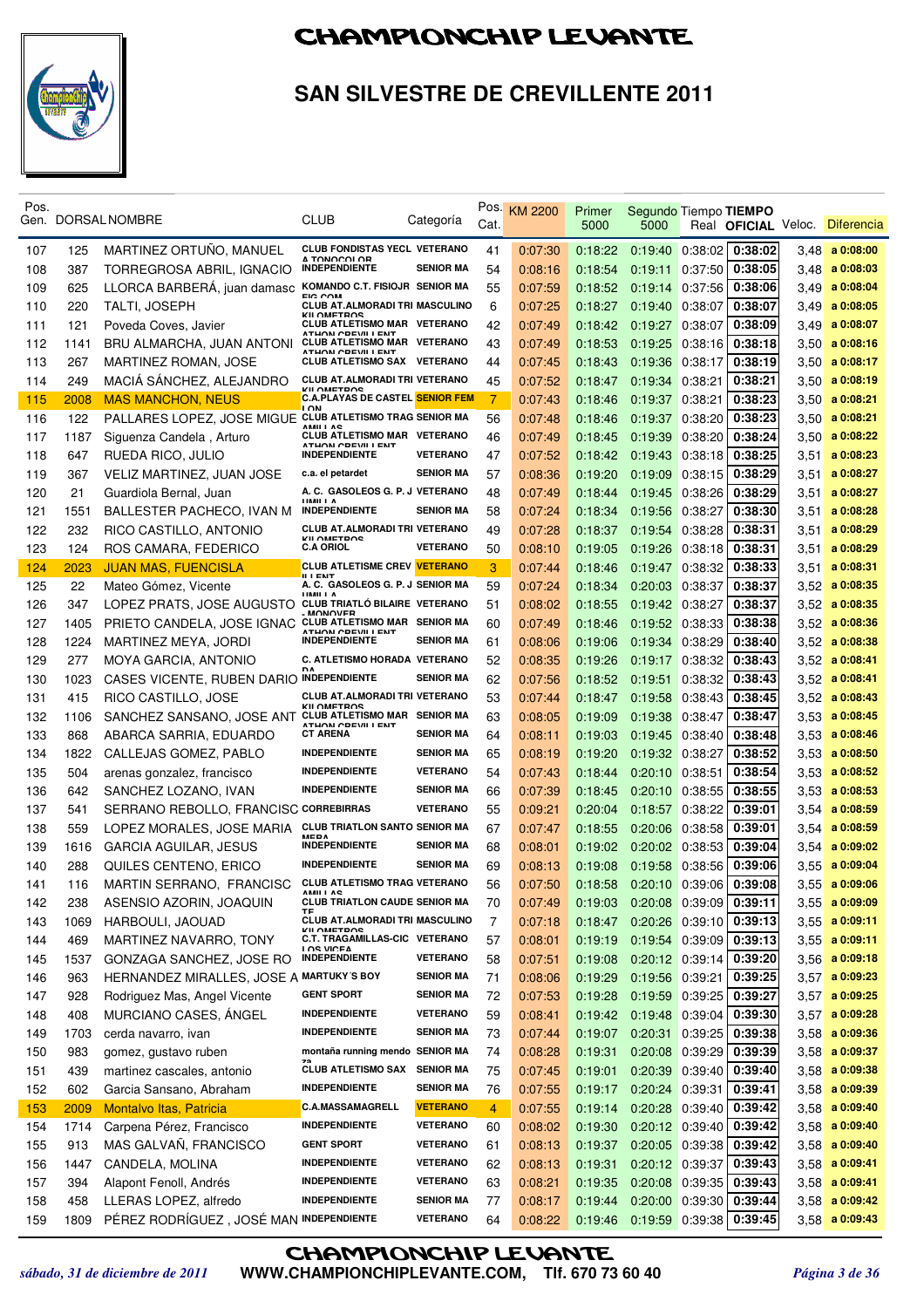# CHAMPIONCHIP LEVANTE

## SAN SILVESTRE DE CREVILLENTE 2011

| Pos. Gen. | DORSAL | NOMBRE | CLUB | Categoría | Pos. Cat. | KM 2200 | Primer 5000 | Segundo 5000 | Tiempo Real | TIEMPO OFICIAL | Veloc. | Diferencia |
|---|---|---|---|---|---|---|---|---|---|---|---|---|
| 107 | 125 | MARTINEZ ORTUÑO, MANUEL | CLUB FONDISTAS YECL A TONOCOLOR | VETERANO | 41 | 0:07:30 | 0:18:22 | 0:19:40 | 0:38:02 | 0:38:02 | 3,48 | a 0:08:00 |
| 108 | 387 | TORREGROSA ABRIL, IGNACIO | INDEPENDIENTE | SENIOR MA | 54 | 0:08:16 | 0:18:54 | 0:19:11 | 0:37:50 | 0:38:05 | 3,48 | a 0:08:03 |
| 109 | 625 | LLORCA BARBERÁ, juan damasc | KOMANDO C.T. FISIOJR FIG.COM | SENIOR MA | 55 | 0:07:59 | 0:18:52 | 0:19:14 | 0:37:56 | 0:38:06 | 3,49 | a 0:08:04 |
| 110 | 220 | TALTI, JOSEPH | CLUB AT.ALMORADI TRI KILOMETROS | MASCULINO | 6 | 0:07:25 | 0:18:27 | 0:19:40 | 0:38:07 | 0:38:07 | 3,49 | a 0:08:05 |
| 111 | 121 | Poveda Coves, Javier | CLUB ATLETISMO MAR ATHON CREVILLENT | VETERANO | 42 | 0:07:49 | 0:18:42 | 0:19:27 | 0:38:07 | 0:38:09 | 3,49 | a 0:08:07 |
| 112 | 1141 | BRU ALMARCHA, JUAN ANTONI | CLUB ATLETISMO MAR ATHON CREVILLENT | VETERANO | 43 | 0:07:49 | 0:18:53 | 0:19:25 | 0:38:16 | 0:38:18 | 3,50 | a 0:08:16 |
| 113 | 267 | MARTINEZ ROMAN, JOSE | CLUB ATLETISMO SAX | VETERANO | 44 | 0:07:45 | 0:18:43 | 0:19:36 | 0:38:17 | 0:38:19 | 3,50 | a 0:08:17 |
| 114 | 249 | MACIÁ SÁNCHEZ, ALEJANDRO | CLUB AT.ALMORADI TRI KILOMETROS | VETERANO | 45 | 0:07:52 | 0:18:47 | 0:19:34 | 0:38:21 | 0:38:21 | 3,50 | a 0:08:19 |
| 115 | 2008 | MAS MANCHON, NEUS | C.A.PLAYAS DE CASTELLON | SENIOR FEM | 7 | 0:07:43 | 0:18:46 | 0:19:37 | 0:38:21 | 0:38:23 | 3,50 | a 0:08:21 |
| 116 | 122 | PALLARES LOPEZ, JOSE MIGUE | CLUB ATLETISMO TRAG AMILLAS | SENIOR MA | 56 | 0:07:48 | 0:18:46 | 0:19:37 | 0:38:20 | 0:38:23 | 3,50 | a 0:08:21 |
| 117 | 1187 | Siguenza Candela , Arturo | CLUB ATLETISMO MAR ATHON CREVILLENT | VETERANO | 46 | 0:07:49 | 0:18:45 | 0:19:39 | 0:38:20 | 0:38:24 | 3,50 | a 0:08:22 |
| 118 | 647 | RUEDA RICO, JULIO | INDEPENDIENTE | VETERANO | 47 | 0:07:52 | 0:18:42 | 0:19:43 | 0:38:18 | 0:38:25 | 3,51 | a 0:08:23 |
| 119 | 367 | VELIZ MARTINEZ, JUAN JOSE | c.a. el petardet | SENIOR MA | 57 | 0:08:36 | 0:19:20 | 0:19:09 | 0:38:15 | 0:38:29 | 3,51 | a 0:08:27 |
| 120 | 21 | Guardiola Bernal, Juan | A. C. GASOLEOS G. P. J UMILLA | VETERANO | 48 | 0:07:49 | 0:18:44 | 0:19:45 | 0:38:26 | 0:38:29 | 3,51 | a 0:08:27 |
| 121 | 1551 | BALLESTER PACHECO, IVAN M | INDEPENDIENTE | SENIOR MA | 58 | 0:07:24 | 0:18:34 | 0:19:56 | 0:38:27 | 0:38:30 | 3,51 | a 0:08:28 |
| 122 | 232 | RICO CASTILLO, ANTONIO | CLUB AT.ALMORADI TRI KILOMETROS | VETERANO | 49 | 0:07:28 | 0:18:37 | 0:19:54 | 0:38:28 | 0:38:31 | 3,51 | a 0:08:29 |
| 123 | 124 | ROS CAMARA, FEDERICO | C.A ORIOL | VETERANO | 50 | 0:08:10 | 0:19:05 | 0:19:26 | 0:38:18 | 0:38:31 | 3,51 | a 0:08:29 |
| 124 | 2023 | JUAN MAS, FUENCISLA | CLUB ATLETISME CREVILLENT | VETERANO | 3 | 0:07:44 | 0:18:46 | 0:19:47 | 0:38:32 | 0:38:33 | 3,51 | a 0:08:31 |
| 125 | 22 | Mateo Gómez, Vicente | A. C. GASOLEOS G. P. J UMILLA | SENIOR MA | 59 | 0:07:24 | 0:18:34 | 0:20:03 | 0:38:37 | 0:38:37 | 3,52 | a 0:08:35 |
| 126 | 347 | LOPEZ PRATS, JOSE AUGUSTO | CLUB TRIATLÓ BILAIRE - MONOVER | VETERANO | 51 | 0:08:02 | 0:18:55 | 0:19:42 | 0:38:27 | 0:38:37 | 3,52 | a 0:08:35 |
| 127 | 1405 | PRIETO CANDELA, JOSE IGNAC | CLUB ATLETISMO MAR ATHON CREVILLENT | SENIOR MA | 60 | 0:07:49 | 0:18:46 | 0:19:52 | 0:38:33 | 0:38:38 | 3,52 | a 0:08:36 |
| 128 | 1224 | MARTINEZ MEYA, JORDI | INDEPENDIENTE | SENIOR MA | 61 | 0:08:06 | 0:19:06 | 0:19:34 | 0:38:29 | 0:38:40 | 3,52 | a 0:08:38 |
| 129 | 277 | MOYA GARCIA, ANTONIO | C. ATLETISMO HORADADA | VETERANO | 52 | 0:08:35 | 0:19:26 | 0:19:17 | 0:38:32 | 0:38:43 | 3,52 | a 0:08:41 |
| 130 | 1023 | CASES VICENTE, RUBEN DARIO | INDEPENDIENTE | SENIOR MA | 62 | 0:07:56 | 0:18:52 | 0:19:51 | 0:38:32 | 0:38:43 | 3,52 | a 0:08:41 |
| 131 | 415 | RICO CASTILLO, JOSE | CLUB AT.ALMORADI TRI KILOMETROS | VETERANO | 53 | 0:07:44 | 0:18:47 | 0:19:58 | 0:38:43 | 0:38:45 | 3,52 | a 0:08:43 |
| 132 | 1106 | SANCHEZ SANSANO, JOSE ANT | CLUB ATLETISMO MAR ATHON CREVILLENT | SENIOR MA | 63 | 0:08:05 | 0:19:09 | 0:19:38 | 0:38:47 | 0:38:47 | 3,53 | a 0:08:45 |
| 133 | 868 | ABARCA SARRIA, EDUARDO | CT ARENA | SENIOR MA | 64 | 0:08:11 | 0:19:03 | 0:19:45 | 0:38:48 | 0:38:48 | 3,53 | a 0:08:46 |
| 134 | 1822 | CALLEJAS GOMEZ, PABLO | INDEPENDIENTE | SENIOR MA | 65 | 0:08:19 | 0:19:20 | 0:19:32 | 0:38:27 | 0:38:52 | 3,53 | a 0:08:50 |
| 135 | 504 | arenas gonzalez, francisco | INDEPENDIENTE | VETERANO | 54 | 0:07:43 | 0:18:44 | 0:20:10 | 0:38:51 | 0:38:54 | 3,53 | a 0:08:52 |
| 136 | 642 | SANCHEZ LOZANO, IVAN | INDEPENDIENTE | SENIOR MA | 66 | 0:07:39 | 0:18:45 | 0:20:10 | 0:38:55 | 0:38:55 | 3,53 | a 0:08:53 |
| 137 | 541 | SERRANO REBOLLO, FRANCISC | CORREBIRRAS | VETERANO | 55 | 0:09:21 | 0:20:04 | 0:18:57 | 0:38:22 | 0:39:01 | 3,54 | a 0:08:59 |
| 138 | 559 | LOPEZ MORALES, JOSE MARIA | CLUB TRIATLON SANTOMERA | SENIOR MA | 67 | 0:07:47 | 0:18:55 | 0:20:06 | 0:38:58 | 0:39:01 | 3,54 | a 0:08:59 |
| 139 | 1616 | GARCIA AGUILAR, JESUS | INDEPENDIENTE | SENIOR MA | 68 | 0:08:01 | 0:19:02 | 0:20:02 | 0:38:53 | 0:39:04 | 3,54 | a 0:09:02 |
| 140 | 288 | QUILES CENTENO, ERICO | INDEPENDIENTE | SENIOR MA | 69 | 0:08:13 | 0:19:08 | 0:19:58 | 0:38:56 | 0:39:06 | 3,55 | a 0:09:04 |
| 141 | 116 | MARTIN SERRANO, FRANCISC | CLUB ATLETISMO TRAG AMILLAS | VETERANO | 56 | 0:07:50 | 0:18:58 | 0:20:10 | 0:39:06 | 0:39:08 | 3,55 | a 0:09:06 |
| 142 | 238 | ASENSIO AZORIN, JOAQUIN | CLUB TRIATLON CAUDETE | SENIOR MA | 70 | 0:07:49 | 0:19:03 | 0:20:08 | 0:39:09 | 0:39:11 | 3,55 | a 0:09:09 |
| 143 | 1069 | HARBOULI, JAOUAD | CLUB AT.ALMORADI TRI KILOMETROS | MASCULINO | 7 | 0:07:18 | 0:18:47 | 0:20:26 | 0:39:10 | 0:39:13 | 3,55 | a 0:09:11 |
| 144 | 469 | MARTINEZ NAVARRO, TONY | C.T. TRAGAMILLAS-CIC LOS VICEA | VETERANO | 57 | 0:08:01 | 0:19:19 | 0:19:54 | 0:39:09 | 0:39:13 | 3,55 | a 0:09:11 |
| 145 | 1537 | GONZAGA SANCHEZ, JOSE RO | INDEPENDIENTE | VETERANO | 58 | 0:07:51 | 0:19:08 | 0:20:12 | 0:39:14 | 0:39:20 | 3,56 | a 0:09:18 |
| 146 | 963 | HERNANDEZ MIRALLES, JOSE A | MARTUKY´S BOY | SENIOR MA | 71 | 0:08:06 | 0:19:29 | 0:19:56 | 0:39:21 | 0:39:25 | 3,57 | a 0:09:23 |
| 147 | 928 | Rodriguez Mas, Angel Vicente | GENT SPORT | SENIOR MA | 72 | 0:07:53 | 0:19:28 | 0:19:59 | 0:39:25 | 0:39:27 | 3,57 | a 0:09:25 |
| 148 | 408 | MURCIANO CASES, ÁNGEL | INDEPENDIENTE | VETERANO | 59 | 0:08:41 | 0:19:42 | 0:19:48 | 0:39:04 | 0:39:30 | 3,57 | a 0:09:28 |
| 149 | 1703 | cerda navarro, ivan | INDEPENDIENTE | SENIOR MA | 73 | 0:07:44 | 0:19:07 | 0:20:31 | 0:39:25 | 0:39:38 | 3,58 | a 0:09:36 |
| 150 | 983 | gomez, gustavo ruben | montaña running mendoza | SENIOR MA | 74 | 0:08:28 | 0:19:31 | 0:20:08 | 0:39:29 | 0:39:39 | 3,58 | a 0:09:37 |
| 151 | 439 | martinez cascales, antonio | CLUB ATLETISMO SAX | SENIOR MA | 75 | 0:07:45 | 0:19:01 | 0:20:39 | 0:39:40 | 0:39:40 | 3,58 | a 0:09:38 |
| 152 | 602 | Garcia Sansano, Abraham | INDEPENDIENTE | SENIOR MA | 76 | 0:07:55 | 0:19:17 | 0:20:24 | 0:39:31 | 0:39:41 | 3,58 | a 0:09:39 |
| 153 | 2009 | Montalvo Itas, Patricia | C.A.MASSAMAGRELL | VETERANO | 4 | 0:07:55 | 0:19:14 | 0:20:28 | 0:39:40 | 0:39:42 | 3,58 | a 0:09:40 |
| 154 | 1714 | Carpena Pérez, Francisco | INDEPENDIENTE | VETERANO | 60 | 0:08:02 | 0:19:30 | 0:20:12 | 0:39:40 | 0:39:42 | 3,58 | a 0:09:40 |
| 155 | 913 | MAS GALVAÑ, FRANCISCO | GENT SPORT | VETERANO | 61 | 0:08:13 | 0:19:37 | 0:20:05 | 0:39:38 | 0:39:42 | 3,58 | a 0:09:40 |
| 156 | 1447 | CANDELA, MOLINA | INDEPENDIENTE | VETERANO | 62 | 0:08:13 | 0:19:31 | 0:20:12 | 0:39:37 | 0:39:43 | 3,58 | a 0:09:41 |
| 157 | 394 | Alapont Fenoll, Andrés | INDEPENDIENTE | VETERANO | 63 | 0:08:21 | 0:19:35 | 0:20:08 | 0:39:35 | 0:39:43 | 3,58 | a 0:09:41 |
| 158 | 458 | LLERAS LOPEZ, alfredo | INDEPENDIENTE | SENIOR MA | 77 | 0:08:17 | 0:19:44 | 0:20:00 | 0:39:30 | 0:39:44 | 3,58 | a 0:09:42 |
| 159 | 1809 | PÉREZ RODRÍGUEZ , JOSÉ MAN | INDEPENDIENTE | VETERANO | 64 | 0:08:22 | 0:19:46 | 0:19:59 | 0:39:38 | 0:39:45 | 3,58 | a 0:09:43 |

CHAMPIONCHIP LEVANTE

*sábado, 31 de diciembre de 2011* WWW.CHAMPIONCHIPLEVANTE.COM, Tlf. 670 73 60 40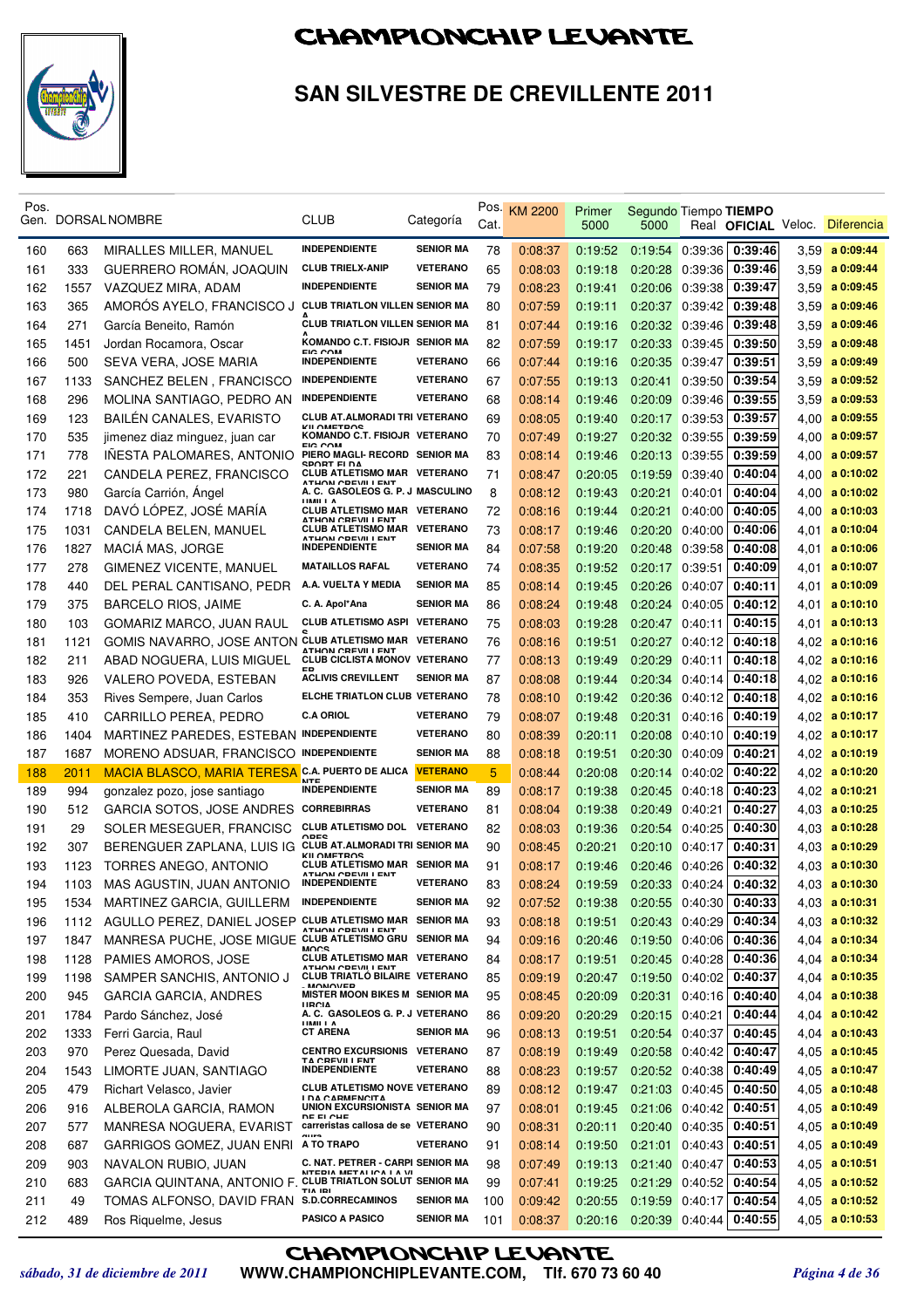# CHAMPIONCHIP LEVANTE

## SAN SILVESTRE DE CREVILLENTE 2011

| Pos. Gen. | DORSAL | NOMBRE | CLUB | Categoría | Pos. Cat. | KM 2200 | Primer 5000 | Segundo 5000 | Tiempo Real | TIEMPO OFICIAL | Veloc. | Diferencia |
|---|---|---|---|---|---|---|---|---|---|---|---|---|
| 160 | 663 | MIRALLES MILLER, MANUEL | INDEPENDIENTE | SENIOR MA | 78 | 0:08:37 | 0:19:52 | 0:19:54 | 0:39:36 | 0:39:46 | 3,59 | a 0:09:44 |
| 161 | 333 | GUERRERO ROMÁN, JOAQUIN | CLUB TRIELX-ANIP | VETERANO | 65 | 0:08:03 | 0:19:18 | 0:20:28 | 0:39:36 | 0:39:46 | 3,59 | a 0:09:44 |
| 162 | 1557 | VAZQUEZ MIRA, ADAM | INDEPENDIENTE | SENIOR MA | 79 | 0:08:23 | 0:19:41 | 0:20:06 | 0:39:38 | 0:39:47 | 3,59 | a 0:09:45 |
| 163 | 365 | AMORÓS AYELO, FRANCISCO J | CLUB TRIATLON VILLENA | SENIOR MA | 80 | 0:07:59 | 0:19:11 | 0:20:37 | 0:39:42 | 0:39:48 | 3,59 | a 0:09:46 |
| 164 | 271 | García Beneito, Ramón | CLUB TRIATLON VILLENA | SENIOR MA | 81 | 0:07:44 | 0:19:16 | 0:20:32 | 0:39:46 | 0:39:48 | 3,59 | a 0:09:46 |
| 165 | 1451 | Jordan Rocamora, Oscar | KOMANDO C.T. FISIOJR EIC COM | SENIOR MA | 82 | 0:07:59 | 0:19:17 | 0:20:33 | 0:39:45 | 0:39:50 | 3,59 | a 0:09:48 |
| 166 | 500 | SEVA VERA, JOSE MARIA | INDEPENDIENTE | VETERANO | 66 | 0:07:44 | 0:19:16 | 0:20:35 | 0:39:47 | 0:39:51 | 3,59 | a 0:09:49 |
| 167 | 1133 | SANCHEZ BELEN , FRANCISCO | INDEPENDIENTE | VETERANO | 67 | 0:07:55 | 0:19:13 | 0:20:41 | 0:39:50 | 0:39:54 | 3,59 | a 0:09:52 |
| 168 | 296 | MOLINA SANTIAGO, PEDRO AN | INDEPENDIENTE | VETERANO | 68 | 0:08:14 | 0:19:46 | 0:20:09 | 0:39:46 | 0:39:55 | 3,59 | a 0:09:53 |
| 169 | 123 | BAILÉN CANALES, EVARISTO | CLUB AT.ALMORADI TRI KILOMETROS | VETERANO | 69 | 0:08:05 | 0:19:40 | 0:20:17 | 0:39:53 | 0:39:57 | 4,00 | a 0:09:55 |
| 170 | 535 | jimenez diaz minguez, juan car | KOMANDO C.T. FISIOJR EIC COM | VETERANO | 70 | 0:07:49 | 0:19:27 | 0:20:32 | 0:39:55 | 0:39:59 | 4,00 | a 0:09:57 |
| 171 | 778 | IÑESTA PALOMARES, ANTONIO | PIERO MAGLI- RECORD SPORT ELDA | SENIOR MA | 83 | 0:08:14 | 0:19:46 | 0:20:13 | 0:39:55 | 0:39:59 | 4,00 | a 0:09:57 |
| 172 | 221 | CANDELA PEREZ, FRANCISCO | CLUB ATLETISMO MARATHON CREVILLENT | VETERANO | 71 | 0:08:47 | 0:20:05 | 0:19:59 | 0:39:40 | 0:40:04 | 4,00 | a 0:10:02 |
| 173 | 980 | García Carrión, Ángel | A. C. GASOLEOS G. P. J UMILLA | MASCULINO | 8 | 0:08:12 | 0:19:43 | 0:20:21 | 0:40:01 | 0:40:04 | 4,00 | a 0:10:02 |
| 174 | 1718 | DAVÓ LÓPEZ, JOSÉ MARÍA | CLUB ATLETISMO MARATHON CREVILLENT | VETERANO | 72 | 0:08:16 | 0:19:44 | 0:20:21 | 0:40:00 | 0:40:05 | 4,00 | a 0:10:03 |
| 175 | 1031 | CANDELA BELEN, MANUEL | CLUB ATLETISMO MARATHON CREVILLENT | VETERANO | 73 | 0:08:17 | 0:19:46 | 0:20:20 | 0:40:00 | 0:40:06 | 4,01 | a 0:10:04 |
| 176 | 1827 | MACIÁ MAS, JORGE | INDEPENDIENTE | SENIOR MA | 84 | 0:07:58 | 0:19:20 | 0:20:48 | 0:39:58 | 0:40:08 | 4,01 | a 0:10:06 |
| 177 | 278 | GIMENEZ VICENTE, MANUEL | MATAILLOS RAFAL | VETERANO | 74 | 0:08:35 | 0:19:52 | 0:20:17 | 0:39:51 | 0:40:09 | 4,01 | a 0:10:07 |
| 178 | 440 | DEL PERAL CANTISANO, PEDR | A.A. VUELTA Y MEDIA | SENIOR MA | 85 | 0:08:14 | 0:19:45 | 0:20:26 | 0:40:07 | 0:40:11 | 4,01 | a 0:10:09 |
| 179 | 375 | BARCELO RIOS, JAIME | C. A. Apol*Ana | SENIOR MA | 86 | 0:08:24 | 0:19:48 | 0:20:24 | 0:40:05 | 0:40:12 | 4,01 | a 0:10:10 |
| 180 | 103 | GOMARIZ MARCO, JUAN RAUL | CLUB ATLETISMO ASPIS | VETERANO | 75 | 0:08:03 | 0:19:28 | 0:20:47 | 0:40:11 | 0:40:15 | 4,01 | a 0:10:13 |
| 181 | 1121 | GOMIS NAVARRO, JOSE ANTON | CLUB ATLETISMO MARATHON CREVILLENT | VETERANO | 76 | 0:08:16 | 0:19:51 | 0:20:27 | 0:40:12 | 0:40:18 | 4,02 | a 0:10:16 |
| 182 | 211 | ABAD NOGUERA, LUIS MIGUEL | CLUB CICLISTA MONOVER | VETERANO | 77 | 0:08:13 | 0:19:49 | 0:20:29 | 0:40:11 | 0:40:18 | 4,02 | a 0:10:16 |
| 183 | 926 | VALERO POVEDA, ESTEBAN | ACLIVIS CREVILLENT | SENIOR MA | 87 | 0:08:08 | 0:19:44 | 0:20:34 | 0:40:14 | 0:40:18 | 4,02 | a 0:10:16 |
| 184 | 353 | Rives Sempere, Juan Carlos | ELCHE TRIATLON CLUB | VETERANO | 78 | 0:08:10 | 0:19:42 | 0:20:36 | 0:40:12 | 0:40:18 | 4,02 | a 0:10:16 |
| 185 | 410 | CARRILLO PEREA, PEDRO | C.A ORIOL | VETERANO | 79 | 0:08:07 | 0:19:48 | 0:20:31 | 0:40:16 | 0:40:19 | 4,02 | a 0:10:17 |
| 186 | 1404 | MARTINEZ PAREDES, ESTEBAN | INDEPENDIENTE | VETERANO | 80 | 0:08:39 | 0:20:11 | 0:20:08 | 0:40:10 | 0:40:19 | 4,02 | a 0:10:17 |
| 187 | 1687 | MORENO ADSUAR, FRANCISCO | INDEPENDIENTE | SENIOR MA | 88 | 0:08:18 | 0:19:51 | 0:20:30 | 0:40:09 | 0:40:21 | 4,02 | a 0:10:19 |
| 188 | 2011 | MACIA BLASCO, MARIA TERESA | C.A. PUERTO DE ALICANTE | VETERANO | 5 | 0:08:44 | 0:20:08 | 0:20:14 | 0:40:02 | 0:40:22 | 4,02 | a 0:10:20 |
| 189 | 994 | gonzalez pozo, jose santiago | INDEPENDIENTE | SENIOR MA | 89 | 0:08:17 | 0:19:38 | 0:20:45 | 0:40:18 | 0:40:23 | 4,02 | a 0:10:21 |
| 190 | 512 | GARCIA SOTOS, JOSE ANDRES | CORREBIRRAS | VETERANO | 81 | 0:08:04 | 0:19:38 | 0:20:49 | 0:40:21 | 0:40:27 | 4,03 | a 0:10:25 |
| 191 | 29 | SOLER MESEGUER, FRANCISC | CLUB ATLETISMO DOLORES | VETERANO | 82 | 0:08:03 | 0:19:36 | 0:20:54 | 0:40:25 | 0:40:30 | 4,03 | a 0:10:28 |
| 192 | 307 | BERENGUER ZAPLANA, LUIS IG | CLUB AT.ALMORADI TRI KILOMETROS | SENIOR MA | 90 | 0:08:45 | 0:20:21 | 0:20:10 | 0:40:17 | 0:40:31 | 4,03 | a 0:10:29 |
| 193 | 1123 | TORRES ANEGO, ANTONIO | CLUB ATLETISMO MARATHON CREVILLENT | SENIOR MA | 91 | 0:08:17 | 0:19:46 | 0:20:46 | 0:40:26 | 0:40:32 | 4,03 | a 0:10:30 |
| 194 | 1103 | MAS AGUSTIN, JUAN ANTONIO | INDEPENDIENTE | VETERANO | 83 | 0:08:24 | 0:19:59 | 0:20:33 | 0:40:24 | 0:40:32 | 4,03 | a 0:10:30 |
| 195 | 1534 | MARTINEZ GARCIA, GUILLERM | INDEPENDIENTE | SENIOR MA | 92 | 0:07:52 | 0:19:38 | 0:20:55 | 0:40:30 | 0:40:33 | 4,03 | a 0:10:31 |
| 196 | 1112 | AGULLO PEREZ, DANIEL JOSEP | CLUB ATLETISMO MARATHON CREVILLENT | SENIOR MA | 93 | 0:08:18 | 0:19:51 | 0:20:43 | 0:40:29 | 0:40:34 | 4,03 | a 0:10:32 |
| 197 | 1847 | MANRESA PUCHE, JOSE MIGUE | CLUB ATLETISMO GRUMOCS | SENIOR MA | 94 | 0:09:16 | 0:20:46 | 0:19:50 | 0:40:06 | 0:40:36 | 4,04 | a 0:10:34 |
| 198 | 1128 | PAMIES AMOROS, JOSE | CLUB ATLETISMO MARATHON CREVILLENT | VETERANO | 84 | 0:08:17 | 0:19:51 | 0:20:45 | 0:40:28 | 0:40:36 | 4,04 | a 0:10:34 |
| 199 | 1198 | SAMPER SANCHIS, ANTONIO J | CLUB TRIATLÓ BILAIRE - MONOVER | VETERANO | 85 | 0:09:19 | 0:20:47 | 0:19:50 | 0:40:02 | 0:40:37 | 4,04 | a 0:10:35 |
| 200 | 945 | GARCIA GARCIA, ANDRES | MISTER MOON BIKES MURCIA | SENIOR MA | 95 | 0:08:45 | 0:20:09 | 0:20:31 | 0:40:16 | 0:40:40 | 4,04 | a 0:10:38 |
| 201 | 1784 | Pardo Sánchez, José | A. C. GASOLEOS G. P. J UMILLA | VETERANO | 86 | 0:09:20 | 0:20:29 | 0:20:15 | 0:40:21 | 0:40:44 | 4,04 | a 0:10:42 |
| 202 | 1333 | Ferri Garcia, Raul | CT ARENA | SENIOR MA | 96 | 0:08:13 | 0:19:51 | 0:20:54 | 0:40:37 | 0:40:45 | 4,04 | a 0:10:43 |
| 203 | 970 | Perez Quesada, David | CENTRO EXCURSIONISTA CREVILLENT | VETERANO | 87 | 0:08:19 | 0:19:49 | 0:20:58 | 0:40:42 | 0:40:47 | 4,05 | a 0:10:45 |
| 204 | 1543 | LIMORTE JUAN, SANTIAGO | INDEPENDIENTE | VETERANO | 88 | 0:08:23 | 0:19:57 | 0:20:52 | 0:40:38 | 0:40:49 | 4,05 | a 0:10:47 |
| 205 | 479 | Richart Velasco, Javier | CLUB ATLETISMO NOVELDA CARMENCITA | VETERANO | 89 | 0:08:12 | 0:19:47 | 0:21:03 | 0:40:45 | 0:40:50 | 4,05 | a 0:10:48 |
| 206 | 916 | ALBEROLA GARCIA, RAMON | UNION EXCURSIONISTA DE ELCHE | SENIOR MA | 97 | 0:08:01 | 0:19:45 | 0:21:06 | 0:40:42 | 0:40:51 | 4,05 | a 0:10:49 |
| 207 | 577 | MANRESA NOGUERA, EVARIST | carreristas callosa de segura | VETERANO | 90 | 0:08:31 | 0:20:11 | 0:20:40 | 0:40:35 | 0:40:51 | 4,05 | a 0:10:49 |
| 208 | 687 | GARRIGOS GOMEZ, JUAN ENRI | A TO TRAPO | VETERANO | 91 | 0:08:14 | 0:19:50 | 0:21:01 | 0:40:43 | 0:40:51 | 4,05 | a 0:10:49 |
| 209 | 903 | NAVALON RUBIO, JUAN | C. NAT. PETRER - CARPINTERIA METALICA LA VI | SENIOR MA | 98 | 0:07:49 | 0:19:13 | 0:21:40 | 0:40:47 | 0:40:53 | 4,05 | a 0:10:51 |
| 210 | 683 | GARCIA QUINTANA, ANTONIO F. | CLUB TRIATLON SOLUTIA IBI | SENIOR MA | 99 | 0:07:41 | 0:19:25 | 0:21:29 | 0:40:52 | 0:40:54 | 4,05 | a 0:10:52 |
| 211 | 49 | TOMAS ALFONSO, DAVID FRAN | S.D.CORRECAMINOS | SENIOR MA | 100 | 0:09:42 | 0:20:55 | 0:19:59 | 0:40:17 | 0:40:54 | 4,05 | a 0:10:52 |
| 212 | 489 | Ros Riquelme, Jesus | PASICO A PASICO | SENIOR MA | 101 | 0:08:37 | 0:20:16 | 0:20:39 | 0:40:44 | 0:40:55 | 4,05 | a 0:10:53 |

*sábado, 31 de diciembre de 2011* — WWW.CHAMPIONCHIPLEVANTE.COM, Tlf. 670 73 60 40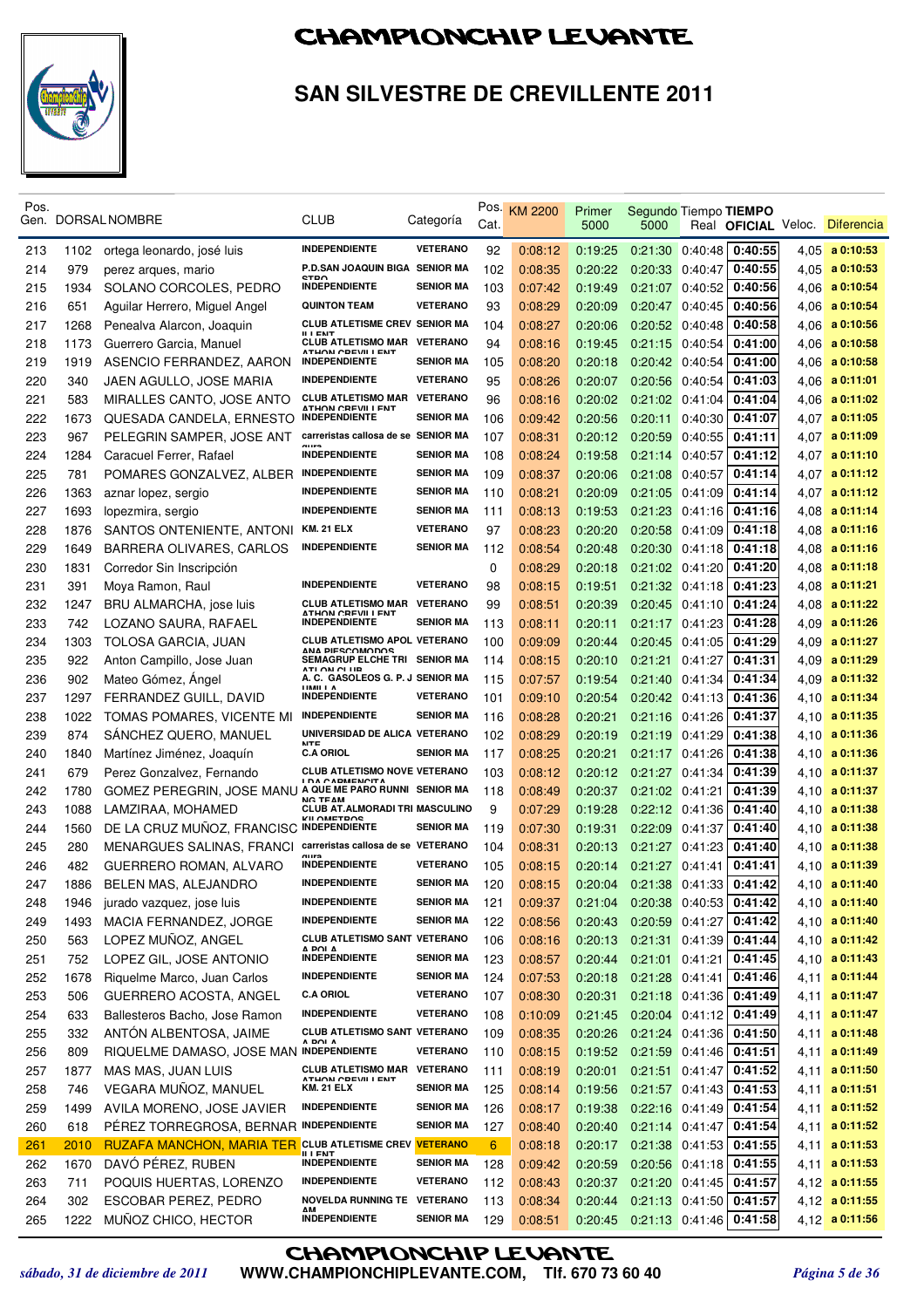# CHAMPIONCHIP LEVANTE

## SAN SILVESTRE DE CREVILLENTE 2011

| Pos. Gen. | DORSAL | NOMBRE | CLUB | Categoría | Pos. Cat. | KM 2200 | Primer 5000 | Segundo 5000 | Tiempo Real | TIEMPO OFICIAL | Veloc. | Diferencia |
|---|---|---|---|---|---|---|---|---|---|---|---|---|
| 213 | 1102 | ortega leonardo, josé luis | INDEPENDIENTE | VETERANO | 92 | 0:08:12 | 0:19:25 | 0:21:30 | 0:40:48 | 0:40:55 | 4,05 | a 0:10:53 |
| 214 | 979 | perez arques, mario | P.D.SAN JOAQUIN BIGA STRO | SENIOR MA | 102 | 0:08:35 | 0:20:22 | 0:20:33 | 0:40:47 | 0:40:55 | 4,05 | a 0:10:53 |
| 215 | 1934 | SOLANO CORCOLES, PEDRO | INDEPENDIENTE | SENIOR MA | 103 | 0:07:42 | 0:19:49 | 0:21:07 | 0:40:52 | 0:40:56 | 4,06 | a 0:10:54 |
| 216 | 651 | Aguilar Herrero, Miguel Angel | QUINTON TEAM | VETERANO | 93 | 0:08:29 | 0:20:09 | 0:20:47 | 0:40:45 | 0:40:56 | 4,06 | a 0:10:54 |
| 217 | 1268 | Penealva Alarcon, Joaquin | CLUB ATLETISME CREVILLENT | SENIOR MA | 104 | 0:08:27 | 0:20:06 | 0:20:52 | 0:40:48 | 0:40:58 | 4,06 | a 0:10:56 |
| 218 | 1173 | Guerrero Garcia, Manuel | CLUB ATLETISMO MARATHON CREVILLENT | VETERANO | 94 | 0:08:16 | 0:19:45 | 0:21:15 | 0:40:54 | 0:41:00 | 4,06 | a 0:10:58 |
| 219 | 1919 | ASENCIO FERNANDEZ, AARON | INDEPENDIENTE | SENIOR MA | 105 | 0:08:20 | 0:20:18 | 0:20:42 | 0:40:54 | 0:41:00 | 4,06 | a 0:10:58 |
| 220 | 340 | JAEN AGULLO, JOSE MARIA | INDEPENDIENTE | VETERANO | 95 | 0:08:26 | 0:20:07 | 0:20:56 | 0:40:54 | 0:41:03 | 4,06 | a 0:11:01 |
| 221 | 583 | MIRALLES CANTO, JOSE ANTO | CLUB ATLETISMO MARATHON CREVILLENT | VETERANO | 96 | 0:08:16 | 0:20:02 | 0:21:02 | 0:41:04 | 0:41:04 | 4,06 | a 0:11:02 |
| 222 | 1673 | QUESADA CANDELA, ERNESTO | INDEPENDIENTE | SENIOR MA | 106 | 0:09:42 | 0:20:56 | 0:20:11 | 0:40:30 | 0:41:07 | 4,07 | a 0:11:05 |
| 223 | 967 | PELEGRIN SAMPER, JOSE ANT | carreristas callosa de segura | SENIOR MA | 107 | 0:08:31 | 0:20:12 | 0:20:59 | 0:40:55 | 0:41:11 | 4,07 | a 0:11:09 |
| 224 | 1284 | Caracuel Ferrer, Rafael | INDEPENDIENTE | SENIOR MA | 108 | 0:08:24 | 0:19:58 | 0:21:14 | 0:40:57 | 0:41:12 | 4,07 | a 0:11:10 |
| 225 | 781 | POMARES GONZALVEZ, ALBER | INDEPENDIENTE | SENIOR MA | 109 | 0:08:37 | 0:20:06 | 0:21:08 | 0:40:57 | 0:41:14 | 4,07 | a 0:11:12 |
| 226 | 1363 | aznar lopez, sergio | INDEPENDIENTE | SENIOR MA | 110 | 0:08:21 | 0:20:09 | 0:21:05 | 0:41:09 | 0:41:14 | 4,07 | a 0:11:12 |
| 227 | 1693 | lopezmira, sergio | INDEPENDIENTE | SENIOR MA | 111 | 0:08:13 | 0:19:53 | 0:21:23 | 0:41:16 | 0:41:16 | 4,08 | a 0:11:14 |
| 228 | 1876 | SANTOS ONTENIENTE, ANTONI | KM. 21 ELX | VETERANO | 97 | 0:08:23 | 0:20:20 | 0:20:58 | 0:41:09 | 0:41:18 | 4,08 | a 0:11:16 |
| 229 | 1649 | BARRERA OLIVARES, CARLOS | INDEPENDIENTE | SENIOR MA | 112 | 0:08:54 | 0:20:48 | 0:20:30 | 0:41:18 | 0:41:18 | 4,08 | a 0:11:16 |
| 230 | 1831 | Corredor Sin Inscripción | | | 0 | 0:08:29 | 0:20:18 | 0:21:02 | 0:41:20 | 0:41:20 | 4,08 | a 0:11:18 |
| 231 | 391 | Moya Ramon, Raul | INDEPENDIENTE | VETERANO | 98 | 0:08:15 | 0:19:51 | 0:21:32 | 0:41:18 | 0:41:23 | 4,08 | a 0:11:21 |
| 232 | 1247 | BRU ALMARCHA, jose luis | CLUB ATLETISMO MARATHON CREVILLENT | VETERANO | 99 | 0:08:51 | 0:20:39 | 0:20:45 | 0:41:10 | 0:41:24 | 4,08 | a 0:11:22 |
| 233 | 742 | LOZANO SAURA, RAFAEL | INDEPENDIENTE | SENIOR MA | 113 | 0:08:11 | 0:20:11 | 0:21:17 | 0:41:23 | 0:41:28 | 4,09 | a 0:11:26 |
| 234 | 1303 | TOLOSA GARCIA, JUAN | CLUB ATLETISMO APOLANA PIESCOMODOS | VETERANO | 100 | 0:09:09 | 0:20:44 | 0:20:45 | 0:41:05 | 0:41:29 | 4,09 | a 0:11:27 |
| 235 | 922 | Anton Campillo, Jose Juan | SEMAGRUP ELCHE TRIATLON CLUB | SENIOR MA | 114 | 0:08:15 | 0:20:10 | 0:21:21 | 0:41:27 | 0:41:31 | 4,09 | a 0:11:29 |
| 236 | 902 | Mateo Gómez, Ángel | A. C. GASOLEOS G. P. JUMILLA | SENIOR MA | 115 | 0:07:57 | 0:19:54 | 0:21:40 | 0:41:34 | 0:41:34 | 4,09 | a 0:11:32 |
| 237 | 1297 | FERRANDEZ GUILL, DAVID | INDEPENDIENTE | VETERANO | 101 | 0:09:10 | 0:20:54 | 0:20:42 | 0:41:13 | 0:41:36 | 4,10 | a 0:11:34 |
| 238 | 1022 | TOMAS POMARES, VICENTE MI | INDEPENDIENTE | SENIOR MA | 116 | 0:08:28 | 0:20:21 | 0:21:16 | 0:41:26 | 0:41:37 | 4,10 | a 0:11:35 |
| 239 | 874 | SÁNCHEZ QUERO, MANUEL | UNIVERSIDAD DE ALICANTE | VETERANO | 102 | 0:08:29 | 0:20:19 | 0:21:19 | 0:41:29 | 0:41:38 | 4,10 | a 0:11:36 |
| 240 | 1840 | Martínez Jiménez, Joaquín | C.A ORIOL | SENIOR MA | 117 | 0:08:25 | 0:20:21 | 0:21:17 | 0:41:26 | 0:41:38 | 4,10 | a 0:11:36 |
| 241 | 679 | Perez Gonzalvez, Fernando | CLUB ATLETISMO NOVELDA CARMENCITA | VETERANO | 103 | 0:08:12 | 0:20:12 | 0:21:27 | 0:41:34 | 0:41:39 | 4,10 | a 0:11:37 |
| 242 | 1780 | GOMEZ PEREGRIN, JOSE MANU | A QUE ME PARO RUNNING TEAM | SENIOR MA | 118 | 0:08:49 | 0:20:37 | 0:21:02 | 0:41:21 | 0:41:39 | 4,10 | a 0:11:37 |
| 243 | 1088 | LAMZIRAA, MOHAMED | CLUB AT.ALMORADI TRIKILOMETROS | MASCULINO | 9 | 0:07:29 | 0:19:28 | 0:22:12 | 0:41:36 | 0:41:40 | 4,10 | a 0:11:38 |
| 244 | 1560 | DE LA CRUZ MUÑOZ, FRANCISC | INDEPENDIENTE | SENIOR MA | 119 | 0:07:30 | 0:19:31 | 0:22:09 | 0:41:37 | 0:41:40 | 4,10 | a 0:11:38 |
| 245 | 280 | MENARGUES SALINAS, FRANCI | carreristas callosa de segura | VETERANO | 104 | 0:08:31 | 0:20:13 | 0:21:27 | 0:41:23 | 0:41:40 | 4,10 | a 0:11:38 |
| 246 | 482 | GUERRERO ROMAN, ALVARO | INDEPENDIENTE | VETERANO | 105 | 0:08:15 | 0:20:14 | 0:21:27 | 0:41:41 | 0:41:41 | 4,10 | a 0:11:39 |
| 247 | 1886 | BELEN MAS, ALEJANDRO | INDEPENDIENTE | SENIOR MA | 120 | 0:08:15 | 0:20:04 | 0:21:38 | 0:41:33 | 0:41:42 | 4,10 | a 0:11:40 |
| 248 | 1946 | jurado vazquez, jose luis | INDEPENDIENTE | SENIOR MA | 121 | 0:09:37 | 0:21:04 | 0:20:38 | 0:40:53 | 0:41:42 | 4,10 | a 0:11:40 |
| 249 | 1493 | MACIA FERNANDEZ, JORGE | INDEPENDIENTE | SENIOR MA | 122 | 0:08:56 | 0:20:43 | 0:20:59 | 0:41:27 | 0:41:42 | 4,10 | a 0:11:40 |
| 250 | 563 | LOPEZ MUÑOZ, ANGEL | CLUB ATLETISMO SANTA POLA | VETERANO | 106 | 0:08:16 | 0:20:13 | 0:21:31 | 0:41:39 | 0:41:44 | 4,10 | a 0:11:42 |
| 251 | 752 | LOPEZ GIL, JOSE ANTONIO | INDEPENDIENTE | SENIOR MA | 123 | 0:08:57 | 0:20:44 | 0:21:01 | 0:41:21 | 0:41:45 | 4,10 | a 0:11:43 |
| 252 | 1678 | Riquelme Marco, Juan Carlos | INDEPENDIENTE | SENIOR MA | 124 | 0:07:53 | 0:20:18 | 0:21:28 | 0:41:41 | 0:41:46 | 4,11 | a 0:11:44 |
| 253 | 506 | GUERRERO ACOSTA, ANGEL | C.A ORIOL | VETERANO | 107 | 0:08:30 | 0:20:31 | 0:21:18 | 0:41:36 | 0:41:49 | 4,11 | a 0:11:47 |
| 254 | 633 | Ballesteros Bacho, Jose Ramon | INDEPENDIENTE | VETERANO | 108 | 0:10:09 | 0:21:45 | 0:20:04 | 0:41:12 | 0:41:49 | 4,11 | a 0:11:47 |
| 255 | 332 | ANTÓN ALBENTOSA, JAIME | CLUB ATLETISMO SANTA POLA | VETERANO | 109 | 0:08:35 | 0:20:26 | 0:21:24 | 0:41:36 | 0:41:50 | 4,11 | a 0:11:48 |
| 256 | 809 | RIQUELME DAMASO, JOSE MAN | INDEPENDIENTE | VETERANO | 110 | 0:08:15 | 0:19:52 | 0:21:59 | 0:41:46 | 0:41:51 | 4,11 | a 0:11:49 |
| 257 | 1877 | MAS MAS, JUAN LUIS | CLUB ATLETISMO MARATHON CREVILLENT | VETERANO | 111 | 0:08:19 | 0:20:01 | 0:21:51 | 0:41:47 | 0:41:52 | 4,11 | a 0:11:50 |
| 258 | 746 | VEGARA MUÑOZ, MANUEL | KM. 21 ELX | SENIOR MA | 125 | 0:08:14 | 0:19:56 | 0:21:57 | 0:41:43 | 0:41:53 | 4,11 | a 0:11:51 |
| 259 | 1499 | AVILA MORENO, JOSE JAVIER | INDEPENDIENTE | SENIOR MA | 126 | 0:08:17 | 0:19:38 | 0:22:16 | 0:41:49 | 0:41:54 | 4,11 | a 0:11:52 |
| 260 | 618 | PÉREZ TORREGROSA, BERNAR | INDEPENDIENTE | SENIOR MA | 127 | 0:08:40 | 0:20:40 | 0:21:14 | 0:41:47 | 0:41:54 | 4,11 | a 0:11:52 |
| 261 | 2010 | RUZAFA MANCHON, MARIA TER | CLUB ATLETISME CREVILLENT | VETERANO | 6 | 0:08:18 | 0:20:17 | 0:21:38 | 0:41:53 | 0:41:55 | 4,11 | a 0:11:53 |
| 262 | 1670 | DAVÓ PÉREZ, RUBEN | INDEPENDIENTE | SENIOR MA | 128 | 0:09:42 | 0:20:59 | 0:20:56 | 0:41:18 | 0:41:55 | 4,11 | a 0:11:53 |
| 263 | 711 | POQUIS HUERTAS, LORENZO | INDEPENDIENTE | VETERANO | 112 | 0:08:43 | 0:20:37 | 0:21:20 | 0:41:45 | 0:41:57 | 4,12 | a 0:11:55 |
| 264 | 302 | ESCOBAR PEREZ, PEDRO | NOVELDA RUNNING TEAM | VETERANO | 113 | 0:08:34 | 0:20:44 | 0:21:13 | 0:41:50 | 0:41:57 | 4,12 | a 0:11:55 |
| 265 | 1222 | MUÑOZ CHICO, HECTOR | INDEPENDIENTE | SENIOR MA | 129 | 0:08:51 | 0:20:45 | 0:21:13 | 0:41:46 | 0:41:58 | 4,12 | a 0:11:56 |

*sábado, 31 de diciembre de 2011* — WWW.CHAMPIONCHIPLEVANTE.COM, Tlf. 670 73 60 40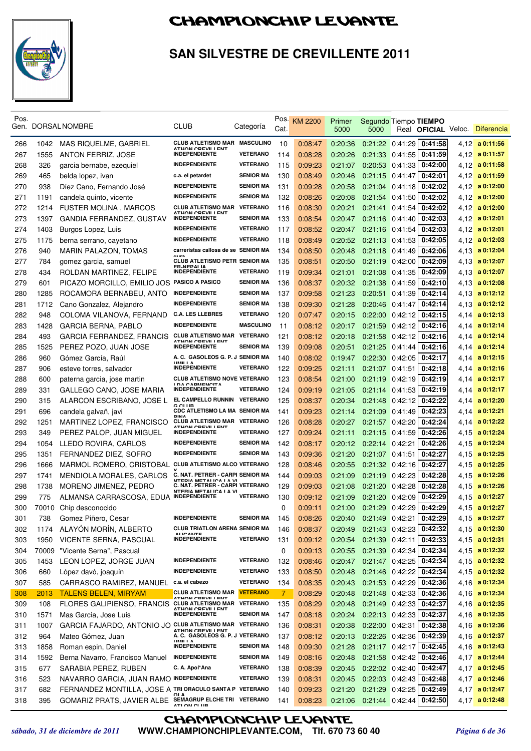# CHAMPIONCHIP LEVANTE

## SAN SILVESTRE DE CREVILLENTE 2011

| Pos. Gen. | DORSAL | NOMBRE | CLUB | Categoría | Pos. Cat. | KM 2200 | Primer 5000 | Segundo 5000 | Tiempo Real | TIEMPO OFICIAL | Veloc. | Diferencia |
|---|---|---|---|---|---|---|---|---|---|---|---|---|
| 266 | 1042 | MAS RIQUELME, GABRIEL | CLUB ATLETISMO MARATHON CREVILLENT | MASCULINO | 10 | 0:08:47 | 0:20:36 | 0:21:22 | 0:41:29 | 0:41:58 | 4,12 | a 0:11:56 |
| 267 | 1555 | ANTON FERRIZ, JOSE | INDEPENDIENTE | VETERANO | 114 | 0:08:28 | 0:20:26 | 0:21:33 | 0:41:55 | 0:41:59 | 4,12 | a 0:11:57 |
| 268 | 326 | garcia bernabe, ezequiel | INDEPENDIENTE | VETERANO | 115 | 0:09:23 | 0:21:07 | 0:20:53 | 0:41:33 | 0:42:00 | 4,12 | a 0:11:58 |
| 269 | 465 | belda lopez, ivan | c.a. el petardet | SENIOR MA | 130 | 0:08:49 | 0:20:46 | 0:21:15 | 0:41:47 | 0:42:01 | 4,12 | a 0:11:59 |
| 270 | 938 | Díez Cano, Fernando José | INDEPENDIENTE | SENIOR MA | 131 | 0:09:28 | 0:20:58 | 0:21:04 | 0:41:18 | 0:42:02 | 4,12 | a 0:12:00 |
| 271 | 1191 | candela quinto, vicente | INDEPENDIENTE | SENIOR MA | 132 | 0:08:26 | 0:20:08 | 0:21:54 | 0:41:50 | 0:42:02 | 4,12 | a 0:12:00 |
| 272 | 1214 | FUSTER MOLINA , MARCOS | CLUB ATLETISMO MARATHON CREVILLENT | VETERANO | 116 | 0:08:30 | 0:20:21 | 0:21:41 | 0:41:54 | 0:42:02 | 4,12 | a 0:12:00 |
| 273 | 1397 | GANDIA FERRANDEZ, GUSTAV | INDEPENDIENTE | SENIOR MA | 133 | 0:08:54 | 0:20:47 | 0:21:16 | 0:41:40 | 0:42:03 | 4,12 | a 0:12:01 |
| 274 | 1403 | Burgos Lopez, Luis | INDEPENDIENTE | VETERANO | 117 | 0:08:52 | 0:20:47 | 0:21:16 | 0:41:54 | 0:42:03 | 4,12 | a 0:12:01 |
| 275 | 1175 | berna serrano, cayetano | INDEPENDIENTE | VETERANO | 118 | 0:08:49 | 0:20:52 | 0:21:13 | 0:41:53 | 0:42:05 | 4,12 | a 0:12:03 |
| 276 | 940 | MARIN PALAZON, TOMAS | carreristas callosa de segura | SENIOR MA | 134 | 0:08:50 | 0:20:48 | 0:21:18 | 0:41:49 | 0:42:06 | 4,13 | a 0:12:04 |
| 277 | 784 | gomez garcia, samuel | CLUB ATLETISMO PETRER-NEPALIA | SENIOR MA | 135 | 0:08:51 | 0:20:50 | 0:21:19 | 0:42:00 | 0:42:09 | 4,13 | a 0:12:07 |
| 278 | 434 | ROLDAN MARTINEZ, FELIPE | INDEPENDIENTE | VETERANO | 119 | 0:09:34 | 0:21:01 | 0:21:08 | 0:41:35 | 0:42:09 | 4,13 | a 0:12:07 |
| 279 | 601 | PICAZO MORCILLO, EMILIO JOS | PASICO A PASICO | SENIOR MA | 136 | 0:08:37 | 0:20:32 | 0:21:38 | 0:41:59 | 0:42:10 | 4,13 | a 0:12:08 |
| 280 | 1285 | ROCAMORA BERNABEU, ANTO | INDEPENDIENTE | SENIOR MA | 137 | 0:09:58 | 0:21:23 | 0:20:51 | 0:41:39 | 0:42:14 | 4,13 | a 0:12:12 |
| 281 | 1712 | Cano Gonzalez, Alejandro | INDEPENDIENTE | SENIOR MA | 138 | 0:09:30 | 0:21:28 | 0:20:46 | 0:41:47 | 0:42:14 | 4,13 | a 0:12:12 |
| 282 | 948 | COLOMA VILANOVA, FERNAND | C.A. LES LLEBRES | VETERANO | 120 | 0:07:47 | 0:20:15 | 0:22:00 | 0:42:12 | 0:42:15 | 4,14 | a 0:12:13 |
| 283 | 1428 | GARCIA BERNA, PABLO | INDEPENDIENTE | MASCULINO | 11 | 0:08:12 | 0:20:17 | 0:21:59 | 0:42:12 | 0:42:16 | 4,14 | a 0:12:14 |
| 284 | 493 | GARCIA FERRANDEZ, FRANCIS | CLUB ATLETISMO MARATHON CREVILLENT | VETERANO | 121 | 0:08:12 | 0:20:18 | 0:21:58 | 0:42:12 | 0:42:16 | 4,14 | a 0:12:14 |
| 285 | 1525 | PEREZ POZO, JUAN JOSE | INDEPENDIENTE | SENIOR MA | 139 | 0:09:08 | 0:20:51 | 0:21:25 | 0:41:44 | 0:42:16 | 4,14 | a 0:12:14 |
| 286 | 960 | Gómez García, Raúl | A. C. GASOLEOS G. P. JUMILLA | SENIOR MA | 140 | 0:08:02 | 0:19:47 | 0:22:30 | 0:42:05 | 0:42:17 | 4,14 | a 0:12:15 |
| 287 | 906 | esteve torres, salvador | INDEPENDIENTE | VETERANO | 122 | 0:09:25 | 0:21:11 | 0:21:07 | 0:41:51 | 0:42:18 | 4,14 | a 0:12:16 |
| 288 | 600 | paterna garcia, jose martin | CLUB ATLETISMO NOVELDA CARMENCITA | VETERANO | 123 | 0:08:54 | 0:21:00 | 0:21:19 | 0:42:19 | 0:42:19 | 4,14 | a 0:12:17 |
| 289 | 331 | GALLEGO CANO, JOSE MARIA | INDEPENDIENTE | VETERANO | 124 | 0:09:19 | 0:21:05 | 0:21:14 | 0:41:53 | 0:42:19 | 4,14 | a 0:12:17 |
| 290 | 315 | ALARCON ESCRIBANO, JOSE L | EL CAMPELLO RUNNING CLUB | VETERANO | 125 | 0:08:37 | 0:20:34 | 0:21:48 | 0:42:12 | 0:42:22 | 4,14 | a 0:12:20 |
| 291 | 696 | candela galvañ, javi | CDC ATLETISMO LA MARINA | SENIOR MA | 141 | 0:09:23 | 0:21:14 | 0:21:09 | 0:41:49 | 0:42:23 | 4,14 | a 0:12:21 |
| 292 | 1251 | MARTINEZ LOPEZ, FRANCISCO | CLUB ATLETISMO MARATHON CREVILLENT | VETERANO | 126 | 0:08:28 | 0:20:27 | 0:21:57 | 0:42:20 | 0:42:24 | 4,14 | a 0:12:22 |
| 293 | 349 | PEREZ PALOP, JUAN MIGUEL | INDEPENDIENTE | VETERANO | 127 | 0:09:24 | 0:21:11 | 0:21:15 | 0:41:59 | 0:42:26 | 4,15 | a 0:12:24 |
| 294 | 1054 | LLEDO ROVIRA, CARLOS | INDEPENDIENTE | SENIOR MA | 142 | 0:08:17 | 0:20:12 | 0:22:14 | 0:42:21 | 0:42:26 | 4,15 | a 0:12:24 |
| 295 | 1351 | FERNANDEZ DIEZ, SOFRO | INDEPENDIENTE | SENIOR MA | 143 | 0:09:36 | 0:21:20 | 0:21:07 | 0:41:51 | 0:42:27 | 4,15 | a 0:12:25 |
| 296 | 1666 | MARMOL ROMERO, CRISTOBAL | CLUB ATLETISMO ALCOY | VETERANO | 128 | 0:08:46 | 0:20:55 | 0:21:32 | 0:42:16 | 0:42:27 | 4,15 | a 0:12:25 |
| 297 | 1741 | MENDIOLA MORALES, CARLOS | C. NAT. PETRER - CARPINTERIA METALICA LA VI | SENIOR MA | 144 | 0:09:03 | 0:21:09 | 0:21:19 | 0:42:23 | 0:42:28 | 4,15 | a 0:12:26 |
| 298 | 1738 | MORENO JIMENEZ, PEDRO | C. NAT. PETRER - CARPINTERIA METALICA LA VI | VETERANO | 129 | 0:09:03 | 0:21:08 | 0:21:20 | 0:42:28 | 0:42:28 | 4,15 | a 0:12:26 |
| 299 | 775 | ALMANSA CARRASCOSA, EDUA | INDEPENDIENTE | VETERANO | 130 | 0:09:12 | 0:21:09 | 0:21:20 | 0:42:09 | 0:42:29 | 4,15 | a 0:12:27 |
| 300 | 70010 | Chip desconocido | | | 0 | 0:09:11 | 0:21:00 | 0:21:29 | 0:42:29 | 0:42:29 | 4,15 | a 0:12:27 |
| 301 | 738 | Gomez Piñero, Cesar | INDEPENDIENTE | SENIOR MA | 145 | 0:08:26 | 0:20:40 | 0:21:49 | 0:42:21 | 0:42:29 | 4,15 | a 0:12:27 |
| 302 | 1174 | ALAYÓN MORÍN, ALBERTO | CLUB TRIATLON ARENA ALICANTE | SENIOR MA | 146 | 0:08:37 | 0:20:49 | 0:21:43 | 0:42:23 | 0:42:32 | 4,15 | a 0:12:30 |
| 303 | 1950 | VICENTE SERNA, PASCUAL | INDEPENDIENTE | VETERANO | 131 | 0:09:12 | 0:20:54 | 0:21:39 | 0:42:11 | 0:42:33 | 4,15 | a 0:12:31 |
| 304 | 70009 | "Vicente Serna", Pascual | | | 0 | 0:09:13 | 0:20:55 | 0:21:39 | 0:42:34 | 0:42:34 | 4,15 | a 0:12:32 |
| 305 | 1453 | LEON LOPEZ, JORGE JUAN | INDEPENDIENTE | VETERANO | 132 | 0:08:46 | 0:20:47 | 0:21:47 | 0:42:25 | 0:42:34 | 4,15 | a 0:12:32 |
| 306 | 660 | López davó, joaquín | INDEPENDIENTE | VETERANO | 133 | 0:08:50 | 0:20:48 | 0:21:46 | 0:42:22 | 0:42:34 | 4,15 | a 0:12:32 |
| 307 | 585 | CARRASCO RAMIREZ, MANUEL | c.a. el cabezo | VETERANO | 134 | 0:08:35 | 0:20:43 | 0:21:53 | 0:42:29 | 0:42:36 | 4,16 | a 0:12:34 |
| 308 | 2013 | TALENS BELEN, MIRYAM | CLUB ATLETISMO MARATHON CREVILLENT | VETERANO | 7 | 0:08:29 | 0:20:48 | 0:21:48 | 0:42:33 | 0:42:36 | 4,16 | a 0:12:34 |
| 309 | 108 | FLORES GALIPIENSO, FRANCIS | CLUB ATLETISMO MARATHON CREVILLENT | VETERANO | 135 | 0:08:29 | 0:20:48 | 0:21:49 | 0:42:33 | 0:42:37 | 4,16 | a 0:12:35 |
| 310 | 1571 | Mas Garcia, Jose Luis | INDEPENDIENTE | SENIOR MA | 147 | 0:08:18 | 0:20:24 | 0:22:13 | 0:42:33 | 0:42:37 | 4,16 | a 0:12:35 |
| 311 | 1007 | GARCIA FAJARDO, ANTONIO JO | CLUB ATLETISMO MARATHON CREVILLENT | VETERANO | 136 | 0:08:31 | 0:20:38 | 0:22:00 | 0:42:31 | 0:42:38 | 4,16 | a 0:12:36 |
| 312 | 964 | Mateo Gómez, Juan | A. C. GASOLEOS G. P. JUMILLA | VETERANO | 137 | 0:08:12 | 0:20:13 | 0:22:26 | 0:42:36 | 0:42:39 | 4,16 | a 0:12:37 |
| 313 | 1858 | Roman espin, Daniel | INDEPENDIENTE | SENIOR MA | 148 | 0:09:30 | 0:21:28 | 0:21:17 | 0:42:17 | 0:42:45 | 4,16 | a 0:12:43 |
| 314 | 1592 | Berna Navarro, Francisco Manuel | INDEPENDIENTE | SENIOR MA | 149 | 0:08:16 | 0:20:48 | 0:21:58 | 0:42:42 | 0:42:46 | 4,17 | a 0:12:44 |
| 315 | 677 | SARABIA PEREZ, RUBEN | C. A. Apol*Ana | VETERANO | 138 | 0:08:39 | 0:20:45 | 0:22:02 | 0:42:40 | 0:42:47 | 4,17 | a 0:12:45 |
| 316 | 523 | NAVARRO GARCIA, JUAN RAMO | INDEPENDIENTE | VETERANO | 139 | 0:08:31 | 0:20:45 | 0:22:03 | 0:42:43 | 0:42:48 | 4,17 | a 0:12:46 |
| 317 | 682 | FERNANDEZ MONTILLA, JOSE A | TRI ORACULO SANTA POLA | VETERANO | 140 | 0:09:23 | 0:21:20 | 0:21:29 | 0:42:25 | 0:42:49 | 4,17 | a 0:12:47 |
| 318 | 395 | GOMARIZ PRATS, JAVIER ALBE | SEMAGRUP ELCHE TRIATLON CLUB | VETERANO | 141 | 0:08:23 | 0:21:06 | 0:21:44 | 0:42:44 | 0:42:50 | 4,17 | a 0:12:48 |

CHAMPIONCHIP LEVANTE

*sábado, 31 de diciembre de 2011* WWW.CHAMPIONCHIPLEVANTE.COM, Tlf. 670 73 60 40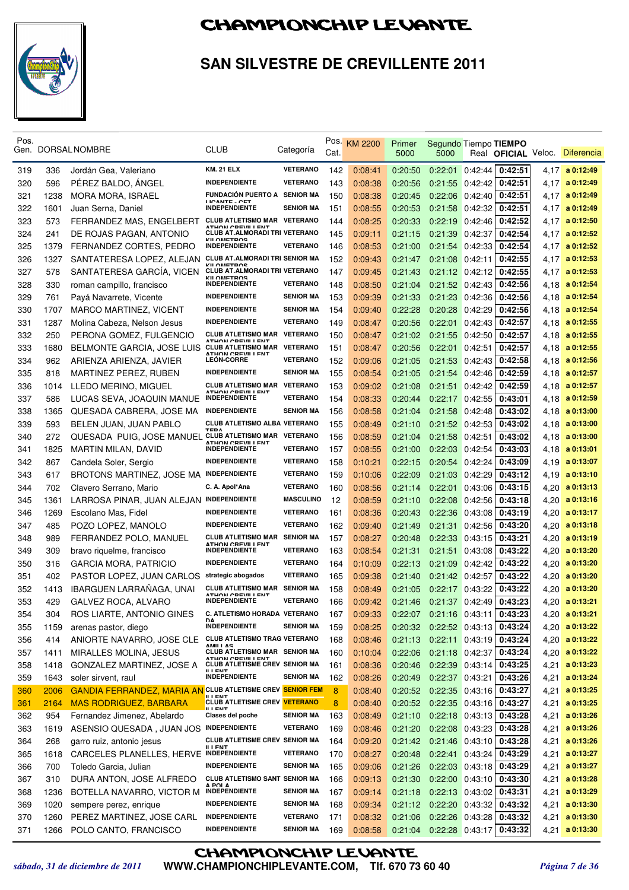# CHAMPIONCHIP LEVANTE

## SAN SILVESTRE DE CREVILLENTE 2011

| Pos. Gen. | DORSAL | NOMBRE | CLUB | Categoría | Pos. Cat. | KM 2200 | Primer 5000 | Segundo 5000 | Tiempo Real | TIEMPO OFICIAL | Veloc. | Diferencia |
|---|---|---|---|---|---|---|---|---|---|---|---|---|
| 319 | 336 | Jordán Gea, Valeriano | KM. 21 ELX | VETERANO | 142 | 0:08:41 | 0:20:50 | 0:22:01 | 0:42:44 | 0:42:51 | 4,17 | a 0:12:49 |
| 320 | 596 | PÉREZ BALDO, ÁNGEL | INDEPENDIENTE | VETERANO | 143 | 0:08:38 | 0:20:56 | 0:21:55 | 0:42:42 | 0:42:51 | 4,17 | a 0:12:49 |
| 321 | 1238 | MORA MORA, ISRAEL | FUNDACIÓN PUERTO A LICANTE - CET | SENIOR MA | 150 | 0:08:38 | 0:20:45 | 0:22:06 | 0:42:40 | 0:42:51 | 4,17 | a 0:12:49 |
| 322 | 1601 | Juan Serna, Daniel | INDEPENDIENTE | SENIOR MA | 151 | 0:08:55 | 0:20:53 | 0:21:58 | 0:42:32 | 0:42:51 | 4,17 | a 0:12:49 |
| 323 | 573 | FERRANDEZ MAS, ENGELBERT | CLUB ATLETISMO MAR ATHON CREVILLENT | VETERANO | 144 | 0:08:25 | 0:20:33 | 0:22:19 | 0:42:46 | 0:42:52 | 4,17 | a 0:12:50 |
| 324 | 241 | DE ROJAS PAGAN, ANTONIO | CLUB AT.ALMORADI TRI KILOMETROS | VETERANO | 145 | 0:09:11 | 0:21:15 | 0:21:39 | 0:42:37 | 0:42:54 | 4,17 | a 0:12:52 |
| 325 | 1379 | FERNANDEZ CORTES, PEDRO | INDEPENDIENTE | VETERANO | 146 | 0:08:53 | 0:21:00 | 0:21:54 | 0:42:33 | 0:42:54 | 4,17 | a 0:12:52 |
| 326 | 1327 | SANTATERESA LOPEZ, ALEJAN | CLUB AT.ALMORADI TRI KILOMETROS | SENIOR MA | 152 | 0:09:43 | 0:21:47 | 0:21:08 | 0:42:11 | 0:42:55 | 4,17 | a 0:12:53 |
| 327 | 578 | SANTATERESA GARCÍA, VICEN | CLUB AT.ALMORADI TRI KILOMETROS | VETERANO | 147 | 0:09:45 | 0:21:43 | 0:21:12 | 0:42:12 | 0:42:55 | 4,17 | a 0:12:53 |
| 328 | 330 | roman campillo, francisco | INDEPENDIENTE | VETERANO | 148 | 0:08:50 | 0:21:04 | 0:21:52 | 0:42:43 | 0:42:56 | 4,18 | a 0:12:54 |
| 329 | 761 | Payá Navarrete, Vicente | INDEPENDIENTE | SENIOR MA | 153 | 0:09:39 | 0:21:33 | 0:21:23 | 0:42:36 | 0:42:56 | 4,18 | a 0:12:54 |
| 330 | 1707 | MARCO MARTINEZ, VICENT | INDEPENDIENTE | SENIOR MA | 154 | 0:09:40 | 0:22:28 | 0:20:28 | 0:42:29 | 0:42:56 | 4,18 | a 0:12:54 |
| 331 | 1287 | Molina Cabeza, Nelson Jesus | INDEPENDIENTE | VETERANO | 149 | 0:08:47 | 0:20:56 | 0:22:01 | 0:42:43 | 0:42:57 | 4,18 | a 0:12:55 |
| 332 | 250 | PERONA GOMEZ, FULGENCIO | CLUB ATLETISMO MAR ATHON CREVILLENT | VETERANO | 150 | 0:08:47 | 0:21:02 | 0:21:55 | 0:42:50 | 0:42:57 | 4,18 | a 0:12:55 |
| 333 | 1680 | BELMONTE GARCIA, JOSE LUIS | CLUB ATLETISMO MAR ATHON CREVILLENT | VETERANO | 151 | 0:08:47 | 0:20:56 | 0:22:01 | 0:42:51 | 0:42:57 | 4,18 | a 0:12:55 |
| 334 | 962 | ARIENZA ARIENZA, JAVIER | LEÓN-CORRE | VETERANO | 152 | 0:09:06 | 0:21:05 | 0:21:53 | 0:42:43 | 0:42:58 | 4,18 | a 0:12:56 |
| 335 | 818 | MARTINEZ PEREZ, RUBEN | INDEPENDIENTE | SENIOR MA | 155 | 0:08:54 | 0:21:05 | 0:21:54 | 0:42:46 | 0:42:59 | 4,18 | a 0:12:57 |
| 336 | 1014 | LLEDO MERINO, MIGUEL | CLUB ATLETISMO MAR ATHON CREVILLENT | VETERANO | 153 | 0:09:02 | 0:21:08 | 0:21:51 | 0:42:42 | 0:42:59 | 4,18 | a 0:12:57 |
| 337 | 586 | LUCAS SEVA, JOAQUIN MANUE | INDEPENDIENTE | VETERANO | 154 | 0:08:33 | 0:20:44 | 0:22:17 | 0:42:55 | 0:43:01 | 4,18 | a 0:12:59 |
| 338 | 1365 | QUESADA CABRERA, JOSE MA | INDEPENDIENTE | SENIOR MA | 156 | 0:08:58 | 0:21:04 | 0:21:58 | 0:42:48 | 0:43:02 | 4,18 | a 0:13:00 |
| 339 | 593 | BELEN JUAN, JUAN PABLO | CLUB ATLETISMO ALBA TERA | VETERANO | 155 | 0:08:49 | 0:21:10 | 0:21:52 | 0:42:53 | 0:43:02 | 4,18 | a 0:13:00 |
| 340 | 272 | QUESADA PUIG, JOSE MANUEL | CLUB ATLETISMO MAR ATHON CREVILLENT | VETERANO | 156 | 0:08:59 | 0:21:04 | 0:21:58 | 0:42:51 | 0:43:02 | 4,18 | a 0:13:00 |
| 341 | 1825 | MARTIN MILAN, DAVID | INDEPENDIENTE | VETERANO | 157 | 0:08:55 | 0:21:00 | 0:22:03 | 0:42:54 | 0:43:03 | 4,18 | a 0:13:01 |
| 342 | 867 | Candela Soler, Sergio | INDEPENDIENTE | VETERANO | 158 | 0:10:21 | 0:22:15 | 0:20:54 | 0:42:24 | 0:43:09 | 4,19 | a 0:13:07 |
| 343 | 617 | BROTONS MARTINEZ, JOSE MA | INDEPENDIENTE | VETERANO | 159 | 0:10:06 | 0:22:09 | 0:21:03 | 0:42:29 | 0:43:12 | 4,19 | a 0:13:10 |
| 344 | 702 | Clavero Serrano, Mario | C. A. Apol*Ana | VETERANO | 160 | 0:08:56 | 0:21:14 | 0:22:01 | 0:43:06 | 0:43:15 | 4,20 | a 0:13:13 |
| 345 | 1361 | LARROSA PINAR, JUAN ALEJAN | INDEPENDIENTE | MASCULINO | 12 | 0:08:59 | 0:21:10 | 0:22:08 | 0:42:56 | 0:43:18 | 4,20 | a 0:13:16 |
| 346 | 1269 | Escolano Mas, Fidel | INDEPENDIENTE | VETERANO | 161 | 0:08:36 | 0:20:43 | 0:22:36 | 0:43:08 | 0:43:19 | 4,20 | a 0:13:17 |
| 347 | 485 | POZO LOPEZ, MANOLO | INDEPENDIENTE | VETERANO | 162 | 0:09:40 | 0:21:49 | 0:21:31 | 0:42:56 | 0:43:20 | 4,20 | a 0:13:18 |
| 348 | 989 | FERRANDEZ POLO, MANUEL | CLUB ATLETISMO MAR ATHON CREVILLENT | SENIOR MA | 157 | 0:08:27 | 0:20:48 | 0:22:33 | 0:43:15 | 0:43:21 | 4,20 | a 0:13:19 |
| 349 | 309 | bravo riquelme, francisco | INDEPENDIENTE | VETERANO | 163 | 0:08:54 | 0:21:31 | 0:21:51 | 0:43:08 | 0:43:22 | 4,20 | a 0:13:20 |
| 350 | 316 | GARCIA MORA, PATRICIO | INDEPENDIENTE | VETERANO | 164 | 0:10:09 | 0:22:13 | 0:21:09 | 0:42:42 | 0:43:22 | 4,20 | a 0:13:20 |
| 351 | 402 | PASTOR LOPEZ, JUAN CARLOS | strategic abogados | VETERANO | 165 | 0:09:38 | 0:21:40 | 0:21:42 | 0:42:57 | 0:43:22 | 4,20 | a 0:13:20 |
| 352 | 1413 | IBARGUEN LARRAÑAGA, UNAI | CLUB ATLETISMO MAR ATHON CREVILLENT | SENIOR MA | 158 | 0:08:49 | 0:21:05 | 0:22:17 | 0:43:22 | 0:43:22 | 4,20 | a 0:13:20 |
| 353 | 429 | GALVEZ ROCA, ALVARO | INDEPENDIENTE | VETERANO | 166 | 0:09:42 | 0:21:46 | 0:21:37 | 0:42:49 | 0:43:23 | 4,20 | a 0:13:21 |
| 354 | 304 | ROS LIARTE, ANTONIO GINES | C. ATLETISMO HORADA DA | VETERANO | 167 | 0:09:33 | 0:22:07 | 0:21:16 | 0:43:11 | 0:43:23 | 4,20 | a 0:13:21 |
| 355 | 1159 | arenas pastor, diego | INDEPENDIENTE | SENIOR MA | 159 | 0:08:25 | 0:20:32 | 0:22:52 | 0:43:13 | 0:43:24 | 4,20 | a 0:13:22 |
| 356 | 414 | ANIORTE NAVARRO, JOSE CLE | CLUB ATLETISMO TRAG AMILLAS | VETERANO | 168 | 0:08:46 | 0:21:13 | 0:22:11 | 0:43:19 | 0:43:24 | 4,20 | a 0:13:22 |
| 357 | 1411 | MIRALLES MOLINA, JESUS | CLUB ATLETISMO MAR ATHON CREVILLENT | SENIOR MA | 160 | 0:10:04 | 0:22:06 | 0:21:18 | 0:42:37 | 0:43:24 | 4,20 | a 0:13:22 |
| 358 | 1418 | GONZALEZ MARTINEZ, JOSE A | CLUB ATLETISME CREV ILLENT | SENIOR MA | 161 | 0:08:36 | 0:20:46 | 0:22:39 | 0:43:14 | 0:43:25 | 4,21 | a 0:13:23 |
| 359 | 1643 | soler sirvent, raul | INDEPENDIENTE | SENIOR MA | 162 | 0:08:26 | 0:20:49 | 0:22:37 | 0:43:21 | 0:43:26 | 4,21 | a 0:13:24 |
| 360 | 2006 | GANDIA FERRANDEZ, MARIA AN | CLUB ATLETISME CREV ILLENT | SENIOR FEM | 8 | 0:08:40 | 0:20:52 | 0:22:35 | 0:43:16 | 0:43:27 | 4,21 | a 0:13:25 |
| 361 | 2164 | MAS RODRIGUEZ, BARBARA | CLUB ATLETISME CREV ILLENT | VETERANO | 8 | 0:08:40 | 0:20:52 | 0:22:35 | 0:43:16 | 0:43:27 | 4,21 | a 0:13:25 |
| 362 | 954 | Fernandez Jimenez, Abelardo | Clases del poche | SENIOR MA | 163 | 0:08:49 | 0:21:10 | 0:22:18 | 0:43:13 | 0:43:28 | 4,21 | a 0:13:26 |
| 363 | 1619 | ASENSIO QUESADA , JUAN JOS | INDEPENDIENTE | VETERANO | 169 | 0:08:46 | 0:21:20 | 0:22:08 | 0:43:23 | 0:43:28 | 4,21 | a 0:13:26 |
| 364 | 268 | garro ruiz, antonio jesus | CLUB ATLETISME CREV ILLENT | SENIOR MA | 164 | 0:09:20 | 0:21:42 | 0:21:46 | 0:43:10 | 0:43:28 | 4,21 | a 0:13:26 |
| 365 | 1618 | CARCELES PLANELLES, HERVE | INDEPENDIENTE | VETERANO | 170 | 0:08:27 | 0:20:48 | 0:22:41 | 0:43:24 | 0:43:29 | 4,21 | a 0:13:27 |
| 366 | 700 | Toledo Garcia, Julian | INDEPENDIENTE | SENIOR MA | 165 | 0:09:06 | 0:21:26 | 0:22:03 | 0:43:18 | 0:43:29 | 4,21 | a 0:13:27 |
| 367 | 310 | DURA ANTON, JOSE ALFREDO | CLUB ATLETISMO SANT A POLA | SENIOR MA | 166 | 0:09:13 | 0:21:30 | 0:22:00 | 0:43:10 | 0:43:30 | 4,21 | a 0:13:28 |
| 368 | 1236 | BOTELLA NAVARRO, VICTOR M | INDEPENDIENTE | SENIOR MA | 167 | 0:09:14 | 0:21:18 | 0:22:13 | 0:43:02 | 0:43:31 | 4,21 | a 0:13:29 |
| 369 | 1020 | sempere perez, enrique | INDEPENDIENTE | SENIOR MA | 168 | 0:09:34 | 0:21:12 | 0:22:20 | 0:43:32 | 0:43:32 | 4,21 | a 0:13:30 |
| 370 | 1260 | PEREZ MARTINEZ, JOSE CARL | INDEPENDIENTE | VETERANO | 171 | 0:08:32 | 0:21:06 | 0:22:26 | 0:43:28 | 0:43:32 | 4,21 | a 0:13:30 |
| 371 | 1266 | POLO CANTO, FRANCISCO | INDEPENDIENTE | SENIOR MA | 169 | 0:08:58 | 0:21:04 | 0:22:28 | 0:43:17 | 0:43:32 | 4,21 | a 0:13:30 |

CHAMPIONCHIP LEVANTE

*sábado, 31 de diciembre de 2011* WWW.CHAMPIONCHIPLEVANTE.COM, Tlf. 670 73 60 40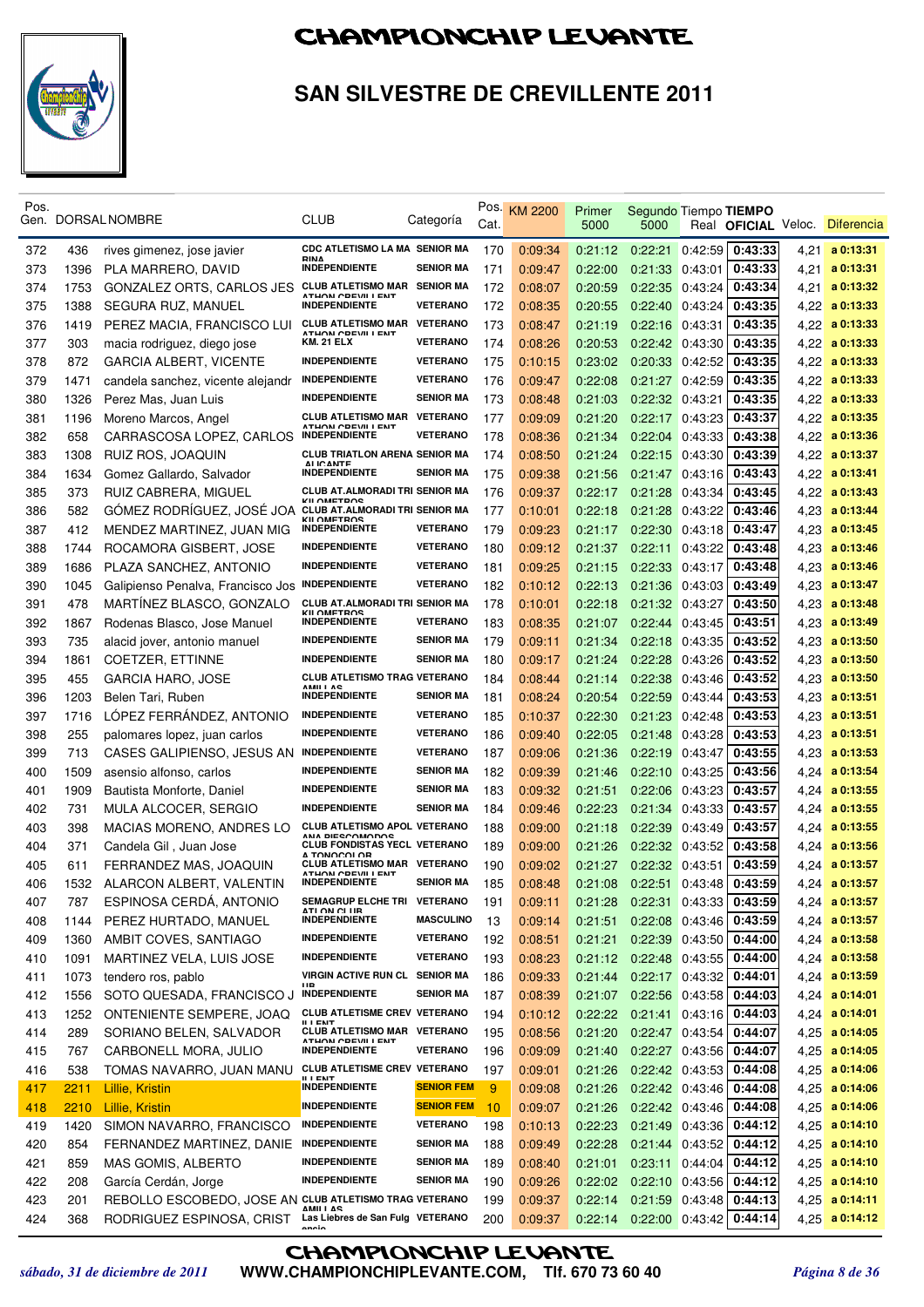# CHAMPIONCHIP LEVANTE

## SAN SILVESTRE DE CREVILLENTE 2011

| Pos. Gen. | DORSAL | NOMBRE | CLUB | Categoría | Pos. Cat. | KM 2200 | Primer 5000 | Segundo 5000 | Tiempo Real | TIEMPO OFICIAL | Veloc. | Diferencia |
|---|---|---|---|---|---|---|---|---|---|---|---|---|
| 372 | 436 | rives gimenez, jose javier | CDC ATLETISMO LA MARINA | SENIOR MA | 170 | 0:09:34 | 0:21:12 | 0:22:21 | 0:42:59 | 0:43:33 | 4,21 | a 0:13:31 |
| 373 | 1396 | PLA MARRERO, DAVID | INDEPENDIENTE | SENIOR MA | 171 | 0:09:47 | 0:22:00 | 0:21:33 | 0:43:01 | 0:43:33 | 4,21 | a 0:13:31 |
| 374 | 1753 | GONZALEZ ORTS, CARLOS JES | CLUB ATLETISMO MARATHON CREVILLENT | SENIOR MA | 172 | 0:08:07 | 0:20:59 | 0:22:35 | 0:43:24 | 0:43:34 | 4,21 | a 0:13:32 |
| 375 | 1388 | SEGURA RUZ, MANUEL | INDEPENDIENTE | VETERANO | 172 | 0:08:35 | 0:20:55 | 0:22:40 | 0:43:24 | 0:43:35 | 4,22 | a 0:13:33 |
| 376 | 1419 | PEREZ MACIA, FRANCISCO LUI | CLUB ATLETISMO MARATHON CREVILLENT | VETERANO | 173 | 0:08:47 | 0:21:19 | 0:22:16 | 0:43:31 | 0:43:35 | 4,22 | a 0:13:33 |
| 377 | 303 | macia rodriguez, diego jose | KM. 21 ELX | VETERANO | 174 | 0:08:26 | 0:20:53 | 0:22:42 | 0:43:30 | 0:43:35 | 4,22 | a 0:13:33 |
| 378 | 872 | GARCIA ALBERT, VICENTE | INDEPENDIENTE | VETERANO | 175 | 0:10:15 | 0:23:02 | 0:20:33 | 0:42:52 | 0:43:35 | 4,22 | a 0:13:33 |
| 379 | 1471 | candela sanchez, vicente alejandr | INDEPENDIENTE | VETERANO | 176 | 0:09:47 | 0:22:08 | 0:21:27 | 0:42:59 | 0:43:35 | 4,22 | a 0:13:33 |
| 380 | 1326 | Perez Mas, Juan Luis | INDEPENDIENTE | SENIOR MA | 173 | 0:08:48 | 0:21:03 | 0:22:32 | 0:43:21 | 0:43:35 | 4,22 | a 0:13:33 |
| 381 | 1196 | Moreno Marcos, Angel | CLUB ATLETISMO MARATHON CREVILLENT | VETERANO | 177 | 0:09:09 | 0:21:20 | 0:22:17 | 0:43:23 | 0:43:37 | 4,22 | a 0:13:35 |
| 382 | 658 | CARRASCOSA LOPEZ, CARLOS | INDEPENDIENTE | VETERANO | 178 | 0:08:36 | 0:21:34 | 0:22:04 | 0:43:33 | 0:43:38 | 4,22 | a 0:13:36 |
| 383 | 1308 | RUIZ ROS, JOAQUIN | CLUB TRIATLON ARENA ALICANTE | SENIOR MA | 174 | 0:08:50 | 0:21:24 | 0:22:15 | 0:43:30 | 0:43:39 | 4,22 | a 0:13:37 |
| 384 | 1634 | Gomez Gallardo, Salvador | INDEPENDIENTE | SENIOR MA | 175 | 0:09:38 | 0:21:56 | 0:21:47 | 0:43:16 | 0:43:43 | 4,22 | a 0:13:41 |
| 385 | 373 | RUIZ CABRERA, MIGUEL | CLUB AT.ALMORADI TRI KILOMETROS | SENIOR MA | 176 | 0:09:37 | 0:22:17 | 0:21:28 | 0:43:34 | 0:43:45 | 4,22 | a 0:13:43 |
| 386 | 582 | GÓMEZ RODRÍGUEZ, JOSÉ JOA | CLUB AT.ALMORADI TRI KILOMETROS | SENIOR MA | 177 | 0:10:01 | 0:22:18 | 0:21:28 | 0:43:22 | 0:43:46 | 4,23 | a 0:13:44 |
| 387 | 412 | MENDEZ MARTINEZ, JUAN MIG | INDEPENDIENTE | VETERANO | 179 | 0:09:23 | 0:21:17 | 0:22:30 | 0:43:18 | 0:43:47 | 4,23 | a 0:13:45 |
| 388 | 1744 | ROCAMORA GISBERT, JOSE | INDEPENDIENTE | VETERANO | 180 | 0:09:12 | 0:21:37 | 0:22:11 | 0:43:22 | 0:43:48 | 4,23 | a 0:13:46 |
| 389 | 1686 | PLAZA SANCHEZ, ANTONIO | INDEPENDIENTE | VETERANO | 181 | 0:09:25 | 0:21:15 | 0:22:33 | 0:43:17 | 0:43:48 | 4,23 | a 0:13:46 |
| 390 | 1045 | Galipienso Penalva, Francisco Jos | INDEPENDIENTE | VETERANO | 182 | 0:10:12 | 0:22:13 | 0:21:36 | 0:43:03 | 0:43:49 | 4,23 | a 0:13:47 |
| 391 | 478 | MARTÍNEZ BLASCO, GONZALO | CLUB AT.ALMORADI TRI KILOMETROS | SENIOR MA | 178 | 0:10:01 | 0:22:18 | 0:21:32 | 0:43:27 | 0:43:50 | 4,23 | a 0:13:48 |
| 392 | 1867 | Rodenas Blasco, Jose Manuel | INDEPENDIENTE | VETERANO | 183 | 0:08:35 | 0:21:07 | 0:22:44 | 0:43:45 | 0:43:51 | 4,23 | a 0:13:49 |
| 393 | 735 | alacid jover, antonio manuel | INDEPENDIENTE | SENIOR MA | 179 | 0:09:11 | 0:21:34 | 0:22:18 | 0:43:35 | 0:43:52 | 4,23 | a 0:13:50 |
| 394 | 1861 | COETZER, ETTINNE | INDEPENDIENTE | SENIOR MA | 180 | 0:09:17 | 0:21:24 | 0:22:28 | 0:43:26 | 0:43:52 | 4,23 | a 0:13:50 |
| 395 | 455 | GARCIA HARO, JOSE | CLUB ATLETISMO TRAGAMILLAS | VETERANO | 184 | 0:08:44 | 0:21:14 | 0:22:38 | 0:43:46 | 0:43:52 | 4,23 | a 0:13:50 |
| 396 | 1203 | Belen Tari, Ruben | INDEPENDIENTE | SENIOR MA | 181 | 0:08:24 | 0:20:54 | 0:22:59 | 0:43:44 | 0:43:53 | 4,23 | a 0:13:51 |
| 397 | 1716 | LÓPEZ FERRÁNDEZ, ANTONIO | INDEPENDIENTE | VETERANO | 185 | 0:10:37 | 0:22:30 | 0:21:23 | 0:42:48 | 0:43:53 | 4,23 | a 0:13:51 |
| 398 | 255 | palomares lopez, juan carlos | INDEPENDIENTE | VETERANO | 186 | 0:09:40 | 0:22:05 | 0:21:48 | 0:43:28 | 0:43:53 | 4,23 | a 0:13:51 |
| 399 | 713 | CASES GALIPIENSO, JESUS AN | INDEPENDIENTE | VETERANO | 187 | 0:09:06 | 0:21:36 | 0:22:19 | 0:43:47 | 0:43:55 | 4,23 | a 0:13:53 |
| 400 | 1509 | asensio alfonso, carlos | INDEPENDIENTE | SENIOR MA | 182 | 0:09:39 | 0:21:46 | 0:22:10 | 0:43:25 | 0:43:56 | 4,24 | a 0:13:54 |
| 401 | 1909 | Bautista Monforte, Daniel | INDEPENDIENTE | SENIOR MA | 183 | 0:09:32 | 0:21:51 | 0:22:06 | 0:43:23 | 0:43:57 | 4,24 | a 0:13:55 |
| 402 | 731 | MULA ALCOCER, SERGIO | INDEPENDIENTE | SENIOR MA | 184 | 0:09:46 | 0:22:23 | 0:21:34 | 0:43:33 | 0:43:57 | 4,24 | a 0:13:55 |
| 403 | 398 | MACIAS MORENO, ANDRES LO | CLUB ATLETISMO APOLANA DIESCOMODOS | VETERANO | 188 | 0:09:00 | 0:21:18 | 0:22:39 | 0:43:49 | 0:43:57 | 4,24 | a 0:13:55 |
| 404 | 371 | Candela Gil , Juan Jose | CLUB FONDISTAS YECLA TONOCOLOR | VETERANO | 189 | 0:09:00 | 0:21:26 | 0:22:32 | 0:43:52 | 0:43:58 | 4,24 | a 0:13:56 |
| 405 | 611 | FERRANDEZ MAS, JOAQUIN | CLUB ATLETISMO MARATHON CREVILLENT | VETERANO | 190 | 0:09:02 | 0:21:27 | 0:22:32 | 0:43:51 | 0:43:59 | 4,24 | a 0:13:57 |
| 406 | 1532 | ALARCON ALBERT, VALENTIN | INDEPENDIENTE | SENIOR MA | 185 | 0:08:48 | 0:21:08 | 0:22:51 | 0:43:48 | 0:43:59 | 4,24 | a 0:13:57 |
| 407 | 787 | ESPINOSA CERDÁ, ANTONIO | SEMAGRUP ELCHE TRIATLON CLUB | VETERANO | 191 | 0:09:11 | 0:21:28 | 0:22:31 | 0:43:33 | 0:43:59 | 4,24 | a 0:13:57 |
| 408 | 1144 | PEREZ HURTADO, MANUEL | INDEPENDIENTE | MASCULINO | 13 | 0:09:14 | 0:21:51 | 0:22:08 | 0:43:46 | 0:43:59 | 4,24 | a 0:13:57 |
| 409 | 1360 | AMBIT COVES, SANTIAGO | INDEPENDIENTE | VETERANO | 192 | 0:08:51 | 0:21:21 | 0:22:39 | 0:43:50 | 0:44:00 | 4,24 | a 0:13:58 |
| 410 | 1091 | MARTINEZ VELA, LUIS JOSE | INDEPENDIENTE | VETERANO | 193 | 0:08:23 | 0:21:12 | 0:22:48 | 0:43:55 | 0:44:00 | 4,24 | a 0:13:58 |
| 411 | 1073 | tendero ros, pablo | VIRGIN ACTIVE RUN CLUB | SENIOR MA | 186 | 0:09:33 | 0:21:44 | 0:22:17 | 0:43:32 | 0:44:01 | 4,24 | a 0:13:59 |
| 412 | 1556 | SOTO QUESADA, FRANCISCO J | INDEPENDIENTE | SENIOR MA | 187 | 0:08:39 | 0:21:07 | 0:22:56 | 0:43:58 | 0:44:03 | 4,24 | a 0:14:01 |
| 413 | 1252 | ONTENIENTE SEMPERE, JOAQ | CLUB ATLETISME CREVILLENT | VETERANO | 194 | 0:10:12 | 0:22:22 | 0:21:41 | 0:43:16 | 0:44:03 | 4,24 | a 0:14:01 |
| 414 | 289 | SORIANO BELEN, SALVADOR | CLUB ATLETISMO MARATHON CREVILLENT | VETERANO | 195 | 0:08:56 | 0:21:20 | 0:22:47 | 0:43:54 | 0:44:07 | 4,25 | a 0:14:05 |
| 415 | 767 | CARBONELL MORA, JULIO | INDEPENDIENTE | VETERANO | 196 | 0:09:09 | 0:21:40 | 0:22:27 | 0:43:56 | 0:44:07 | 4,25 | a 0:14:05 |
| 416 | 538 | TOMAS NAVARRO, JUAN MANU | CLUB ATLETISME CREVILLENT | VETERANO | 197 | 0:09:01 | 0:21:26 | 0:22:42 | 0:43:53 | 0:44:08 | 4,25 | a 0:14:06 |
| 417 | 2211 | Lillie, Kristin | INDEPENDIENTE | SENIOR FEM | 9 | 0:09:08 | 0:21:26 | 0:22:42 | 0:43:46 | 0:44:08 | 4,25 | a 0:14:06 |
| 418 | 2210 | Lillie, Kristin | INDEPENDIENTE | SENIOR FEM | 10 | 0:09:07 | 0:21:26 | 0:22:42 | 0:43:46 | 0:44:08 | 4,25 | a 0:14:06 |
| 419 | 1420 | SIMON NAVARRO, FRANCISCO | INDEPENDIENTE | VETERANO | 198 | 0:10:13 | 0:22:23 | 0:21:49 | 0:43:36 | 0:44:12 | 4,25 | a 0:14:10 |
| 420 | 854 | FERNANDEZ MARTINEZ, DANIE | INDEPENDIENTE | SENIOR MA | 188 | 0:09:49 | 0:22:28 | 0:21:44 | 0:43:52 | 0:44:12 | 4,25 | a 0:14:10 |
| 421 | 859 | MAS GOMIS, ALBERTO | INDEPENDIENTE | SENIOR MA | 189 | 0:08:40 | 0:21:01 | 0:23:11 | 0:44:04 | 0:44:12 | 4,25 | a 0:14:10 |
| 422 | 208 | García Cerdán, Jorge | INDEPENDIENTE | SENIOR MA | 190 | 0:09:26 | 0:22:02 | 0:22:10 | 0:43:56 | 0:44:12 | 4,25 | a 0:14:10 |
| 423 | 201 | REBOLLO ESCOBEDO, JOSE AN | CLUB ATLETISMO TRAGAMILLAS | VETERANO | 199 | 0:09:37 | 0:22:14 | 0:21:59 | 0:43:48 | 0:44:13 | 4,25 | a 0:14:11 |
| 424 | 368 | RODRIGUEZ ESPINOSA, CRIST | Las Liebres de San Fulgencio | VETERANO | 200 | 0:09:37 | 0:22:14 | 0:22:00 | 0:43:42 | 0:44:14 | 4,25 | a 0:14:12 |

*sábado, 31 de diciembre de 2011* — CHAMPIONCHIP LEVANTE — WWW.CHAMPIONCHIPLEVANTE.COM, Tlf. 670 73 60 40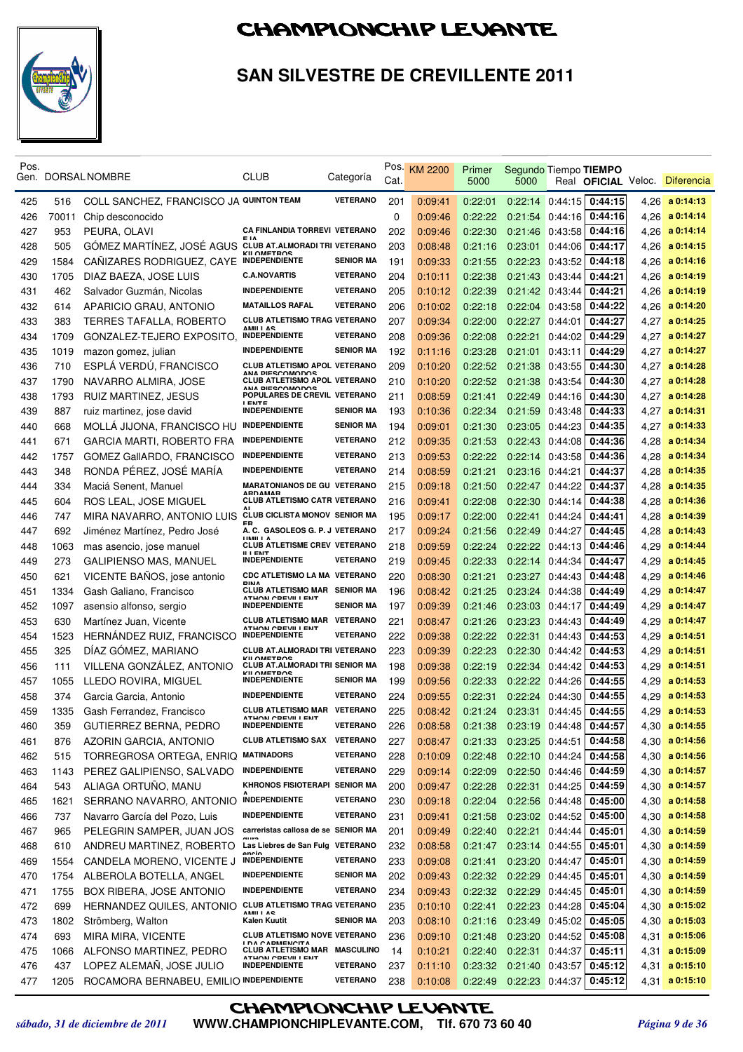# CHAMPIONCHIP LEVANTE

## SAN SILVESTRE DE CREVILLENTE 2011

| Pos. Gen. | DORSAL | NOMBRE | CLUB | Categoría | Pos. Cat. | KM 2200 | Primer 5000 | Segundo 5000 | Tiempo Real | TIEMPO OFICIAL | Veloc. | Diferencia |
|---|---|---|---|---|---|---|---|---|---|---|---|---|
| 425 | 516 | COLL SANCHEZ, FRANCISCO JA | QUINTON TEAM | VETERANO | 201 | 0:09:41 | 0:22:01 | 0:22:14 | 0:44:15 | 0:44:15 | 4,26 | a 0:14:13 |
| 426 | 70011 | Chip desconocido | | | 0 | 0:09:46 | 0:22:22 | 0:21:54 | 0:44:16 | 0:44:16 | 4,26 | a 0:14:14 |
| 427 | 953 | PEURA, OLAVI | CA FINLANDIA TORREVI EJA | VETERANO | 202 | 0:09:46 | 0:22:30 | 0:21:46 | 0:43:58 | 0:44:16 | 4,26 | a 0:14:14 |
| 428 | 505 | GÓMEZ MARTÍNEZ, JOSÉ AGUS | CLUB AT.ALMORADI TRI KILOMETROS | VETERANO | 203 | 0:08:48 | 0:21:16 | 0:23:01 | 0:44:06 | 0:44:17 | 4,26 | a 0:14:15 |
| 429 | 1584 | CAÑIZARES RODRIGUEZ, CAYE | INDEPENDIENTE | SENIOR MA | 191 | 0:09:33 | 0:21:55 | 0:22:23 | 0:43:52 | 0:44:18 | 4,26 | a 0:14:16 |
| 430 | 1705 | DIAZ BAEZA, JOSE LUIS | C.A.NOVARTIS | VETERANO | 204 | 0:10:11 | 0:22:38 | 0:21:43 | 0:43:44 | 0:44:21 | 4,26 | a 0:14:19 |
| 431 | 462 | Salvador Guzmán, Nicolas | INDEPENDIENTE | VETERANO | 205 | 0:10:12 | 0:22:39 | 0:21:42 | 0:43:44 | 0:44:21 | 4,26 | a 0:14:19 |
| 432 | 614 | APARICIO GRAU, ANTONIO | MATAILLOS RAFAL | VETERANO | 206 | 0:10:02 | 0:22:18 | 0:22:04 | 0:43:58 | 0:44:22 | 4,26 | a 0:14:20 |
| 433 | 383 | TERRES TAFALLA, ROBERTO | CLUB ATLETISMO TRAG AMILLAS | VETERANO | 207 | 0:09:34 | 0:22:00 | 0:22:27 | 0:44:01 | 0:44:27 | 4,27 | a 0:14:25 |
| 434 | 1709 | GONZALEZ-TEJERO EXPOSITO, | INDEPENDIENTE | VETERANO | 208 | 0:09:36 | 0:22:08 | 0:22:21 | 0:44:02 | 0:44:29 | 4,27 | a 0:14:27 |
| 435 | 1019 | mazon gomez, julian | INDEPENDIENTE | SENIOR MA | 192 | 0:11:16 | 0:23:28 | 0:21:01 | 0:43:11 | 0:44:29 | 4,27 | a 0:14:27 |
| 436 | 710 | ESPLÁ VERDÚ, FRANCISCO | CLUB ATLETISMO APOL ANA PIESCOMODOS | VETERANO | 209 | 0:10:20 | 0:22:52 | 0:21:38 | 0:43:55 | 0:44:30 | 4,27 | a 0:14:28 |
| 437 | 1790 | NAVARRO ALMIRA, JOSE | CLUB ATLETISMO APOL ANA PIESCOMODOS | VETERANO | 210 | 0:10:20 | 0:22:52 | 0:21:38 | 0:43:54 | 0:44:30 | 4,27 | a 0:14:28 |
| 438 | 1793 | RUIZ MARTINEZ, JESUS | POPULARES DE CREVIL LENTE | VETERANO | 211 | 0:08:59 | 0:21:41 | 0:22:49 | 0:44:16 | 0:44:30 | 4,27 | a 0:14:28 |
| 439 | 887 | ruiz martinez, jose david | INDEPENDIENTE | SENIOR MA | 193 | 0:10:36 | 0:22:34 | 0:21:59 | 0:43:48 | 0:44:33 | 4,27 | a 0:14:31 |
| 440 | 668 | MOLLÁ JIJONA, FRANCISCO HU | INDEPENDIENTE | SENIOR MA | 194 | 0:09:01 | 0:21:30 | 0:23:05 | 0:44:23 | 0:44:35 | 4,27 | a 0:14:33 |
| 441 | 671 | GARCIA MARTI, ROBERTO FRA | INDEPENDIENTE | VETERANO | 212 | 0:09:35 | 0:21:53 | 0:22:43 | 0:44:08 | 0:44:36 | 4,28 | a 0:14:34 |
| 442 | 1757 | GOMEZ GallARDO, FRANCISCO | INDEPENDIENTE | VETERANO | 213 | 0:09:53 | 0:22:22 | 0:22:14 | 0:43:58 | 0:44:36 | 4,28 | a 0:14:34 |
| 443 | 348 | RONDA PÉREZ, JOSÉ MARÍA | INDEPENDIENTE | VETERANO | 214 | 0:08:59 | 0:21:21 | 0:23:16 | 0:44:21 | 0:44:37 | 4,28 | a 0:14:35 |
| 444 | 334 | Maciá Senent, Manuel | MARATONIANOS DE GU ARDAMAR | VETERANO | 215 | 0:09:18 | 0:21:50 | 0:22:47 | 0:44:22 | 0:44:37 | 4,28 | a 0:14:35 |
| 445 | 604 | ROS LEAL, JOSE MIGUEL | CLUB ATLETISMO CATR AL | VETERANO | 216 | 0:09:41 | 0:22:08 | 0:22:30 | 0:44:14 | 0:44:38 | 4,28 | a 0:14:36 |
| 446 | 747 | MIRA NAVARRO, ANTONIO LUIS | CLUB CICLISTA MONOV ER | SENIOR MA | 195 | 0:09:17 | 0:22:00 | 0:22:41 | 0:44:24 | 0:44:41 | 4,28 | a 0:14:39 |
| 447 | 692 | Jiménez Martínez, Pedro José | A. C. GASOLEOS G. P. J UMILLA | VETERANO | 217 | 0:09:24 | 0:21:56 | 0:22:49 | 0:44:27 | 0:44:45 | 4,28 | a 0:14:43 |
| 448 | 1063 | mas asencio, jose manuel | CLUB ATLETISME CREV ILLENT | VETERANO | 218 | 0:09:59 | 0:22:24 | 0:22:22 | 0:44:13 | 0:44:46 | 4,29 | a 0:14:44 |
| 449 | 273 | GALIPIENSO MAS, MANUEL | INDEPENDIENTE | VETERANO | 219 | 0:09:45 | 0:22:33 | 0:22:14 | 0:44:34 | 0:44:47 | 4,29 | a 0:14:45 |
| 450 | 621 | VICENTE BAÑOS, jose antonio | CDC ATLETISMO LA MA RINA | VETERANO | 220 | 0:08:30 | 0:21:21 | 0:23:27 | 0:44:43 | 0:44:48 | 4,29 | a 0:14:46 |
| 451 | 1334 | Gash Galiano, Francisco | CLUB ATLETISMO MAR ATHON CREVILLENT | SENIOR MA | 196 | 0:08:42 | 0:21:25 | 0:23:24 | 0:44:38 | 0:44:49 | 4,29 | a 0:14:47 |
| 452 | 1097 | asensio alfonso, sergio | INDEPENDIENTE | SENIOR MA | 197 | 0:09:39 | 0:21:46 | 0:23:03 | 0:44:17 | 0:44:49 | 4,29 | a 0:14:47 |
| 453 | 630 | Martínez Juan, Vicente | CLUB ATLETISMO MAR ATHON CREVILLENT | VETERANO | 221 | 0:08:47 | 0:21:26 | 0:23:23 | 0:44:43 | 0:44:49 | 4,29 | a 0:14:47 |
| 454 | 1523 | HERNÁNDEZ RUIZ, FRANCISCO | INDEPENDIENTE | VETERANO | 222 | 0:09:38 | 0:22:22 | 0:22:31 | 0:44:43 | 0:44:53 | 4,29 | a 0:14:51 |
| 455 | 325 | DÍAZ GÓMEZ, MARIANO | CLUB AT.ALMORADI TRI KILOMETROS | VETERANO | 223 | 0:09:39 | 0:22:23 | 0:22:30 | 0:44:42 | 0:44:53 | 4,29 | a 0:14:51 |
| 456 | 111 | VILLENA GONZÁLEZ, ANTONIO | CLUB AT.ALMORADI TRI KILOMETROS | SENIOR MA | 198 | 0:09:38 | 0:22:19 | 0:22:34 | 0:44:42 | 0:44:53 | 4,29 | a 0:14:51 |
| 457 | 1055 | LLEDO ROVIRA, MIGUEL | INDEPENDIENTE | SENIOR MA | 199 | 0:09:56 | 0:22:33 | 0:22:22 | 0:44:26 | 0:44:55 | 4,29 | a 0:14:53 |
| 458 | 374 | Garcia Garcia, Antonio | INDEPENDIENTE | VETERANO | 224 | 0:09:55 | 0:22:31 | 0:22:24 | 0:44:30 | 0:44:55 | 4,29 | a 0:14:53 |
| 459 | 1335 | Gash Ferrandez, Francisco | CLUB ATLETISMO MAR ATHON CREVILLENT | VETERANO | 225 | 0:08:42 | 0:21:24 | 0:23:31 | 0:44:45 | 0:44:55 | 4,29 | a 0:14:53 |
| 460 | 359 | GUTIERREZ BERNA, PEDRO | INDEPENDIENTE | VETERANO | 226 | 0:08:58 | 0:21:38 | 0:23:19 | 0:44:48 | 0:44:57 | 4,30 | a 0:14:55 |
| 461 | 876 | AZORIN GARCIA, ANTONIO | CLUB ATLETISMO SAX | VETERANO | 227 | 0:08:47 | 0:21:33 | 0:23:25 | 0:44:51 | 0:44:58 | 4,30 | a 0:14:56 |
| 462 | 515 | TORREGROSA ORTEGA, ENRIQ | MATINADORS | VETERANO | 228 | 0:10:09 | 0:22:48 | 0:22:10 | 0:44:24 | 0:44:58 | 4,30 | a 0:14:56 |
| 463 | 1143 | PEREZ GALIPIENSO, SALVADO | INDEPENDIENTE | VETERANO | 229 | 0:09:14 | 0:22:09 | 0:22:50 | 0:44:46 | 0:44:59 | 4,30 | a 0:14:57 |
| 464 | 543 | ALIAGA ORTUÑO, MANU | KHRONOS FISIOTERAPI A | SENIOR MA | 200 | 0:09:47 | 0:22:28 | 0:22:31 | 0:44:25 | 0:44:59 | 4,30 | a 0:14:57 |
| 465 | 1621 | SERRANO NAVARRO, ANTONIO | INDEPENDIENTE | VETERANO | 230 | 0:09:18 | 0:22:04 | 0:22:56 | 0:44:48 | 0:45:00 | 4,30 | a 0:14:58 |
| 466 | 737 | Navarro García del Pozo, Luis | INDEPENDIENTE | VETERANO | 231 | 0:09:41 | 0:21:58 | 0:23:02 | 0:44:52 | 0:45:00 | 4,30 | a 0:14:58 |
| 467 | 965 | PELEGRIN SAMPER, JUAN JOS | carreristas callosa de se gura | SENIOR MA | 201 | 0:09:49 | 0:22:40 | 0:22:21 | 0:44:44 | 0:45:01 | 4,30 | a 0:14:59 |
| 468 | 610 | ANDREU MARTINEZ, ROBERTO | Las Liebres de San Fulg encio | VETERANO | 232 | 0:08:58 | 0:21:47 | 0:23:14 | 0:44:55 | 0:45:01 | 4,30 | a 0:14:59 |
| 469 | 1554 | CANDELA MORENO, VICENTE J | INDEPENDIENTE | VETERANO | 233 | 0:09:08 | 0:21:41 | 0:23:20 | 0:44:47 | 0:45:01 | 4,30 | a 0:14:59 |
| 470 | 1754 | ALBEROLA BOTELLA, ANGEL | INDEPENDIENTE | SENIOR MA | 202 | 0:09:43 | 0:22:32 | 0:22:29 | 0:44:45 | 0:45:01 | 4,30 | a 0:14:59 |
| 471 | 1755 | BOX RIBERA, JOSE ANTONIO | INDEPENDIENTE | VETERANO | 234 | 0:09:43 | 0:22:32 | 0:22:29 | 0:44:45 | 0:45:01 | 4,30 | a 0:14:59 |
| 472 | 699 | HERNANDEZ QUILES, ANTONIO | CLUB ATLETISMO TRAG AMILLAS | VETERANO | 235 | 0:10:10 | 0:22:41 | 0:22:23 | 0:44:28 | 0:45:04 | 4,30 | a 0:15:02 |
| 473 | 1802 | Strömberg, Walton | Kalen Kuutit | SENIOR MA | 203 | 0:08:10 | 0:21:16 | 0:23:49 | 0:45:02 | 0:45:05 | 4,30 | a 0:15:03 |
| 474 | 693 | MIRA MIRA, VICENTE | CLUB ATLETISMO NOVE LDA CARMENCITA | VETERANO | 236 | 0:09:10 | 0:21:48 | 0:23:20 | 0:44:52 | 0:45:08 | 4,31 | a 0:15:06 |
| 475 | 1066 | ALFONSO MARTINEZ, PEDRO | CLUB ATLETISMO MAR ATHON CREVILLENT | MASCULINO | 14 | 0:10:21 | 0:22:40 | 0:22:31 | 0:44:37 | 0:45:11 | 4,31 | a 0:15:09 |
| 476 | 437 | LOPEZ ALEMAÑ, JOSE JULIO | INDEPENDIENTE | VETERANO | 237 | 0:11:10 | 0:23:32 | 0:21:40 | 0:43:57 | 0:45:12 | 4,31 | a 0:15:10 |
| 477 | 1205 | ROCAMORA BERNABEU, EMILIO | INDEPENDIENTE | VETERANO | 238 | 0:10:08 | 0:22:49 | 0:22:23 | 0:44:37 | 0:45:12 | 4,31 | a 0:15:10 |

*sábado, 31 de diciembre de 2011* WWW.CHAMPIONCHIPLEVANTE.COM, Tlf. 670 73 60 40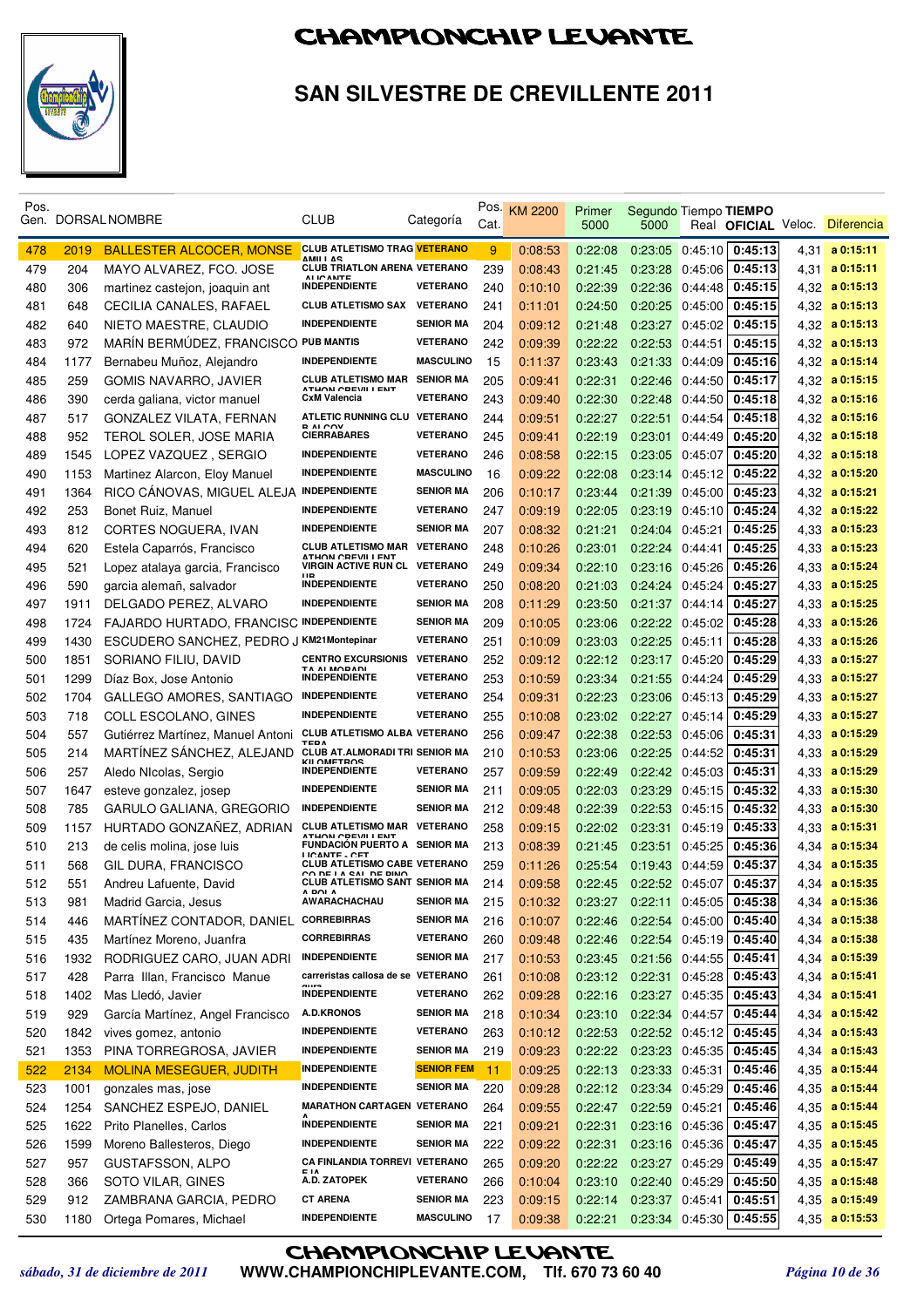# CHAMPIONCHIP LEVANTE

## SAN SILVESTRE DE CREVILLENTE 2011

| Pos. Gen. | DORSAL | NOMBRE | CLUB | Categoría | Pos. Cat. | KM 2200 | Primer 5000 | Segundo 5000 | Tiempo Real | TIEMPO OFICIAL | Veloc. | Diferencia |
|---|---|---|---|---|---|---|---|---|---|---|---|---|
| 478 | 2019 | BALLESTER ALCOCER, MONSE | CLUB ATLETISMO TRAG AMILLAS | VETERANO | 9 | 0:08:53 | 0:22:08 | 0:23:05 | 0:45:10 | 0:45:13 | 4,31 | a 0:15:11 |
| 479 | 204 | MAYO ALVAREZ, FCO. JOSE | CLUB TRIATLON ARENA ALICANTE | VETERANO | 239 | 0:08:43 | 0:21:45 | 0:23:28 | 0:45:06 | 0:45:13 | 4,31 | a 0:15:11 |
| 480 | 306 | martinez castejon, joaquin ant | INDEPENDIENTE | VETERANO | 240 | 0:10:10 | 0:22:39 | 0:22:36 | 0:44:48 | 0:45:15 | 4,32 | a 0:15:13 |
| 481 | 648 | CECILIA CANALES, RAFAEL | CLUB ATLETISMO SAX | VETERANO | 241 | 0:11:01 | 0:24:50 | 0:20:25 | 0:45:00 | 0:45:15 | 4,32 | a 0:15:13 |
| 482 | 640 | NIETO MAESTRE, CLAUDIO | INDEPENDIENTE | SENIOR MA | 204 | 0:09:12 | 0:21:48 | 0:23:27 | 0:45:02 | 0:45:15 | 4,32 | a 0:15:13 |
| 483 | 972 | MARÍN BERMÚDEZ, FRANCISCO | PUB MANTIS | VETERANO | 242 | 0:09:39 | 0:22:22 | 0:22:53 | 0:44:51 | 0:45:15 | 4,32 | a 0:15:13 |
| 484 | 1177 | Bernabeu Muñoz, Alejandro | INDEPENDIENTE | MASCULINO | 15 | 0:11:37 | 0:23:43 | 0:21:33 | 0:44:09 | 0:45:16 | 4,32 | a 0:15:14 |
| 485 | 259 | GOMIS NAVARRO, JAVIER | CLUB ATLETISMO MARATHON CREVILLENT | SENIOR MA | 205 | 0:09:41 | 0:22:31 | 0:22:46 | 0:44:50 | 0:45:17 | 4,32 | a 0:15:15 |
| 486 | 390 | cerda galiana, victor manuel | CxM Valencia | VETERANO | 243 | 0:09:40 | 0:22:30 | 0:22:48 | 0:44:50 | 0:45:18 | 4,32 | a 0:15:16 |
| 487 | 517 | GONZALEZ VILATA, FERNAN | ATLETIC RUNNING CLUB ALCOY | VETERANO | 244 | 0:09:51 | 0:22:27 | 0:22:51 | 0:44:54 | 0:45:18 | 4,32 | a 0:15:16 |
| 488 | 952 | TEROL SOLER, JOSE MARIA | CIERRABARES | VETERANO | 245 | 0:09:41 | 0:22:19 | 0:23:01 | 0:44:49 | 0:45:20 | 4,32 | a 0:15:18 |
| 489 | 1545 | LOPEZ VAZQUEZ , SERGIO | INDEPENDIENTE | VETERANO | 246 | 0:08:58 | 0:22:15 | 0:23:05 | 0:45:07 | 0:45:20 | 4,32 | a 0:15:18 |
| 490 | 1153 | Martinez Alarcon, Eloy Manuel | INDEPENDIENTE | MASCULINO | 16 | 0:09:22 | 0:22:08 | 0:23:14 | 0:45:12 | 0:45:22 | 4,32 | a 0:15:20 |
| 491 | 1364 | RICO CÁNOVAS, MIGUEL ALEJA | INDEPENDIENTE | SENIOR MA | 206 | 0:10:17 | 0:23:44 | 0:21:39 | 0:45:00 | 0:45:23 | 4,32 | a 0:15:21 |
| 492 | 253 | Bonet Ruiz, Manuel | INDEPENDIENTE | VETERANO | 247 | 0:09:19 | 0:22:05 | 0:23:19 | 0:45:10 | 0:45:24 | 4,32 | a 0:15:22 |
| 493 | 812 | CORTES NOGUERA, IVAN | INDEPENDIENTE | SENIOR MA | 207 | 0:08:32 | 0:21:21 | 0:24:04 | 0:45:21 | 0:45:25 | 4,33 | a 0:15:23 |
| 494 | 620 | Estela Caparrós, Francisco | CLUB ATLETISMO MARATHON CREVILLENT | VETERANO | 248 | 0:10:26 | 0:23:01 | 0:22:24 | 0:44:41 | 0:45:25 | 4,33 | a 0:15:23 |
| 495 | 521 | Lopez atalaya garcia, Francisco | VIRGIN ACTIVE RUN CLUB | VETERANO | 249 | 0:09:34 | 0:22:10 | 0:23:16 | 0:45:26 | 0:45:26 | 4,33 | a 0:15:24 |
| 496 | 590 | garcia alemañ, salvador | INDEPENDIENTE | VETERANO | 250 | 0:08:20 | 0:21:03 | 0:24:24 | 0:45:24 | 0:45:27 | 4,33 | a 0:15:25 |
| 497 | 1911 | DELGADO PEREZ, ALVARO | INDEPENDIENTE | SENIOR MA | 208 | 0:11:29 | 0:23:50 | 0:21:37 | 0:44:14 | 0:45:27 | 4,33 | a 0:15:25 |
| 498 | 1724 | FAJARDO HURTADO, FRANCISC | INDEPENDIENTE | SENIOR MA | 209 | 0:10:05 | 0:23:06 | 0:22:22 | 0:45:02 | 0:45:28 | 4,33 | a 0:15:26 |
| 499 | 1430 | ESCUDERO SANCHEZ, PEDRO J | KM21Montepinar | VETERANO | 251 | 0:10:09 | 0:23:03 | 0:22:25 | 0:45:11 | 0:45:28 | 4,33 | a 0:15:26 |
| 500 | 1851 | SORIANO FILIU, DAVID | CENTRO EXCURSIONISTA ALMORADI | VETERANO | 252 | 0:09:12 | 0:22:12 | 0:23:17 | 0:45:20 | 0:45:29 | 4,33 | a 0:15:27 |
| 501 | 1299 | Díaz Box, Jose Antonio | INDEPENDIENTE | VETERANO | 253 | 0:10:59 | 0:23:34 | 0:21:55 | 0:44:24 | 0:45:29 | 4,33 | a 0:15:27 |
| 502 | 1704 | GALLEGO AMORES, SANTIAGO | INDEPENDIENTE | VETERANO | 254 | 0:09:31 | 0:22:23 | 0:23:06 | 0:45:13 | 0:45:29 | 4,33 | a 0:15:27 |
| 503 | 718 | COLL ESCOLANO, GINES | INDEPENDIENTE | VETERANO | 255 | 0:10:08 | 0:23:02 | 0:22:27 | 0:45:14 | 0:45:29 | 4,33 | a 0:15:27 |
| 504 | 557 | Gutiérrez Martínez, Manuel Antoni | CLUB ATLETISMO ALBATERA | VETERANO | 256 | 0:09:47 | 0:22:38 | 0:22:53 | 0:45:06 | 0:45:31 | 4,33 | a 0:15:29 |
| 505 | 214 | MARTÍNEZ SÁNCHEZ, ALEJAND | CLUB AT.ALMORADI TRI KILOMETROS | SENIOR MA | 210 | 0:10:53 | 0:23:06 | 0:22:25 | 0:44:52 | 0:45:31 | 4,33 | a 0:15:29 |
| 506 | 257 | Aledo NIcolas, Sergio | INDEPENDIENTE | VETERANO | 257 | 0:09:59 | 0:22:49 | 0:22:42 | 0:45:03 | 0:45:31 | 4,33 | a 0:15:29 |
| 507 | 1647 | esteve gonzalez, josep | INDEPENDIENTE | SENIOR MA | 211 | 0:09:05 | 0:22:03 | 0:23:29 | 0:45:15 | 0:45:32 | 4,33 | a 0:15:30 |
| 508 | 785 | GARULO GALIANA, GREGORIO | INDEPENDIENTE | SENIOR MA | 212 | 0:09:48 | 0:22:39 | 0:22:53 | 0:45:15 | 0:45:32 | 4,33 | a 0:15:30 |
| 509 | 1157 | HURTADO GONZAÑEZ, ADRIAN | CLUB ATLETISMO MARATHON CREVILLENT | VETERANO | 258 | 0:09:15 | 0:22:02 | 0:23:31 | 0:45:19 | 0:45:33 | 4,33 | a 0:15:31 |
| 510 | 213 | de celis molina, jose luis | FUNDACIÓN PUERTO ALICANTE - CET | SENIOR MA | 213 | 0:08:39 | 0:21:45 | 0:23:51 | 0:45:25 | 0:45:36 | 4,34 | a 0:15:34 |
| 511 | 568 | GIL DURA, FRANCISCO | CLUB ATLETISMO CABECO DE LA SAL DE PINOSO | VETERANO | 259 | 0:11:26 | 0:25:54 | 0:19:43 | 0:44:59 | 0:45:37 | 4,34 | a 0:15:35 |
| 512 | 551 | Andreu Lafuente, David | CLUB ATLETISMO SANTA POLA | SENIOR MA | 214 | 0:09:58 | 0:22:45 | 0:22:52 | 0:45:07 | 0:45:37 | 4,34 | a 0:15:35 |
| 513 | 981 | Madrid Garcia, Jesus | AWARACHACHAU | SENIOR MA | 215 | 0:10:32 | 0:23:27 | 0:22:11 | 0:45:05 | 0:45:38 | 4,34 | a 0:15:36 |
| 514 | 446 | MARTÍNEZ CONTADOR, DANIEL | CORREBIRRAS | SENIOR MA | 216 | 0:10:07 | 0:22:46 | 0:22:54 | 0:45:00 | 0:45:40 | 4,34 | a 0:15:38 |
| 515 | 435 | Martínez Moreno, Juanfra | CORREBIRRAS | VETERANO | 260 | 0:09:48 | 0:22:46 | 0:22:54 | 0:45:19 | 0:45:40 | 4,34 | a 0:15:38 |
| 516 | 1932 | RODRIGUEZ CARO, JUAN ADRI | INDEPENDIENTE | SENIOR MA | 217 | 0:10:53 | 0:23:45 | 0:21:56 | 0:44:55 | 0:45:41 | 4,34 | a 0:15:39 |
| 517 | 428 | Parra Illan, Francisco Manue | carreristas callosa de segura | VETERANO | 261 | 0:10:08 | 0:23:12 | 0:22:31 | 0:45:28 | 0:45:43 | 4,34 | a 0:15:41 |
| 518 | 1402 | Mas Lledó, Javier | INDEPENDIENTE | VETERANO | 262 | 0:09:28 | 0:22:16 | 0:23:27 | 0:45:35 | 0:45:43 | 4,34 | a 0:15:41 |
| 519 | 929 | García Martínez, Angel Francisco | A.D.KRONOS | SENIOR MA | 218 | 0:10:34 | 0:23:10 | 0:22:34 | 0:44:57 | 0:45:44 | 4,34 | a 0:15:42 |
| 520 | 1842 | vives gomez, antonio | INDEPENDIENTE | VETERANO | 263 | 0:10:12 | 0:22:53 | 0:22:52 | 0:45:12 | 0:45:45 | 4,34 | a 0:15:43 |
| 521 | 1353 | PINA TORREGROSA, JAVIER | INDEPENDIENTE | SENIOR MA | 219 | 0:09:23 | 0:22:22 | 0:23:23 | 0:45:35 | 0:45:45 | 4,34 | a 0:15:43 |
| 522 | 2134 | MOLINA MESEGUER, JUDITH | INDEPENDIENTE | SENIOR FEM | 11 | 0:09:25 | 0:22:13 | 0:23:33 | 0:45:31 | 0:45:46 | 4,35 | a 0:15:44 |
| 523 | 1001 | gonzales mas, jose | INDEPENDIENTE | SENIOR MA | 220 | 0:09:28 | 0:22:12 | 0:23:34 | 0:45:29 | 0:45:46 | 4,35 | a 0:15:44 |
| 524 | 1254 | SANCHEZ ESPEJO, DANIEL | MARATHON CARTAGENA | VETERANO | 264 | 0:09:55 | 0:22:47 | 0:22:59 | 0:45:21 | 0:45:46 | 4,35 | a 0:15:44 |
| 525 | 1622 | Prito Planelles, Carlos | INDEPENDIENTE | SENIOR MA | 221 | 0:09:21 | 0:22:31 | 0:23:16 | 0:45:36 | 0:45:47 | 4,35 | a 0:15:45 |
| 526 | 1599 | Moreno Ballesteros, Diego | INDEPENDIENTE | SENIOR MA | 222 | 0:09:22 | 0:22:31 | 0:23:16 | 0:45:36 | 0:45:47 | 4,35 | a 0:15:45 |
| 527 | 957 | GUSTAFSSON, ALPO | CA FINLANDIA TORREVIEJA | VETERANO | 265 | 0:09:20 | 0:22:22 | 0:23:27 | 0:45:29 | 0:45:49 | 4,35 | a 0:15:47 |
| 528 | 366 | SOTO VILAR, GINES | A.D. ZATOPEK | VETERANO | 266 | 0:10:04 | 0:23:10 | 0:22:40 | 0:45:29 | 0:45:50 | 4,35 | a 0:15:48 |
| 529 | 912 | ZAMBRANA GARCIA, PEDRO | CT ARENA | SENIOR MA | 223 | 0:09:15 | 0:22:14 | 0:23:37 | 0:45:41 | 0:45:51 | 4,35 | a 0:15:49 |
| 530 | 1180 | Ortega Pomares, Michael | INDEPENDIENTE | MASCULINO | 17 | 0:09:38 | 0:22:21 | 0:23:34 | 0:45:30 | 0:45:55 | 4,35 | a 0:15:53 |

CHAMPIONCHIP LEVANTE

*sábado, 31 de diciembre de 2011* WWW.CHAMPIONCHIPLEVANTE.COM, Tlf. 670 73 60 40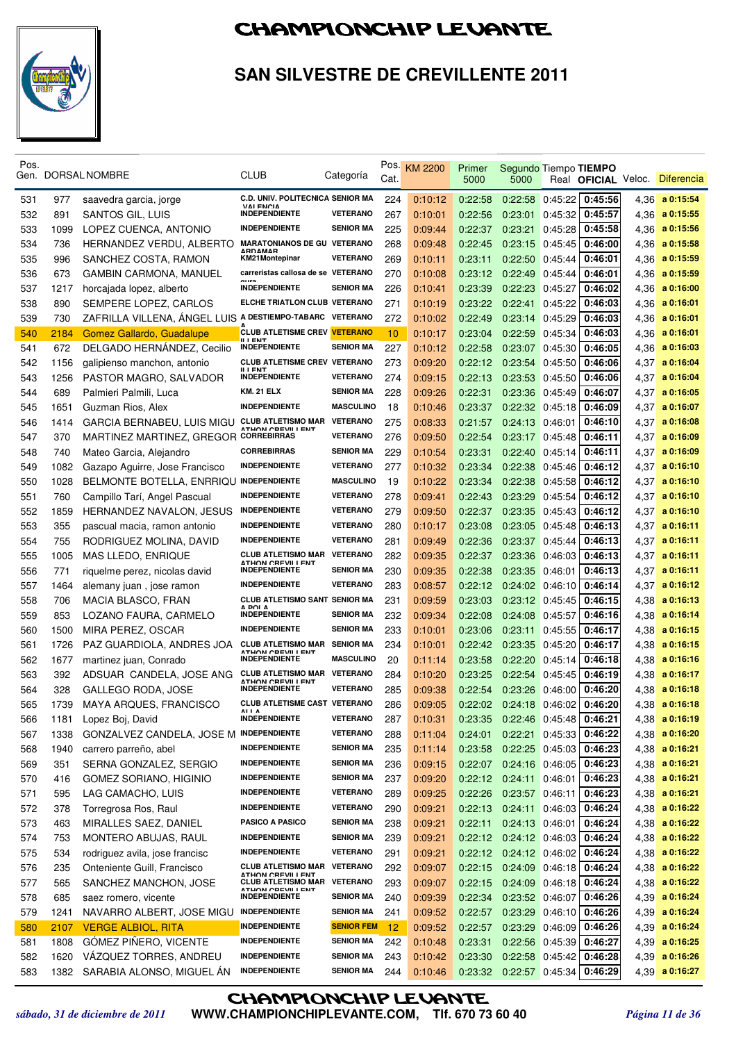# CHAMPIONCHIP LEVANTE

## SAN SILVESTRE DE CREVILLENTE 2011

| Pos. Gen. | DORSAL | NOMBRE | CLUB | Categoría | Pos. Cat. | KM 2200 | Primer 5000 | Segundo 5000 | Tiempo Real | TIEMPO OFICIAL | Veloc. | Diferencia |
|---|---|---|---|---|---|---|---|---|---|---|---|---|
| 531 | 977 | saavedra garcia, jorge | C.D. UNIV. POLITECNICA VALENCIA | SENIOR MA | 224 | 0:10:12 | 0:22:58 | 0:22:58 | 0:45:22 | 0:45:56 | 4,36 | a 0:15:54 |
| 532 | 891 | SANTOS GIL, LUIS | INDEPENDIENTE | VETERANO | 267 | 0:10:01 | 0:22:56 | 0:23:01 | 0:45:32 | 0:45:57 | 4,36 | a 0:15:55 |
| 533 | 1099 | LOPEZ CUENCA, ANTONIO | INDEPENDIENTE | SENIOR MA | 225 | 0:09:44 | 0:22:37 | 0:23:21 | 0:45:28 | 0:45:58 | 4,36 | a 0:15:56 |
| 534 | 736 | HERNANDEZ VERDU, ALBERTO | MARATONIANOS DE GUARDAMAR | VETERANO | 268 | 0:09:48 | 0:22:45 | 0:23:15 | 0:45:45 | 0:46:00 | 4,36 | a 0:15:58 |
| 535 | 996 | SANCHEZ COSTA, RAMON | KM21Montepinar | VETERANO | 269 | 0:10:11 | 0:23:11 | 0:22:50 | 0:45:44 | 0:46:01 | 4,36 | a 0:15:59 |
| 536 | 673 | GAMBIN CARMONA, MANUEL | carreristas callosa de se... | VETERANO | 270 | 0:10:08 | 0:23:12 | 0:22:49 | 0:45:44 | 0:46:01 | 4,36 | a 0:15:59 |
| 537 | 1217 | horcajada lopez, alberto | INDEPENDIENTE | SENIOR MA | 226 | 0:10:41 | 0:23:39 | 0:22:23 | 0:45:27 | 0:46:02 | 4,36 | a 0:16:00 |
| 538 | 890 | SEMPERE LOPEZ, CARLOS | ELCHE TRIATLON CLUB | VETERANO | 271 | 0:10:19 | 0:23:22 | 0:22:41 | 0:45:22 | 0:46:03 | 4,36 | a 0:16:01 |
| 539 | 730 | ZAFRILLA VILLENA, ÁNGEL LUIS | A DESTIEMPO-TABARCA | VETERANO | 272 | 0:10:02 | 0:22:49 | 0:23:14 | 0:45:29 | 0:46:03 | 4,36 | a 0:16:01 |
| 540 | 2184 | Gomez Gallardo, Guadalupe | CLUB ATLETISME CREVILLENT | VETERANO | 10 | 0:10:17 | 0:23:04 | 0:22:59 | 0:45:34 | 0:46:03 | 4,36 | a 0:16:01 |
| 541 | 672 | DELGADO HERNÁNDEZ, Cecilio | INDEPENDIENTE | SENIOR MA | 227 | 0:10:12 | 0:22:58 | 0:23:07 | 0:45:30 | 0:46:05 | 4,36 | a 0:16:03 |
| 542 | 1156 | galipienso manchon, antonio | CLUB ATLETISME CREVILLENT | VETERANO | 273 | 0:09:20 | 0:22:12 | 0:23:54 | 0:45:50 | 0:46:06 | 4,37 | a 0:16:04 |
| 543 | 1256 | PASTOR MAGRO, SALVADOR | INDEPENDIENTE | VETERANO | 274 | 0:09:15 | 0:22:13 | 0:23:53 | 0:45:50 | 0:46:06 | 4,37 | a 0:16:04 |
| 544 | 689 | Palmieri Palmili, Luca | KM. 21 ELX | SENIOR MA | 228 | 0:09:26 | 0:22:31 | 0:23:36 | 0:45:49 | 0:46:07 | 4,37 | a 0:16:05 |
| 545 | 1651 | Guzman Rios, Alex | INDEPENDIENTE | MASCULINO | 18 | 0:10:46 | 0:23:37 | 0:22:32 | 0:45:18 | 0:46:09 | 4,37 | a 0:16:07 |
| 546 | 1414 | GARCIA BERNABEU, LUIS MIGU | CLUB ATLETISMO MARATHON CREVILLENT | VETERANO | 275 | 0:08:33 | 0:21:57 | 0:24:13 | 0:46:01 | 0:46:10 | 4,37 | a 0:16:08 |
| 547 | 370 | MARTINEZ MARTINEZ, GREGOR | CORREBIRRAS | VETERANO | 276 | 0:09:50 | 0:22:54 | 0:23:17 | 0:45:48 | 0:46:11 | 4,37 | a 0:16:09 |
| 548 | 740 | Mateo Garcia, Alejandro | CORREBIRRAS | SENIOR MA | 229 | 0:10:54 | 0:23:31 | 0:22:40 | 0:45:14 | 0:46:11 | 4,37 | a 0:16:09 |
| 549 | 1082 | Gazapo Aguirre, Jose Francisco | INDEPENDIENTE | VETERANO | 277 | 0:10:32 | 0:23:34 | 0:22:38 | 0:45:46 | 0:46:12 | 4,37 | a 0:16:10 |
| 550 | 1028 | BELMONTE BOTELLA, ENRRIQU | INDEPENDIENTE | MASCULINO | 19 | 0:10:22 | 0:23:34 | 0:22:38 | 0:45:58 | 0:46:12 | 4,37 | a 0:16:10 |
| 551 | 760 | Campillo Tarí, Angel Pascual | INDEPENDIENTE | VETERANO | 278 | 0:09:41 | 0:22:43 | 0:23:29 | 0:45:54 | 0:46:12 | 4,37 | a 0:16:10 |
| 552 | 1859 | HERNANDEZ NAVALON, JESUS | INDEPENDIENTE | VETERANO | 279 | 0:09:50 | 0:22:37 | 0:23:35 | 0:45:43 | 0:46:12 | 4,37 | a 0:16:10 |
| 553 | 355 | pascual macia, ramon antonio | INDEPENDIENTE | VETERANO | 280 | 0:10:17 | 0:23:08 | 0:23:05 | 0:45:48 | 0:46:13 | 4,37 | a 0:16:11 |
| 554 | 755 | RODRIGUEZ MOLINA, DAVID | INDEPENDIENTE | VETERANO | 281 | 0:09:49 | 0:22:36 | 0:23:37 | 0:45:44 | 0:46:13 | 4,37 | a 0:16:11 |
| 555 | 1005 | MAS LLEDO, ENRIQUE | CLUB ATLETISMO MARATHON CREVILLENT | VETERANO | 282 | 0:09:35 | 0:22:37 | 0:23:36 | 0:46:03 | 0:46:13 | 4,37 | a 0:16:11 |
| 556 | 771 | riquelme perez, nicolas david | INDEPENDIENTE | SENIOR MA | 230 | 0:09:35 | 0:22:38 | 0:23:35 | 0:46:01 | 0:46:13 | 4,37 | a 0:16:11 |
| 557 | 1464 | alemany juan , jose ramon | INDEPENDIENTE | VETERANO | 283 | 0:08:57 | 0:22:12 | 0:24:02 | 0:46:10 | 0:46:14 | 4,37 | a 0:16:12 |
| 558 | 706 | MACIA BLASCO, FRAN | CLUB ATLETISMO SANTA POLA | SENIOR MA | 231 | 0:09:59 | 0:23:03 | 0:23:12 | 0:45:45 | 0:46:15 | 4,38 | a 0:16:13 |
| 559 | 853 | LOZANO FAURA, CARMELO | INDEPENDIENTE | SENIOR MA | 232 | 0:09:34 | 0:22:08 | 0:24:08 | 0:45:57 | 0:46:16 | 4,38 | a 0:16:14 |
| 560 | 1500 | MIRA PEREZ, OSCAR | INDEPENDIENTE | SENIOR MA | 233 | 0:10:01 | 0:23:06 | 0:23:11 | 0:45:55 | 0:46:17 | 4,38 | a 0:16:15 |
| 561 | 1726 | PAZ GUARDIOLA, ANDRES JOA | CLUB ATLETISMO MARATHON CREVILLENT | SENIOR MA | 234 | 0:10:01 | 0:22:42 | 0:23:35 | 0:45:20 | 0:46:17 | 4,38 | a 0:16:15 |
| 562 | 1677 | martinez juan, Conrado | INDEPENDIENTE | MASCULINO | 20 | 0:11:14 | 0:23:58 | 0:22:20 | 0:45:14 | 0:46:18 | 4,38 | a 0:16:16 |
| 563 | 392 | ADSUAR CANDELA, JOSE ANG | CLUB ATLETISMO MARATHON CREVILLENT | VETERANO | 284 | 0:10:20 | 0:23:25 | 0:22:54 | 0:45:45 | 0:46:19 | 4,38 | a 0:16:17 |
| 564 | 328 | GALLEGO RODA, JOSE | INDEPENDIENTE | VETERANO | 285 | 0:09:38 | 0:22:54 | 0:23:26 | 0:46:00 | 0:46:20 | 4,38 | a 0:16:18 |
| 565 | 1739 | MAYA ARQUES, FRANCISCO | CLUB ATLETISME CASTALLA | VETERANO | 286 | 0:09:05 | 0:22:02 | 0:24:18 | 0:46:02 | 0:46:20 | 4,38 | a 0:16:18 |
| 566 | 1181 | Lopez Boj, David | INDEPENDIENTE | VETERANO | 287 | 0:10:31 | 0:23:35 | 0:22:46 | 0:45:48 | 0:46:21 | 4,38 | a 0:16:19 |
| 567 | 1338 | GONZALVEZ CANDELA, JOSE M | INDEPENDIENTE | VETERANO | 288 | 0:11:04 | 0:24:01 | 0:22:21 | 0:45:33 | 0:46:22 | 4,38 | a 0:16:20 |
| 568 | 1940 | carrero parreño, abel | INDEPENDIENTE | SENIOR MA | 235 | 0:11:14 | 0:23:58 | 0:22:25 | 0:45:03 | 0:46:23 | 4,38 | a 0:16:21 |
| 569 | 351 | SERNA GONZALEZ, SERGIO | INDEPENDIENTE | SENIOR MA | 236 | 0:09:15 | 0:22:07 | 0:24:16 | 0:46:05 | 0:46:23 | 4,38 | a 0:16:21 |
| 570 | 416 | GOMEZ SORIANO, HIGINIO | INDEPENDIENTE | SENIOR MA | 237 | 0:09:20 | 0:22:12 | 0:24:11 | 0:46:01 | 0:46:23 | 4,38 | a 0:16:21 |
| 571 | 595 | LAG CAMACHO, LUIS | INDEPENDIENTE | VETERANO | 289 | 0:09:25 | 0:22:26 | 0:23:57 | 0:46:11 | 0:46:23 | 4,38 | a 0:16:21 |
| 572 | 378 | Torregrosa Ros, Raul | INDEPENDIENTE | VETERANO | 290 | 0:09:21 | 0:22:13 | 0:24:11 | 0:46:03 | 0:46:24 | 4,38 | a 0:16:22 |
| 573 | 463 | MIRALLES SAEZ, DANIEL | PASICO A PASICO | SENIOR MA | 238 | 0:09:21 | 0:22:11 | 0:24:13 | 0:46:01 | 0:46:24 | 4,38 | a 0:16:22 |
| 574 | 753 | MONTERO ABUJAS, RAUL | INDEPENDIENTE | SENIOR MA | 239 | 0:09:21 | 0:22:12 | 0:24:12 | 0:46:03 | 0:46:24 | 4,38 | a 0:16:22 |
| 575 | 534 | rodriguez avila, jose francisc | INDEPENDIENTE | VETERANO | 291 | 0:09:21 | 0:22:12 | 0:24:12 | 0:46:02 | 0:46:24 | 4,38 | a 0:16:22 |
| 576 | 235 | Onteniente Guill, Francisco | CLUB ATLETISMO MARATHON CREVILLENT | VETERANO | 292 | 0:09:07 | 0:22:15 | 0:24:09 | 0:46:18 | 0:46:24 | 4,38 | a 0:16:22 |
| 577 | 565 | SANCHEZ MANCHON, JOSE | CLUB ATLETISMO MARATHON CREVILLENT | VETERANO | 293 | 0:09:07 | 0:22:15 | 0:24:09 | 0:46:18 | 0:46:24 | 4,38 | a 0:16:22 |
| 578 | 685 | saez romero, vicente | INDEPENDIENTE | SENIOR MA | 240 | 0:09:39 | 0:22:34 | 0:23:52 | 0:46:07 | 0:46:26 | 4,39 | a 0:16:24 |
| 579 | 1241 | NAVARRO ALBERT, JOSE MIGU | INDEPENDIENTE | SENIOR MA | 241 | 0:09:52 | 0:22:57 | 0:23:29 | 0:46:10 | 0:46:26 | 4,39 | a 0:16:24 |
| 580 | 2107 | VERGE ALBIOL, RITA | INDEPENDIENTE | SENIOR FEM | 12 | 0:09:52 | 0:22:57 | 0:23:29 | 0:46:09 | 0:46:26 | 4,39 | a 0:16:24 |
| 581 | 1808 | GÓMEZ PIÑERO, VICENTE | INDEPENDIENTE | SENIOR MA | 242 | 0:10:48 | 0:23:31 | 0:22:56 | 0:45:39 | 0:46:27 | 4,39 | a 0:16:25 |
| 582 | 1620 | VÁZQUEZ TORRES, ANDREU | INDEPENDIENTE | SENIOR MA | 243 | 0:10:42 | 0:23:30 | 0:22:58 | 0:45:42 | 0:46:28 | 4,39 | a 0:16:26 |
| 583 | 1382 | SARABIA ALONSO, MIGUEL ÁN | INDEPENDIENTE | SENIOR MA | 244 | 0:10:46 | 0:23:32 | 0:22:57 | 0:45:34 | 0:46:29 | 4,39 | a 0:16:27 |

CHAMPIONCHIP LEVANTE

*sábado, 31 de diciembre de 2011* — WWW.CHAMPIONCHIPLEVANTE.COM, Tlf. 670 73 60 40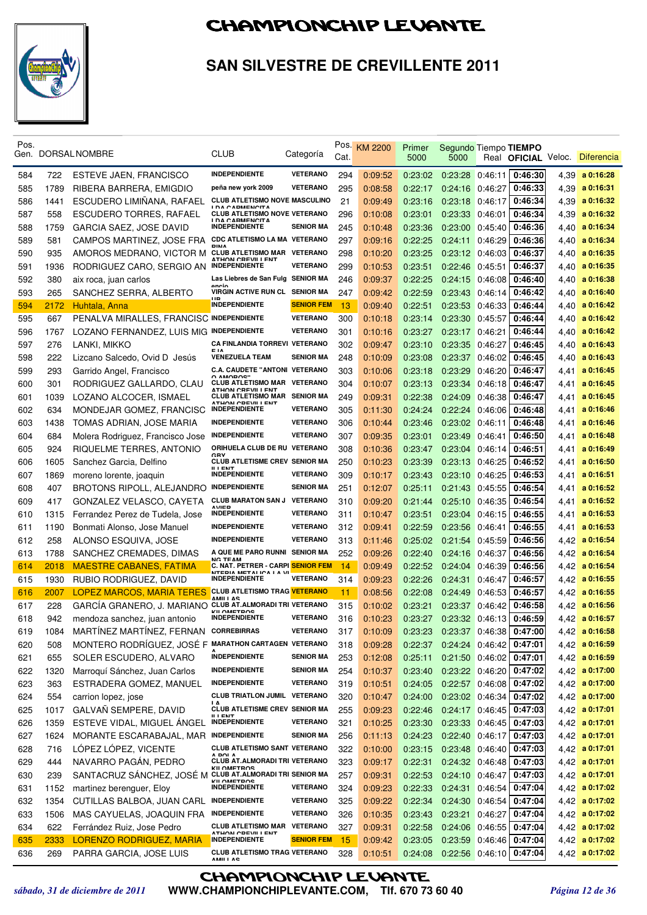# CHAMPIONCHIP LEVANTE

## SAN SILVESTRE DE CREVILLENTE 2011

| Pos. Gen. | DORSAL | NOMBRE | CLUB | Categoría | Pos. Cat. | KM 2200 | Primer 5000 | Segundo 5000 | Tiempo Real | TIEMPO OFICIAL | Veloc. | Diferencia |
|---|---|---|---|---|---|---|---|---|---|---|---|---|
| 584 | 722 | ESTEVE JAEN, FRANCISCO | INDEPENDIENTE | VETERANO | 294 | 0:09:52 | 0:23:02 | 0:23:28 | 0:46:11 | 0:46:30 | 4,39 | a 0:16:28 |
| 585 | 1789 | RIBERA BARRERA, EMIGDIO | peña new york 2009 | VETERANO | 295 | 0:08:58 | 0:22:17 | 0:24:16 | 0:46:27 | 0:46:33 | 4,39 | a 0:16:31 |
| 586 | 1441 | ESCUDERO LIMIÑANA, RAFAEL | CLUB ATLETISMO NOVE LDA CARMENCITA | MASCULINO | 21 | 0:09:49 | 0:23:16 | 0:23:18 | 0:46:17 | 0:46:34 | 4,39 | a 0:16:32 |
| 587 | 558 | ESCUDERO TORRES, RAFAEL | CLUB ATLETISMO NOVE LDA CARMENCITA | VETERANO | 296 | 0:10:08 | 0:23:01 | 0:23:33 | 0:46:01 | 0:46:34 | 4,39 | a 0:16:32 |
| 588 | 1759 | GARCIA SAEZ, JOSE DAVID | INDEPENDIENTE | SENIOR MA | 245 | 0:10:48 | 0:23:36 | 0:23:00 | 0:45:40 | 0:46:36 | 4,40 | a 0:16:34 |
| 589 | 581 | CAMPOS MARTINEZ, JOSE FRA | CDC ATLETISMO LA MA RINA | VETERANO | 297 | 0:09:16 | 0:22:25 | 0:24:11 | 0:46:29 | 0:46:36 | 4,40 | a 0:16:34 |
| 590 | 935 | AMOROS MEDRANO, VICTOR M | CLUB ATLETISMO MAR ATHON CREVILLENT | VETERANO | 298 | 0:10:20 | 0:23:25 | 0:23:12 | 0:46:03 | 0:46:37 | 4,40 | a 0:16:35 |
| 591 | 1936 | RODRIGUEZ CARO, SERGIO AN | INDEPENDIENTE | VETERANO | 299 | 0:10:53 | 0:23:51 | 0:22:46 | 0:45:51 | 0:46:37 | 4,40 | a 0:16:35 |
| 592 | 380 | aix roca, juan carlos | Las Liebres de San Fulg encio | SENIOR MA | 246 | 0:09:37 | 0:22:25 | 0:24:15 | 0:46:08 | 0:46:40 | 4,40 | a 0:16:38 |
| 593 | 265 | SANCHEZ SERRA, ALBERTO | VIRGIN ACTIVE RUN CL UB | SENIOR MA | 247 | 0:09:42 | 0:22:59 | 0:23:43 | 0:46:14 | 0:46:42 | 4,40 | a 0:16:40 |
| 594 | 2172 | Huhtala, Anna | INDEPENDIENTE | SENIOR FEM | 13 | 0:09:40 | 0:22:51 | 0:23:53 | 0:46:33 | 0:46:44 | 4,40 | a 0:16:42 |
| 595 | 667 | PENALVA MIRALLES, FRANCISC | INDEPENDIENTE | VETERANO | 300 | 0:10:18 | 0:23:14 | 0:23:30 | 0:45:57 | 0:46:44 | 4,40 | a 0:16:42 |
| 596 | 1767 | LOZANO FERNANDEZ, LUIS MIG | INDEPENDIENTE | VETERANO | 301 | 0:10:16 | 0:23:27 | 0:23:17 | 0:46:21 | 0:46:44 | 4,40 | a 0:16:42 |
| 597 | 276 | LANKI, MIKKO | CA FINLANDIA TORREVI EJA | VETERANO | 302 | 0:09:47 | 0:23:10 | 0:23:35 | 0:46:27 | 0:46:45 | 4,40 | a 0:16:43 |
| 598 | 222 | Lizcano Salcedo, Ovid D Jesús | VENEZUELA TEAM | SENIOR MA | 248 | 0:10:09 | 0:23:08 | 0:23:37 | 0:46:02 | 0:46:45 | 4,40 | a 0:16:43 |
| 599 | 293 | Garrido Angel, Francisco | C.A. CAUDETE "ANTONI O AMOROS" | VETERANO | 303 | 0:10:06 | 0:23:18 | 0:23:29 | 0:46:20 | 0:46:47 | 4,41 | a 0:16:45 |
| 600 | 301 | RODRIGUEZ GALLARDO, CLAU | CLUB ATLETISMO MAR ATHON CREVILLENT | VETERANO | 304 | 0:10:07 | 0:23:13 | 0:23:34 | 0:46:18 | 0:46:47 | 4,41 | a 0:16:45 |
| 601 | 1039 | LOZANO ALCOCER, ISMAEL | CLUB ATLETISMO MAR ATHON CREVILLENT | SENIOR MA | 249 | 0:09:31 | 0:22:38 | 0:24:09 | 0:46:38 | 0:46:47 | 4,41 | a 0:16:45 |
| 602 | 634 | MONDEJAR GOMEZ, FRANCISC | INDEPENDIENTE | VETERANO | 305 | 0:11:30 | 0:24:24 | 0:22:24 | 0:46:06 | 0:46:48 | 4,41 | a 0:16:46 |
| 603 | 1438 | TOMAS ADRIAN, JOSE MARIA | INDEPENDIENTE | VETERANO | 306 | 0:10:44 | 0:23:46 | 0:23:02 | 0:46:11 | 0:46:48 | 4,41 | a 0:16:46 |
| 604 | 684 | Molera Rodriguez, Francisco Jose | INDEPENDIENTE | VETERANO | 307 | 0:09:35 | 0:23:01 | 0:23:49 | 0:46:41 | 0:46:50 | 4,41 | a 0:16:48 |
| 605 | 924 | RIQUELME TERRES, ANTONIO | ORIHUELA CLUB DE RU GBY | VETERANO | 308 | 0:10:36 | 0:23:47 | 0:23:04 | 0:46:14 | 0:46:51 | 4,41 | a 0:16:49 |
| 606 | 1605 | Sanchez Garcia, Delfino | CLUB ATLETISME CREV ILLENT | SENIOR MA | 250 | 0:10:23 | 0:23:39 | 0:23:13 | 0:46:25 | 0:46:52 | 4,41 | a 0:16:50 |
| 607 | 1869 | moreno lorente, joaquin | INDEPENDIENTE | VETERANO | 309 | 0:10:17 | 0:23:43 | 0:23:10 | 0:46:25 | 0:46:53 | 4,41 | a 0:16:51 |
| 608 | 407 | BROTONS RIPOLL, ALEJANDRO | INDEPENDIENTE | SENIOR MA | 251 | 0:12:07 | 0:25:11 | 0:21:43 | 0:45:55 | 0:46:54 | 4,41 | a 0:16:52 |
| 609 | 417 | GONZALEZ VELASCO, CAYETA | CLUB MARATON SAN J AVIER | VETERANO | 310 | 0:09:20 | 0:21:44 | 0:25:10 | 0:46:35 | 0:46:54 | 4,41 | a 0:16:52 |
| 610 | 1315 | Ferrandez Perez de Tudela, Jose | INDEPENDIENTE | VETERANO | 311 | 0:10:47 | 0:23:51 | 0:23:04 | 0:46:15 | 0:46:55 | 4,41 | a 0:16:53 |
| 611 | 1190 | Bonmati Alonso, Jose Manuel | INDEPENDIENTE | VETERANO | 312 | 0:09:41 | 0:22:59 | 0:23:56 | 0:46:41 | 0:46:55 | 4,41 | a 0:16:53 |
| 612 | 258 | ALONSO ESQUIVA, JOSE | INDEPENDIENTE | VETERANO | 313 | 0:11:46 | 0:25:02 | 0:21:54 | 0:45:59 | 0:46:56 | 4,42 | a 0:16:54 |
| 613 | 1788 | SANCHEZ CREMADES, DIMAS | A QUE ME PARO RUNNI NG TEAM | SENIOR MA | 252 | 0:09:26 | 0:22:40 | 0:24:16 | 0:46:37 | 0:46:56 | 4,42 | a 0:16:54 |
| 614 | 2018 | MAESTRE CABANES, FATIMA | C. NAT. PETRER - CARPI NTERIA METALICA LA VI | SENIOR FEM | 14 | 0:09:49 | 0:22:52 | 0:24:04 | 0:46:39 | 0:46:56 | 4,42 | a 0:16:54 |
| 615 | 1930 | RUBIO RODRIGUEZ, DAVID | INDEPENDIENTE | VETERANO | 314 | 0:09:23 | 0:22:26 | 0:24:31 | 0:46:47 | 0:46:57 | 4,42 | a 0:16:55 |
| 616 | 2007 | LOPEZ MARCOS, MARIA TERES | CLUB ATLETISMO TRAG AMULAS | VETERANO | 11 | 0:08:56 | 0:22:08 | 0:24:49 | 0:46:53 | 0:46:57 | 4,42 | a 0:16:55 |
| 617 | 228 | GARCÍA GRANERO, J. MARIANO | CLUB AT.ALMORADI TRI KILOMETROS | VETERANO | 315 | 0:10:02 | 0:23:21 | 0:23:37 | 0:46:42 | 0:46:58 | 4,42 | a 0:16:56 |
| 618 | 942 | mendoza sanchez, juan antonio | INDEPENDIENTE | VETERANO | 316 | 0:10:23 | 0:23:27 | 0:23:32 | 0:46:13 | 0:46:59 | 4,42 | a 0:16:57 |
| 619 | 1084 | MARTÍNEZ MARTÍNEZ, FERNAN | CORREBIRRAS | VETERANO | 317 | 0:10:09 | 0:23:23 | 0:23:37 | 0:46:38 | 0:47:00 | 4,42 | a 0:16:58 |
| 620 | 508 | MONTERO RODRÍGUEZ, JOSÉ F | MARATHON CARTAGEN A | VETERANO | 318 | 0:09:28 | 0:22:37 | 0:24:24 | 0:46:42 | 0:47:01 | 4,42 | a 0:16:59 |
| 621 | 655 | SOLER ESCUDERO, ALVARO | INDEPENDIENTE | SENIOR MA | 253 | 0:12:08 | 0:25:11 | 0:21:50 | 0:46:02 | 0:47:01 | 4,42 | a 0:16:59 |
| 622 | 1320 | Marroquí Sánchez, Juan Carlos | INDEPENDIENTE | SENIOR MA | 254 | 0:10:37 | 0:23:40 | 0:23:22 | 0:46:20 | 0:47:02 | 4,42 | a 0:17:00 |
| 623 | 363 | ESTRADERA GOMEZ, MANUEL | INDEPENDIENTE | VETERANO | 319 | 0:10:51 | 0:24:05 | 0:22:57 | 0:46:08 | 0:47:02 | 4,42 | a 0:17:00 |
| 624 | 554 | carrion lopez, jose | CLUB TRIATLON JUMIL LA | VETERANO | 320 | 0:10:47 | 0:24:00 | 0:23:02 | 0:46:34 | 0:47:02 | 4,42 | a 0:17:00 |
| 625 | 1017 | GALVAÑ SEMPERE, DAVID | CLUB ATLETISME CREV ILLENT | SENIOR MA | 255 | 0:09:23 | 0:22:46 | 0:24:17 | 0:46:45 | 0:47:03 | 4,42 | a 0:17:01 |
| 626 | 1359 | ESTEVE VIDAL, MIGUEL ÁNGEL | INDEPENDIENTE | VETERANO | 321 | 0:10:25 | 0:23:30 | 0:23:33 | 0:46:45 | 0:47:03 | 4,42 | a 0:17:01 |
| 627 | 1624 | MORANTE ESCARABAJAL, MAR | INDEPENDIENTE | SENIOR MA | 256 | 0:11:13 | 0:24:23 | 0:22:40 | 0:46:17 | 0:47:03 | 4,42 | a 0:17:01 |
| 628 | 716 | LÓPEZ LÓPEZ, VICENTE | CLUB ATLETISMO SANT A POLA | VETERANO | 322 | 0:10:00 | 0:23:15 | 0:23:48 | 0:46:40 | 0:47:03 | 4,42 | a 0:17:01 |
| 629 | 444 | NAVARRO PAGÁN, PEDRO | CLUB AT.ALMORADI TRI KILOMETROS | VETERANO | 323 | 0:09:17 | 0:22:31 | 0:24:32 | 0:46:48 | 0:47:03 | 4,42 | a 0:17:01 |
| 630 | 239 | SANTACRUZ SÁNCHEZ, JOSÉ M | CLUB AT.ALMORADI TRI KILOMETROS | SENIOR MA | 257 | 0:09:31 | 0:22:53 | 0:24:10 | 0:46:47 | 0:47:03 | 4,42 | a 0:17:01 |
| 631 | 1152 | martinez berenguer, Eloy | INDEPENDIENTE | VETERANO | 324 | 0:09:23 | 0:22:33 | 0:24:31 | 0:46:54 | 0:47:04 | 4,42 | a 0:17:02 |
| 632 | 1354 | CUTILLAS BALBOA, JUAN CARL | INDEPENDIENTE | VETERANO | 325 | 0:09:22 | 0:22:34 | 0:24:30 | 0:46:54 | 0:47:04 | 4,42 | a 0:17:02 |
| 633 | 1506 | MAS CAYUELAS, JOAQUIN FRA | INDEPENDIENTE | VETERANO | 326 | 0:10:35 | 0:23:43 | 0:23:21 | 0:46:27 | 0:47:04 | 4,42 | a 0:17:02 |
| 634 | 622 | Ferrández Ruiz, Jose Pedro | CLUB ATLETISMO MAR ATHON CREVILLENT | VETERANO | 327 | 0:09:31 | 0:22:58 | 0:24:06 | 0:46:55 | 0:47:04 | 4,42 | a 0:17:02 |
| 635 | 2333 | LORENZO RODRIGUEZ, MARIA | INDEPENDIENTE | SENIOR FEM | 15 | 0:09:42 | 0:23:05 | 0:23:59 | 0:46:46 | 0:47:04 | 4,42 | a 0:17:02 |
| 636 | 269 | PARRA GARCIA, JOSE LUIS | CLUB ATLETISMO TRAG AMULAS | VETERANO | 328 | 0:10:51 | 0:24:08 | 0:22:56 | 0:46:10 | 0:47:04 | 4,42 | a 0:17:02 |

CHAMPIONCHIP LEVANTE

*sábado, 31 de diciembre de 2011* WWW.CHAMPIONCHIPLEVANTE.COM, Tlf. 670 73 60 40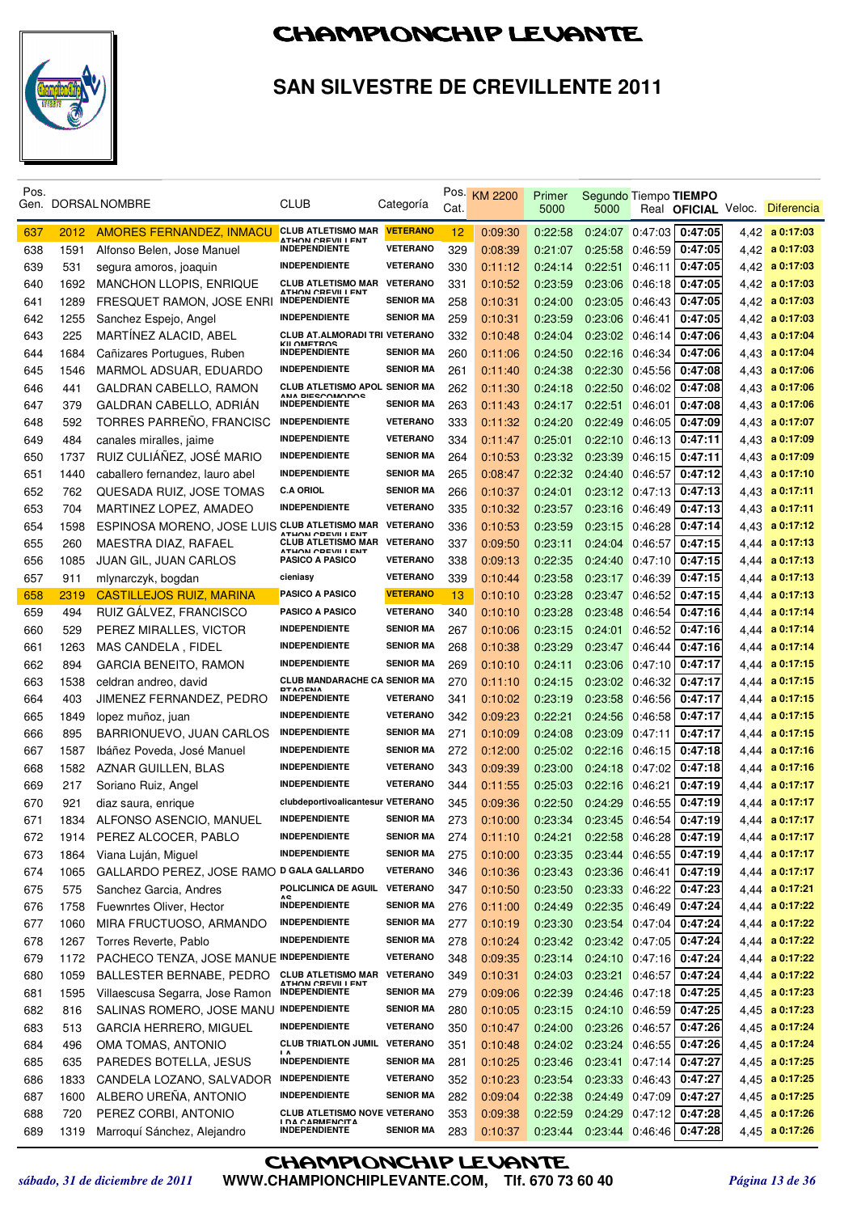# CHAMPIONCHIP LEVANTE

## SAN SILVESTRE DE CREVILLENTE 2011

| Pos. Gen. | DORSAL | NOMBRE | CLUB | Categoría | Pos. Cat. | KM 2200 | Primer 5000 | Segundo 5000 | Tiempo Real | TIEMPO OFICIAL | Veloc. | Diferencia |
|---|---|---|---|---|---|---|---|---|---|---|---|---|
| 637 | 2012 | AMORES FERNANDEZ, INMACU | CLUB ATLETISMO MARATHON CREVILLENT | VETERANO | 12 | 0:09:30 | 0:22:58 | 0:24:07 | 0:47:03 | 0:47:05 | 4,42 | a 0:17:03 |
| 638 | 1591 | Alfonso Belen, Jose Manuel | INDEPENDIENTE | VETERANO | 329 | 0:08:39 | 0:21:07 | 0:25:58 | 0:46:59 | 0:47:05 | 4,42 | a 0:17:03 |
| 639 | 531 | segura amoros, joaquin | INDEPENDIENTE | VETERANO | 330 | 0:11:12 | 0:24:14 | 0:22:51 | 0:46:11 | 0:47:05 | 4,42 | a 0:17:03 |
| 640 | 1692 | MANCHON LLOPIS, ENRIQUE | CLUB ATLETISMO MARATHON CREVILLENT | VETERANO | 331 | 0:10:52 | 0:23:59 | 0:23:06 | 0:46:18 | 0:47:05 | 4,42 | a 0:17:03 |
| 641 | 1289 | FRESQUET RAMON, JOSE ENRI | INDEPENDIENTE | SENIOR MA | 258 | 0:10:31 | 0:24:00 | 0:23:05 | 0:46:43 | 0:47:05 | 4,42 | a 0:17:03 |
| 642 | 1255 | Sanchez Espejo, Angel | INDEPENDIENTE | SENIOR MA | 259 | 0:10:31 | 0:23:59 | 0:23:06 | 0:46:41 | 0:47:05 | 4,42 | a 0:17:03 |
| 643 | 225 | MARTÍNEZ ALACID, ABEL | CLUB AT.ALMORADI TRIKILOMETROS | VETERANO | 332 | 0:10:48 | 0:24:04 | 0:23:02 | 0:46:14 | 0:47:06 | 4,43 | a 0:17:04 |
| 644 | 1684 | Cañizares Portugues, Ruben | INDEPENDIENTE | SENIOR MA | 260 | 0:11:06 | 0:24:50 | 0:22:16 | 0:46:34 | 0:47:06 | 4,43 | a 0:17:04 |
| 645 | 1546 | MARMOL ADSUAR, EDUARDO | INDEPENDIENTE | SENIOR MA | 261 | 0:11:40 | 0:24:38 | 0:22:30 | 0:45:56 | 0:47:08 | 4,43 | a 0:17:06 |
| 646 | 441 | GALDRAN CABELLO, RAMON | CLUB ATLETISMO APOLANA DIESCOMODOS | SENIOR MA | 262 | 0:11:30 | 0:24:18 | 0:22:50 | 0:46:02 | 0:47:08 | 4,43 | a 0:17:06 |
| 647 | 379 | GALDRAN CABELLO, ADRIÁN | INDEPENDIENTE | SENIOR MA | 263 | 0:11:43 | 0:24:17 | 0:22:51 | 0:46:01 | 0:47:08 | 4,43 | a 0:17:06 |
| 648 | 592 | TORRES PARREÑO, FRANCISC | INDEPENDIENTE | VETERANO | 333 | 0:11:32 | 0:24:20 | 0:22:49 | 0:46:05 | 0:47:09 | 4,43 | a 0:17:07 |
| 649 | 484 | canales miralles, jaime | INDEPENDIENTE | VETERANO | 334 | 0:11:47 | 0:25:01 | 0:22:10 | 0:46:13 | 0:47:11 | 4,43 | a 0:17:09 |
| 650 | 1737 | RUIZ CULIÁÑEZ, JOSÉ MARIO | INDEPENDIENTE | SENIOR MA | 264 | 0:10:53 | 0:23:32 | 0:23:39 | 0:46:15 | 0:47:11 | 4,43 | a 0:17:09 |
| 651 | 1440 | caballero fernandez, lauro abel | INDEPENDIENTE | SENIOR MA | 265 | 0:08:47 | 0:22:32 | 0:24:40 | 0:46:57 | 0:47:12 | 4,43 | a 0:17:10 |
| 652 | 762 | QUESADA RUIZ, JOSE TOMAS | C.A ORIOL | SENIOR MA | 266 | 0:10:37 | 0:24:01 | 0:23:12 | 0:47:13 | 0:47:13 | 4,43 | a 0:17:11 |
| 653 | 704 | MARTINEZ LOPEZ, AMADEO | INDEPENDIENTE | VETERANO | 335 | 0:10:32 | 0:23:57 | 0:23:16 | 0:46:49 | 0:47:13 | 4,43 | a 0:17:11 |
| 654 | 1598 | ESPINOSA MORENO, JOSE LUIS | CLUB ATLETISMO MARATHON CREVILLENT | VETERANO | 336 | 0:10:53 | 0:23:59 | 0:23:15 | 0:46:28 | 0:47:14 | 4,43 | a 0:17:12 |
| 655 | 260 | MAESTRA DIAZ, RAFAEL | CLUB ATLETISMO MARATHON CREVILLENT | VETERANO | 337 | 0:09:50 | 0:23:11 | 0:24:04 | 0:46:57 | 0:47:15 | 4,44 | a 0:17:13 |
| 656 | 1085 | JUAN GIL, JUAN CARLOS | PASICO A PASICO | VETERANO | 338 | 0:09:13 | 0:22:35 | 0:24:40 | 0:47:10 | 0:47:15 | 4,44 | a 0:17:13 |
| 657 | 911 | mlynarczyk, bogdan | cieniasy | VETERANO | 339 | 0:10:44 | 0:23:58 | 0:23:17 | 0:46:39 | 0:47:15 | 4,44 | a 0:17:13 |
| 658 | 2319 | CASTILLEJOS RUIZ, MARINA | PASICO A PASICO | VETERANO | 13 | 0:10:10 | 0:23:28 | 0:23:47 | 0:46:52 | 0:47:15 | 4,44 | a 0:17:13 |
| 659 | 494 | RUIZ GÁLVEZ, FRANCISCO | PASICO A PASICO | VETERANO | 340 | 0:10:10 | 0:23:28 | 0:23:48 | 0:46:54 | 0:47:16 | 4,44 | a 0:17:14 |
| 660 | 529 | PEREZ MIRALLES, VICTOR | INDEPENDIENTE | SENIOR MA | 267 | 0:10:06 | 0:23:15 | 0:24:01 | 0:46:52 | 0:47:16 | 4,44 | a 0:17:14 |
| 661 | 1263 | MAS CANDELA , FIDEL | INDEPENDIENTE | SENIOR MA | 268 | 0:10:38 | 0:23:29 | 0:23:47 | 0:46:44 | 0:47:16 | 4,44 | a 0:17:14 |
| 662 | 894 | GARCIA BENEITO, RAMON | INDEPENDIENTE | SENIOR MA | 269 | 0:10:10 | 0:24:11 | 0:23:06 | 0:47:10 | 0:47:17 | 4,44 | a 0:17:15 |
| 663 | 1538 | celdran andreo, david | CLUB MANDARACHE CARTAGENA | SENIOR MA | 270 | 0:11:10 | 0:24:15 | 0:23:02 | 0:46:32 | 0:47:17 | 4,44 | a 0:17:15 |
| 664 | 403 | JIMENEZ FERNANDEZ, PEDRO | INDEPENDIENTE | VETERANO | 341 | 0:10:02 | 0:23:19 | 0:23:58 | 0:46:56 | 0:47:17 | 4,44 | a 0:17:15 |
| 665 | 1849 | lopez muñoz, juan | INDEPENDIENTE | VETERANO | 342 | 0:09:23 | 0:22:21 | 0:24:56 | 0:46:58 | 0:47:17 | 4,44 | a 0:17:15 |
| 666 | 895 | BARRIONUEVO, JUAN CARLOS | INDEPENDIENTE | SENIOR MA | 271 | 0:10:09 | 0:24:08 | 0:23:09 | 0:47:11 | 0:47:17 | 4,44 | a 0:17:15 |
| 667 | 1587 | Ibáñez Poveda, José Manuel | INDEPENDIENTE | SENIOR MA | 272 | 0:12:00 | 0:25:02 | 0:22:16 | 0:46:15 | 0:47:18 | 4,44 | a 0:17:16 |
| 668 | 1582 | AZNAR GUILLEN, BLAS | INDEPENDIENTE | VETERANO | 343 | 0:09:39 | 0:23:00 | 0:24:18 | 0:47:02 | 0:47:18 | 4,44 | a 0:17:16 |
| 669 | 217 | Soriano Ruiz, Angel | INDEPENDIENTE | VETERANO | 344 | 0:11:55 | 0:25:03 | 0:22:16 | 0:46:21 | 0:47:19 | 4,44 | a 0:17:17 |
| 670 | 921 | diaz saura, enrique | clubdeportivoalicantesur | VETERANO | 345 | 0:09:36 | 0:22:50 | 0:24:29 | 0:46:55 | 0:47:19 | 4,44 | a 0:17:17 |
| 671 | 1834 | ALFONSO ASENCIO, MANUEL | INDEPENDIENTE | SENIOR MA | 273 | 0:10:00 | 0:23:34 | 0:23:45 | 0:46:54 | 0:47:19 | 4,44 | a 0:17:17 |
| 672 | 1914 | PEREZ ALCOCER, PABLO | INDEPENDIENTE | SENIOR MA | 274 | 0:11:10 | 0:24:21 | 0:22:58 | 0:46:28 | 0:47:19 | 4,44 | a 0:17:17 |
| 673 | 1864 | Viana Luján, Miguel | INDEPENDIENTE | SENIOR MA | 275 | 0:10:00 | 0:23:35 | 0:23:44 | 0:46:55 | 0:47:19 | 4,44 | a 0:17:17 |
| 674 | 1065 | GALLARDO PEREZ, JOSE RAMO | D GALA GALLARDO | VETERANO | 346 | 0:10:36 | 0:23:43 | 0:23:36 | 0:46:41 | 0:47:19 | 4,44 | a 0:17:17 |
| 675 | 575 | Sanchez Garcia, Andres | POLICLINICA DE AGUILAS | VETERANO | 347 | 0:10:50 | 0:23:50 | 0:23:33 | 0:46:22 | 0:47:23 | 4,44 | a 0:17:21 |
| 676 | 1758 | Fuewnrtes Oliver, Hector | INDEPENDIENTE | SENIOR MA | 276 | 0:11:00 | 0:24:49 | 0:22:35 | 0:46:49 | 0:47:24 | 4,44 | a 0:17:22 |
| 677 | 1060 | MIRA FRUCTUOSO, ARMANDO | INDEPENDIENTE | SENIOR MA | 277 | 0:10:19 | 0:23:30 | 0:23:54 | 0:47:04 | 0:47:24 | 4,44 | a 0:17:22 |
| 678 | 1267 | Torres Reverte, Pablo | INDEPENDIENTE | SENIOR MA | 278 | 0:10:24 | 0:23:42 | 0:23:42 | 0:47:05 | 0:47:24 | 4,44 | a 0:17:22 |
| 679 | 1172 | PACHECO TENZA, JOSE MANUE | INDEPENDIENTE | VETERANO | 348 | 0:09:35 | 0:23:14 | 0:24:10 | 0:47:16 | 0:47:24 | 4,44 | a 0:17:22 |
| 680 | 1059 | BALLESTER BERNABE, PEDRO | CLUB ATLETISMO MARATHON CREVILLENT | VETERANO | 349 | 0:10:31 | 0:24:03 | 0:23:21 | 0:46:57 | 0:47:24 | 4,44 | a 0:17:22 |
| 681 | 1595 | Villaescusa Segarra, Jose Ramon | INDEPENDIENTE | SENIOR MA | 279 | 0:09:06 | 0:22:39 | 0:24:46 | 0:47:18 | 0:47:25 | 4,45 | a 0:17:23 |
| 682 | 816 | SALINAS ROMERO, JOSE MANU | INDEPENDIENTE | SENIOR MA | 280 | 0:10:05 | 0:23:15 | 0:24:10 | 0:46:59 | 0:47:25 | 4,45 | a 0:17:23 |
| 683 | 513 | GARCIA HERRERO, MIGUEL | INDEPENDIENTE | VETERANO | 350 | 0:10:47 | 0:24:00 | 0:23:26 | 0:46:57 | 0:47:26 | 4,45 | a 0:17:24 |
| 684 | 496 | OMA TOMAS, ANTONIO | CLUB TRIATLON JUMILLA | VETERANO | 351 | 0:10:48 | 0:24:02 | 0:23:24 | 0:46:55 | 0:47:26 | 4,45 | a 0:17:24 |
| 685 | 635 | PAREDES BOTELLA, JESUS | INDEPENDIENTE | SENIOR MA | 281 | 0:10:25 | 0:23:46 | 0:23:41 | 0:47:14 | 0:47:27 | 4,45 | a 0:17:25 |
| 686 | 1833 | CANDELA LOZANO, SALVADOR | INDEPENDIENTE | VETERANO | 352 | 0:10:23 | 0:23:54 | 0:23:33 | 0:46:43 | 0:47:27 | 4,45 | a 0:17:25 |
| 687 | 1600 | ALBERO UREÑA, ANTONIO | INDEPENDIENTE | SENIOR MA | 282 | 0:09:04 | 0:22:38 | 0:24:49 | 0:47:09 | 0:47:27 | 4,45 | a 0:17:25 |
| 688 | 720 | PEREZ CORBI, ANTONIO | CLUB ATLETISMO NOVELDA CARMENCITA | VETERANO | 353 | 0:09:38 | 0:22:59 | 0:24:29 | 0:47:12 | 0:47:28 | 4,45 | a 0:17:26 |
| 689 | 1319 | Marroquí Sánchez, Alejandro | INDEPENDIENTE | SENIOR MA | 283 | 0:10:37 | 0:23:44 | 0:23:44 | 0:46:46 | 0:47:28 | 4,45 | a 0:17:26 |

*sábado, 31 de diciembre de 2011* WWW.CHAMPIONCHIPLEVANTE.COM, Tlf. 670 73 60 40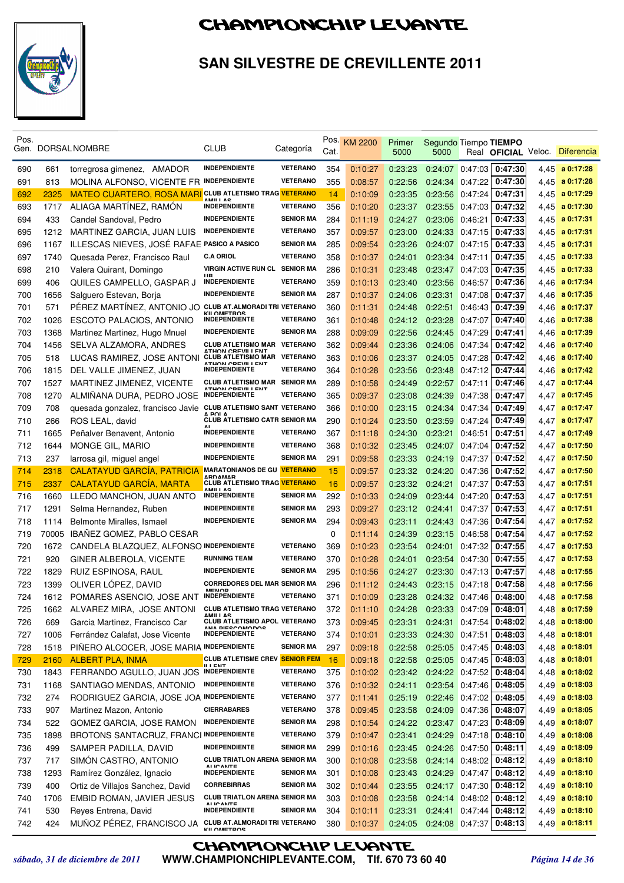# CHAMPIONCHIP LEVANTE

## SAN SILVESTRE DE CREVILLENTE 2011

| Pos. Gen. | DORSAL | NOMBRE | CLUB | Categoría | Pos. Cat. | KM 2200 | Primer 5000 | Segundo 5000 | Tiempo Real | TIEMPO OFICIAL | Veloc. | Diferencia |
|---|---|---|---|---|---|---|---|---|---|---|---|---|
| 690 | 661 | torregrosa gimenez, AMADOR | INDEPENDIENTE | VETERANO | 354 | 0:10:27 | 0:23:23 | 0:24:07 | 0:47:03 | 0:47:30 | 4,45 | a 0:17:28 |
| 691 | 813 | MOLINA ALFONSO, VICENTE FR | INDEPENDIENTE | VETERANO | 355 | 0:08:57 | 0:22:56 | 0:24:34 | 0:47:22 | 0:47:30 | 4,45 | a 0:17:28 |
| 692 | 2325 | MATEO CUARTERO, ROSA MARI | CLUB ATLETISMO TRAG AMILLAS | VETERANO | 14 | 0:10:09 | 0:23:35 | 0:23:56 | 0:47:24 | 0:47:31 | 4,45 | a 0:17:29 |
| 693 | 1717 | ALIAGA MARTÍNEZ, RAMÓN | INDEPENDIENTE | VETERANO | 356 | 0:10:20 | 0:23:37 | 0:23:55 | 0:47:03 | 0:47:32 | 4,45 | a 0:17:30 |
| 694 | 433 | Candel Sandoval, Pedro | INDEPENDIENTE | SENIOR MA | 284 | 0:11:19 | 0:24:27 | 0:23:06 | 0:46:21 | 0:47:33 | 4,45 | a 0:17:31 |
| 695 | 1212 | MARTINEZ GARCIA, JUAN LUIS | INDEPENDIENTE | VETERANO | 357 | 0:09:57 | 0:23:00 | 0:24:33 | 0:47:15 | 0:47:33 | 4,45 | a 0:17:31 |
| 696 | 1167 | ILLESCAS NIEVES, JOSÉ RAFAE | PASICO A PASICO | SENIOR MA | 285 | 0:09:54 | 0:23:26 | 0:24:07 | 0:47:15 | 0:47:33 | 4,45 | a 0:17:31 |
| 697 | 1740 | Quesada Perez, Francisco Raul | C.A ORIOL | VETERANO | 358 | 0:10:37 | 0:24:01 | 0:23:34 | 0:47:11 | 0:47:35 | 4,45 | a 0:17:33 |
| 698 | 210 | Valera Quirant, Domingo | VIRGIN ACTIVE RUN CLUB | SENIOR MA | 286 | 0:10:31 | 0:23:48 | 0:23:47 | 0:47:03 | 0:47:35 | 4,45 | a 0:17:33 |
| 699 | 406 | QUILES CAMPELLO, GASPAR J | INDEPENDIENTE | VETERANO | 359 | 0:10:13 | 0:23:40 | 0:23:56 | 0:46:57 | 0:47:36 | 4,46 | a 0:17:34 |
| 700 | 1656 | Salguero Estevan, Borja | INDEPENDIENTE | SENIOR MA | 287 | 0:10:37 | 0:24:06 | 0:23:31 | 0:47:08 | 0:47:37 | 4,46 | a 0:17:35 |
| 701 | 571 | PÉREZ MARTÍNEZ, ANTONIO JO | CLUB AT.ALMORADI TRI KILOMETROS | VETERANO | 360 | 0:11:31 | 0:24:48 | 0:22:51 | 0:46:43 | 0:47:39 | 4,46 | a 0:17:37 |
| 702 | 1026 | ESCOTO PALACIOS, ANTONIO | INDEPENDIENTE | VETERANO | 361 | 0:10:48 | 0:24:12 | 0:23:28 | 0:47:07 | 0:47:40 | 4,46 | a 0:17:38 |
| 703 | 1368 | Martinez Martinez, Hugo Mnuel | INDEPENDIENTE | SENIOR MA | 288 | 0:09:09 | 0:22:56 | 0:24:45 | 0:47:29 | 0:47:41 | 4,46 | a 0:17:39 |
| 704 | 1456 | SELVA ALZAMORA, ANDRES | CLUB ATLETISMO MARATHON CREVILLENT | VETERANO | 362 | 0:09:44 | 0:23:36 | 0:24:06 | 0:47:34 | 0:47:42 | 4,46 | a 0:17:40 |
| 705 | 518 | LUCAS RAMIREZ, JOSE ANTONI | CLUB ATLETISMO MARATHON CREVILLENT | VETERANO | 363 | 0:10:06 | 0:23:37 | 0:24:05 | 0:47:28 | 0:47:42 | 4,46 | a 0:17:40 |
| 706 | 1815 | DEL VALLE JIMENEZ, JUAN | INDEPENDIENTE | VETERANO | 364 | 0:10:28 | 0:23:56 | 0:23:48 | 0:47:12 | 0:47:44 | 4,46 | a 0:17:42 |
| 707 | 1527 | MARTINEZ JIMENEZ, VICENTE | CLUB ATLETISMO MARATHON CREVILLENT | SENIOR MA | 289 | 0:10:58 | 0:24:49 | 0:22:57 | 0:47:11 | 0:47:46 | 4,47 | a 0:17:44 |
| 708 | 1270 | ALMIÑANA DURA, PEDRO JOSE | INDEPENDIENTE | VETERANO | 365 | 0:09:37 | 0:23:08 | 0:24:39 | 0:47:38 | 0:47:47 | 4,47 | a 0:17:45 |
| 709 | 708 | quesada gonzalez, francisco Javie | CLUB ATLETISMO SANTA POLA | VETERANO | 366 | 0:10:00 | 0:23:15 | 0:24:34 | 0:47:34 | 0:47:49 | 4,47 | a 0:17:47 |
| 710 | 266 | ROS LEAL, david | CLUB ATLETISMO CATRAL | SENIOR MA | 290 | 0:10:24 | 0:23:50 | 0:23:59 | 0:47:24 | 0:47:49 | 4,47 | a 0:17:47 |
| 711 | 1665 | Peñalver Benavent, Antonio | INDEPENDIENTE | VETERANO | 367 | 0:11:18 | 0:24:30 | 0:23:21 | 0:46:51 | 0:47:51 | 4,47 | a 0:17:49 |
| 712 | 1644 | MONGE GIL, MARIO | INDEPENDIENTE | VETERANO | 368 | 0:10:32 | 0:23:45 | 0:24:07 | 0:47:04 | 0:47:52 | 4,47 | a 0:17:50 |
| 713 | 237 | larrosa gil, miguel angel | INDEPENDIENTE | SENIOR MA | 291 | 0:09:58 | 0:23:33 | 0:24:19 | 0:47:37 | 0:47:52 | 4,47 | a 0:17:50 |
| 714 | 2318 | CALATAYUD GARCÍA, PATRICIA | MARATONIANOS DE GUARDAMAR | VETERANO | 15 | 0:09:57 | 0:23:32 | 0:24:20 | 0:47:36 | 0:47:52 | 4,47 | a 0:17:50 |
| 715 | 2337 | CALATAYUD GARCÍA, MARTA | CLUB ATLETISMO TRAGAMILLAS | VETERANO | 16 | 0:09:57 | 0:23:32 | 0:24:21 | 0:47:37 | 0:47:53 | 4,47 | a 0:17:51 |
| 716 | 1660 | LLEDO MANCHON, JUAN ANTO | INDEPENDIENTE | SENIOR MA | 292 | 0:10:33 | 0:24:09 | 0:23:44 | 0:47:20 | 0:47:53 | 4,47 | a 0:17:51 |
| 717 | 1291 | Selma Hernandez, Ruben | INDEPENDIENTE | SENIOR MA | 293 | 0:09:27 | 0:23:12 | 0:24:41 | 0:47:37 | 0:47:53 | 4,47 | a 0:17:51 |
| 718 | 1114 | Belmonte Miralles, Ismael | INDEPENDIENTE | SENIOR MA | 294 | 0:09:43 | 0:23:11 | 0:24:43 | 0:47:36 | 0:47:54 | 4,47 | a 0:17:52 |
| 719 | 70005 | IBAÑEZ GOMEZ, PABLO CESAR | | | 0 | 0:11:14 | 0:24:39 | 0:23:15 | 0:46:58 | 0:47:54 | 4,47 | a 0:17:52 |
| 720 | 1672 | CANDELA BLAZQUEZ, ALFONSO | INDEPENDIENTE | VETERANO | 369 | 0:10:23 | 0:23:54 | 0:24:01 | 0:47:32 | 0:47:55 | 4,47 | a 0:17:53 |
| 721 | 920 | GINER ALBEROLA, VICENTE | RUNNING TEAM | VETERANO | 370 | 0:10:28 | 0:24:01 | 0:23:54 | 0:47:30 | 0:47:55 | 4,47 | a 0:17:53 |
| 722 | 1829 | RUIZ ESPINOSA, RAUL | INDEPENDIENTE | SENIOR MA | 295 | 0:10:56 | 0:24:27 | 0:23:30 | 0:47:13 | 0:47:57 | 4,48 | a 0:17:55 |
| 723 | 1399 | OLIVER LÓPEZ, DAVID | CORREDORES DEL MAR MENOR | SENIOR MA | 296 | 0:11:12 | 0:24:43 | 0:23:15 | 0:47:18 | 0:47:58 | 4,48 | a 0:17:56 |
| 724 | 1612 | POMARES ASENCIO, JOSE ANT | INDEPENDIENTE | VETERANO | 371 | 0:10:09 | 0:23:28 | 0:24:32 | 0:47:46 | 0:48:00 | 4,48 | a 0:17:58 |
| 725 | 1662 | ALVAREZ MIRA, JOSE ANTONI | CLUB ATLETISMO TRAGAMILLAS | VETERANO | 372 | 0:11:10 | 0:24:28 | 0:23:33 | 0:47:09 | 0:48:01 | 4,48 | a 0:17:59 |
| 726 | 669 | Garcia Martinez, Francisco Car | CLUB ATLETISMO APOLANA PIESCOMODOS | VETERANO | 373 | 0:09:45 | 0:23:31 | 0:24:31 | 0:47:54 | 0:48:02 | 4,48 | a 0:18:00 |
| 727 | 1006 | Ferrández Calafat, Jose Vicente | INDEPENDIENTE | VETERANO | 374 | 0:10:01 | 0:23:33 | 0:24:30 | 0:47:51 | 0:48:03 | 4,48 | a 0:18:01 |
| 728 | 1518 | PIÑERO ALCOCER, JOSE MARIA | INDEPENDIENTE | SENIOR MA | 297 | 0:09:18 | 0:22:58 | 0:25:05 | 0:47:45 | 0:48:03 | 4,48 | a 0:18:01 |
| 729 | 2160 | ALBERT PLA, INMA | CLUB ATLETISME CREVILLENT | SENIOR FEM | 16 | 0:09:18 | 0:22:58 | 0:25:05 | 0:47:45 | 0:48:03 | 4,48 | a 0:18:01 |
| 730 | 1843 | FERRANDO AGULLO, JUAN JOS | INDEPENDIENTE | VETERANO | 375 | 0:10:02 | 0:23:42 | 0:24:22 | 0:47:52 | 0:48:04 | 4,48 | a 0:18:02 |
| 731 | 1168 | SANTIAGO MENDAS, ANTONIO | INDEPENDIENTE | VETERANO | 376 | 0:10:32 | 0:24:11 | 0:23:54 | 0:47:46 | 0:48:05 | 4,49 | a 0:18:03 |
| 732 | 274 | RODRIGUEZ GARCIA, JOSE JOA | INDEPENDIENTE | VETERANO | 377 | 0:11:41 | 0:25:19 | 0:22:46 | 0:47:02 | 0:48:05 | 4,49 | a 0:18:03 |
| 733 | 907 | Martinez Mazon, Antonio | CIERRABARES | VETERANO | 378 | 0:09:45 | 0:23:58 | 0:24:09 | 0:47:36 | 0:48:07 | 4,49 | a 0:18:05 |
| 734 | 522 | GOMEZ GARCIA, JOSE RAMON | INDEPENDIENTE | SENIOR MA | 298 | 0:10:54 | 0:24:22 | 0:23:47 | 0:47:23 | 0:48:09 | 4,49 | a 0:18:07 |
| 735 | 1898 | BROTONS SANTACRUZ, FRANCI | INDEPENDIENTE | VETERANO | 379 | 0:10:47 | 0:23:41 | 0:24:29 | 0:47:18 | 0:48:10 | 4,49 | a 0:18:08 |
| 736 | 499 | SAMPER PADILLA, DAVID | INDEPENDIENTE | SENIOR MA | 299 | 0:10:16 | 0:23:45 | 0:24:26 | 0:47:50 | 0:48:11 | 4,49 | a 0:18:09 |
| 737 | 717 | SIMÓN CASTRO, ANTONIO | CLUB TRIATLON ARENA ALICANTE | SENIOR MA | 300 | 0:10:08 | 0:23:58 | 0:24:14 | 0:48:02 | 0:48:12 | 4,49 | a 0:18:10 |
| 738 | 1293 | Ramírez González, Ignacio | INDEPENDIENTE | SENIOR MA | 301 | 0:10:08 | 0:23:43 | 0:24:29 | 0:47:47 | 0:48:12 | 4,49 | a 0:18:10 |
| 739 | 400 | Ortiz de Villajos Sanchez, David | CORREBIRRAS | SENIOR MA | 302 | 0:10:44 | 0:23:55 | 0:24:17 | 0:47:30 | 0:48:12 | 4,49 | a 0:18:10 |
| 740 | 1706 | EMBID ROMAN, JAVIER JESUS | CLUB TRIATLON ARENA ALICANTE | SENIOR MA | 303 | 0:10:08 | 0:23:58 | 0:24:14 | 0:48:02 | 0:48:12 | 4,49 | a 0:18:10 |
| 741 | 530 | Reyes Entrena, David | INDEPENDIENTE | SENIOR MA | 304 | 0:10:11 | 0:23:31 | 0:24:41 | 0:47:44 | 0:48:12 | 4,49 | a 0:18:10 |
| 742 | 424 | MUÑOZ PÉREZ, FRANCISCO JA | CLUB AT.ALMORADI TRI KILOMETROS | VETERANO | 380 | 0:10:37 | 0:24:05 | 0:24:08 | 0:47:37 | 0:48:13 | 4,49 | a 0:18:11 |

CHAMPIONCHIP LEVANTE

*sábado, 31 de diciembre de 2011* WWW.CHAMPIONCHIPLEVANTE.COM, Tlf. 670 73 60 40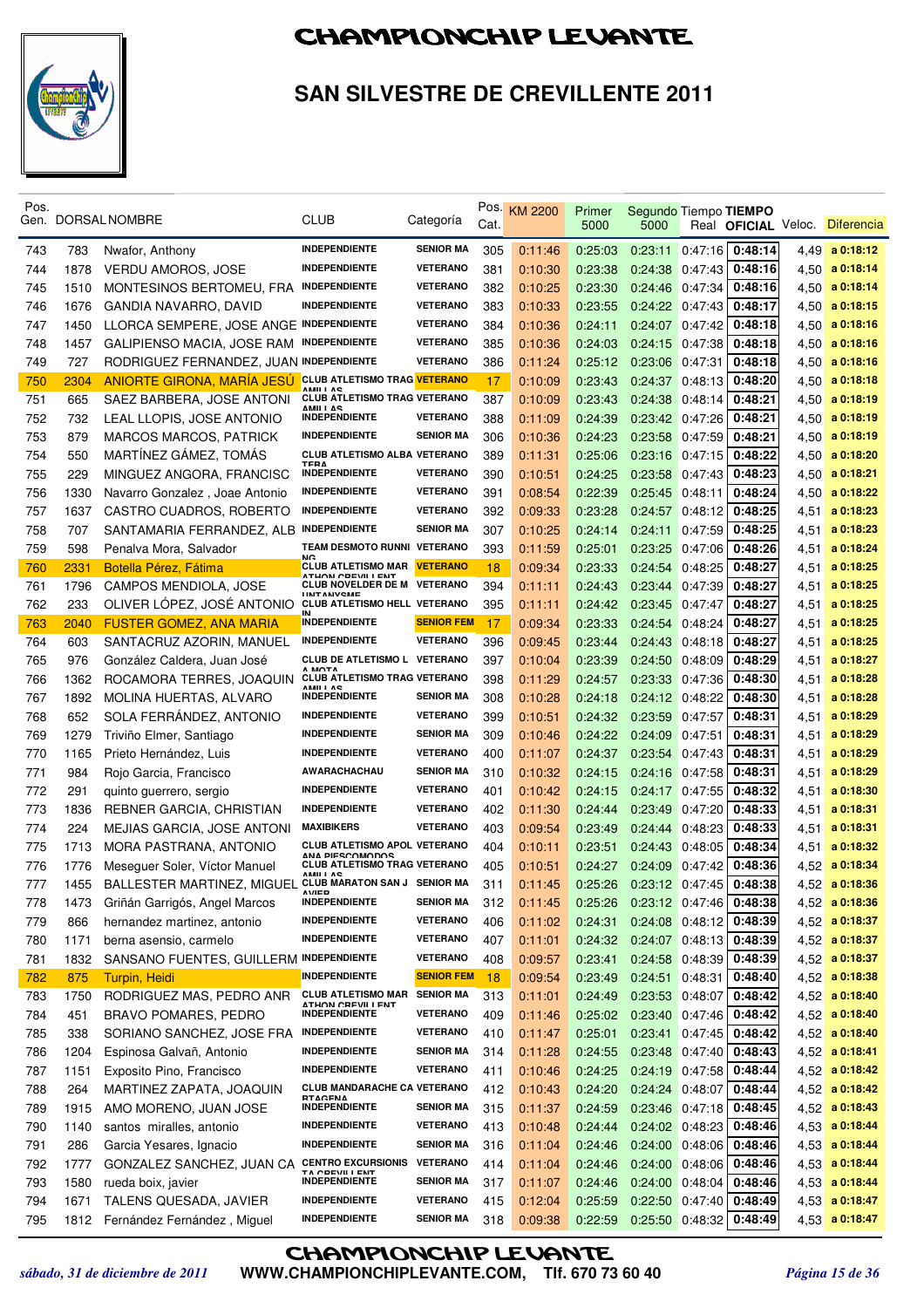# CHAMPIONCHIP LEVANTE

## SAN SILVESTRE DE CREVILLENTE 2011

| Pos. Gen. | DORSAL | NOMBRE | CLUB | Categoría | Pos. Cat. | KM 2200 | Primer 5000 | Segundo 5000 | Tiempo Real | TIEMPO OFICIAL | Veloc. | Diferencia |
|---|---|---|---|---|---|---|---|---|---|---|---|---|
| 743 | 783 | Nwafor, Anthony | INDEPENDIENTE | SENIOR MA | 305 | 0:11:46 | 0:25:03 | 0:23:11 | 0:47:16 | 0:48:14 | 4,49 | a 0:18:12 |
| 744 | 1878 | VERDU AMOROS, JOSE | INDEPENDIENTE | VETERANO | 381 | 0:10:30 | 0:23:38 | 0:24:38 | 0:47:43 | 0:48:16 | 4,50 | a 0:18:14 |
| 745 | 1510 | MONTESINOS BERTOMEU, FRA | INDEPENDIENTE | VETERANO | 382 | 0:10:25 | 0:23:30 | 0:24:46 | 0:47:34 | 0:48:16 | 4,50 | a 0:18:14 |
| 746 | 1676 | GANDIA NAVARRO, DAVID | INDEPENDIENTE | VETERANO | 383 | 0:10:33 | 0:23:55 | 0:24:22 | 0:47:43 | 0:48:17 | 4,50 | a 0:18:15 |
| 747 | 1450 | LLORCA SEMPERE, JOSE ANGE | INDEPENDIENTE | VETERANO | 384 | 0:10:36 | 0:24:11 | 0:24:07 | 0:47:42 | 0:48:18 | 4,50 | a 0:18:16 |
| 748 | 1457 | GALIPIENSO MACIA, JOSE RAM | INDEPENDIENTE | VETERANO | 385 | 0:10:36 | 0:24:03 | 0:24:15 | 0:47:38 | 0:48:18 | 4,50 | a 0:18:16 |
| 749 | 727 | RODRIGUEZ FERNANDEZ, JUAN | INDEPENDIENTE | VETERANO | 386 | 0:11:24 | 0:25:12 | 0:23:06 | 0:47:31 | 0:48:18 | 4,50 | a 0:18:16 |
| 750 | 2304 | ANIORTE GIRONA, MARÍA JESÚ | CLUB ATLETISMO TRAG AMILLAS | VETERANO | 17 | 0:10:09 | 0:23:43 | 0:24:37 | 0:48:13 | 0:48:20 | 4,50 | a 0:18:18 |
| 751 | 665 | SAEZ BARBERA, JOSE ANTONI | CLUB ATLETISMO TRAG AMILLAS | VETERANO | 387 | 0:10:09 | 0:23:43 | 0:24:38 | 0:48:14 | 0:48:21 | 4,50 | a 0:18:19 |
| 752 | 732 | LEAL LLOPIS, JOSE ANTONIO | INDEPENDIENTE | VETERANO | 388 | 0:11:09 | 0:24:39 | 0:23:42 | 0:47:26 | 0:48:21 | 4,50 | a 0:18:19 |
| 753 | 879 | MARCOS MARCOS, PATRICK | INDEPENDIENTE | SENIOR MA | 306 | 0:10:36 | 0:24:23 | 0:23:58 | 0:47:59 | 0:48:21 | 4,50 | a 0:18:19 |
| 754 | 550 | MARTÍNEZ GÁMEZ, TOMÁS | CLUB ATLETISMO ALBA TERA | VETERANO | 389 | 0:11:31 | 0:25:06 | 0:23:16 | 0:47:15 | 0:48:22 | 4,50 | a 0:18:20 |
| 755 | 229 | MINGUEZ ANGORA, FRANCISC | INDEPENDIENTE | VETERANO | 390 | 0:10:51 | 0:24:25 | 0:23:58 | 0:47:43 | 0:48:23 | 4,50 | a 0:18:21 |
| 756 | 1330 | Navarro Gonzalez , Joae Antonio | INDEPENDIENTE | VETERANO | 391 | 0:08:54 | 0:22:39 | 0:25:45 | 0:48:11 | 0:48:24 | 4,50 | a 0:18:22 |
| 757 | 1637 | CASTRO CUADROS, ROBERTO | INDEPENDIENTE | VETERANO | 392 | 0:09:33 | 0:23:28 | 0:24:57 | 0:48:12 | 0:48:25 | 4,51 | a 0:18:23 |
| 758 | 707 | SANTAMARIA FERRANDEZ, ALB | INDEPENDIENTE | SENIOR MA | 307 | 0:10:25 | 0:24:14 | 0:24:11 | 0:47:59 | 0:48:25 | 4,51 | a 0:18:23 |
| 759 | 598 | Penalva Mora, Salvador | TEAM DESMOTO RUNNING | VETERANO | 393 | 0:11:59 | 0:25:01 | 0:23:25 | 0:47:06 | 0:48:26 | 4,51 | a 0:18:24 |
| 760 | 2331 | Botella Pérez, Fátima | CLUB ATLETISMO MARATHON CREVILLENT | VETERANO | 18 | 0:09:34 | 0:23:33 | 0:24:54 | 0:48:25 | 0:48:27 | 4,51 | a 0:18:25 |
| 761 | 1796 | CAMPOS MENDIOLA, JOSE | CLUB NOVELDER DE MUNTANYISME | VETERANO | 394 | 0:11:11 | 0:24:43 | 0:23:44 | 0:47:39 | 0:48:27 | 4,51 | a 0:18:25 |
| 762 | 233 | OLIVER LÓPEZ, JOSÉ ANTONIO | CLUB ATLETISMO HELLIN | VETERANO | 395 | 0:11:11 | 0:24:42 | 0:23:45 | 0:47:47 | 0:48:27 | 4,51 | a 0:18:25 |
| 763 | 2040 | FUSTER GOMEZ, ANA MARIA | INDEPENDIENTE | SENIOR FEM | 17 | 0:09:34 | 0:23:33 | 0:24:54 | 0:48:24 | 0:48:27 | 4,51 | a 0:18:25 |
| 764 | 603 | SANTACRUZ AZORIN, MANUEL | INDEPENDIENTE | VETERANO | 396 | 0:09:45 | 0:23:44 | 0:24:43 | 0:48:18 | 0:48:27 | 4,51 | a 0:18:25 |
| 765 | 976 | González Caldera, Juan José | CLUB DE ATLETISMO LA MOTA | VETERANO | 397 | 0:10:04 | 0:23:39 | 0:24:50 | 0:48:09 | 0:48:29 | 4,51 | a 0:18:27 |
| 766 | 1362 | ROCAMORA TERRES, JOAQUIN | CLUB ATLETISMO TRAG AMILLAS | VETERANO | 398 | 0:11:29 | 0:24:57 | 0:23:33 | 0:47:36 | 0:48:30 | 4,51 | a 0:18:28 |
| 767 | 1892 | MOLINA HUERTAS, ALVARO | INDEPENDIENTE | SENIOR MA | 308 | 0:10:28 | 0:24:18 | 0:24:12 | 0:48:22 | 0:48:30 | 4,51 | a 0:18:28 |
| 768 | 652 | SOLA FERRÁNDEZ, ANTONIO | INDEPENDIENTE | VETERANO | 399 | 0:10:51 | 0:24:32 | 0:23:59 | 0:47:57 | 0:48:31 | 4,51 | a 0:18:29 |
| 769 | 1279 | Triviño Elmer, Santiago | INDEPENDIENTE | SENIOR MA | 309 | 0:10:46 | 0:24:22 | 0:24:09 | 0:47:51 | 0:48:31 | 4,51 | a 0:18:29 |
| 770 | 1165 | Prieto Hernández, Luis | INDEPENDIENTE | VETERANO | 400 | 0:11:07 | 0:24:37 | 0:23:54 | 0:47:43 | 0:48:31 | 4,51 | a 0:18:29 |
| 771 | 984 | Rojo Garcia, Francisco | AWARACHACHAU | SENIOR MA | 310 | 0:10:32 | 0:24:15 | 0:24:16 | 0:47:58 | 0:48:31 | 4,51 | a 0:18:29 |
| 772 | 291 | quinto guerrero, sergio | INDEPENDIENTE | VETERANO | 401 | 0:10:42 | 0:24:15 | 0:24:17 | 0:47:55 | 0:48:32 | 4,51 | a 0:18:30 |
| 773 | 1836 | REBNER GARCIA, CHRISTIAN | INDEPENDIENTE | VETERANO | 402 | 0:11:30 | 0:24:44 | 0:23:49 | 0:47:20 | 0:48:33 | 4,51 | a 0:18:31 |
| 774 | 224 | MEJIAS GARCIA, JOSE ANTONI | MAXIBIKERS | VETERANO | 403 | 0:09:54 | 0:23:49 | 0:24:44 | 0:48:23 | 0:48:33 | 4,51 | a 0:18:31 |
| 775 | 1713 | MORA PASTRANA, ANTONIO | CLUB ATLETISMO APOL ANA PIESCOMODOS | VETERANO | 404 | 0:10:11 | 0:23:51 | 0:24:43 | 0:48:05 | 0:48:34 | 4,51 | a 0:18:32 |
| 776 | 1776 | Meseguer Soler, Víctor Manuel | CLUB ATLETISMO TRAG AMILLAS | VETERANO | 405 | 0:10:51 | 0:24:27 | 0:24:09 | 0:47:42 | 0:48:36 | 4,52 | a 0:18:34 |
| 777 | 1455 | BALLESTER MARTINEZ, MIGUEL | CLUB MARATON SAN JAVIER | SENIOR MA | 311 | 0:11:45 | 0:25:26 | 0:23:12 | 0:47:45 | 0:48:38 | 4,52 | a 0:18:36 |
| 778 | 1473 | Griñán Garrigós, Angel Marcos | INDEPENDIENTE | SENIOR MA | 312 | 0:11:45 | 0:25:26 | 0:23:12 | 0:47:46 | 0:48:38 | 4,52 | a 0:18:36 |
| 779 | 866 | hernandez martinez, antonio | INDEPENDIENTE | VETERANO | 406 | 0:11:02 | 0:24:31 | 0:24:08 | 0:48:12 | 0:48:39 | 4,52 | a 0:18:37 |
| 780 | 1171 | berna asensio, carmelo | INDEPENDIENTE | VETERANO | 407 | 0:11:01 | 0:24:32 | 0:24:07 | 0:48:13 | 0:48:39 | 4,52 | a 0:18:37 |
| 781 | 1832 | SANSANO FUENTES, GUILLERM | INDEPENDIENTE | VETERANO | 408 | 0:09:57 | 0:23:41 | 0:24:58 | 0:48:39 | 0:48:39 | 4,52 | a 0:18:37 |
| 782 | 875 | Turpin, Heidi | INDEPENDIENTE | SENIOR FEM | 18 | 0:09:54 | 0:23:49 | 0:24:51 | 0:48:31 | 0:48:40 | 4,52 | a 0:18:38 |
| 783 | 1750 | RODRIGUEZ MAS, PEDRO ANR | CLUB ATLETISMO MARATHON CREVILLENT | SENIOR MA | 313 | 0:11:01 | 0:24:49 | 0:23:53 | 0:48:07 | 0:48:42 | 4,52 | a 0:18:40 |
| 784 | 451 | BRAVO POMARES, PEDRO | INDEPENDIENTE | VETERANO | 409 | 0:11:46 | 0:25:02 | 0:23:40 | 0:47:46 | 0:48:42 | 4,52 | a 0:18:40 |
| 785 | 338 | SORIANO SANCHEZ, JOSE FRA | INDEPENDIENTE | VETERANO | 410 | 0:11:47 | 0:25:01 | 0:23:41 | 0:47:45 | 0:48:42 | 4,52 | a 0:18:40 |
| 786 | 1204 | Espinosa Galvañ, Antonio | INDEPENDIENTE | SENIOR MA | 314 | 0:11:28 | 0:24:55 | 0:23:48 | 0:47:40 | 0:48:43 | 4,52 | a 0:18:41 |
| 787 | 1151 | Exposito Pino, Francisco | INDEPENDIENTE | VETERANO | 411 | 0:10:46 | 0:24:25 | 0:24:19 | 0:47:58 | 0:48:44 | 4,52 | a 0:18:42 |
| 788 | 264 | MARTINEZ ZAPATA, JOAQUIN | CLUB MANDARACHE CARTAGENA | VETERANO | 412 | 0:10:43 | 0:24:20 | 0:24:24 | 0:48:07 | 0:48:44 | 4,52 | a 0:18:42 |
| 789 | 1915 | AMO MORENO, JUAN JOSE | INDEPENDIENTE | SENIOR MA | 315 | 0:11:37 | 0:24:59 | 0:23:46 | 0:47:18 | 0:48:45 | 4,52 | a 0:18:43 |
| 790 | 1140 | santos miralles, antonio | INDEPENDIENTE | VETERANO | 413 | 0:10:48 | 0:24:44 | 0:24:02 | 0:48:23 | 0:48:46 | 4,53 | a 0:18:44 |
| 791 | 286 | Garcia Yesares, Ignacio | INDEPENDIENTE | SENIOR MA | 316 | 0:11:04 | 0:24:46 | 0:24:00 | 0:48:06 | 0:48:46 | 4,53 | a 0:18:44 |
| 792 | 1777 | GONZALEZ SANCHEZ, JUAN CA | CENTRO EXCURSIONISTA CREVILLENT | VETERANO | 414 | 0:11:04 | 0:24:46 | 0:24:00 | 0:48:06 | 0:48:46 | 4,53 | a 0:18:44 |
| 793 | 1580 | rueda boix, javier | INDEPENDIENTE | SENIOR MA | 317 | 0:11:07 | 0:24:46 | 0:24:00 | 0:48:04 | 0:48:46 | 4,53 | a 0:18:44 |
| 794 | 1671 | TALENS QUESADA, JAVIER | INDEPENDIENTE | VETERANO | 415 | 0:12:04 | 0:25:59 | 0:22:50 | 0:47:40 | 0:48:49 | 4,53 | a 0:18:47 |
| 795 | 1812 | Fernández Fernández , Miguel | INDEPENDIENTE | SENIOR MA | 318 | 0:09:38 | 0:22:59 | 0:25:50 | 0:48:32 | 0:48:49 | 4,53 | a 0:18:47 |

sábado, 31 de diciembre de 2011 — WWW.CHAMPIONCHIPLEVANTE.COM, Tlf. 670 73 60 40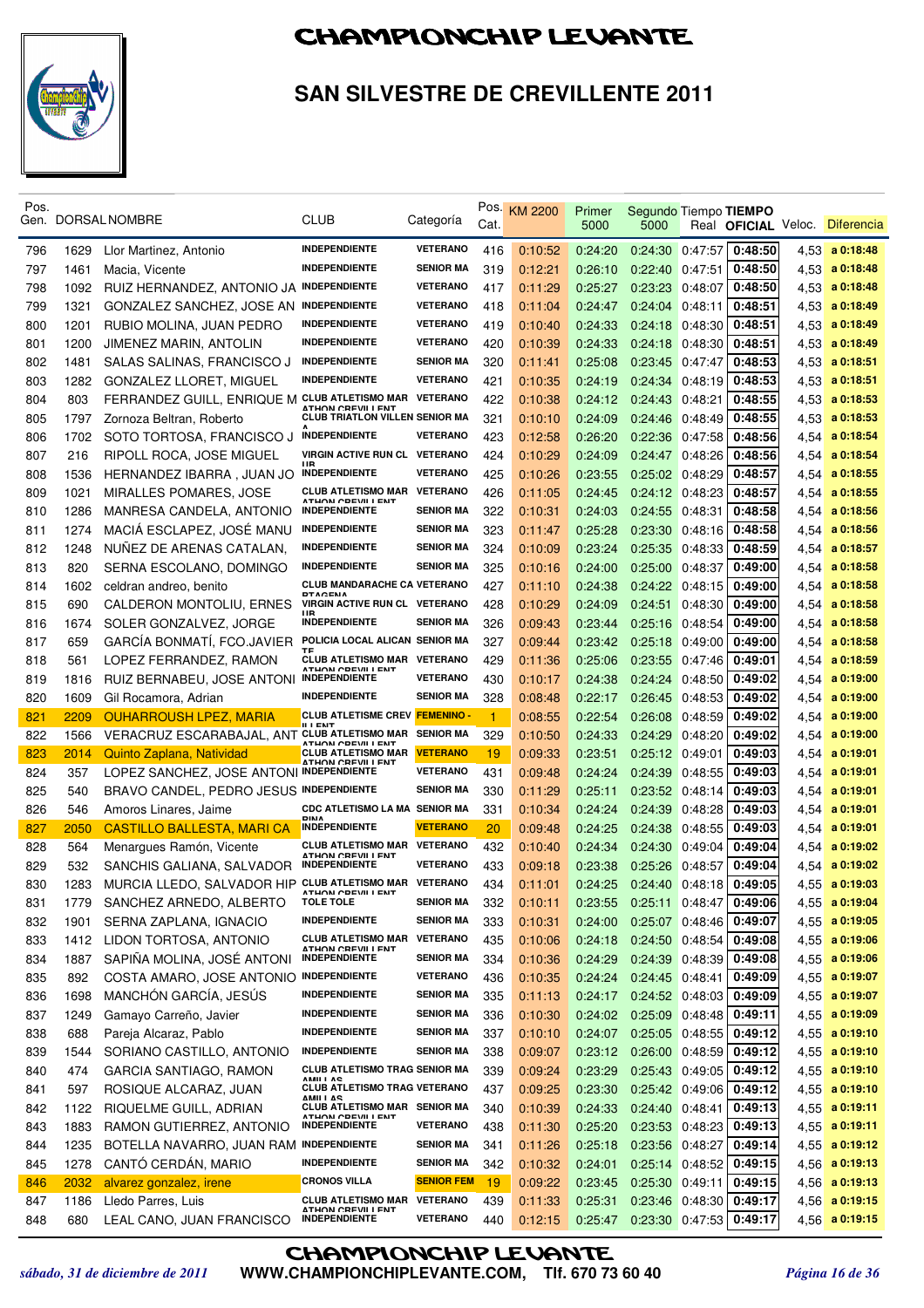# CHAMPIONCHIP LEVANTE

## SAN SILVESTRE DE CREVILLENTE 2011

| Pos. Gen. | DORSAL | NOMBRE | CLUB | Categoría | Pos. Cat. | KM 2200 | Primer 5000 | Segundo 5000 | Tiempo Real | TIEMPO OFICIAL | Veloc. | Diferencia |
|---|---|---|---|---|---|---|---|---|---|---|---|---|
| 796 | 1629 | Llor Martinez, Antonio | INDEPENDIENTE | VETERANO | 416 | 0:10:52 | 0:24:20 | 0:24:30 | 0:47:57 | 0:48:50 | 4,53 | a 0:18:48 |
| 797 | 1461 | Macia, Vicente | INDEPENDIENTE | SENIOR MA | 319 | 0:12:21 | 0:26:10 | 0:22:40 | 0:47:51 | 0:48:50 | 4,53 | a 0:18:48 |
| 798 | 1092 | RUIZ HERNANDEZ, ANTONIO JA | INDEPENDIENTE | VETERANO | 417 | 0:11:29 | 0:25:27 | 0:23:23 | 0:48:07 | 0:48:50 | 4,53 | a 0:18:48 |
| 799 | 1321 | GONZALEZ SANCHEZ, JOSE AN | INDEPENDIENTE | VETERANO | 418 | 0:11:04 | 0:24:47 | 0:24:04 | 0:48:11 | 0:48:51 | 4,53 | a 0:18:49 |
| 800 | 1201 | RUBIO MOLINA, JUAN PEDRO | INDEPENDIENTE | VETERANO | 419 | 0:10:40 | 0:24:33 | 0:24:18 | 0:48:30 | 0:48:51 | 4,53 | a 0:18:49 |
| 801 | 1200 | JIMENEZ MARIN, ANTOLIN | INDEPENDIENTE | VETERANO | 420 | 0:10:39 | 0:24:33 | 0:24:18 | 0:48:30 | 0:48:51 | 4,53 | a 0:18:49 |
| 802 | 1481 | SALAS SALINAS, FRANCISCO J | INDEPENDIENTE | SENIOR MA | 320 | 0:11:41 | 0:25:08 | 0:23:45 | 0:47:47 | 0:48:53 | 4,53 | a 0:18:51 |
| 803 | 1282 | GONZALEZ LLORET, MIGUEL | INDEPENDIENTE | VETERANO | 421 | 0:10:35 | 0:24:19 | 0:24:34 | 0:48:19 | 0:48:53 | 4,53 | a 0:18:51 |
| 804 | 803 | FERRANDEZ GUILL, ENRIQUE M | CLUB ATLETISMO MAR ATHON CREVILLENT | VETERANO | 422 | 0:10:38 | 0:24:12 | 0:24:43 | 0:48:21 | 0:48:55 | 4,53 | a 0:18:53 |
| 805 | 1797 | Zornoza Beltran, Roberto | CLUB TRIATLON VILLENA | SENIOR MA | 321 | 0:10:10 | 0:24:09 | 0:24:46 | 0:48:49 | 0:48:55 | 4,53 | a 0:18:53 |
| 806 | 1702 | SOTO TORTOSA, FRANCISCO J | INDEPENDIENTE | VETERANO | 423 | 0:12:58 | 0:26:20 | 0:22:36 | 0:47:58 | 0:48:56 | 4,54 | a 0:18:54 |
| 807 | 216 | RIPOLL ROCA, JOSE MIGUEL | VIRGIN ACTIVE RUN CLUB | VETERANO | 424 | 0:10:29 | 0:24:09 | 0:24:47 | 0:48:26 | 0:48:56 | 4,54 | a 0:18:54 |
| 808 | 1536 | HERNANDEZ IBARRA , JUAN JO | INDEPENDIENTE | VETERANO | 425 | 0:10:26 | 0:23:55 | 0:25:02 | 0:48:29 | 0:48:57 | 4,54 | a 0:18:55 |
| 809 | 1021 | MIRALLES POMARES, JOSE | CLUB ATLETISMO MAR ATHON CREVILLENT | VETERANO | 426 | 0:11:05 | 0:24:45 | 0:24:12 | 0:48:23 | 0:48:57 | 4,54 | a 0:18:55 |
| 810 | 1286 | MANRESA CANDELA, ANTONIO | INDEPENDIENTE | SENIOR MA | 322 | 0:10:31 | 0:24:03 | 0:24:55 | 0:48:31 | 0:48:58 | 4,54 | a 0:18:56 |
| 811 | 1274 | MACIÁ ESCLAPEZ, JOSÉ MANU | INDEPENDIENTE | SENIOR MA | 323 | 0:11:47 | 0:25:28 | 0:23:30 | 0:48:16 | 0:48:58 | 4,54 | a 0:18:56 |
| 812 | 1248 | NUÑEZ DE ARENAS CATALAN, | INDEPENDIENTE | SENIOR MA | 324 | 0:10:09 | 0:23:24 | 0:25:35 | 0:48:33 | 0:48:59 | 4,54 | a 0:18:57 |
| 813 | 820 | SERNA ESCOLANO, DOMINGO | INDEPENDIENTE | SENIOR MA | 325 | 0:10:16 | 0:24:00 | 0:25:00 | 0:48:37 | 0:49:00 | 4,54 | a 0:18:58 |
| 814 | 1602 | celdran andreo, benito | CLUB MANDARACHE CARTAGENA | VETERANO | 427 | 0:11:10 | 0:24:38 | 0:24:22 | 0:48:15 | 0:49:00 | 4,54 | a 0:18:58 |
| 815 | 690 | CALDERON MONTOLIU, ERNES | VIRGIN ACTIVE RUN CLUB | VETERANO | 428 | 0:10:29 | 0:24:09 | 0:24:51 | 0:48:30 | 0:49:00 | 4,54 | a 0:18:58 |
| 816 | 1674 | SOLER GONZALVEZ, JORGE | INDEPENDIENTE | SENIOR MA | 326 | 0:09:43 | 0:23:44 | 0:25:16 | 0:48:54 | 0:49:00 | 4,54 | a 0:18:58 |
| 817 | 659 | GARCÍA BONMATÍ, FCO.JAVIER | POLICIA LOCAL ALICANTE | SENIOR MA | 327 | 0:09:44 | 0:23:42 | 0:25:18 | 0:49:00 | 0:49:00 | 4,54 | a 0:18:58 |
| 818 | 561 | LOPEZ FERRANDEZ, RAMON | CLUB ATLETISMO MAR ATHON CREVILLENT | VETERANO | 429 | 0:11:36 | 0:25:06 | 0:23:55 | 0:47:46 | 0:49:01 | 4,54 | a 0:18:59 |
| 819 | 1816 | RUIZ BERNABEU, JOSE ANTONI | INDEPENDIENTE | VETERANO | 430 | 0:10:17 | 0:24:38 | 0:24:24 | 0:48:50 | 0:49:02 | 4,54 | a 0:19:00 |
| 820 | 1609 | Gil Rocamora, Adrian | INDEPENDIENTE | SENIOR MA | 328 | 0:08:48 | 0:22:17 | 0:26:45 | 0:48:53 | 0:49:02 | 4,54 | a 0:19:00 |
| 821 | 2209 | OUHARROUSH LPEZ, MARIA | CLUB ATLETISME CREVILLENT | FEMENINO - | 1 | 0:08:55 | 0:22:54 | 0:26:08 | 0:48:59 | 0:49:02 | 4,54 | a 0:19:00 |
| 822 | 1566 | VERACRUZ ESCARABAJAL, ANT | CLUB ATLETISMO MAR ATHON CREVILLENT | SENIOR MA | 329 | 0:10:50 | 0:24:33 | 0:24:29 | 0:48:20 | 0:49:02 | 4,54 | a 0:19:00 |
| 823 | 2014 | Quinto Zaplana, Natividad | CLUB ATLETISMO MAR ATHON CREVILLENT | VETERANO | 19 | 0:09:33 | 0:23:51 | 0:25:12 | 0:49:01 | 0:49:03 | 4,54 | a 0:19:01 |
| 824 | 357 | LOPEZ SANCHEZ, JOSE ANTONI | INDEPENDIENTE | VETERANO | 431 | 0:09:48 | 0:24:24 | 0:24:39 | 0:48:55 | 0:49:03 | 4,54 | a 0:19:01 |
| 825 | 540 | BRAVO CANDEL, PEDRO JESUS | INDEPENDIENTE | SENIOR MA | 330 | 0:11:29 | 0:25:11 | 0:23:52 | 0:48:14 | 0:49:03 | 4,54 | a 0:19:01 |
| 826 | 546 | Amoros Linares, Jaime | CDC ATLETISMO LA MARINA | SENIOR MA | 331 | 0:10:34 | 0:24:24 | 0:24:39 | 0:48:28 | 0:49:03 | 4,54 | a 0:19:01 |
| 827 | 2050 | CASTILLO BALLESTA, MARI CA | INDEPENDIENTE | VETERANO | 20 | 0:09:48 | 0:24:25 | 0:24:38 | 0:48:55 | 0:49:03 | 4,54 | a 0:19:01 |
| 828 | 564 | Menargues Ramón, Vicente | CLUB ATLETISMO MAR ATHON CREVILLENT | VETERANO | 432 | 0:10:40 | 0:24:34 | 0:24:30 | 0:49:04 | 0:49:04 | 4,54 | a 0:19:02 |
| 829 | 532 | SANCHIS GALIANA, SALVADOR | INDEPENDIENTE | VETERANO | 433 | 0:09:18 | 0:23:38 | 0:25:26 | 0:48:57 | 0:49:04 | 4,54 | a 0:19:02 |
| 830 | 1283 | MURCIA LLEDO, SALVADOR HIP | CLUB ATLETISMO MAR ATHON CREVILLENT | VETERANO | 434 | 0:11:01 | 0:24:25 | 0:24:40 | 0:48:18 | 0:49:05 | 4,55 | a 0:19:03 |
| 831 | 1779 | SANCHEZ ARNEDO, ALBERTO | TOLE TOLE | SENIOR MA | 332 | 0:10:11 | 0:23:55 | 0:25:11 | 0:48:47 | 0:49:06 | 4,55 | a 0:19:04 |
| 832 | 1901 | SERNA ZAPLANA, IGNACIO | INDEPENDIENTE | SENIOR MA | 333 | 0:10:31 | 0:24:00 | 0:25:07 | 0:48:46 | 0:49:07 | 4,55 | a 0:19:05 |
| 833 | 1412 | LIDON TORTOSA, ANTONIO | CLUB ATLETISMO MAR ATHON CREVILLENT | VETERANO | 435 | 0:10:06 | 0:24:18 | 0:24:50 | 0:48:54 | 0:49:08 | 4,55 | a 0:19:06 |
| 834 | 1887 | SAPIÑA MOLINA, JOSÉ ANTONI | INDEPENDIENTE | SENIOR MA | 334 | 0:10:36 | 0:24:29 | 0:24:39 | 0:48:39 | 0:49:08 | 4,55 | a 0:19:06 |
| 835 | 892 | COSTA AMARO, JOSE ANTONIO | INDEPENDIENTE | VETERANO | 436 | 0:10:35 | 0:24:24 | 0:24:45 | 0:48:41 | 0:49:09 | 4,55 | a 0:19:07 |
| 836 | 1698 | MANCHÓN GARCÍA, JESÚS | INDEPENDIENTE | SENIOR MA | 335 | 0:11:13 | 0:24:17 | 0:24:52 | 0:48:03 | 0:49:09 | 4,55 | a 0:19:07 |
| 837 | 1249 | Gamayo Carreño, Javier | INDEPENDIENTE | SENIOR MA | 336 | 0:10:30 | 0:24:02 | 0:25:09 | 0:48:48 | 0:49:11 | 4,55 | a 0:19:09 |
| 838 | 688 | Pareja Alcaraz, Pablo | INDEPENDIENTE | SENIOR MA | 337 | 0:10:10 | 0:24:07 | 0:25:05 | 0:48:55 | 0:49:12 | 4,55 | a 0:19:10 |
| 839 | 1544 | SORIANO CASTILLO, ANTONIO | INDEPENDIENTE | SENIOR MA | 338 | 0:09:07 | 0:23:12 | 0:26:00 | 0:48:59 | 0:49:12 | 4,55 | a 0:19:10 |
| 840 | 474 | GARCIA SANTIAGO, RAMON | CLUB ATLETISMO TRAG AMULAS | SENIOR MA | 339 | 0:09:24 | 0:23:29 | 0:25:43 | 0:49:05 | 0:49:12 | 4,55 | a 0:19:10 |
| 841 | 597 | ROSIQUE ALCARAZ, JUAN | CLUB ATLETISMO TRAG AMULAS | VETERANO | 437 | 0:09:25 | 0:23:30 | 0:25:42 | 0:49:06 | 0:49:12 | 4,55 | a 0:19:10 |
| 842 | 1122 | RIQUELME GUILL, ADRIAN | CLUB ATLETISMO MAR ATHON CREVILLENT | SENIOR MA | 340 | 0:10:39 | 0:24:33 | 0:24:40 | 0:48:41 | 0:49:13 | 4,55 | a 0:19:11 |
| 843 | 1883 | RAMON GUTIERREZ, ANTONIO | INDEPENDIENTE | VETERANO | 438 | 0:11:30 | 0:25:20 | 0:23:53 | 0:48:23 | 0:49:13 | 4,55 | a 0:19:11 |
| 844 | 1235 | BOTELLA NAVARRO, JUAN RAM | INDEPENDIENTE | SENIOR MA | 341 | 0:11:26 | 0:25:18 | 0:23:56 | 0:48:27 | 0:49:14 | 4,55 | a 0:19:12 |
| 845 | 1278 | CANTÓ CERDÁN, MARIO | INDEPENDIENTE | SENIOR MA | 342 | 0:10:32 | 0:24:01 | 0:25:14 | 0:48:52 | 0:49:15 | 4,56 | a 0:19:13 |
| 846 | 2032 | alvarez gonzalez, irene | CRONOS VILLA | SENIOR FEM | 19 | 0:09:22 | 0:23:45 | 0:25:30 | 0:49:11 | 0:49:15 | 4,56 | a 0:19:13 |
| 847 | 1186 | Lledo Parres, Luis | CLUB ATLETISMO MAR ATHON CREVILLENT | VETERANO | 439 | 0:11:33 | 0:25:31 | 0:23:46 | 0:48:30 | 0:49:17 | 4,56 | a 0:19:15 |
| 848 | 680 | LEAL CANO, JUAN FRANCISCO | INDEPENDIENTE | VETERANO | 440 | 0:12:15 | 0:25:47 | 0:23:30 | 0:47:53 | 0:49:17 | 4,56 | a 0:19:15 |

*sábado, 31 de diciembre de 2011* — **WWW.CHAMPIONCHIPLEVANTE.COM, Tlf. 670 73 60 40**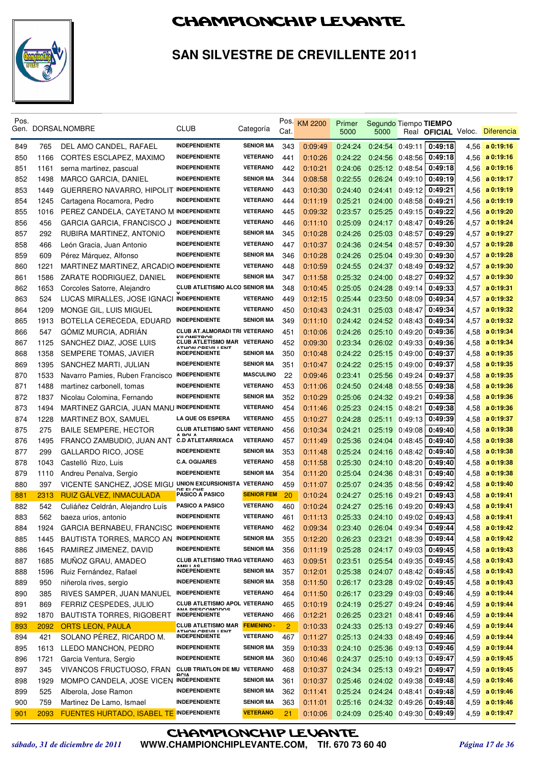# CHAMPIONCHIP LEVANTE

## SAN SILVESTRE DE CREVILLENTE 2011

| Pos. Gen. | DORSAL | NOMBRE | CLUB | Categoría | Pos. Cat. | KM 2200 | Primer 5000 | Segundo 5000 | Tiempo Real | TIEMPO OFICIAL | Veloc. | Diferencia |
|---|---|---|---|---|---|---|---|---|---|---|---|---|
| 849 | 765 | DEL AMO CANDEL, RAFAEL | INDEPENDIENTE | SENIOR MA | 343 | 0:09:49 | 0:24:24 | 0:24:54 | 0:49:11 | 0:49:18 | 4,56 | a 0:19:16 |
| 850 | 1166 | CORTES ESCLAPEZ, MAXIMO | INDEPENDIENTE | VETERANO | 441 | 0:10:26 | 0:24:22 | 0:24:56 | 0:48:56 | 0:49:18 | 4,56 | a 0:19:16 |
| 851 | 1161 | serna martinez, pascual | INDEPENDIENTE | VETERANO | 442 | 0:10:21 | 0:24:06 | 0:25:12 | 0:48:54 | 0:49:18 | 4,56 | a 0:19:16 |
| 852 | 1498 | MARCO GARCIA, DANIEL | INDEPENDIENTE | SENIOR MA | 344 | 0:08:58 | 0:22:55 | 0:26:24 | 0:49:10 | 0:49:19 | 4,56 | a 0:19:17 |
| 853 | 1449 | GUERRERO NAVARRO, HIPOLIT | INDEPENDIENTE | VETERANO | 443 | 0:10:30 | 0:24:40 | 0:24:41 | 0:49:12 | 0:49:21 | 4,56 | a 0:19:19 |
| 854 | 1245 | Cartagena Rocamora, Pedro | INDEPENDIENTE | VETERANO | 444 | 0:11:19 | 0:25:21 | 0:24:00 | 0:48:58 | 0:49:21 | 4,56 | a 0:19:19 |
| 855 | 1016 | PEREZ CANDELA, CAYETANO M | INDEPENDIENTE | VETERANO | 445 | 0:09:32 | 0:23:57 | 0:25:25 | 0:49:15 | 0:49:22 | 4,56 | a 0:19:20 |
| 856 | 456 | GARCIA GARCIA, FRANCISCO J | INDEPENDIENTE | VETERANO | 446 | 0:11:10 | 0:25:09 | 0:24:17 | 0:48:47 | 0:49:26 | 4,57 | a 0:19:24 |
| 857 | 292 | RUBIRA MARTINEZ, ANTONIO | INDEPENDIENTE | SENIOR MA | 345 | 0:10:28 | 0:24:26 | 0:25:03 | 0:48:57 | 0:49:29 | 4,57 | a 0:19:27 |
| 858 | 466 | León Gracia, Juan Antonio | INDEPENDIENTE | VETERANO | 447 | 0:10:37 | 0:24:36 | 0:24:54 | 0:48:57 | 0:49:30 | 4,57 | a 0:19:28 |
| 859 | 609 | Pérez Márquez, Alfonso | INDEPENDIENTE | SENIOR MA | 346 | 0:10:28 | 0:24:26 | 0:25:04 | 0:49:30 | 0:49:30 | 4,57 | a 0:19:28 |
| 860 | 1221 | MARTINEZ MARTINEZ, ARCADIO | INDEPENDIENTE | VETERANO | 448 | 0:10:59 | 0:24:55 | 0:24:37 | 0:48:49 | 0:49:32 | 4,57 | a 0:19:30 |
| 861 | 1586 | ZARATE RODRIGUEZ, DANIEL | INDEPENDIENTE | SENIOR MA | 347 | 0:11:58 | 0:25:32 | 0:24:00 | 0:48:27 | 0:49:32 | 4,57 | a 0:19:30 |
| 862 | 1653 | Corcoles Satorre, Alejandro | CLUB ATLETISMO ALCOY | SENIOR MA | 348 | 0:10:45 | 0:25:05 | 0:24:28 | 0:49:14 | 0:49:33 | 4,57 | a 0:19:31 |
| 863 | 524 | LUCAS MIRALLES, JOSE IGNACI | INDEPENDIENTE | VETERANO | 449 | 0:12:15 | 0:25:44 | 0:23:50 | 0:48:09 | 0:49:34 | 4,57 | a 0:19:32 |
| 864 | 1209 | MONGE GIL, LUIS MIGUEL | INDEPENDIENTE | VETERANO | 450 | 0:10:43 | 0:24:31 | 0:25:03 | 0:48:47 | 0:49:34 | 4,57 | a 0:19:32 |
| 865 | 1913 | BOTELLA CERECEDA, EDUARD | INDEPENDIENTE | SENIOR MA | 349 | 0:11:10 | 0:24:42 | 0:24:52 | 0:48:43 | 0:49:34 | 4,57 | a 0:19:32 |
| 866 | 547 | GÓMIZ MURCIA, ADRIÁN | CLUB AT.ALMORADI TRIKILOMETROS | VETERANO | 451 | 0:10:06 | 0:24:26 | 0:25:10 | 0:49:20 | 0:49:36 | 4,58 | a 0:19:34 |
| 867 | 1125 | SANCHEZ DIAZ, JOSE LUIS | CLUB ATLETISMO MARATHON CREVILLENT | VETERANO | 452 | 0:09:30 | 0:23:34 | 0:26:02 | 0:49:33 | 0:49:36 | 4,58 | a 0:19:34 |
| 868 | 1358 | SEMPERE TOMAS, JAVIER | INDEPENDIENTE | SENIOR MA | 350 | 0:10:48 | 0:24:22 | 0:25:15 | 0:49:00 | 0:49:37 | 4,58 | a 0:19:35 |
| 869 | 1395 | SANCHEZ MARTI, JULIAN | INDEPENDIENTE | SENIOR MA | 351 | 0:10:47 | 0:24:22 | 0:25:15 | 0:49:00 | 0:49:37 | 4,58 | a 0:19:35 |
| 870 | 1533 | Navarro Pamies, Ruben Francisco | INDEPENDIENTE | MASCULINO | 22 | 0:09:46 | 0:23:41 | 0:25:56 | 0:49:24 | 0:49:37 | 4,58 | a 0:19:35 |
| 871 | 1488 | martinez carbonell, tomas | INDEPENDIENTE | VETERANO | 453 | 0:11:06 | 0:24:50 | 0:24:48 | 0:48:55 | 0:49:38 | 4,58 | a 0:19:36 |
| 872 | 1837 | Nicolau Colomina, Fernando | INDEPENDIENTE | SENIOR MA | 352 | 0:10:29 | 0:25:06 | 0:24:32 | 0:49:21 | 0:49:38 | 4,58 | a 0:19:36 |
| 873 | 1494 | MARTINEZ GARCIA, JUAN MANU | INDEPENDIENTE | VETERANO | 454 | 0:11:46 | 0:25:23 | 0:24:15 | 0:48:21 | 0:49:38 | 4,58 | a 0:19:36 |
| 874 | 1228 | MARTINEZ BOX, SAMUEL | LA QUE OS ESPERA | VETERANO | 455 | 0:10:27 | 0:24:28 | 0:25:11 | 0:49:13 | 0:49:39 | 4,58 | a 0:19:37 |
| 875 | 275 | BAILE SEMPERE, HECTOR | CLUB ATLETISMO SANTA POLA | VETERANO | 456 | 0:10:34 | 0:24:21 | 0:25:19 | 0:49:08 | 0:49:40 | 4,58 | a 0:19:38 |
| 876 | 1495 | FRANCO ZAMBUDIO, JUAN ANT | C.D ATLETARRIXACA | VETERANO | 457 | 0:11:49 | 0:25:36 | 0:24:04 | 0:48:45 | 0:49:40 | 4,58 | a 0:19:38 |
| 877 | 299 | GALLARDO RICO, JOSE | INDEPENDIENTE | SENIOR MA | 353 | 0:11:48 | 0:25:24 | 0:24:16 | 0:48:42 | 0:49:40 | 4,58 | a 0:19:38 |
| 878 | 1043 | Castelló Rizo, Luis | C.A. OGIJARES | VETERANO | 458 | 0:11:58 | 0:25:30 | 0:24:10 | 0:48:20 | 0:49:40 | 4,58 | a 0:19:38 |
| 879 | 1110 | Andreu Penalva, Sergio | INDEPENDIENTE | SENIOR MA | 354 | 0:11:20 | 0:25:04 | 0:24:36 | 0:48:31 | 0:49:40 | 4,58 | a 0:19:38 |
| 880 | 397 | VICENTE SANCHEZ, JOSE MIGU | UNION EXCURSIONISTA DE ELCHE | VETERANO | 459 | 0:11:07 | 0:25:07 | 0:24:35 | 0:48:56 | 0:49:42 | 4,58 | a 0:19:40 |
| 881 | 2313 | RUIZ GÁLVEZ, INMACULADA | PASICO A PASICO | SENIOR FEM | 20 | 0:10:24 | 0:24:27 | 0:25:16 | 0:49:21 | 0:49:43 | 4,58 | a 0:19:41 |
| 882 | 542 | Culiáñez Celdrán, Alejandro Luís | PASICO A PASICO | VETERANO | 460 | 0:10:24 | 0:24:27 | 0:25:16 | 0:49:20 | 0:49:43 | 4,58 | a 0:19:41 |
| 883 | 562 | baeza urios, antonio | INDEPENDIENTE | VETERANO | 461 | 0:11:13 | 0:25:33 | 0:24:10 | 0:49:02 | 0:49:43 | 4,58 | a 0:19:41 |
| 884 | 1924 | GARCIA BERNABEU, FRANCISC | INDEPENDIENTE | VETERANO | 462 | 0:09:34 | 0:23:40 | 0:26:04 | 0:49:34 | 0:49:44 | 4,58 | a 0:19:42 |
| 885 | 1445 | BAUTISTA TORRES, MARCO AN | INDEPENDIENTE | SENIOR MA | 355 | 0:12:20 | 0:26:23 | 0:23:21 | 0:48:39 | 0:49:44 | 4,58 | a 0:19:42 |
| 886 | 1645 | RAMIREZ JIMENEZ, DAVID | INDEPENDIENTE | SENIOR MA | 356 | 0:11:19 | 0:25:28 | 0:24:17 | 0:49:03 | 0:49:45 | 4,58 | a 0:19:43 |
| 887 | 1685 | MUÑOZ GRAU, AMADEO | CLUB ATLETISMO TRAGAMILLAS | VETERANO | 463 | 0:09:51 | 0:23:51 | 0:25:54 | 0:49:35 | 0:49:45 | 4,58 | a 0:19:43 |
| 888 | 1596 | Ruiz Fernández, Rafael | INDEPENDIENTE | SENIOR MA | 357 | 0:12:01 | 0:25:38 | 0:24:07 | 0:48:42 | 0:49:45 | 4,58 | a 0:19:43 |
| 889 | 950 | niñerola rives, sergio | INDEPENDIENTE | SENIOR MA | 358 | 0:11:50 | 0:26:17 | 0:23:28 | 0:49:02 | 0:49:45 | 4,58 | a 0:19:43 |
| 890 | 385 | RIVES SAMPER, JUAN MANUEL | INDEPENDIENTE | VETERANO | 464 | 0:11:50 | 0:26:17 | 0:23:29 | 0:49:03 | 0:49:46 | 4,59 | a 0:19:44 |
| 891 | 869 | FERRIZ CESPEDES, JULIO | CLUB ATLETISMO APOLANA PIESCOMODOS | VETERANO | 465 | 0:10:19 | 0:24:19 | 0:25:27 | 0:49:24 | 0:49:46 | 4,59 | a 0:19:44 |
| 892 | 1870 | BAUTISTA TORRES, RIGOBERT | INDEPENDIENTE | VETERANO | 466 | 0:12:21 | 0:26:25 | 0:23:21 | 0:48:41 | 0:49:46 | 4,59 | a 0:19:44 |
| 893 | 2092 | ORTS LEON, PAULA | CLUB ATLETISMO MARATHON CREVILLENT | FEMENINO - | 2 | 0:10:33 | 0:24:33 | 0:25:13 | 0:49:27 | 0:49:46 | 4,59 | a 0:19:44 |
| 894 | 421 | SOLANO PÉREZ, RICARDO M. | INDEPENDIENTE | VETERANO | 467 | 0:11:27 | 0:25:13 | 0:24:33 | 0:48:49 | 0:49:46 | 4,59 | a 0:19:44 |
| 895 | 1613 | LLEDO MANCHON, PEDRO | INDEPENDIENTE | SENIOR MA | 359 | 0:10:33 | 0:24:10 | 0:25:36 | 0:49:13 | 0:49:46 | 4,59 | a 0:19:44 |
| 896 | 1721 | Garcia Ventura, Sergio | INDEPENDIENTE | SENIOR MA | 360 | 0:10:46 | 0:24:37 | 0:25:10 | 0:49:13 | 0:49:47 | 4,59 | a 0:19:45 |
| 897 | 345 | VIVANCOS FRUCTUOSO, FRAN | CLUB TRIATLON DE MURCIA | VETERANO | 468 | 0:10:37 | 0:24:34 | 0:25:13 | 0:49:21 | 0:49:47 | 4,59 | a 0:19:45 |
| 898 | 1929 | MOMPO CANDELA, JOSE VICEN | INDEPENDIENTE | SENIOR MA | 361 | 0:10:37 | 0:25:46 | 0:24:02 | 0:49:38 | 0:49:48 | 4,59 | a 0:19:46 |
| 899 | 525 | Alberola, Jose Ramon | INDEPENDIENTE | SENIOR MA | 362 | 0:11:41 | 0:25:24 | 0:24:24 | 0:48:41 | 0:49:48 | 4,59 | a 0:19:46 |
| 900 | 759 | Martinez De Lamo, Ismael | INDEPENDIENTE | SENIOR MA | 363 | 0:11:01 | 0:25:16 | 0:24:32 | 0:49:26 | 0:49:48 | 4,59 | a 0:19:46 |
| 901 | 2093 | FUENTES HURTADO, ISABEL TE | INDEPENDIENTE | VETERANO | 21 | 0:10:06 | 0:24:09 | 0:25:40 | 0:49:30 | 0:49:49 | 4,59 | a 0:19:47 |

*sábado, 31 de diciembre de 2011* — **WWW.CHAMPIONCHIPLEVANTE.COM, Tlf. 670 73 60 40**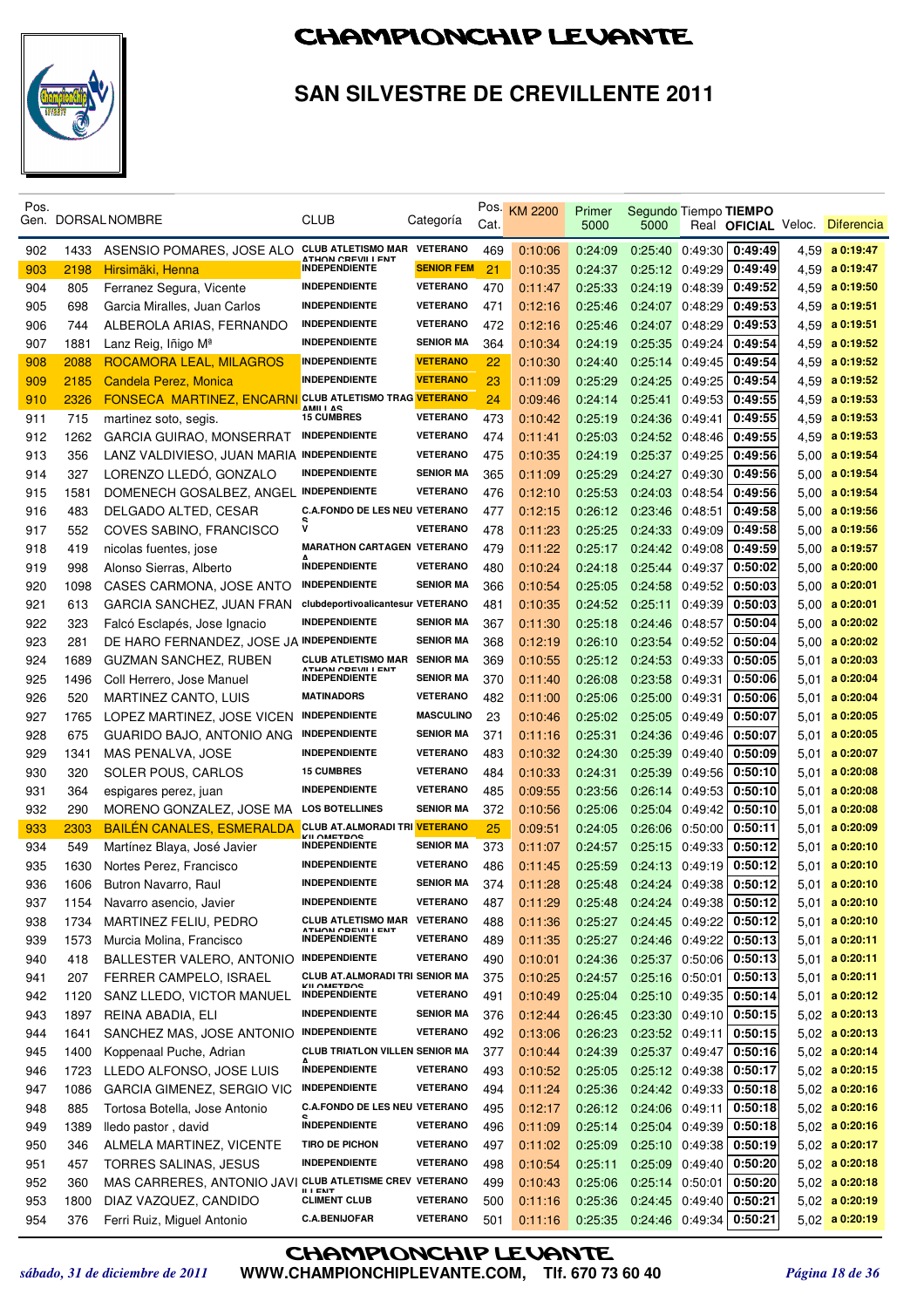# CHAMPIONCHIP LEVANTE

## SAN SILVESTRE DE CREVILLENTE 2011

| Pos. Gen. | DORSAL | NOMBRE | CLUB | Categoría | Pos. Cat. | KM 2200 | Primer 5000 | Segundo 5000 | Tiempo Real | TIEMPO OFICIAL | Veloc. | Diferencia |
|---|---|---|---|---|---|---|---|---|---|---|---|---|
| 902 | 1433 | ASENSIO POMARES, JOSE ALO | CLUB ATLETISMO MARATHON CREVILLENT | VETERANO | 469 | 0:10:06 | 0:24:09 | 0:25:40 | 0:49:30 | 0:49:49 | 4,59 | a 0:19:47 |
| 903 | 2198 | Hirsimäki, Henna | INDEPENDIENTE | SENIOR FEM | 21 | 0:10:35 | 0:24:37 | 0:25:12 | 0:49:29 | 0:49:49 | 4,59 | a 0:19:47 |
| 904 | 805 | Ferranez Segura, Vicente | INDEPENDIENTE | VETERANO | 470 | 0:11:47 | 0:25:33 | 0:24:19 | 0:48:39 | 0:49:52 | 4,59 | a 0:19:50 |
| 905 | 698 | Garcia Miralles, Juan Carlos | INDEPENDIENTE | VETERANO | 471 | 0:12:16 | 0:25:46 | 0:24:07 | 0:48:29 | 0:49:53 | 4,59 | a 0:19:51 |
| 906 | 744 | ALBEROLA ARIAS, FERNANDO | INDEPENDIENTE | VETERANO | 472 | 0:12:16 | 0:25:46 | 0:24:07 | 0:48:29 | 0:49:53 | 4,59 | a 0:19:51 |
| 907 | 1881 | Lanz Reig, Iñigo Mª | INDEPENDIENTE | SENIOR MA | 364 | 0:10:34 | 0:24:19 | 0:25:35 | 0:49:24 | 0:49:54 | 4,59 | a 0:19:52 |
| 908 | 2088 | ROCAMORA LEAL, MILAGROS | INDEPENDIENTE | VETERANO | 22 | 0:10:30 | 0:24:40 | 0:25:14 | 0:49:45 | 0:49:54 | 4,59 | a 0:19:52 |
| 909 | 2185 | Candela Perez, Monica | INDEPENDIENTE | VETERANO | 23 | 0:11:09 | 0:25:29 | 0:24:25 | 0:49:25 | 0:49:54 | 4,59 | a 0:19:52 |
| 910 | 2326 | FONSECA MARTINEZ, ENCARNI | CLUB ATLETISMO TRAGAMILLAS | VETERANO | 24 | 0:09:46 | 0:24:14 | 0:25:41 | 0:49:53 | 0:49:55 | 4,59 | a 0:19:53 |
| 911 | 715 | martinez soto, segis. | 15 CUMBRES | VETERANO | 473 | 0:10:42 | 0:25:19 | 0:24:36 | 0:49:41 | 0:49:55 | 4,59 | a 0:19:53 |
| 912 | 1262 | GARCIA GUIRAO, MONSERRAT | INDEPENDIENTE | VETERANO | 474 | 0:11:41 | 0:25:03 | 0:24:52 | 0:48:46 | 0:49:55 | 4,59 | a 0:19:53 |
| 913 | 356 | LANZ VALDIVIESO, JUAN MARIA | INDEPENDIENTE | VETERANO | 475 | 0:10:35 | 0:24:19 | 0:25:37 | 0:49:25 | 0:49:56 | 5,00 | a 0:19:54 |
| 914 | 327 | LORENZO LLEDÓ, GONZALO | INDEPENDIENTE | SENIOR MA | 365 | 0:11:09 | 0:25:29 | 0:24:27 | 0:49:30 | 0:49:56 | 5,00 | a 0:19:54 |
| 915 | 1581 | DOMENECH GOSALBEZ, ANGEL | INDEPENDIENTE | VETERANO | 476 | 0:12:10 | 0:25:53 | 0:24:03 | 0:48:54 | 0:49:56 | 5,00 | a 0:19:54 |
| 916 | 483 | DELGADO ALTED, CESAR | C.A.FONDO DE LES NEUS | VETERANO | 477 | 0:12:15 | 0:26:12 | 0:23:46 | 0:48:51 | 0:49:58 | 5,00 | a 0:19:56 |
| 917 | 552 | COVES SABINO, FRANCISCO | V | VETERANO | 478 | 0:11:23 | 0:25:25 | 0:24:33 | 0:49:09 | 0:49:58 | 5,00 | a 0:19:56 |
| 918 | 419 | nicolas fuentes, jose | MARATHON CARTAGENA | VETERANO | 479 | 0:11:22 | 0:25:17 | 0:24:42 | 0:49:08 | 0:49:59 | 5,00 | a 0:19:57 |
| 919 | 998 | Alonso Sierras, Alberto | INDEPENDIENTE | VETERANO | 480 | 0:10:24 | 0:24:18 | 0:25:44 | 0:49:37 | 0:50:02 | 5,00 | a 0:20:00 |
| 920 | 1098 | CASES CARMONA, JOSE ANTO | INDEPENDIENTE | SENIOR MA | 366 | 0:10:54 | 0:25:05 | 0:24:58 | 0:49:52 | 0:50:03 | 5,00 | a 0:20:01 |
| 921 | 613 | GARCIA SANCHEZ, JUAN FRAN | clubdeportivoalicantesur | VETERANO | 481 | 0:10:35 | 0:24:52 | 0:25:11 | 0:49:39 | 0:50:03 | 5,00 | a 0:20:01 |
| 922 | 323 | Falcó Esclapés, Jose Ignacio | INDEPENDIENTE | SENIOR MA | 367 | 0:11:30 | 0:25:18 | 0:24:46 | 0:48:57 | 0:50:04 | 5,00 | a 0:20:02 |
| 923 | 281 | DE HARO FERNANDEZ, JOSE JA | INDEPENDIENTE | SENIOR MA | 368 | 0:12:19 | 0:26:10 | 0:23:54 | 0:49:52 | 0:50:04 | 5,00 | a 0:20:02 |
| 924 | 1689 | GUZMAN SANCHEZ, RUBEN | CLUB ATLETISMO MARATHON CREVILLENT | SENIOR MA | 369 | 0:10:55 | 0:25:12 | 0:24:53 | 0:49:33 | 0:50:05 | 5,01 | a 0:20:03 |
| 925 | 1496 | Coll Herrero, Jose Manuel | INDEPENDIENTE | SENIOR MA | 370 | 0:11:40 | 0:26:08 | 0:23:58 | 0:49:31 | 0:50:06 | 5,01 | a 0:20:04 |
| 926 | 520 | MARTINEZ CANTO, LUIS | MATINADORS | VETERANO | 482 | 0:11:00 | 0:25:06 | 0:25:00 | 0:49:31 | 0:50:06 | 5,01 | a 0:20:04 |
| 927 | 1765 | LOPEZ MARTINEZ, JOSE VICEN | INDEPENDIENTE | MASCULINO | 23 | 0:10:46 | 0:25:02 | 0:25:05 | 0:49:49 | 0:50:07 | 5,01 | a 0:20:05 |
| 928 | 675 | GUARIDO BAJO, ANTONIO ANG | INDEPENDIENTE | SENIOR MA | 371 | 0:11:16 | 0:25:31 | 0:24:36 | 0:49:46 | 0:50:07 | 5,01 | a 0:20:05 |
| 929 | 1341 | MAS PENALVA, JOSE | INDEPENDIENTE | VETERANO | 483 | 0:10:32 | 0:24:30 | 0:25:39 | 0:49:40 | 0:50:09 | 5,01 | a 0:20:07 |
| 930 | 320 | SOLER POUS, CARLOS | 15 CUMBRES | VETERANO | 484 | 0:10:33 | 0:24:31 | 0:25:39 | 0:49:56 | 0:50:10 | 5,01 | a 0:20:08 |
| 931 | 364 | espigares perez, juan | INDEPENDIENTE | VETERANO | 485 | 0:09:55 | 0:23:56 | 0:26:14 | 0:49:53 | 0:50:10 | 5,01 | a 0:20:08 |
| 932 | 290 | MORENO GONZALEZ, JOSE MA | LOS BOTELLINES | SENIOR MA | 372 | 0:10:56 | 0:25:06 | 0:25:04 | 0:49:42 | 0:50:10 | 5,01 | a 0:20:08 |
| 933 | 2303 | BAILÉN CANALES, ESMERALDA | CLUB AT.ALMORADI TRIKILOMETROS | VETERANO | 25 | 0:09:51 | 0:24:05 | 0:26:06 | 0:50:00 | 0:50:11 | 5,01 | a 0:20:09 |
| 934 | 549 | Martínez Blaya, José Javier | INDEPENDIENTE | SENIOR MA | 373 | 0:11:07 | 0:24:57 | 0:25:15 | 0:49:33 | 0:50:12 | 5,01 | a 0:20:10 |
| 935 | 1630 | Nortes Perez, Francisco | INDEPENDIENTE | VETERANO | 486 | 0:11:45 | 0:25:59 | 0:24:13 | 0:49:19 | 0:50:12 | 5,01 | a 0:20:10 |
| 936 | 1606 | Butron Navarro, Raul | INDEPENDIENTE | SENIOR MA | 374 | 0:11:28 | 0:25:48 | 0:24:24 | 0:49:38 | 0:50:12 | 5,01 | a 0:20:10 |
| 937 | 1154 | Navarro asencio, Javier | INDEPENDIENTE | VETERANO | 487 | 0:11:29 | 0:25:48 | 0:24:24 | 0:49:38 | 0:50:12 | 5,01 | a 0:20:10 |
| 938 | 1734 | MARTINEZ FELIU, PEDRO | CLUB ATLETISMO MARATHON CREVILLENT | VETERANO | 488 | 0:11:36 | 0:25:27 | 0:24:45 | 0:49:22 | 0:50:12 | 5,01 | a 0:20:10 |
| 939 | 1573 | Murcia Molina, Francisco | INDEPENDIENTE | VETERANO | 489 | 0:11:35 | 0:25:27 | 0:24:46 | 0:49:22 | 0:50:13 | 5,01 | a 0:20:11 |
| 940 | 418 | BALLESTER VALERO, ANTONIO | INDEPENDIENTE | VETERANO | 490 | 0:10:01 | 0:24:36 | 0:25:37 | 0:50:06 | 0:50:13 | 5,01 | a 0:20:11 |
| 941 | 207 | FERRER CAMPELO, ISRAEL | CLUB AT.ALMORADI TRIKILOMETROS | SENIOR MA | 375 | 0:10:25 | 0:24:57 | 0:25:16 | 0:50:01 | 0:50:13 | 5,01 | a 0:20:11 |
| 942 | 1120 | SANZ LLEDO, VICTOR MANUEL | INDEPENDIENTE | VETERANO | 491 | 0:10:49 | 0:25:04 | 0:25:10 | 0:49:35 | 0:50:14 | 5,01 | a 0:20:12 |
| 943 | 1897 | REINA ABADIA, ELI | INDEPENDIENTE | SENIOR MA | 376 | 0:12:44 | 0:26:45 | 0:23:30 | 0:49:10 | 0:50:15 | 5,02 | a 0:20:13 |
| 944 | 1641 | SANCHEZ MAS, JOSE ANTONIO | INDEPENDIENTE | VETERANO | 492 | 0:13:06 | 0:26:23 | 0:23:52 | 0:49:11 | 0:50:15 | 5,02 | a 0:20:13 |
| 945 | 1400 | Koppenaal Puche, Adrian | CLUB TRIATLON VILLENA | SENIOR MA | 377 | 0:10:44 | 0:24:39 | 0:25:37 | 0:49:47 | 0:50:16 | 5,02 | a 0:20:14 |
| 946 | 1723 | LLEDO ALFONSO, JOSE LUIS | INDEPENDIENTE | VETERANO | 493 | 0:10:52 | 0:25:05 | 0:25:12 | 0:49:38 | 0:50:17 | 5,02 | a 0:20:15 |
| 947 | 1086 | GARCIA GIMENEZ, SERGIO VIC | INDEPENDIENTE | VETERANO | 494 | 0:11:24 | 0:25:36 | 0:24:42 | 0:49:33 | 0:50:18 | 5,02 | a 0:20:16 |
| 948 | 885 | Tortosa Botella, Jose Antonio | C.A.FONDO DE LES NEUS | VETERANO | 495 | 0:12:17 | 0:26:12 | 0:24:06 | 0:49:11 | 0:50:18 | 5,02 | a 0:20:16 |
| 949 | 1389 | lledo pastor , david | INDEPENDIENTE | VETERANO | 496 | 0:11:09 | 0:25:14 | 0:25:04 | 0:49:39 | 0:50:18 | 5,02 | a 0:20:16 |
| 950 | 346 | ALMELA MARTINEZ, VICENTE | TIRO DE PICHON | VETERANO | 497 | 0:11:02 | 0:25:09 | 0:25:10 | 0:49:38 | 0:50:19 | 5,02 | a 0:20:17 |
| 951 | 457 | TORRES SALINAS, JESUS | INDEPENDIENTE | VETERANO | 498 | 0:10:54 | 0:25:11 | 0:25:09 | 0:49:40 | 0:50:20 | 5,02 | a 0:20:18 |
| 952 | 360 | MAS CARRERES, ANTONIO JAVI | CLUB ATLETISME CREVILLENT | VETERANO | 499 | 0:10:43 | 0:25:06 | 0:25:14 | 0:50:01 | 0:50:20 | 5,02 | a 0:20:18 |
| 953 | 1800 | DIAZ VAZQUEZ, CANDIDO | CLIMENT CLUB | VETERANO | 500 | 0:11:16 | 0:25:36 | 0:24:45 | 0:49:40 | 0:50:21 | 5,02 | a 0:20:19 |
| 954 | 376 | Ferri Ruiz, Miguel Antonio | C.A.BENIJOFAR | VETERANO | 501 | 0:11:16 | 0:25:35 | 0:24:46 | 0:49:34 | 0:50:21 | 5,02 | a 0:20:19 |

CHAMPIONCHIP LEVANTE

*sábado, 31 de diciembre de 2011* WWW.CHAMPIONCHIPLEVANTE.COM, Tlf. 670 73 60 40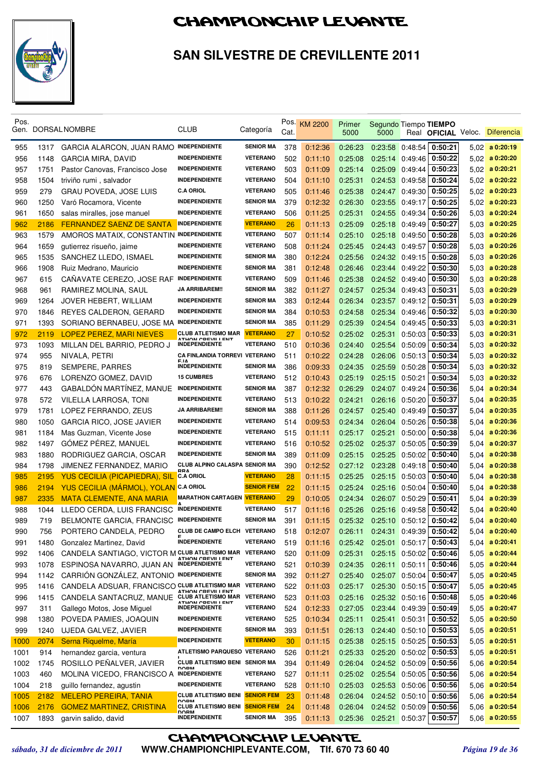# CHAMPIONCHIP LEVANTE

## SAN SILVESTRE DE CREVILLENTE 2011

| Pos. Gen. | DORSAL | NOMBRE | CLUB | Categoría | Pos. Cat. | KM 2200 | Primer 5000 | Segundo 5000 | Tiempo Real | TIEMPO OFICIAL | Veloc. | Diferencia |
|---|---|---|---|---|---|---|---|---|---|---|---|---|
| 955 | 1317 | GARCIA ALARCON, JUAN RAMO | INDEPENDIENTE | SENIOR MA | 378 | 0:12:36 | 0:26:23 | 0:23:58 | 0:48:54 | 0:50:21 | 5,02 | a 0:20:19 |
| 956 | 1148 | GARCIA MIRA, DAVID | INDEPENDIENTE | VETERANO | 502 | 0:11:10 | 0:25:08 | 0:25:14 | 0:49:46 | 0:50:22 | 5,02 | a 0:20:20 |
| 957 | 1751 | Pastor Canovas, Francisco Jose | INDEPENDIENTE | VETERANO | 503 | 0:11:09 | 0:25:14 | 0:25:09 | 0:49:44 | 0:50:23 | 5,02 | a 0:20:21 |
| 958 | 1504 | triviño rumi , salvador | INDEPENDIENTE | VETERANO | 504 | 0:11:10 | 0:25:31 | 0:24:53 | 0:49:58 | 0:50:24 | 5,02 | a 0:20:22 |
| 959 | 279 | GRAU POVEDA, JOSE LUIS | C.A ORIOL | VETERANO | 505 | 0:11:46 | 0:25:38 | 0:24:47 | 0:49:30 | 0:50:25 | 5,02 | a 0:20:23 |
| 960 | 1250 | Varó Rocamora, Vicente | INDEPENDIENTE | SENIOR MA | 379 | 0:12:32 | 0:26:30 | 0:23:55 | 0:49:17 | 0:50:25 | 5,02 | a 0:20:23 |
| 961 | 1650 | salas miralles, jose manuel | INDEPENDIENTE | VETERANO | 506 | 0:11:25 | 0:25:31 | 0:24:55 | 0:49:34 | 0:50:26 | 5,03 | a 0:20:24 |
| 962 | 2186 | FERNANDEZ SAENZ DE SANTA | INDEPENDIENTE | VETERANO | 26 | 0:11:13 | 0:25:09 | 0:25:18 | 0:49:49 | 0:50:27 | 5,03 | a 0:20:25 |
| 963 | 1579 | AMOROS MATAIX, CONSTANTIN | INDEPENDIENTE | VETERANO | 507 | 0:11:14 | 0:25:10 | 0:25:18 | 0:49:50 | 0:50:28 | 5,03 | a 0:20:26 |
| 964 | 1659 | gutierrez risueño, jaime | INDEPENDIENTE | VETERANO | 508 | 0:11:24 | 0:25:45 | 0:24:43 | 0:49:57 | 0:50:28 | 5,03 | a 0:20:26 |
| 965 | 1535 | SANCHEZ LLEDO, ISMAEL | INDEPENDIENTE | SENIOR MA | 380 | 0:12:24 | 0:25:56 | 0:24:32 | 0:49:15 | 0:50:28 | 5,03 | a 0:20:26 |
| 966 | 1908 | Ruiz Medrano, Mauricio | INDEPENDIENTE | SENIOR MA | 381 | 0:12:48 | 0:26:46 | 0:23:44 | 0:49:22 | 0:50:30 | 5,03 | a 0:20:28 |
| 967 | 615 | CAÑAVATE CEREZO, JOSE RAF | INDEPENDIENTE | VETERANO | 509 | 0:11:46 | 0:25:38 | 0:24:52 | 0:49:40 | 0:50:30 | 5,03 | a 0:20:28 |
| 968 | 961 | RAMIREZ MOLINA, SAUL | JA ARRIBAREM!! | SENIOR MA | 382 | 0:11:27 | 0:24:57 | 0:25:34 | 0:49:43 | 0:50:31 | 5,03 | a 0:20:29 |
| 969 | 1264 | JOVER HEBERT, WILLIAM | INDEPENDIENTE | SENIOR MA | 383 | 0:12:44 | 0:26:34 | 0:23:57 | 0:49:12 | 0:50:31 | 5,03 | a 0:20:29 |
| 970 | 1846 | REYES CALDERON, GERARD | INDEPENDIENTE | SENIOR MA | 384 | 0:10:53 | 0:24:58 | 0:25:34 | 0:49:46 | 0:50:32 | 5,03 | a 0:20:30 |
| 971 | 1393 | SORIANO BERNABEU, JOSE MA | INDEPENDIENTE | SENIOR MA | 385 | 0:11:29 | 0:25:39 | 0:24:54 | 0:49:45 | 0:50:33 | 5,03 | a 0:20:31 |
| 972 | 2119 | LOPEZ PEREZ, MARI NIEVES | CLUB ATLETISMO MARATHON CREVILLENT | VETERANO | 27 | 0:10:52 | 0:25:02 | 0:25:31 | 0:50:03 | 0:50:33 | 5,03 | a 0:20:31 |
| 973 | 1093 | MILLAN DEL BARRIO, PEDRO J | INDEPENDIENTE | VETERANO | 510 | 0:10:36 | 0:24:40 | 0:25:54 | 0:50:09 | 0:50:34 | 5,03 | a 0:20:32 |
| 974 | 955 | NIVALA, PETRI | CA FINLANDIA TORREVIEJA | VETERANO | 511 | 0:10:22 | 0:24:28 | 0:26:06 | 0:50:13 | 0:50:34 | 5,03 | a 0:20:32 |
| 975 | 819 | SEMPERE, PARRES | INDEPENDIENTE | SENIOR MA | 386 | 0:09:33 | 0:24:35 | 0:25:59 | 0:50:28 | 0:50:34 | 5,03 | a 0:20:32 |
| 976 | 676 | LORENZO GOMEZ, DAVID | 15 CUMBRES | VETERANO | 512 | 0:10:43 | 0:25:19 | 0:25:15 | 0:50:21 | 0:50:34 | 5,03 | a 0:20:32 |
| 977 | 443 | GABALDÓN MARTÍNEZ, MANUE | INDEPENDIENTE | SENIOR MA | 387 | 0:12:32 | 0:26:29 | 0:24:07 | 0:49:24 | 0:50:36 | 5,04 | a 0:20:34 |
| 978 | 572 | VILELLA LARROSA, TONI | INDEPENDIENTE | VETERANO | 513 | 0:10:22 | 0:24:21 | 0:26:16 | 0:50:20 | 0:50:37 | 5,04 | a 0:20:35 |
| 979 | 1781 | LOPEZ FERRANDO, ZEUS | JA ARRIBAREM!! | SENIOR MA | 388 | 0:11:26 | 0:24:57 | 0:25:40 | 0:49:49 | 0:50:37 | 5,04 | a 0:20:35 |
| 980 | 1050 | GARCIA RICO, JOSE JAVIER | INDEPENDIENTE | VETERANO | 514 | 0:09:53 | 0:24:34 | 0:26:04 | 0:50:26 | 0:50:38 | 5,04 | a 0:20:36 |
| 981 | 1184 | Mas Guzman, Vicente Jose | INDEPENDIENTE | VETERANO | 515 | 0:11:11 | 0:25:17 | 0:25:21 | 0:50:00 | 0:50:38 | 5,04 | a 0:20:36 |
| 982 | 1497 | GÓMEZ PÉREZ, MANUEL | INDEPENDIENTE | VETERANO | 516 | 0:10:52 | 0:25:02 | 0:25:37 | 0:50:05 | 0:50:39 | 5,04 | a 0:20:37 |
| 983 | 1880 | RODRIGUEZ GARCIA, OSCAR | INDEPENDIENTE | SENIOR MA | 389 | 0:11:09 | 0:25:15 | 0:25:25 | 0:50:02 | 0:50:40 | 5,04 | a 0:20:38 |
| 984 | 1798 | JIMENEZ FERNANDEZ, MARIO | CLUB ALPINO CALASPARRA | SENIOR MA | 390 | 0:12:52 | 0:27:12 | 0:23:28 | 0:49:18 | 0:50:40 | 5,04 | a 0:20:38 |
| 985 | 2195 | YUS CECILIA (PICAPIEDRA), SIL | C.A ORIOL | VETERANO | 28 | 0:11:15 | 0:25:25 | 0:25:15 | 0:50:03 | 0:50:40 | 5,04 | a 0:20:38 |
| 986 | 2194 | YUS CECILIA (MÁRMOL), YOLAN | C.A ORIOL | SENIOR FEM | 22 | 0:11:15 | 0:25:24 | 0:25:16 | 0:50:04 | 0:50:40 | 5,04 | a 0:20:38 |
| 987 | 2335 | MATA CLEMENTE, ANA MARIA | MARATHON CARTAGENA | VETERANO | 29 | 0:10:05 | 0:24:34 | 0:26:07 | 0:50:29 | 0:50:41 | 5,04 | a 0:20:39 |
| 988 | 1044 | LLEDO CERDA, LUIS FRANCISC | INDEPENDIENTE | VETERANO | 517 | 0:11:16 | 0:25:26 | 0:25:16 | 0:49:58 | 0:50:42 | 5,04 | a 0:20:40 |
| 989 | 719 | BELMONTE GARCIA, FRANCISC | INDEPENDIENTE | SENIOR MA | 391 | 0:11:15 | 0:25:32 | 0:25:10 | 0:50:12 | 0:50:42 | 5,04 | a 0:20:40 |
| 990 | 756 | PORTERO CANDELA, PEDRO | CLUB DE CAMPO ELCHE | VETERANO | 518 | 0:12:07 | 0:26:11 | 0:24:31 | 0:49:39 | 0:50:42 | 5,04 | a 0:20:40 |
| 991 | 1480 | Gonzalez Martinez, David | INDEPENDIENTE | VETERANO | 519 | 0:11:16 | 0:25:42 | 0:25:01 | 0:50:17 | 0:50:43 | 5,04 | a 0:20:41 |
| 992 | 1406 | CANDELA SANTIAGO, VICTOR M | CLUB ATLETISMO MARATHON CREVILLENT | VETERANO | 520 | 0:11:09 | 0:25:31 | 0:25:15 | 0:50:02 | 0:50:46 | 5,05 | a 0:20:44 |
| 993 | 1078 | ESPINOSA NAVARRO, JUAN AN | INDEPENDIENTE | VETERANO | 521 | 0:10:39 | 0:24:35 | 0:26:11 | 0:50:11 | 0:50:46 | 5,05 | a 0:20:44 |
| 994 | 1142 | CARRIÓN GONZÁLEZ, ANTONIO | INDEPENDIENTE | SENIOR MA | 392 | 0:11:27 | 0:25:40 | 0:25:07 | 0:50:04 | 0:50:47 | 5,05 | a 0:20:45 |
| 995 | 1416 | CANDELA ADSUAR, FRANCISCO | CLUB ATLETISMO MARATHON CREVILLENT | VETERANO | 522 | 0:11:03 | 0:25:17 | 0:25:30 | 0:50:15 | 0:50:47 | 5,05 | a 0:20:45 |
| 996 | 1415 | CANDELA SANTACRUZ, MANUE | CLUB ATLETISMO MARATHON CREVILLENT | VETERANO | 523 | 0:11:03 | 0:25:16 | 0:25:32 | 0:50:16 | 0:50:48 | 5,05 | a 0:20:46 |
| 997 | 311 | Gallego Motos, Jose Miguel | INDEPENDIENTE | VETERANO | 524 | 0:12:33 | 0:27:05 | 0:23:44 | 0:49:39 | 0:50:49 | 5,05 | a 0:20:47 |
| 998 | 1380 | POVEDA PAMIES, JOAQUIN | INDEPENDIENTE | VETERANO | 525 | 0:10:34 | 0:25:11 | 0:25:41 | 0:50:31 | 0:50:52 | 5,05 | a 0:20:50 |
| 999 | 1240 | UJEDA GALVEZ, JAVIER | INDEPENDIENTE | SENIOR MA | 393 | 0:11:51 | 0:26:13 | 0:24:40 | 0:50:10 | 0:50:53 | 5,05 | a 0:20:51 |
| 1000 | 2074 | Serna Riquelme, María | INDEPENDIENTE | VETERANO | 30 | 0:11:15 | 0:25:38 | 0:25:15 | 0:50:25 | 0:50:53 | 5,05 | a 0:20:51 |
| 1001 | 914 | hernandez garcia, ventura | ATLETISMO PARQUESOL | VETERANO | 526 | 0:11:21 | 0:25:33 | 0:25:20 | 0:50:02 | 0:50:53 | 5,05 | a 0:20:51 |
| 1002 | 1745 | ROSILLO PEÑALVER, JAVIER | CLUB ATLETISMO BENIDORM | SENIOR MA | 394 | 0:11:49 | 0:26:04 | 0:24:52 | 0:50:09 | 0:50:56 | 5,06 | a 0:20:54 |
| 1003 | 460 | MOLINA VICEDO, FRANCISCO A | INDEPENDIENTE | VETERANO | 527 | 0:11:11 | 0:25:02 | 0:25:54 | 0:50:05 | 0:50:56 | 5,06 | a 0:20:54 |
| 1004 | 218 | guillo fernandez, agustin | INDEPENDIENTE | VETERANO | 528 | 0:11:10 | 0:25:03 | 0:25:53 | 0:50:06 | 0:50:56 | 5,06 | a 0:20:54 |
| 1005 | 2182 | MELERO PEREIRA, TANIA | CLUB ATLETISMO BENIDORM | SENIOR FEM | 23 | 0:11:48 | 0:26:04 | 0:24:52 | 0:50:10 | 0:50:56 | 5,06 | a 0:20:54 |
| 1006 | 2176 | GOMEZ MARTINEZ, CRISTINA | CLUB ATLETISMO BENIDORM | SENIOR FEM | 24 | 0:11:48 | 0:26:04 | 0:24:52 | 0:50:09 | 0:50:56 | 5,06 | a 0:20:54 |
| 1007 | 1893 | garvin salido, david | INDEPENDIENTE | SENIOR MA | 395 | 0:11:13 | 0:25:36 | 0:25:21 | 0:50:37 | 0:50:57 | 5,06 | a 0:20:55 |

*sábado, 31 de diciembre de 2011* — **WWW.CHAMPIONCHIPLEVANTE.COM, Tlf. 670 73 60 40**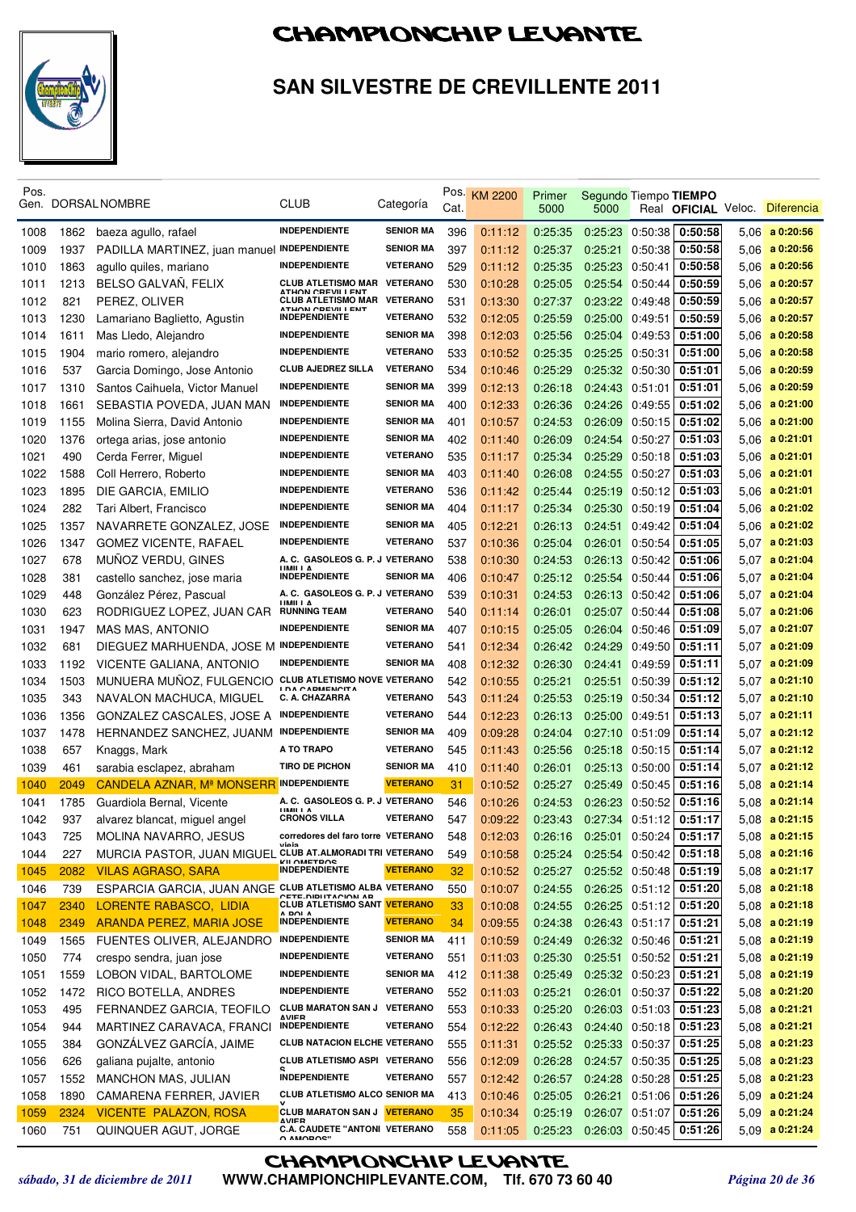# CHAMPIONCHIP LEVANTE

## SAN SILVESTRE DE CREVILLENTE 2011

| Pos. Gen. | DORSAL | NOMBRE | CLUB | Categoría | Pos. Cat. | KM 2200 | Primer 5000 | Segundo 5000 | Tiempo Real | TIEMPO OFICIAL | Veloc. | Diferencia |
|---|---|---|---|---|---|---|---|---|---|---|---|---|
| 1008 | 1862 | baeza agullo, rafael | INDEPENDIENTE | SENIOR MA | 396 | 0:11:12 | 0:25:35 | 0:25:23 | 0:50:38 | 0:50:58 | 5,06 | a 0:20:56 |
| 1009 | 1937 | PADILLA MARTINEZ, juan manuel | INDEPENDIENTE | SENIOR MA | 397 | 0:11:12 | 0:25:37 | 0:25:21 | 0:50:38 | 0:50:58 | 5,06 | a 0:20:56 |
| 1010 | 1863 | agullo quiles, mariano | INDEPENDIENTE | VETERANO | 529 | 0:11:12 | 0:25:35 | 0:25:23 | 0:50:41 | 0:50:58 | 5,06 | a 0:20:56 |
| 1011 | 1213 | BELSO GALVAÑ, FELIX | CLUB ATLETISMO MAR ATHON CREVILLENT | VETERANO | 530 | 0:10:28 | 0:25:05 | 0:25:54 | 0:50:44 | 0:50:59 | 5,06 | a 0:20:57 |
| 1012 | 821 | PEREZ, OLIVER | CLUB ATLETISMO MAR ATHON CREVILLENT | VETERANO | 531 | 0:13:30 | 0:27:37 | 0:23:22 | 0:49:48 | 0:50:59 | 5,06 | a 0:20:57 |
| 1013 | 1230 | Lamariano Baglietto, Agustin | INDEPENDIENTE | VETERANO | 532 | 0:12:05 | 0:25:59 | 0:25:00 | 0:49:51 | 0:50:59 | 5,06 | a 0:20:57 |
| 1014 | 1611 | Mas Lledo, Alejandro | INDEPENDIENTE | SENIOR MA | 398 | 0:12:03 | 0:25:56 | 0:25:04 | 0:49:53 | 0:51:00 | 5,06 | a 0:20:58 |
| 1015 | 1904 | mario romero, alejandro | INDEPENDIENTE | VETERANO | 533 | 0:10:52 | 0:25:35 | 0:25:25 | 0:50:31 | 0:51:00 | 5,06 | a 0:20:58 |
| 1016 | 537 | Garcia Domingo, Jose Antonio | CLUB AJEDREZ SILLA | VETERANO | 534 | 0:10:46 | 0:25:29 | 0:25:32 | 0:50:30 | 0:51:01 | 5,06 | a 0:20:59 |
| 1017 | 1310 | Santos Caihuela, Victor Manuel | INDEPENDIENTE | SENIOR MA | 399 | 0:12:13 | 0:26:18 | 0:24:43 | 0:51:01 | 0:51:01 | 5,06 | a 0:20:59 |
| 1018 | 1661 | SEBASTIA POVEDA, JUAN MAN | INDEPENDIENTE | SENIOR MA | 400 | 0:12:33 | 0:26:36 | 0:24:26 | 0:49:55 | 0:51:02 | 5,06 | a 0:21:00 |
| 1019 | 1155 | Molina Sierra, David Antonio | INDEPENDIENTE | SENIOR MA | 401 | 0:10:57 | 0:24:53 | 0:26:09 | 0:50:15 | 0:51:02 | 5,06 | a 0:21:00 |
| 1020 | 1376 | ortega arias, jose antonio | INDEPENDIENTE | SENIOR MA | 402 | 0:11:40 | 0:26:09 | 0:24:54 | 0:50:27 | 0:51:03 | 5,06 | a 0:21:01 |
| 1021 | 490 | Cerda Ferrer, Miguel | INDEPENDIENTE | VETERANO | 535 | 0:11:17 | 0:25:34 | 0:25:29 | 0:50:18 | 0:51:03 | 5,06 | a 0:21:01 |
| 1022 | 1588 | Coll Herrero, Roberto | INDEPENDIENTE | SENIOR MA | 403 | 0:11:40 | 0:26:08 | 0:24:55 | 0:50:27 | 0:51:03 | 5,06 | a 0:21:01 |
| 1023 | 1895 | DIE GARCIA, EMILIO | INDEPENDIENTE | VETERANO | 536 | 0:11:42 | 0:25:44 | 0:25:19 | 0:50:12 | 0:51:03 | 5,06 | a 0:21:01 |
| 1024 | 282 | Tari Albert, Francisco | INDEPENDIENTE | SENIOR MA | 404 | 0:11:17 | 0:25:34 | 0:25:30 | 0:50:19 | 0:51:04 | 5,06 | a 0:21:02 |
| 1025 | 1357 | NAVARRETE GONZALEZ, JOSE | INDEPENDIENTE | SENIOR MA | 405 | 0:12:21 | 0:26:13 | 0:24:51 | 0:49:42 | 0:51:04 | 5,06 | a 0:21:02 |
| 1026 | 1347 | GOMEZ VICENTE, RAFAEL | INDEPENDIENTE | VETERANO | 537 | 0:10:36 | 0:25:04 | 0:26:01 | 0:50:54 | 0:51:05 | 5,07 | a 0:21:03 |
| 1027 | 678 | MUÑOZ VERDU, GINES | A. C. GASOLEOS G. P. J UMILLA | VETERANO | 538 | 0:10:30 | 0:24:53 | 0:26:13 | 0:50:42 | 0:51:06 | 5,07 | a 0:21:04 |
| 1028 | 381 | castello sanchez, jose maria | INDEPENDIENTE | SENIOR MA | 406 | 0:10:47 | 0:25:12 | 0:25:54 | 0:50:44 | 0:51:06 | 5,07 | a 0:21:04 |
| 1029 | 448 | González Pérez, Pascual | A. C. GASOLEOS G. P. J UMILLA | VETERANO | 539 | 0:10:31 | 0:24:53 | 0:26:13 | 0:50:42 | 0:51:06 | 5,07 | a 0:21:04 |
| 1030 | 623 | RODRIGUEZ LOPEZ, JUAN CAR | RUNNING TEAM | VETERANO | 540 | 0:11:14 | 0:26:01 | 0:25:07 | 0:50:44 | 0:51:08 | 5,07 | a 0:21:06 |
| 1031 | 1947 | MAS MAS, ANTONIO | INDEPENDIENTE | SENIOR MA | 407 | 0:10:15 | 0:25:05 | 0:26:04 | 0:50:46 | 0:51:09 | 5,07 | a 0:21:07 |
| 1032 | 681 | DIEGUEZ MARHUENDA, JOSE M | INDEPENDIENTE | VETERANO | 541 | 0:12:34 | 0:26:42 | 0:24:29 | 0:49:50 | 0:51:11 | 5,07 | a 0:21:09 |
| 1033 | 1192 | VICENTE GALIANA, ANTONIO | INDEPENDIENTE | SENIOR MA | 408 | 0:12:32 | 0:26:30 | 0:24:41 | 0:49:59 | 0:51:11 | 5,07 | a 0:21:09 |
| 1034 | 1503 | MUNUERA MUÑOZ, FULGENCIO | CLUB ATLETISMO NOVE LDA CARMENCITA | VETERANO | 542 | 0:10:55 | 0:25:21 | 0:25:51 | 0:50:39 | 0:51:12 | 5,07 | a 0:21:10 |
| 1035 | 343 | NAVALON MACHUCA, MIGUEL | C. A. CHAZARRA | VETERANO | 543 | 0:11:24 | 0:25:53 | 0:25:19 | 0:50:34 | 0:51:12 | 5,07 | a 0:21:10 |
| 1036 | 1356 | GONZALEZ CASCALES, JOSE A | INDEPENDIENTE | VETERANO | 544 | 0:12:23 | 0:26:13 | 0:25:00 | 0:49:51 | 0:51:13 | 5,07 | a 0:21:11 |
| 1037 | 1478 | HERNANDEZ SANCHEZ, JUANM | INDEPENDIENTE | SENIOR MA | 409 | 0:09:28 | 0:24:04 | 0:27:10 | 0:51:09 | 0:51:14 | 5,07 | a 0:21:12 |
| 1038 | 657 | Knaggs, Mark | A TO TRAPO | VETERANO | 545 | 0:11:43 | 0:25:56 | 0:25:18 | 0:50:15 | 0:51:14 | 5,07 | a 0:21:12 |
| 1039 | 461 | sarabia esclapez, abraham | TIRO DE PICHON | SENIOR MA | 410 | 0:11:40 | 0:26:01 | 0:25:13 | 0:50:00 | 0:51:14 | 5,07 | a 0:21:12 |
| 1040 | 2049 | CANDELA AZNAR, Mª MONSERR | INDEPENDIENTE | VETERANO | 31 | 0:10:52 | 0:25:27 | 0:25:49 | 0:50:45 | 0:51:16 | 5,08 | a 0:21:14 |
| 1041 | 1785 | Guardiola Bernal, Vicente | A. C. GASOLEOS G. P. J UMILLA | VETERANO | 546 | 0:10:26 | 0:24:53 | 0:26:23 | 0:50:52 | 0:51:16 | 5,08 | a 0:21:14 |
| 1042 | 937 | alvarez blancat, miguel angel | CRONOS VILLA | VETERANO | 547 | 0:09:22 | 0:23:43 | 0:27:34 | 0:51:12 | 0:51:17 | 5,08 | a 0:21:15 |
| 1043 | 725 | MOLINA NAVARRO, JESUS | corredores del faro torre vieja | VETERANO | 548 | 0:12:03 | 0:26:16 | 0:25:01 | 0:50:24 | 0:51:17 | 5,08 | a 0:21:15 |
| 1044 | 227 | MURCIA PASTOR, JUAN MIGUEL | CLUB AT.ALMORADI TRI KILOMETROS | VETERANO | 549 | 0:10:58 | 0:25:24 | 0:25:54 | 0:50:42 | 0:51:18 | 5,08 | a 0:21:16 |
| 1045 | 2082 | VILAS AGRASO, SARA | INDEPENDIENTE | VETERANO | 32 | 0:10:52 | 0:25:27 | 0:25:52 | 0:50:48 | 0:51:19 | 5,08 | a 0:21:17 |
| 1046 | 739 | ESPARCIA GARCIA, JUAN ANGE | CLUB ATLETISMO ALBA CETE-DIPUTACION AB | VETERANO | 550 | 0:10:07 | 0:24:55 | 0:26:25 | 0:51:12 | 0:51:20 | 5,08 | a 0:21:18 |
| 1047 | 2340 | LORENTE RABASCO, LIDIA | CLUB ATLETISMO SANT A POLA | VETERANO | 33 | 0:10:08 | 0:24:55 | 0:26:25 | 0:51:12 | 0:51:20 | 5,08 | a 0:21:18 |
| 1048 | 2349 | ARANDA PEREZ, MARIA JOSE | INDEPENDIENTE | VETERANO | 34 | 0:09:55 | 0:24:38 | 0:26:43 | 0:51:17 | 0:51:21 | 5,08 | a 0:21:19 |
| 1049 | 1565 | FUENTES OLIVER, ALEJANDRO | INDEPENDIENTE | SENIOR MA | 411 | 0:10:59 | 0:24:49 | 0:26:32 | 0:50:46 | 0:51:21 | 5,08 | a 0:21:19 |
| 1050 | 774 | crespo sendra, juan jose | INDEPENDIENTE | VETERANO | 551 | 0:11:03 | 0:25:30 | 0:25:51 | 0:50:52 | 0:51:21 | 5,08 | a 0:21:19 |
| 1051 | 1559 | LOBON VIDAL, BARTOLOME | INDEPENDIENTE | SENIOR MA | 412 | 0:11:38 | 0:25:49 | 0:25:32 | 0:50:23 | 0:51:21 | 5,08 | a 0:21:19 |
| 1052 | 1472 | RICO BOTELLA, ANDRES | INDEPENDIENTE | VETERANO | 552 | 0:11:03 | 0:25:21 | 0:26:01 | 0:50:37 | 0:51:22 | 5,08 | a 0:21:20 |
| 1053 | 495 | FERNANDEZ GARCIA, TEOFILO | CLUB MARATON SAN J AVIER | VETERANO | 553 | 0:10:33 | 0:25:20 | 0:26:03 | 0:51:03 | 0:51:23 | 5,08 | a 0:21:21 |
| 1054 | 944 | MARTINEZ CARAVACA, FRANCI | INDEPENDIENTE | VETERANO | 554 | 0:12:22 | 0:26:43 | 0:24:40 | 0:50:18 | 0:51:23 | 5,08 | a 0:21:21 |
| 1055 | 384 | GONZÁLVEZ GARCÍA, JAIME | CLUB NATACION ELCHE | VETERANO | 555 | 0:11:31 | 0:25:52 | 0:25:33 | 0:50:37 | 0:51:25 | 5,08 | a 0:21:23 |
| 1056 | 626 | galiana pujalte, antonio | CLUB ATLETISMO ASPI S | VETERANO | 556 | 0:12:09 | 0:26:28 | 0:24:57 | 0:50:35 | 0:51:25 | 5,08 | a 0:21:23 |
| 1057 | 1552 | MANCHON MAS, JULIAN | INDEPENDIENTE | VETERANO | 557 | 0:12:42 | 0:26:57 | 0:24:28 | 0:50:28 | 0:51:25 | 5,08 | a 0:21:23 |
| 1058 | 1890 | CAMARENA FERRER, JAVIER | CLUB ATLETISMO ALCO Y | SENIOR MA | 413 | 0:10:46 | 0:25:05 | 0:26:21 | 0:51:06 | 0:51:26 | 5,09 | a 0:21:24 |
| 1059 | 2324 | VICENTE PALAZON, ROSA | CLUB MARATON SAN J AVIER | VETERANO | 35 | 0:10:34 | 0:25:19 | 0:26:07 | 0:51:07 | 0:51:26 | 5,09 | a 0:21:24 |
| 1060 | 751 | QUINQUER AGUT, JORGE | C.A. CAUDETE "ANTONI O AMOROS" | VETERANO | 558 | 0:11:05 | 0:25:23 | 0:26:03 | 0:50:45 | 0:51:26 | 5,09 | a 0:21:24 |

*sábado, 31 de diciembre de 2011* — WWW.CHAMPIONCHIPLEVANTE.COM, Tlf. 670 73 60 40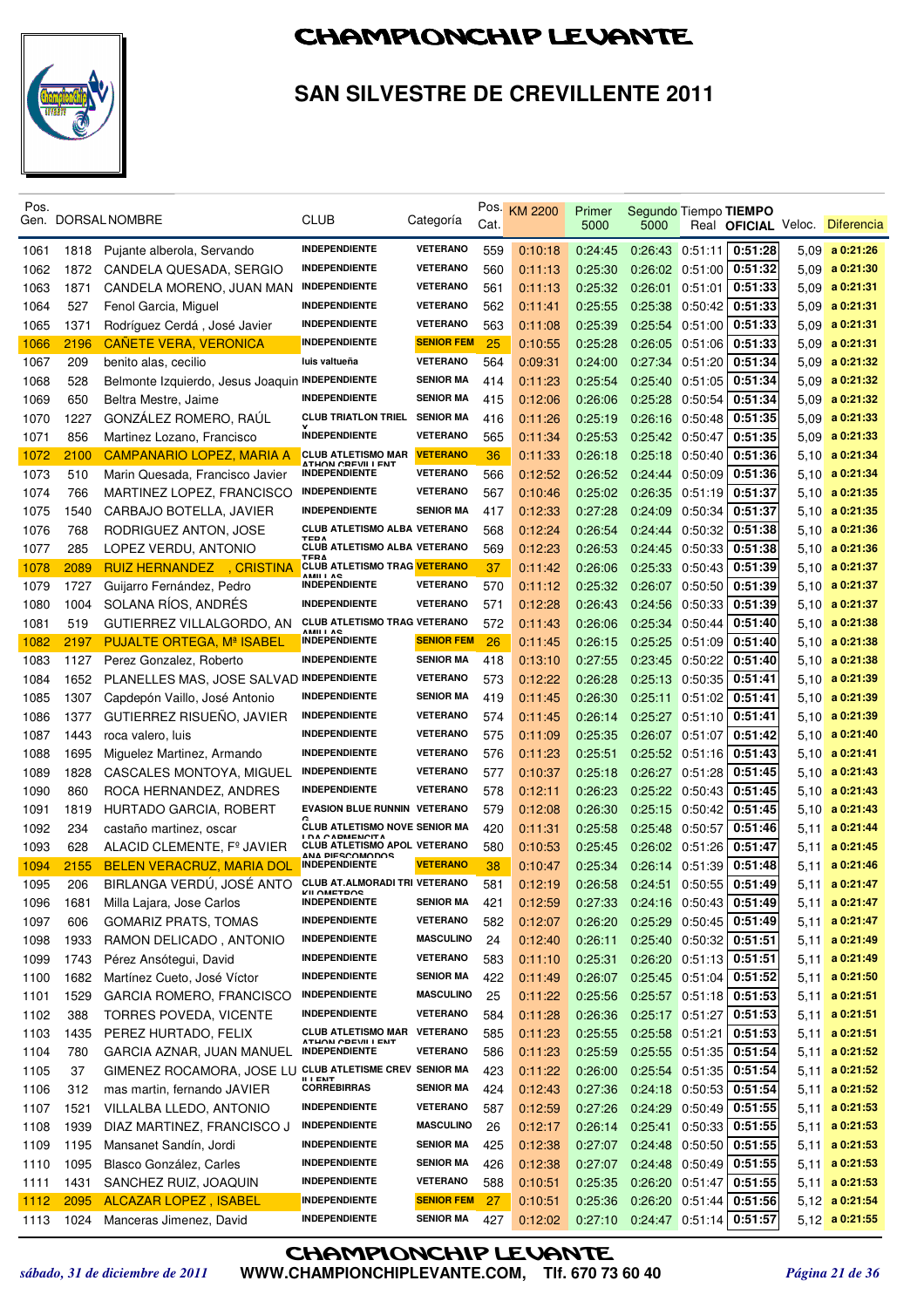# CHAMPIONCHIP LEVANTE

## SAN SILVESTRE DE CREVILLENTE 2011

| Pos. Gen. | DORSAL | NOMBRE | CLUB | Categoría | Pos. Cat. | KM 2200 | Primer 5000 | Segundo 5000 | Tiempo Real | TIEMPO OFICIAL | Veloc. | Diferencia |
|---|---|---|---|---|---|---|---|---|---|---|---|---|
| 1061 | 1818 | Pujante alberola, Servando | INDEPENDIENTE | VETERANO | 559 | 0:10:18 | 0:24:45 | 0:26:43 | 0:51:11 | 0:51:28 | 5,09 | a 0:21:26 |
| 1062 | 1872 | CANDELA QUESADA, SERGIO | INDEPENDIENTE | VETERANO | 560 | 0:11:13 | 0:25:30 | 0:26:02 | 0:51:00 | 0:51:32 | 5,09 | a 0:21:30 |
| 1063 | 1871 | CANDELA MORENO, JUAN MAN | INDEPENDIENTE | VETERANO | 561 | 0:11:13 | 0:25:32 | 0:26:01 | 0:51:01 | 0:51:33 | 5,09 | a 0:21:31 |
| 1064 | 527 | Fenol Garcia, Miguel | INDEPENDIENTE | VETERANO | 562 | 0:11:41 | 0:25:55 | 0:25:38 | 0:50:42 | 0:51:33 | 5,09 | a 0:21:31 |
| 1065 | 1371 | Rodríguez Cerdá , José Javier | INDEPENDIENTE | VETERANO | 563 | 0:11:08 | 0:25:39 | 0:25:54 | 0:51:00 | 0:51:33 | 5,09 | a 0:21:31 |
| 1066 | 2196 | CAÑETE VERA, VERONICA | INDEPENDIENTE | SENIOR FEM | 25 | 0:10:55 | 0:25:28 | 0:26:05 | 0:51:06 | 0:51:33 | 5,09 | a 0:21:31 |
| 1067 | 209 | benito alas, cecilio | luis valtueña | VETERANO | 564 | 0:09:31 | 0:24:00 | 0:27:34 | 0:51:20 | 0:51:34 | 5,09 | a 0:21:32 |
| 1068 | 528 | Belmonte Izquierdo, Jesus Joaquin | INDEPENDIENTE | SENIOR MA | 414 | 0:11:23 | 0:25:54 | 0:25:40 | 0:51:05 | 0:51:34 | 5,09 | a 0:21:32 |
| 1069 | 650 | Beltra Mestre, Jaime | INDEPENDIENTE | SENIOR MA | 415 | 0:12:06 | 0:26:06 | 0:25:28 | 0:50:54 | 0:51:34 | 5,09 | a 0:21:32 |
| 1070 | 1227 | GONZÁLEZ ROMERO, RAÚL | CLUB TRIATLON TRIEL Y | SENIOR MA | 416 | 0:11:26 | 0:25:19 | 0:26:16 | 0:50:48 | 0:51:35 | 5,09 | a 0:21:33 |
| 1071 | 856 | Martinez Lozano, Francisco | INDEPENDIENTE | VETERANO | 565 | 0:11:34 | 0:25:53 | 0:25:42 | 0:50:47 | 0:51:35 | 5,09 | a 0:21:33 |
| 1072 | 2100 | CAMPANARIO LOPEZ, MARIA A | CLUB ATLETISMO MARATHON CREVILLENT | VETERANO | 36 | 0:11:33 | 0:26:18 | 0:25:18 | 0:50:40 | 0:51:36 | 5,10 | a 0:21:34 |
| 1073 | 510 | Marin Quesada, Francisco Javier | INDEPENDIENTE | VETERANO | 566 | 0:12:52 | 0:26:52 | 0:24:44 | 0:50:09 | 0:51:36 | 5,10 | a 0:21:34 |
| 1074 | 766 | MARTINEZ LOPEZ, FRANCISCO | INDEPENDIENTE | VETERANO | 567 | 0:10:46 | 0:25:02 | 0:26:35 | 0:51:19 | 0:51:37 | 5,10 | a 0:21:35 |
| 1075 | 1540 | CARBAJO BOTELLA, JAVIER | INDEPENDIENTE | SENIOR MA | 417 | 0:12:33 | 0:27:28 | 0:24:09 | 0:50:34 | 0:51:37 | 5,10 | a 0:21:35 |
| 1076 | 768 | RODRIGUEZ ANTON, JOSE | CLUB ATLETISMO ALBATERA | VETERANO | 568 | 0:12:24 | 0:26:54 | 0:24:44 | 0:50:32 | 0:51:38 | 5,10 | a 0:21:36 |
| 1077 | 285 | LOPEZ VERDU, ANTONIO | CLUB ATLETISMO ALBATERA | VETERANO | 569 | 0:12:23 | 0:26:53 | 0:24:45 | 0:50:33 | 0:51:38 | 5,10 | a 0:21:36 |
| 1078 | 2089 | RUIZ HERNANDEZ , CRISTINA | CLUB ATLETISMO TRAGAMILLAS | VETERANO | 37 | 0:11:42 | 0:26:06 | 0:25:33 | 0:50:43 | 0:51:39 | 5,10 | a 0:21:37 |
| 1079 | 1727 | Guijarro Fernández, Pedro | INDEPENDIENTE | VETERANO | 570 | 0:11:12 | 0:25:32 | 0:26:07 | 0:50:50 | 0:51:39 | 5,10 | a 0:21:37 |
| 1080 | 1004 | SOLANA RÍOS, ANDRÉS | INDEPENDIENTE | VETERANO | 571 | 0:12:28 | 0:26:43 | 0:24:56 | 0:50:33 | 0:51:39 | 5,10 | a 0:21:37 |
| 1081 | 519 | GUTIERREZ VILLALGORDO, AN | CLUB ATLETISMO TRAGAMILLAS | VETERANO | 572 | 0:11:43 | 0:26:06 | 0:25:34 | 0:50:44 | 0:51:40 | 5,10 | a 0:21:38 |
| 1082 | 2197 | PUJALTE ORTEGA, Mª ISABEL | INDEPENDIENTE | SENIOR FEM | 26 | 0:11:45 | 0:26:15 | 0:25:25 | 0:51:09 | 0:51:40 | 5,10 | a 0:21:38 |
| 1083 | 1127 | Perez Gonzalez, Roberto | INDEPENDIENTE | SENIOR MA | 418 | 0:13:10 | 0:27:55 | 0:23:45 | 0:50:22 | 0:51:40 | 5,10 | a 0:21:38 |
| 1084 | 1652 | PLANELLES MAS, JOSE SALVAD | INDEPENDIENTE | VETERANO | 573 | 0:12:22 | 0:26:28 | 0:25:13 | 0:50:35 | 0:51:41 | 5,10 | a 0:21:39 |
| 1085 | 1307 | Capdepón Vaillo, José Antonio | INDEPENDIENTE | SENIOR MA | 419 | 0:11:45 | 0:26:30 | 0:25:11 | 0:51:02 | 0:51:41 | 5,10 | a 0:21:39 |
| 1086 | 1377 | GUTIERREZ RISUEÑO, JAVIER | INDEPENDIENTE | VETERANO | 574 | 0:11:45 | 0:26:14 | 0:25:27 | 0:51:10 | 0:51:41 | 5,10 | a 0:21:39 |
| 1087 | 1443 | roca valero, luis | INDEPENDIENTE | VETERANO | 575 | 0:11:09 | 0:25:35 | 0:26:07 | 0:51:07 | 0:51:42 | 5,10 | a 0:21:40 |
| 1088 | 1695 | Miguelez Martinez, Armando | INDEPENDIENTE | VETERANO | 576 | 0:11:23 | 0:25:51 | 0:25:52 | 0:51:16 | 0:51:43 | 5,10 | a 0:21:41 |
| 1089 | 1828 | CASCALES MONTOYA, MIGUEL | INDEPENDIENTE | VETERANO | 577 | 0:10:37 | 0:25:18 | 0:26:27 | 0:51:28 | 0:51:45 | 5,10 | a 0:21:43 |
| 1090 | 860 | ROCA HERNANDEZ, ANDRES | INDEPENDIENTE | VETERANO | 578 | 0:12:11 | 0:26:23 | 0:25:22 | 0:50:43 | 0:51:45 | 5,10 | a 0:21:43 |
| 1091 | 1819 | HURTADO GARCIA, ROBERT | EVASION BLUE RUNNING | VETERANO | 579 | 0:12:08 | 0:26:30 | 0:25:15 | 0:50:42 | 0:51:45 | 5,10 | a 0:21:43 |
| 1092 | 234 | castaño martinez, oscar | CLUB ATLETISMO NOVELDA CARMENCITA | SENIOR MA | 420 | 0:11:31 | 0:25:58 | 0:25:48 | 0:50:57 | 0:51:46 | 5,11 | a 0:21:44 |
| 1093 | 628 | ALACID CLEMENTE, Fº JAVIER | CLUB ATLETISMO APOLANA PIESCOMODOS | VETERANO | 580 | 0:10:53 | 0:25:45 | 0:26:02 | 0:51:26 | 0:51:47 | 5,11 | a 0:21:45 |
| 1094 | 2155 | BELEN VERACRUZ, MARIA DOL | INDEPENDIENTE | VETERANO | 38 | 0:10:47 | 0:25:34 | 0:26:14 | 0:51:39 | 0:51:48 | 5,11 | a 0:21:46 |
| 1095 | 206 | BIRLANGA VERDÚ, JOSÉ ANTO | CLUB AT.ALMORADI TRIKILOMETROS | VETERANO | 581 | 0:12:19 | 0:26:58 | 0:24:51 | 0:50:55 | 0:51:49 | 5,11 | a 0:21:47 |
| 1096 | 1681 | Milla Lajara, Jose Carlos | INDEPENDIENTE | SENIOR MA | 421 | 0:12:59 | 0:27:33 | 0:24:16 | 0:50:43 | 0:51:49 | 5,11 | a 0:21:47 |
| 1097 | 606 | GOMARIZ PRATS, TOMAS | INDEPENDIENTE | VETERANO | 582 | 0:12:07 | 0:26:20 | 0:25:29 | 0:50:45 | 0:51:49 | 5,11 | a 0:21:47 |
| 1098 | 1933 | RAMON DELICADO , ANTONIO | INDEPENDIENTE | MASCULINO | 24 | 0:12:40 | 0:26:11 | 0:25:40 | 0:50:32 | 0:51:51 | 5,11 | a 0:21:49 |
| 1099 | 1743 | Pérez Ansótegui, David | INDEPENDIENTE | VETERANO | 583 | 0:11:10 | 0:25:31 | 0:26:20 | 0:51:13 | 0:51:51 | 5,11 | a 0:21:49 |
| 1100 | 1682 | Martínez Cueto, José Víctor | INDEPENDIENTE | SENIOR MA | 422 | 0:11:49 | 0:26:07 | 0:25:45 | 0:51:04 | 0:51:52 | 5,11 | a 0:21:50 |
| 1101 | 1529 | GARCIA ROMERO, FRANCISCO | INDEPENDIENTE | MASCULINO | 25 | 0:11:22 | 0:25:56 | 0:25:57 | 0:51:18 | 0:51:53 | 5,11 | a 0:21:51 |
| 1102 | 388 | TORRES POVEDA, VICENTE | INDEPENDIENTE | VETERANO | 584 | 0:11:28 | 0:26:36 | 0:25:17 | 0:51:27 | 0:51:53 | 5,11 | a 0:21:51 |
| 1103 | 1435 | PEREZ HURTADO, FELIX | CLUB ATLETISMO MARATHON CREVILLENT | VETERANO | 585 | 0:11:23 | 0:25:55 | 0:25:58 | 0:51:21 | 0:51:53 | 5,11 | a 0:21:51 |
| 1104 | 780 | GARCIA AZNAR, JUAN MANUEL | INDEPENDIENTE | VETERANO | 586 | 0:11:23 | 0:25:59 | 0:25:55 | 0:51:35 | 0:51:54 | 5,11 | a 0:21:52 |
| 1105 | 37 | GIMENEZ ROCAMORA, JOSE LU | CLUB ATLETISME CREVILLENT | SENIOR MA | 423 | 0:11:22 | 0:26:00 | 0:25:54 | 0:51:35 | 0:51:54 | 5,11 | a 0:21:52 |
| 1106 | 312 | mas martin, fernando JAVIER | CORREBIRRAS | SENIOR MA | 424 | 0:12:43 | 0:27:36 | 0:24:18 | 0:50:53 | 0:51:54 | 5,11 | a 0:21:52 |
| 1107 | 1521 | VILLALBA LLEDO, ANTONIO | INDEPENDIENTE | VETERANO | 587 | 0:12:59 | 0:27:26 | 0:24:29 | 0:50:49 | 0:51:55 | 5,11 | a 0:21:53 |
| 1108 | 1939 | DIAZ MARTINEZ, FRANCISCO J | INDEPENDIENTE | MASCULINO | 26 | 0:12:17 | 0:26:14 | 0:25:41 | 0:50:33 | 0:51:55 | 5,11 | a 0:21:53 |
| 1109 | 1195 | Mansanet Sandín, Jordi | INDEPENDIENTE | SENIOR MA | 425 | 0:12:38 | 0:27:07 | 0:24:48 | 0:50:50 | 0:51:55 | 5,11 | a 0:21:53 |
| 1110 | 1095 | Blasco González, Carles | INDEPENDIENTE | SENIOR MA | 426 | 0:12:38 | 0:27:07 | 0:24:48 | 0:50:49 | 0:51:55 | 5,11 | a 0:21:53 |
| 1111 | 1431 | SANCHEZ RUIZ, JOAQUIN | INDEPENDIENTE | VETERANO | 588 | 0:10:51 | 0:25:35 | 0:26:20 | 0:51:47 | 0:51:55 | 5,11 | a 0:21:53 |
| 1112 | 2095 | ALCAZAR LOPEZ , ISABEL | INDEPENDIENTE | SENIOR FEM | 27 | 0:10:51 | 0:25:36 | 0:26:20 | 0:51:44 | 0:51:56 | 5,12 | a 0:21:54 |
| 1113 | 1024 | Manceras Jimenez, David | INDEPENDIENTE | SENIOR MA | 427 | 0:12:02 | 0:27:10 | 0:24:47 | 0:51:14 | 0:51:57 | 5,12 | a 0:21:55 |

CHAMPIONCHIP LEVANTE

*sábado, 31 de diciembre de 2011* WWW.CHAMPIONCHIPLEVANTE.COM, Tlf. 670 73 60 40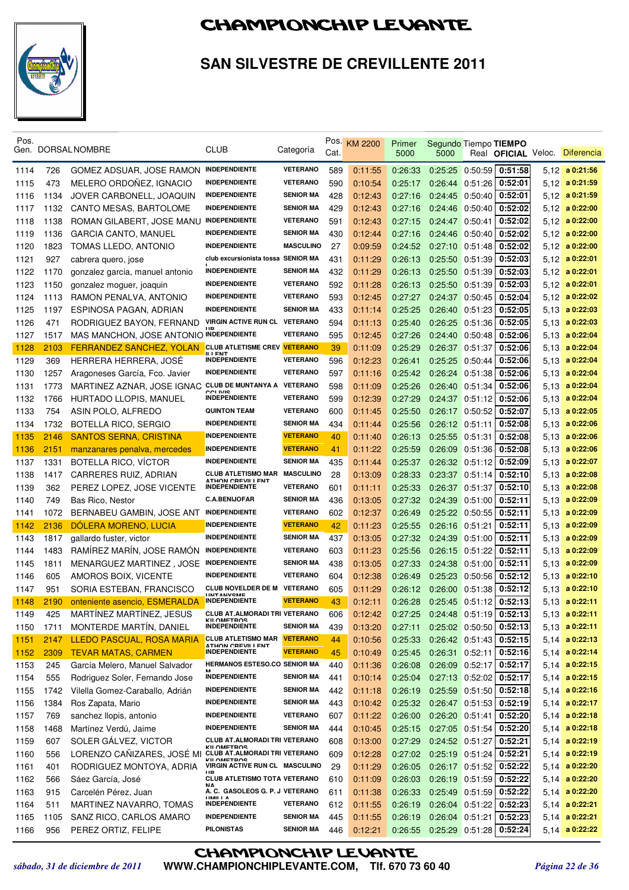# CHAMPIONCHIP LEVANTE

## SAN SILVESTRE DE CREVILLENTE 2011

| Pos. Gen. | DORSAL | NOMBRE | CLUB | Categoría | Pos. Cat. | KM 2200 | Primer 5000 | Segundo 5000 | Tiempo Real | TIEMPO OFICIAL | Veloc. | Diferencia |
|---|---|---|---|---|---|---|---|---|---|---|---|---|
| 1114 | 726 | GOMEZ ADSUAR, JOSE RAMON | INDEPENDIENTE | VETERANO | 589 | 0:11:55 | 0:26:33 | 0:25:25 | 0:50:59 | 0:51:58 | 5,12 | a 0:21:56 |
| 1115 | 473 | MELERO ORDOÑEZ, IGNACIO | INDEPENDIENTE | VETERANO | 590 | 0:10:54 | 0:25:17 | 0:26:44 | 0:51:26 | 0:52:01 | 5,12 | a 0:21:59 |
| 1116 | 1134 | JOVER CARBONELL, JOAQUIN | INDEPENDIENTE | SENIOR MA | 428 | 0:12:43 | 0:27:16 | 0:24:45 | 0:50:40 | 0:52:01 | 5,12 | a 0:21:59 |
| 1117 | 1132 | CANTO MESAS, BARTOLOME | INDEPENDIENTE | SENIOR MA | 429 | 0:12:43 | 0:27:16 | 0:24:46 | 0:50:40 | 0:52:02 | 5,12 | a 0:22:00 |
| 1118 | 1138 | ROMAN GILABERT, JOSE MANU | INDEPENDIENTE | VETERANO | 591 | 0:12:43 | 0:27:15 | 0:24:47 | 0:50:41 | 0:52:02 | 5,12 | a 0:22:00 |
| 1119 | 1136 | GARCIA CANTO, MANUEL | INDEPENDIENTE | SENIOR MA | 430 | 0:12:44 | 0:27:16 | 0:24:46 | 0:50:40 | 0:52:02 | 5,12 | a 0:22:00 |
| 1120 | 1823 | TOMAS LLEDO, ANTONIO | INDEPENDIENTE | MASCULINO | 27 | 0:09:59 | 0:24:52 | 0:27:10 | 0:51:48 | 0:52:02 | 5,12 | a 0:22:00 |
| 1121 | 927 | cabrera quero, jose | club excursionista tossa | SENIOR MA | 431 | 0:11:29 | 0:26:13 | 0:25:50 | 0:51:39 | 0:52:03 | 5,12 | a 0:22:01 |
| 1122 | 1170 | gonzalez garcia, manuel antonio | INDEPENDIENTE | SENIOR MA | 432 | 0:11:29 | 0:26:13 | 0:25:50 | 0:51:39 | 0:52:03 | 5,12 | a 0:22:01 |
| 1123 | 1150 | gonzalez moguer, joaquin | INDEPENDIENTE | VETERANO | 592 | 0:11:28 | 0:26:13 | 0:25:50 | 0:51:39 | 0:52:03 | 5,12 | a 0:22:01 |
| 1124 | 1113 | RAMON PENALVA, ANTONIO | INDEPENDIENTE | VETERANO | 593 | 0:12:45 | 0:27:27 | 0:24:37 | 0:50:45 | 0:52:04 | 5,12 | a 0:22:02 |
| 1125 | 1197 | ESPINOSA PAGAN, ADRIAN | INDEPENDIENTE | SENIOR MA | 433 | 0:11:14 | 0:25:25 | 0:26:40 | 0:51:23 | 0:52:05 | 5,13 | a 0:22:03 |
| 1126 | 471 | RODRIGUEZ BAYON, FERNAND | VIRGIN ACTIVE RUN CLUB | VETERANO | 594 | 0:11:13 | 0:25:40 | 0:26:25 | 0:51:36 | 0:52:05 | 5,13 | a 0:22:03 |
| 1127 | 1517 | MAS MANCHON, JOSE ANTONIO | INDEPENDIENTE | VETERANO | 595 | 0:12:45 | 0:27:26 | 0:24:40 | 0:50:48 | 0:52:06 | 5,13 | a 0:22:04 |
| 1128 | 2103 | FERRANDEZ SANCHEZ, YOLAN | CLUB ATLETISME CREVILLENT | VETERANO | 39 | 0:11:09 | 0:25:29 | 0:26:37 | 0:51:37 | 0:52:06 | 5,13 | a 0:22:04 |
| 1129 | 369 | HERRERA HERRERA, JOSÉ | INDEPENDIENTE | VETERANO | 596 | 0:12:23 | 0:26:41 | 0:25:25 | 0:50:44 | 0:52:06 | 5,13 | a 0:22:04 |
| 1130 | 1257 | Aragoneses García, Fco. Javier | INDEPENDIENTE | VETERANO | 597 | 0:11:16 | 0:25:42 | 0:26:24 | 0:51:38 | 0:52:06 | 5,13 | a 0:22:04 |
| 1131 | 1773 | MARTINEZ AZNAR, JOSE IGNAC | CLUB DE MUNTANYA A CCLIVIS | VETERANO | 598 | 0:11:09 | 0:25:26 | 0:26:40 | 0:51:34 | 0:52:06 | 5,13 | a 0:22:04 |
| 1132 | 1766 | HURTADO LLOPIS, MANUEL | INDEPENDIENTE | VETERANO | 599 | 0:12:39 | 0:27:29 | 0:24:37 | 0:51:12 | 0:52:06 | 5,13 | a 0:22:04 |
| 1133 | 754 | ASIN POLO, ALFREDO | QUINTON TEAM | VETERANO | 600 | 0:11:45 | 0:25:50 | 0:26:17 | 0:50:52 | 0:52:07 | 5,13 | a 0:22:05 |
| 1134 | 1732 | BOTELLA RICO, SERGIO | INDEPENDIENTE | SENIOR MA | 434 | 0:11:44 | 0:25:56 | 0:26:12 | 0:51:11 | 0:52:08 | 5,13 | a 0:22:06 |
| 1135 | 2146 | SANTOS SERNA, CRISTINA | INDEPENDIENTE | VETERANO | 40 | 0:11:40 | 0:26:13 | 0:25:55 | 0:51:31 | 0:52:08 | 5,13 | a 0:22:06 |
| 1136 | 2151 | manzanares penalva, mercedes | INDEPENDIENTE | VETERANO | 41 | 0:11:22 | 0:25:59 | 0:26:09 | 0:51:36 | 0:52:08 | 5,13 | a 0:22:06 |
| 1137 | 1331 | BOTELLA RICO, VÍCTOR | INDEPENDIENTE | SENIOR MA | 435 | 0:11:44 | 0:25:37 | 0:26:32 | 0:51:12 | 0:52:09 | 5,13 | a 0:22:07 |
| 1138 | 1417 | CARRERES RUIZ, ADRIAN | CLUB ATLETISMO MARATHON CREVILLENT | MASCULINO | 28 | 0:13:09 | 0:28:33 | 0:23:37 | 0:51:14 | 0:52:10 | 5,13 | a 0:22:08 |
| 1139 | 362 | PEREZ LOPEZ, JOSE VICENTE | INDEPENDIENTE | VETERANO | 601 | 0:11:11 | 0:25:33 | 0:26:37 | 0:51:37 | 0:52:10 | 5,13 | a 0:22:08 |
| 1140 | 749 | Bas Rico, Nestor | C.A.BENIJOFAR | SENIOR MA | 436 | 0:13:05 | 0:27:32 | 0:24:39 | 0:51:00 | 0:52:11 | 5,13 | a 0:22:09 |
| 1141 | 1072 | BERNABEU GAMBIN, JOSE ANT | INDEPENDIENTE | VETERANO | 602 | 0:12:37 | 0:26:49 | 0:25:22 | 0:50:55 | 0:52:11 | 5,13 | a 0:22:09 |
| 1142 | 2136 | DÓLERA MORENO, LUCIA | INDEPENDIENTE | VETERANO | 42 | 0:11:23 | 0:25:55 | 0:26:16 | 0:51:21 | 0:52:11 | 5,13 | a 0:22:09 |
| 1143 | 1817 | gallardo fuster, victor | INDEPENDIENTE | SENIOR MA | 437 | 0:13:05 | 0:27:32 | 0:24:39 | 0:51:00 | 0:52:11 | 5,13 | a 0:22:09 |
| 1144 | 1483 | RAMÍREZ MARÍN, JOSE RAMÓN | INDEPENDIENTE | VETERANO | 603 | 0:11:23 | 0:25:56 | 0:26:15 | 0:51:22 | 0:52:11 | 5,13 | a 0:22:09 |
| 1145 | 1811 | MENARGUEZ MARTINEZ , JOSE | INDEPENDIENTE | SENIOR MA | 438 | 0:13:05 | 0:27:33 | 0:24:38 | 0:51:00 | 0:52:11 | 5,13 | a 0:22:09 |
| 1146 | 605 | AMOROS BOIX, VICENTE | INDEPENDIENTE | VETERANO | 604 | 0:12:38 | 0:26:49 | 0:25:23 | 0:50:56 | 0:52:12 | 5,13 | a 0:22:10 |
| 1147 | 951 | SORIA ESTEBAN, FRANCISCO | CLUB NOVELDER DE MUNTANYSME | VETERANO | 605 | 0:11:29 | 0:26:12 | 0:26:00 | 0:51:38 | 0:52:12 | 5,13 | a 0:22:10 |
| 1148 | 2190 | onteniente asencio, ESMERALDA | INDEPENDIENTE | VETERANO | 43 | 0:12:11 | 0:26:28 | 0:25:45 | 0:51:12 | 0:52:13 | 5,13 | a 0:22:11 |
| 1149 | 425 | MARTÍNEZ MARTÍNEZ, JESUS | CLUB AT.ALMORADI TRI KILOMETROS | VETERANO | 606 | 0:12:42 | 0:27:25 | 0:24:48 | 0:51:19 | 0:52:13 | 5,13 | a 0:22:11 |
| 1150 | 1711 | MONTERDE MARTÍN, DANIEL | INDEPENDIENTE | SENIOR MA | 439 | 0:13:20 | 0:27:11 | 0:25:02 | 0:50:50 | 0:52:13 | 5,13 | a 0:22:11 |
| 1151 | 2147 | LLEDO PASCUAL, ROSA MARIA | CLUB ATLETISMO MARATHON CREVILLENT | VETERANO | 44 | 0:10:56 | 0:25:33 | 0:26:42 | 0:51:43 | 0:52:15 | 5,14 | a 0:22:13 |
| 1152 | 2309 | TEVAR MATAS, CARMEN | INDEPENDIENTE | VETERANO | 45 | 0:10:49 | 0:25:45 | 0:26:31 | 0:52:11 | 0:52:16 | 5,14 | a 0:22:14 |
| 1153 | 245 | García Melero, Manuel Salvador | HERMANOS ESTESO.COM | SENIOR MA | 440 | 0:11:36 | 0:26:08 | 0:26:09 | 0:52:17 | 0:52:17 | 5,14 | a 0:22:15 |
| 1154 | 555 | Rodriguez Soler, Fernando Jose | INDEPENDIENTE | SENIOR MA | 441 | 0:10:14 | 0:25:04 | 0:27:13 | 0:52:02 | 0:52:17 | 5,14 | a 0:22:15 |
| 1155 | 1742 | Vilella Gomez-Caraballo, Adrián | INDEPENDIENTE | SENIOR MA | 442 | 0:11:18 | 0:26:19 | 0:25:59 | 0:51:50 | 0:52:18 | 5,14 | a 0:22:16 |
| 1156 | 1384 | Ros Zapata, Mario | INDEPENDIENTE | SENIOR MA | 443 | 0:10:42 | 0:25:32 | 0:26:47 | 0:51:53 | 0:52:19 | 5,14 | a 0:22:17 |
| 1157 | 769 | sanchez llopis, antonio | INDEPENDIENTE | VETERANO | 607 | 0:11:22 | 0:26:00 | 0:26:20 | 0:51:41 | 0:52:20 | 5,14 | a 0:22:18 |
| 1158 | 1468 | Martínez Verdú, Jaime | INDEPENDIENTE | SENIOR MA | 444 | 0:10:45 | 0:25:15 | 0:27:05 | 0:51:54 | 0:52:20 | 5,14 | a 0:22:18 |
| 1159 | 607 | SOLER GÁLVEZ, VICTOR | CLUB AT.ALMORADI TRI KILOMETROS | VETERANO | 608 | 0:13:00 | 0:27:29 | 0:24:52 | 0:51:27 | 0:52:21 | 5,14 | a 0:22:19 |
| 1160 | 556 | LORENZO CAÑIZARES, JOSÉ MI | CLUB AT.ALMORADI TRI KILOMETROS | VETERANO | 609 | 0:12:28 | 0:27:02 | 0:25:19 | 0:51:24 | 0:52:21 | 5,14 | a 0:22:19 |
| 1161 | 401 | RODRIGUEZ MONTOYA, ADRIA | VIRGIN ACTIVE RUN CLUB | MASCULINO | 29 | 0:11:29 | 0:26:05 | 0:26:17 | 0:51:52 | 0:52:22 | 5,14 | a 0:22:20 |
| 1162 | 566 | Sáez García, José | CLUB ATLETISMO TOTANA | VETERANO | 610 | 0:11:09 | 0:26:03 | 0:26:19 | 0:51:59 | 0:52:22 | 5,14 | a 0:22:20 |
| 1163 | 915 | Carcelén Pérez, Juan | A. C. GASOLEOS G. P. JUMILLA | VETERANO | 611 | 0:11:38 | 0:26:33 | 0:25:49 | 0:51:59 | 0:52:22 | 5,14 | a 0:22:20 |
| 1164 | 511 | MARTINEZ NAVARRO, TOMAS | INDEPENDIENTE | VETERANO | 612 | 0:11:55 | 0:26:19 | 0:26:04 | 0:51:22 | 0:52:23 | 5,14 | a 0:22:21 |
| 1165 | 1105 | SANZ RICO, CARLOS AMARO | INDEPENDIENTE | SENIOR MA | 445 | 0:11:55 | 0:26:19 | 0:26:04 | 0:51:21 | 0:52:23 | 5,14 | a 0:22:21 |
| 1166 | 956 | PEREZ ORTIZ, FELIPE | PILONISTAS | SENIOR MA | 446 | 0:12:21 | 0:26:55 | 0:25:29 | 0:51:28 | 0:52:24 | 5,14 | a 0:22:22 |

CHAMPIONCHIP LEVANTE

*sábado, 31 de diciembre de 2011* — WWW.CHAMPIONCHIPLEVANTE.COM, Tlf. 670 73 60 40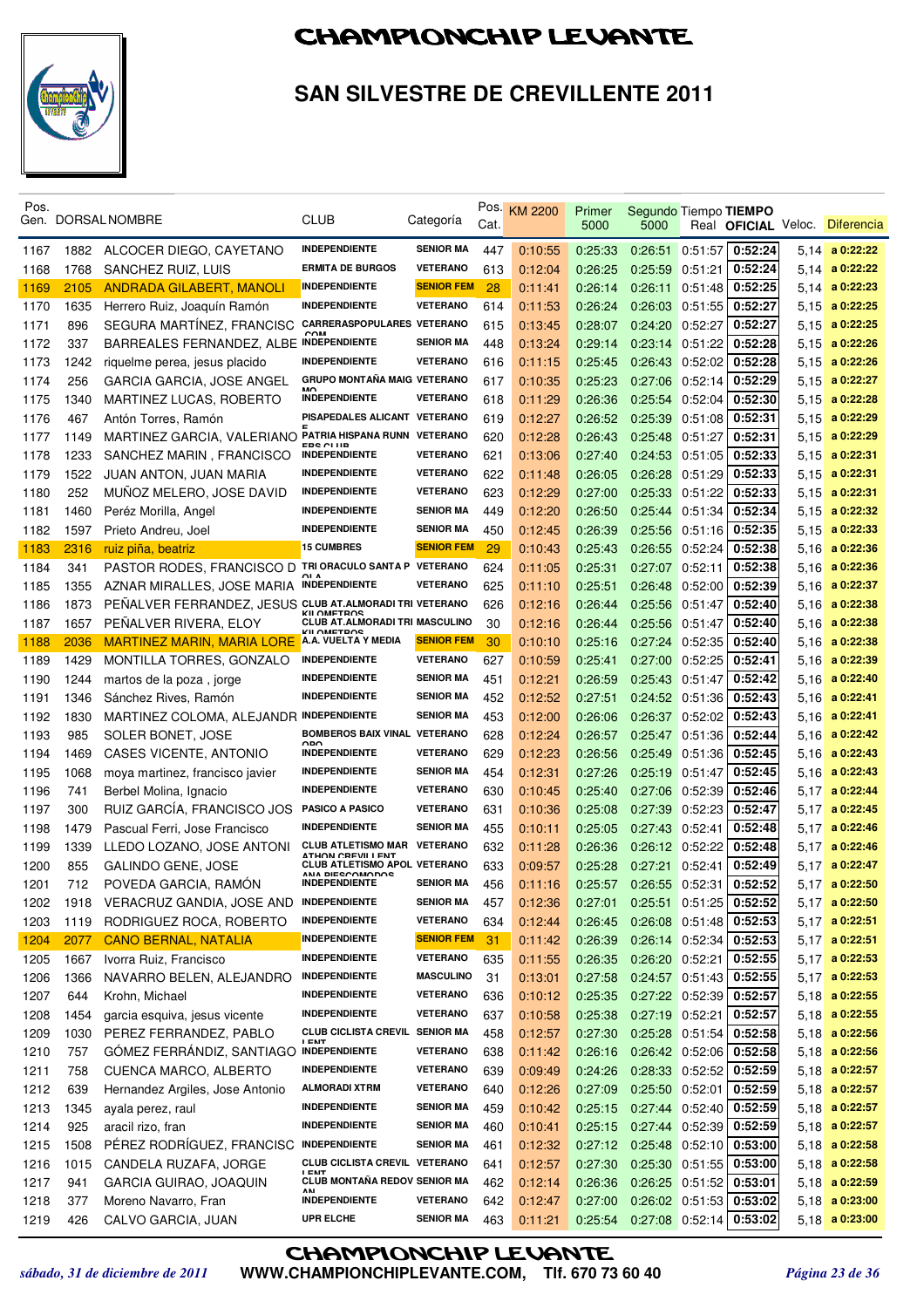# CHAMPIONCHIP LEVANTE

## SAN SILVESTRE DE CREVILLENTE 2011

| Pos. Gen. | DORSAL | NOMBRE | CLUB | Categoría | Pos. Cat. | KM 2200 | Primer 5000 | Segundo 5000 | Tiempo Real | TIEMPO OFICIAL | Veloc. | Diferencia |
|---|---|---|---|---|---|---|---|---|---|---|---|---|
| 1167 | 1882 | ALCOCER DIEGO, CAYETANO | INDEPENDIENTE | SENIOR MA | 447 | 0:10:55 | 0:25:33 | 0:26:51 | 0:51:57 | 0:52:24 | 5,14 | a 0:22:22 |
| 1168 | 1768 | SANCHEZ RUIZ, LUIS | ERMITA DE BURGOS | VETERANO | 613 | 0:12:04 | 0:26:25 | 0:25:59 | 0:51:21 | 0:52:24 | 5,14 | a 0:22:22 |
| 1169 | 2105 | ANDRADA GILABERT, MANOLI | INDEPENDIENTE | SENIOR FEM | 28 | 0:11:41 | 0:26:14 | 0:26:11 | 0:51:48 | 0:52:25 | 5,14 | a 0:22:23 |
| 1170 | 1635 | Herrero Ruiz, Joaquín Ramón | INDEPENDIENTE | VETERANO | 614 | 0:11:53 | 0:26:24 | 0:26:03 | 0:51:55 | 0:52:27 | 5,15 | a 0:22:25 |
| 1171 | 896 | SEGURA MARTÍNEZ, FRANCISC | CARRERASPOPULARES.COM | VETERANO | 615 | 0:13:45 | 0:28:07 | 0:24:20 | 0:52:27 | 0:52:27 | 5,15 | a 0:22:25 |
| 1172 | 337 | BARREALES FERNANDEZ, ALBE | INDEPENDIENTE | SENIOR MA | 448 | 0:13:24 | 0:29:14 | 0:23:14 | 0:51:22 | 0:52:28 | 5,15 | a 0:22:26 |
| 1173 | 1242 | riquelme perea, jesus placido | INDEPENDIENTE | VETERANO | 616 | 0:11:15 | 0:25:45 | 0:26:43 | 0:52:02 | 0:52:28 | 5,15 | a 0:22:26 |
| 1174 | 256 | GARCIA GARCIA, JOSE ANGEL | GRUPO MONTAÑA MAIGMO | VETERANO | 617 | 0:10:35 | 0:25:23 | 0:27:06 | 0:52:14 | 0:52:29 | 5,15 | a 0:22:27 |
| 1175 | 1340 | MARTINEZ LUCAS, ROBERTO | INDEPENDIENTE | VETERANO | 618 | 0:11:29 | 0:26:36 | 0:25:54 | 0:52:04 | 0:52:30 | 5,15 | a 0:22:28 |
| 1176 | 467 | Antón Torres, Ramón | PISAPEDALES ALICANTE | VETERANO | 619 | 0:12:27 | 0:26:52 | 0:25:39 | 0:51:08 | 0:52:31 | 5,15 | a 0:22:29 |
| 1177 | 1149 | MARTINEZ GARCIA, VALERIANO | PATRIA HISPANA RUNNERS CLUB | VETERANO | 620 | 0:12:28 | 0:26:43 | 0:25:48 | 0:51:27 | 0:52:31 | 5,15 | a 0:22:29 |
| 1178 | 1233 | SANCHEZ MARIN , FRANCISCO | INDEPENDIENTE | VETERANO | 621 | 0:13:06 | 0:27:40 | 0:24:53 | 0:51:05 | 0:52:33 | 5,15 | a 0:22:31 |
| 1179 | 1522 | JUAN ANTON, JUAN MARIA | INDEPENDIENTE | VETERANO | 622 | 0:11:48 | 0:26:05 | 0:26:28 | 0:51:29 | 0:52:33 | 5,15 | a 0:22:31 |
| 1180 | 252 | MUÑOZ MELERO, JOSE DAVID | INDEPENDIENTE | VETERANO | 623 | 0:12:29 | 0:27:00 | 0:25:33 | 0:51:22 | 0:52:33 | 5,15 | a 0:22:31 |
| 1181 | 1460 | Peréz Morilla, Angel | INDEPENDIENTE | SENIOR MA | 449 | 0:12:20 | 0:26:50 | 0:25:44 | 0:51:34 | 0:52:34 | 5,15 | a 0:22:32 |
| 1182 | 1597 | Prieto Andreu, Joel | INDEPENDIENTE | SENIOR MA | 450 | 0:12:45 | 0:26:39 | 0:25:56 | 0:51:16 | 0:52:35 | 5,15 | a 0:22:33 |
| 1183 | 2316 | ruiz piña, beatriz | 15 CUMBRES | SENIOR FEM | 29 | 0:10:43 | 0:25:43 | 0:26:55 | 0:52:24 | 0:52:38 | 5,16 | a 0:22:36 |
| 1184 | 341 | PASTOR RODES, FRANCISCO D | TRI ORACULO SANTA POLA | VETERANO | 624 | 0:11:05 | 0:25:31 | 0:27:07 | 0:52:11 | 0:52:38 | 5,16 | a 0:22:36 |
| 1185 | 1355 | AZNAR MIRALLES, JOSE MARIA | INDEPENDIENTE | VETERANO | 625 | 0:11:10 | 0:25:51 | 0:26:48 | 0:52:00 | 0:52:39 | 5,16 | a 0:22:37 |
| 1186 | 1873 | PEÑALVER FERRANDEZ, JESUS | CLUB AT.ALMORADI TRIKILOMETROS | VETERANO | 626 | 0:12:16 | 0:26:44 | 0:25:56 | 0:51:47 | 0:52:40 | 5,16 | a 0:22:38 |
| 1187 | 1657 | PEÑALVER RIVERA, ELOY | CLUB AT.ALMORADI TRIKILOMETROS | MASCULINO | 30 | 0:12:16 | 0:26:44 | 0:25:56 | 0:51:47 | 0:52:40 | 5,16 | a 0:22:38 |
| 1188 | 2036 | MARTINEZ MARIN, MARIA LORE | A.A. VUELTA Y MEDIA | SENIOR FEM | 30 | 0:10:10 | 0:25:16 | 0:27:24 | 0:52:35 | 0:52:40 | 5,16 | a 0:22:38 |
| 1189 | 1429 | MONTILLA TORRES, GONZALO | INDEPENDIENTE | VETERANO | 627 | 0:10:59 | 0:25:41 | 0:27:00 | 0:52:25 | 0:52:41 | 5,16 | a 0:22:39 |
| 1190 | 1244 | martos de la poza , jorge | INDEPENDIENTE | SENIOR MA | 451 | 0:12:21 | 0:26:59 | 0:25:43 | 0:51:47 | 0:52:42 | 5,16 | a 0:22:40 |
| 1191 | 1346 | Sánchez Rives, Ramón | INDEPENDIENTE | SENIOR MA | 452 | 0:12:52 | 0:27:51 | 0:24:52 | 0:51:36 | 0:52:43 | 5,16 | a 0:22:41 |
| 1192 | 1830 | MARTINEZ COLOMA, ALEJANDR | INDEPENDIENTE | SENIOR MA | 453 | 0:12:00 | 0:26:06 | 0:26:37 | 0:52:02 | 0:52:43 | 5,16 | a 0:22:41 |
| 1193 | 985 | SOLER BONET, JOSE | BOMBEROS BAIX VINALOPO | VETERANO | 628 | 0:12:24 | 0:26:57 | 0:25:47 | 0:51:36 | 0:52:44 | 5,16 | a 0:22:42 |
| 1194 | 1469 | CASES VICENTE, ANTONIO | INDEPENDIENTE | VETERANO | 629 | 0:12:23 | 0:26:56 | 0:25:49 | 0:51:36 | 0:52:45 | 5,16 | a 0:22:43 |
| 1195 | 1068 | moya martinez, francisco javier | INDEPENDIENTE | SENIOR MA | 454 | 0:12:31 | 0:27:26 | 0:25:19 | 0:51:47 | 0:52:45 | 5,16 | a 0:22:43 |
| 1196 | 741 | Berbel Molina, Ignacio | INDEPENDIENTE | VETERANO | 630 | 0:10:45 | 0:25:40 | 0:27:06 | 0:52:39 | 0:52:46 | 5,17 | a 0:22:44 |
| 1197 | 300 | RUIZ GARCÍA, FRANCISCO JOS | PASICO A PASICO | VETERANO | 631 | 0:10:36 | 0:25:08 | 0:27:39 | 0:52:23 | 0:52:47 | 5,17 | a 0:22:45 |
| 1198 | 1479 | Pascual Ferri, Jose Francisco | INDEPENDIENTE | SENIOR MA | 455 | 0:10:11 | 0:25:05 | 0:27:43 | 0:52:41 | 0:52:48 | 5,17 | a 0:22:46 |
| 1199 | 1339 | LLEDO LOZANO, JOSE ANTONI | CLUB ATLETISMO MARATHON CREVILLENT | VETERANO | 632 | 0:11:28 | 0:26:36 | 0:26:12 | 0:52:22 | 0:52:48 | 5,17 | a 0:22:46 |
| 1200 | 855 | GALINDO GENE, JOSE | CLUB ATLETISMO APOLANA DIESCOMODOS | VETERANO | 633 | 0:09:57 | 0:25:28 | 0:27:21 | 0:52:41 | 0:52:49 | 5,17 | a 0:22:47 |
| 1201 | 712 | POVEDA GARCIA, RAMÓN | INDEPENDIENTE | SENIOR MA | 456 | 0:11:16 | 0:25:57 | 0:26:55 | 0:52:31 | 0:52:52 | 5,17 | a 0:22:50 |
| 1202 | 1918 | VERACRUZ GANDIA, JOSE AND | INDEPENDIENTE | SENIOR MA | 457 | 0:12:36 | 0:27:01 | 0:25:51 | 0:51:25 | 0:52:52 | 5,17 | a 0:22:50 |
| 1203 | 1119 | RODRIGUEZ ROCA, ROBERTO | INDEPENDIENTE | VETERANO | 634 | 0:12:44 | 0:26:45 | 0:26:08 | 0:51:48 | 0:52:53 | 5,17 | a 0:22:51 |
| 1204 | 2077 | CANO BERNAL, NATALIA | INDEPENDIENTE | SENIOR FEM | 31 | 0:11:42 | 0:26:39 | 0:26:14 | 0:52:34 | 0:52:53 | 5,17 | a 0:22:51 |
| 1205 | 1667 | Ivorra Ruiz, Francisco | INDEPENDIENTE | VETERANO | 635 | 0:11:55 | 0:26:35 | 0:26:20 | 0:52:21 | 0:52:55 | 5,17 | a 0:22:53 |
| 1206 | 1366 | NAVARRO BELEN, ALEJANDRO | INDEPENDIENTE | MASCULINO | 31 | 0:13:01 | 0:27:58 | 0:24:57 | 0:51:43 | 0:52:55 | 5,17 | a 0:22:53 |
| 1207 | 644 | Krohn, Michael | INDEPENDIENTE | VETERANO | 636 | 0:10:12 | 0:25:35 | 0:27:22 | 0:52:39 | 0:52:57 | 5,18 | a 0:22:55 |
| 1208 | 1454 | garcia esquiva, jesus vicente | INDEPENDIENTE | VETERANO | 637 | 0:10:58 | 0:25:38 | 0:27:19 | 0:52:21 | 0:52:57 | 5,18 | a 0:22:55 |
| 1209 | 1030 | PEREZ FERRANDEZ, PABLO | CLUB CICLISTA CREVILLENT | SENIOR MA | 458 | 0:12:57 | 0:27:30 | 0:25:28 | 0:51:54 | 0:52:58 | 5,18 | a 0:22:56 |
| 1210 | 757 | GÓMEZ FERRÁNDIZ, SANTIAGO | INDEPENDIENTE | VETERANO | 638 | 0:11:42 | 0:26:16 | 0:26:42 | 0:52:06 | 0:52:58 | 5,18 | a 0:22:56 |
| 1211 | 758 | CUENCA MARCO, ALBERTO | INDEPENDIENTE | VETERANO | 639 | 0:09:49 | 0:24:26 | 0:28:33 | 0:52:52 | 0:52:59 | 5,18 | a 0:22:57 |
| 1212 | 639 | Hernandez Argiles, Jose Antonio | ALMORADI XTRM | VETERANO | 640 | 0:12:26 | 0:27:09 | 0:25:50 | 0:52:01 | 0:52:59 | 5,18 | a 0:22:57 |
| 1213 | 1345 | ayala perez, raul | INDEPENDIENTE | SENIOR MA | 459 | 0:10:42 | 0:25:15 | 0:27:44 | 0:52:40 | 0:52:59 | 5,18 | a 0:22:57 |
| 1214 | 925 | aracil rizo, fran | INDEPENDIENTE | SENIOR MA | 460 | 0:10:41 | 0:25:15 | 0:27:44 | 0:52:39 | 0:52:59 | 5,18 | a 0:22:57 |
| 1215 | 1508 | PÉREZ RODRÍGUEZ, FRANCISC | INDEPENDIENTE | SENIOR MA | 461 | 0:12:32 | 0:27:12 | 0:25:48 | 0:52:10 | 0:53:00 | 5,18 | a 0:22:58 |
| 1216 | 1015 | CANDELA RUZAFA, JORGE | CLUB CICLISTA CREVILLENT | VETERANO | 641 | 0:12:57 | 0:27:30 | 0:25:30 | 0:51:55 | 0:53:00 | 5,18 | a 0:22:58 |
| 1217 | 941 | GARCIA GUIRAO, JOAQUIN | CLUB MONTAÑA REDOVAN | SENIOR MA | 462 | 0:12:14 | 0:26:36 | 0:26:25 | 0:51:52 | 0:53:01 | 5,18 | a 0:22:59 |
| 1218 | 377 | Moreno Navarro, Fran | INDEPENDIENTE | VETERANO | 642 | 0:12:47 | 0:27:00 | 0:26:02 | 0:51:53 | 0:53:02 | 5,18 | a 0:23:00 |
| 1219 | 426 | CALVO GARCIA, JUAN | UPR ELCHE | SENIOR MA | 463 | 0:11:21 | 0:25:54 | 0:27:08 | 0:52:14 | 0:53:02 | 5,18 | a 0:23:00 |

*sábado, 31 de diciembre de 2011* — WWW.CHAMPIONCHIPLEVANTE.COM, Tlf. 670 73 60 40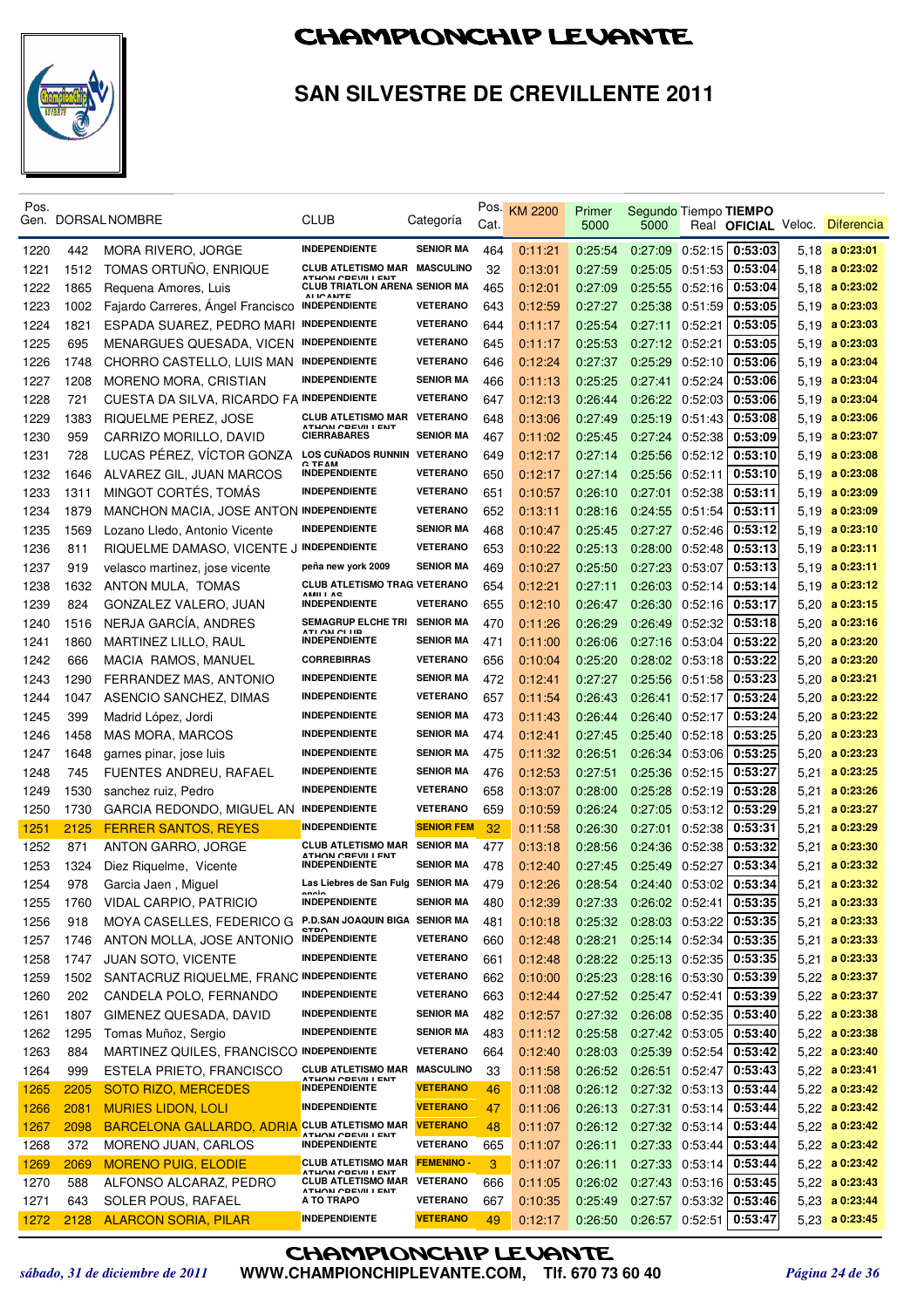# CHAMPIONCHIP LEVANTE

## SAN SILVESTRE DE CREVILLENTE 2011

| Pos. Gen. | DORSAL | NOMBRE | CLUB | Categoría | Pos. Cat. | KM 2200 | Primer 5000 | Segundo 5000 | Tiempo Real | TIEMPO OFICIAL | Veloc. | Diferencia |
|---|---|---|---|---|---|---|---|---|---|---|---|---|
| 1220 | 442 | MORA RIVERO, JORGE | INDEPENDIENTE | SENIOR MA | 464 | 0:11:21 | 0:25:54 | 0:27:09 | 0:52:15 | 0:53:03 | 5,18 | a 0:23:01 |
| 1221 | 1512 | TOMAS ORTUÑO, ENRIQUE | CLUB ATLETISMO MAR ATHON CREVILLENT | MASCULINO | 32 | 0:13:01 | 0:27:59 | 0:25:05 | 0:51:53 | 0:53:04 | 5,18 | a 0:23:02 |
| 1222 | 1865 | Requena Amores, Luis | CLUB TRIATLON ARENA ALICANTE | SENIOR MA | 465 | 0:12:01 | 0:27:09 | 0:25:55 | 0:52:16 | 0:53:04 | 5,18 | a 0:23:02 |
| 1223 | 1002 | Fajardo Carreres, Ángel Francisco | INDEPENDIENTE | VETERANO | 643 | 0:12:59 | 0:27:27 | 0:25:38 | 0:51:59 | 0:53:05 | 5,19 | a 0:23:03 |
| 1224 | 1821 | ESPADA SUAREZ, PEDRO MARI | INDEPENDIENTE | VETERANO | 644 | 0:11:17 | 0:25:54 | 0:27:11 | 0:52:21 | 0:53:05 | 5,19 | a 0:23:03 |
| 1225 | 695 | MENARGUES QUESADA, VICEN | INDEPENDIENTE | VETERANO | 645 | 0:11:17 | 0:25:53 | 0:27:12 | 0:52:21 | 0:53:05 | 5,19 | a 0:23:03 |
| 1226 | 1748 | CHORRO CASTELLO, LUIS MAN | INDEPENDIENTE | VETERANO | 646 | 0:12:24 | 0:27:37 | 0:25:29 | 0:52:10 | 0:53:06 | 5,19 | a 0:23:04 |
| 1227 | 1208 | MORENO MORA, CRISTIAN | INDEPENDIENTE | SENIOR MA | 466 | 0:11:13 | 0:25:25 | 0:27:41 | 0:52:24 | 0:53:06 | 5,19 | a 0:23:04 |
| 1228 | 721 | CUESTA DA SILVA, RICARDO FA | INDEPENDIENTE | VETERANO | 647 | 0:12:13 | 0:26:44 | 0:26:22 | 0:52:03 | 0:53:06 | 5,19 | a 0:23:04 |
| 1229 | 1383 | RIQUELME PEREZ, JOSE | CLUB ATLETISMO MAR ATHON CREVILLENT | VETERANO | 648 | 0:13:06 | 0:27:49 | 0:25:19 | 0:51:43 | 0:53:08 | 5,19 | a 0:23:06 |
| 1230 | 959 | CARRIZO MORILLO, DAVID | CIERRABARES | SENIOR MA | 467 | 0:11:02 | 0:25:45 | 0:27:24 | 0:52:38 | 0:53:09 | 5,19 | a 0:23:07 |
| 1231 | 728 | LUCAS PÉREZ, VÍCTOR GONZA | LOS CUÑADOS RUNNIN G TEAM | VETERANO | 649 | 0:12:17 | 0:27:14 | 0:25:56 | 0:52:12 | 0:53:10 | 5,19 | a 0:23:08 |
| 1232 | 1646 | ALVAREZ GIL, JUAN MARCOS | INDEPENDIENTE | VETERANO | 650 | 0:12:17 | 0:27:14 | 0:25:56 | 0:52:11 | 0:53:10 | 5,19 | a 0:23:08 |
| 1233 | 1311 | MINGOT CORTÉS, TOMÁS | INDEPENDIENTE | VETERANO | 651 | 0:10:57 | 0:26:10 | 0:27:01 | 0:52:38 | 0:53:11 | 5,19 | a 0:23:09 |
| 1234 | 1879 | MANCHON MACIA, JOSE ANTON | INDEPENDIENTE | VETERANO | 652 | 0:13:11 | 0:28:16 | 0:24:55 | 0:51:54 | 0:53:11 | 5,19 | a 0:23:09 |
| 1235 | 1569 | Lozano Lledo, Antonio Vicente | INDEPENDIENTE | SENIOR MA | 468 | 0:10:47 | 0:25:45 | 0:27:27 | 0:52:46 | 0:53:12 | 5,19 | a 0:23:10 |
| 1236 | 811 | RIQUELME DAMASO, VICENTE J | INDEPENDIENTE | VETERANO | 653 | 0:10:22 | 0:25:13 | 0:28:00 | 0:52:48 | 0:53:13 | 5,19 | a 0:23:11 |
| 1237 | 919 | velasco martinez, jose vicente | peña new york 2009 | SENIOR MA | 469 | 0:10:27 | 0:25:50 | 0:27:23 | 0:53:07 | 0:53:13 | 5,19 | a 0:23:11 |
| 1238 | 1632 | ANTON MULA, TOMAS | CLUB ATLETISMO TRAG AMULLAS | VETERANO | 654 | 0:12:21 | 0:27:11 | 0:26:03 | 0:52:14 | 0:53:14 | 5,19 | a 0:23:12 |
| 1239 | 824 | GONZALEZ VALERO, JUAN | INDEPENDIENTE | VETERANO | 655 | 0:12:10 | 0:26:47 | 0:26:30 | 0:52:16 | 0:53:17 | 5,20 | a 0:23:15 |
| 1240 | 1516 | NERJA GARCÍA, ANDRES | SEMAGRUP ELCHE TRI ATLON CLUB | SENIOR MA | 470 | 0:11:26 | 0:26:29 | 0:26:49 | 0:52:32 | 0:53:18 | 5,20 | a 0:23:16 |
| 1241 | 1860 | MARTINEZ LILLO, RAUL | INDEPENDIENTE | SENIOR MA | 471 | 0:11:00 | 0:26:06 | 0:27:16 | 0:53:04 | 0:53:22 | 5,20 | a 0:23:20 |
| 1242 | 666 | MACIA RAMOS, MANUEL | CORREBIRRAS | VETERANO | 656 | 0:10:04 | 0:25:20 | 0:28:02 | 0:53:18 | 0:53:22 | 5,20 | a 0:23:20 |
| 1243 | 1290 | FERRANDEZ MAS, ANTONIO | INDEPENDIENTE | SENIOR MA | 472 | 0:12:41 | 0:27:27 | 0:25:56 | 0:51:58 | 0:53:23 | 5,20 | a 0:23:21 |
| 1244 | 1047 | ASENCIO SANCHEZ, DIMAS | INDEPENDIENTE | VETERANO | 657 | 0:11:54 | 0:26:43 | 0:26:41 | 0:52:17 | 0:53:24 | 5,20 | a 0:23:22 |
| 1245 | 399 | Madrid López, Jordi | INDEPENDIENTE | SENIOR MA | 473 | 0:11:43 | 0:26:44 | 0:26:40 | 0:52:17 | 0:53:24 | 5,20 | a 0:23:22 |
| 1246 | 1458 | MAS MORA, MARCOS | INDEPENDIENTE | SENIOR MA | 474 | 0:12:41 | 0:27:45 | 0:25:40 | 0:52:18 | 0:53:25 | 5,20 | a 0:23:23 |
| 1247 | 1648 | garnes pinar, jose luis | INDEPENDIENTE | SENIOR MA | 475 | 0:11:32 | 0:26:51 | 0:26:34 | 0:53:06 | 0:53:25 | 5,20 | a 0:23:23 |
| 1248 | 745 | FUENTES ANDREU, RAFAEL | INDEPENDIENTE | SENIOR MA | 476 | 0:12:53 | 0:27:51 | 0:25:36 | 0:52:15 | 0:53:27 | 5,21 | a 0:23:25 |
| 1249 | 1530 | sanchez ruiz, Pedro | INDEPENDIENTE | VETERANO | 658 | 0:13:07 | 0:28:00 | 0:25:28 | 0:52:19 | 0:53:28 | 5,21 | a 0:23:26 |
| 1250 | 1730 | GARCIA REDONDO, MIGUEL AN | INDEPENDIENTE | VETERANO | 659 | 0:10:59 | 0:26:24 | 0:27:05 | 0:53:12 | 0:53:29 | 5,21 | a 0:23:27 |
| 1251 | 2125 | FERRER SANTOS, REYES | INDEPENDIENTE | SENIOR FEM | 32 | 0:11:58 | 0:26:30 | 0:27:01 | 0:52:38 | 0:53:31 | 5,21 | a 0:23:29 |
| 1252 | 871 | ANTON GARRO, JORGE | CLUB ATLETISMO MAR ATHON CREVILLENT | SENIOR MA | 477 | 0:13:18 | 0:28:56 | 0:24:36 | 0:52:38 | 0:53:32 | 5,21 | a 0:23:30 |
| 1253 | 1324 | Diez Riquelme, Vicente | INDEPENDIENTE | SENIOR MA | 478 | 0:12:40 | 0:27:45 | 0:25:49 | 0:52:27 | 0:53:34 | 5,21 | a 0:23:32 |
| 1254 | 978 | Garcia Jaen , Miguel | Las Liebres de San Fulgencio | SENIOR MA | 479 | 0:12:26 | 0:28:54 | 0:24:40 | 0:53:02 | 0:53:34 | 5,21 | a 0:23:32 |
| 1255 | 1760 | VIDAL CARPIO, PATRICIO | INDEPENDIENTE | SENIOR MA | 480 | 0:12:39 | 0:27:33 | 0:26:02 | 0:52:41 | 0:53:35 | 5,21 | a 0:23:33 |
| 1256 | 918 | MOYA CASELLES, FEDERICO G | P.D.SAN JOAQUIN BIGA STRO | SENIOR MA | 481 | 0:10:18 | 0:25:32 | 0:28:03 | 0:53:22 | 0:53:35 | 5,21 | a 0:23:33 |
| 1257 | 1746 | ANTON MOLLA, JOSE ANTONIO | INDEPENDIENTE | VETERANO | 660 | 0:12:48 | 0:28:21 | 0:25:14 | 0:52:34 | 0:53:35 | 5,21 | a 0:23:33 |
| 1258 | 1747 | JUAN SOTO, VICENTE | INDEPENDIENTE | VETERANO | 661 | 0:12:48 | 0:28:22 | 0:25:13 | 0:52:35 | 0:53:35 | 5,21 | a 0:23:33 |
| 1259 | 1502 | SANTACRUZ RIQUELME, FRANC | INDEPENDIENTE | VETERANO | 662 | 0:10:00 | 0:25:23 | 0:28:16 | 0:53:30 | 0:53:39 | 5,22 | a 0:23:37 |
| 1260 | 202 | CANDELA POLO, FERNANDO | INDEPENDIENTE | VETERANO | 663 | 0:12:44 | 0:27:52 | 0:25:47 | 0:52:41 | 0:53:39 | 5,22 | a 0:23:37 |
| 1261 | 1807 | GIMENEZ QUESADA, DAVID | INDEPENDIENTE | SENIOR MA | 482 | 0:12:57 | 0:27:32 | 0:26:08 | 0:52:35 | 0:53:40 | 5,22 | a 0:23:38 |
| 1262 | 1295 | Tomas Muñoz, Sergio | INDEPENDIENTE | SENIOR MA | 483 | 0:11:12 | 0:25:58 | 0:27:42 | 0:53:05 | 0:53:40 | 5,22 | a 0:23:38 |
| 1263 | 884 | MARTINEZ QUILES, FRANCISCO | INDEPENDIENTE | VETERANO | 664 | 0:12:40 | 0:28:03 | 0:25:39 | 0:52:54 | 0:53:42 | 5,22 | a 0:23:40 |
| 1264 | 999 | ESTELA PRIETO, FRANCISCO | CLUB ATLETISMO MAR ATHON CREVILLENT | MASCULINO | 33 | 0:11:58 | 0:26:52 | 0:26:51 | 0:52:47 | 0:53:43 | 5,22 | a 0:23:41 |
| 1265 | 2205 | SOTO RIZO, MERCEDES | INDEPENDIENTE | VETERANO | 46 | 0:11:08 | 0:26:12 | 0:27:32 | 0:53:13 | 0:53:44 | 5,22 | a 0:23:42 |
| 1266 | 2081 | MURIES LIDON, LOLI | INDEPENDIENTE | VETERANO | 47 | 0:11:06 | 0:26:13 | 0:27:31 | 0:53:14 | 0:53:44 | 5,22 | a 0:23:42 |
| 1267 | 2098 | BARCELONA GALLARDO, ADRIA | CLUB ATLETISMO MAR ATHON CREVILLENT | VETERANO | 48 | 0:11:07 | 0:26:12 | 0:27:32 | 0:53:14 | 0:53:44 | 5,22 | a 0:23:42 |
| 1268 | 372 | MORENO JUAN, CARLOS | INDEPENDIENTE | VETERANO | 665 | 0:11:07 | 0:26:11 | 0:27:33 | 0:53:44 | 0:53:44 | 5,22 | a 0:23:42 |
| 1269 | 2069 | MORENO PUIG, ELODIE | CLUB ATLETISMO MAR ATHON CREVILLENT | FEMENINO - | 3 | 0:11:07 | 0:26:11 | 0:27:33 | 0:53:14 | 0:53:44 | 5,22 | a 0:23:42 |
| 1270 | 588 | ALFONSO ALCARAZ, PEDRO | CLUB ATLETISMO MAR ATHON CREVILLENT | VETERANO | 666 | 0:11:05 | 0:26:02 | 0:27:43 | 0:53:16 | 0:53:45 | 5,22 | a 0:23:43 |
| 1271 | 643 | SOLER POUS, RAFAEL | A TO TRAPO | VETERANO | 667 | 0:10:35 | 0:25:49 | 0:27:57 | 0:53:32 | 0:53:46 | 5,23 | a 0:23:44 |
| 1272 | 2128 | ALARCON SORIA, PILAR | INDEPENDIENTE | VETERANO | 49 | 0:12:17 | 0:26:50 | 0:26:57 | 0:52:51 | 0:53:47 | 5,23 | a 0:23:45 |

*sábado, 31 de diciembre de 2011* — WWW.CHAMPIONCHIPLEVANTE.COM, Tlf. 670 73 60 40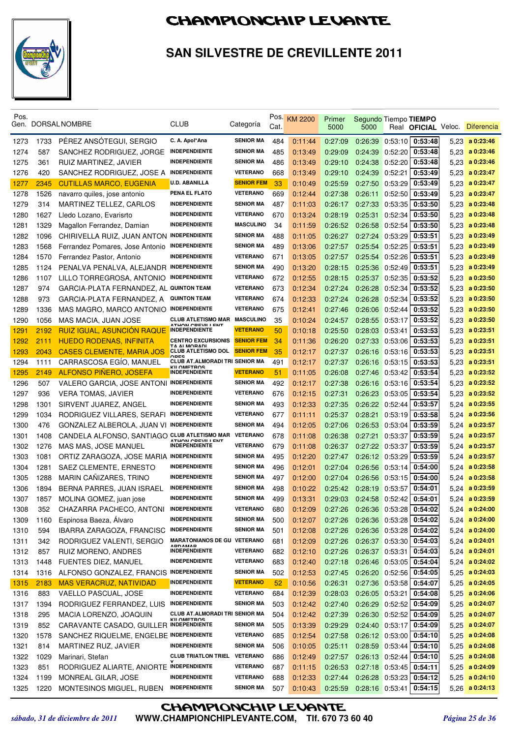# CHAMPIONCHIP LEVANTE

## SAN SILVESTRE DE CREVILLENTE 2011

| Pos. Gen. | DORSAL | NOMBRE | CLUB | Categoría | Pos. Cat. | KM 2200 | Primer 5000 | Segundo 5000 | Tiempo Real | TIEMPO OFICIAL | Veloc. | Diferencia |
|---|---|---|---|---|---|---|---|---|---|---|---|---|
| 1273 | 1733 | PÉREZ ANSÓTEGUI, SERGIO | C. A. Apol*Ana | SENIOR MA | 484 | 0:11:44 | 0:27:09 | 0:26:39 | 0:53:10 | 0:53:48 | 5,23 | a 0:23:46 |
| 1274 | 587 | SANCHEZ RODRIGUEZ, JORGE | INDEPENDIENTE | SENIOR MA | 485 | 0:13:49 | 0:29:09 | 0:24:39 | 0:52:20 | 0:53:48 | 5,23 | a 0:23:46 |
| 1275 | 361 | RUIZ MARTINEZ, JAVIER | INDEPENDIENTE | SENIOR MA | 486 | 0:13:49 | 0:29:10 | 0:24:38 | 0:52:20 | 0:53:48 | 5,23 | a 0:23:46 |
| 1276 | 420 | SANCHEZ RODRIGUEZ, JOSE A | INDEPENDIENTE | VETERANO | 668 | 0:13:49 | 0:29:10 | 0:24:39 | 0:52:21 | 0:53:49 | 5,23 | a 0:23:47 |
| 1277 | 2345 | CUTILLAS MARCO, EUGENIA | U.D. ABANILLA | SENIOR FEM | 33 | 0:10:49 | 0:25:59 | 0:27:50 | 0:53:29 | 0:53:49 | 5,23 | a 0:23:47 |
| 1278 | 1526 | navarro quiles, jose antonio | PENA EL FLATO | VETERANO | 669 | 0:12:44 | 0:27:38 | 0:26:11 | 0:52:50 | 0:53:49 | 5,23 | a 0:23:47 |
| 1279 | 314 | MARTINEZ TELLEZ, CARLOS | INDEPENDIENTE | SENIOR MA | 487 | 0:11:03 | 0:26:17 | 0:27:33 | 0:53:35 | 0:53:50 | 5,23 | a 0:23:48 |
| 1280 | 1627 | Lledo Lozano, Evarisrto | INDEPENDIENTE | VETERANO | 670 | 0:13:24 | 0:28:19 | 0:25:31 | 0:52:34 | 0:53:50 | 5,23 | a 0:23:48 |
| 1281 | 1329 | Magallon Ferrandez, Damian | INDEPENDIENTE | MASCULINO | 34 | 0:11:59 | 0:26:52 | 0:26:58 | 0:52:54 | 0:53:50 | 5,23 | a 0:23:48 |
| 1282 | 1096 | CHIRIVELLA RUIZ, JUAN ANTON | INDEPENDIENTE | SENIOR MA | 488 | 0:11:05 | 0:26:27 | 0:27:24 | 0:53:29 | 0:53:51 | 5,23 | a 0:23:49 |
| 1283 | 1568 | Ferrandez Pomares, Jose Antonio | INDEPENDIENTE | SENIOR MA | 489 | 0:13:06 | 0:27:57 | 0:25:54 | 0:52:25 | 0:53:51 | 5,23 | a 0:23:49 |
| 1284 | 1570 | Ferrandez Pastor, Antonio | INDEPENDIENTE | VETERANO | 671 | 0:13:05 | 0:27:57 | 0:25:54 | 0:52:26 | 0:53:51 | 5,23 | a 0:23:49 |
| 1285 | 1124 | PENALVA PENALVA, ALEJANDR | INDEPENDIENTE | SENIOR MA | 490 | 0:13:20 | 0:28:15 | 0:25:36 | 0:52:49 | 0:53:51 | 5,23 | a 0:23:49 |
| 1286 | 1107 | LILLO TORREGROSA, ANTONIO | INDEPENDIENTE | VETERANO | 672 | 0:12:55 | 0:28:15 | 0:25:37 | 0:52:35 | 0:53:52 | 5,23 | a 0:23:50 |
| 1287 | 974 | GARCIA-PLATA FERNANDEZ, AL | QUINTON TEAM | VETERANO | 673 | 0:12:34 | 0:27:24 | 0:26:28 | 0:52:34 | 0:53:52 | 5,23 | a 0:23:50 |
| 1288 | 973 | GARCIA-PLATA FERNANDEZ, A | QUINTON TEAM | VETERANO | 674 | 0:12:33 | 0:27:24 | 0:26:28 | 0:52:34 | 0:53:52 | 5,23 | a 0:23:50 |
| 1289 | 1336 | MAS MAGRO, MARCO ANTONIO | INDEPENDIENTE | VETERANO | 675 | 0:12:41 | 0:27:46 | 0:26:06 | 0:52:44 | 0:53:52 | 5,23 | a 0:23:50 |
| 1290 | 1056 | MAS MACIA, JUAN JOSE | CLUB ATLETISMO MAR ATHON CREVILLENT | MASCULINO | 35 | 0:10:24 | 0:24:57 | 0:28:55 | 0:53:17 | 0:53:52 | 5,23 | a 0:23:50 |
| 1291 | 2192 | RUIZ IGUAL, ASUNCIÓN RAQUE | INDEPENDIENTE | VETERANO | 50 | 0:10:18 | 0:25:50 | 0:28:03 | 0:53:41 | 0:53:53 | 5,23 | a 0:23:51 |
| 1292 | 2111 | HUEDO RODENAS, INFINITA | CENTRO EXCURSIONIS TA ALMORADI | SENIOR FEM | 34 | 0:11:36 | 0:26:20 | 0:27:33 | 0:53:06 | 0:53:53 | 5,23 | a 0:23:51 |
| 1293 | 2043 | CASES CLEMENTE, MARIA JOS | CLUB ATLETISMO DOL ORES | SENIOR FEM | 35 | 0:12:17 | 0:27:37 | 0:26:16 | 0:53:16 | 0:53:53 | 5,23 | a 0:23:51 |
| 1294 | 1111 | CARRASCOSA EGÍO, MANUEL | CLUB AT.ALMORADI TRI KILOMETROS | SENIOR MA | 491 | 0:12:17 | 0:27:37 | 0:26:16 | 0:53:15 | 0:53:53 | 5,23 | a 0:23:51 |
| 1295 | 2149 | ALFONSO PIÑERO, JOSEFA | INDEPENDIENTE | VETERANO | 51 | 0:11:05 | 0:26:08 | 0:27:46 | 0:53:42 | 0:53:54 | 5,23 | a 0:23:52 |
| 1296 | 507 | VALERO GARCIA, JOSE ANTONI | INDEPENDIENTE | SENIOR MA | 492 | 0:12:17 | 0:27:38 | 0:26:16 | 0:53:16 | 0:53:54 | 5,23 | a 0:23:52 |
| 1297 | 936 | VERA TOMAS, JAVIER | INDEPENDIENTE | VETERANO | 676 | 0:12:15 | 0:27:31 | 0:26:23 | 0:53:05 | 0:53:54 | 5,23 | a 0:23:52 |
| 1298 | 1301 | SIRVENT JUAREZ, ANGEL | INDEPENDIENTE | SENIOR MA | 493 | 0:12:33 | 0:27:35 | 0:26:22 | 0:52:44 | 0:53:57 | 5,24 | a 0:23:55 |
| 1299 | 1034 | RODRIGUEZ VILLARES, SERAFI | INDEPENDIENTE | VETERANO | 677 | 0:11:11 | 0:25:37 | 0:28:21 | 0:53:19 | 0:53:58 | 5,24 | a 0:23:56 |
| 1300 | 476 | GONZALEZ ALBEROLA, JUAN VI | INDEPENDIENTE | SENIOR MA | 494 | 0:12:05 | 0:27:06 | 0:26:53 | 0:53:04 | 0:53:59 | 5,24 | a 0:23:57 |
| 1301 | 1408 | CANDELA ALFONSO, SANTIAGO | CLUB ATLETISMO MAR ATHON CREVILLENT | VETERANO | 678 | 0:11:08 | 0:26:38 | 0:27:21 | 0:53:37 | 0:53:59 | 5,24 | a 0:23:57 |
| 1302 | 1276 | MAS MAS, JOSE MANUEL | INDEPENDIENTE | VETERANO | 679 | 0:11:08 | 0:26:37 | 0:27:22 | 0:53:37 | 0:53:59 | 5,24 | a 0:23:57 |
| 1303 | 1081 | ORTIZ ZARAGOZA, JOSE MARIA | INDEPENDIENTE | SENIOR MA | 495 | 0:12:20 | 0:27:47 | 0:26:12 | 0:53:29 | 0:53:59 | 5,24 | a 0:23:57 |
| 1304 | 1281 | SAEZ CLEMENTE, ERNESTO | INDEPENDIENTE | SENIOR MA | 496 | 0:12:01 | 0:27:04 | 0:26:56 | 0:53:14 | 0:54:00 | 5,24 | a 0:23:58 |
| 1305 | 1288 | MARIN CAÑIZARES, TRINO | INDEPENDIENTE | SENIOR MA | 497 | 0:12:00 | 0:27:04 | 0:26:56 | 0:53:15 | 0:54:00 | 5,24 | a 0:23:58 |
| 1306 | 1894 | BERNA PARRES, JUAN ISRAEL | INDEPENDIENTE | SENIOR MA | 498 | 0:10:22 | 0:25:42 | 0:28:19 | 0:53:57 | 0:54:01 | 5,24 | a 0:23:59 |
| 1307 | 1857 | MOLINA GOMEZ, juan jose | INDEPENDIENTE | SENIOR MA | 499 | 0:13:31 | 0:29:03 | 0:24:58 | 0:52:42 | 0:54:01 | 5,24 | a 0:23:59 |
| 1308 | 352 | CHAZARRA PACHECO, ANTONI | INDEPENDIENTE | VETERANO | 680 | 0:12:09 | 0:27:26 | 0:26:36 | 0:53:28 | 0:54:02 | 5,24 | a 0:24:00 |
| 1309 | 1160 | Espinosa Baeza, Álvaro | INDEPENDIENTE | SENIOR MA | 500 | 0:12:07 | 0:27:26 | 0:26:36 | 0:53:28 | 0:54:02 | 5,24 | a 0:24:00 |
| 1310 | 594 | IBARRA ZARAGOZA, FRANCISC | INDEPENDIENTE | SENIOR MA | 501 | 0:12:08 | 0:27:26 | 0:26:36 | 0:53:28 | 0:54:02 | 5,24 | a 0:24:00 |
| 1311 | 342 | RODRIGUEZ VALENTI, SERGIO | MARATONIANOS DE GU ARDAMAR | VETERANO | 681 | 0:12:09 | 0:27:26 | 0:26:37 | 0:53:30 | 0:54:03 | 5,24 | a 0:24:01 |
| 1312 | 857 | RUIZ MORENO, ANDRES | INDEPENDIENTE | VETERANO | 682 | 0:12:10 | 0:27:26 | 0:26:37 | 0:53:31 | 0:54:03 | 5,24 | a 0:24:01 |
| 1313 | 1448 | FUENTES DIEZ, MANUEL | INDEPENDIENTE | VETERANO | 683 | 0:12:40 | 0:27:18 | 0:26:46 | 0:53:05 | 0:54:04 | 5,24 | a 0:24:02 |
| 1314 | 1316 | ALFONSO GONZALEZ, FRANCIS | INDEPENDIENTE | SENIOR MA | 502 | 0:12:53 | 0:27:45 | 0:26:20 | 0:52:56 | 0:54:05 | 5,25 | a 0:24:03 |
| 1315 | 2183 | MAS VERACRUZ, NATIVIDAD | INDEPENDIENTE | VETERANO | 52 | 0:10:56 | 0:26:31 | 0:27:36 | 0:53:58 | 0:54:07 | 5,25 | a 0:24:05 |
| 1316 | 883 | VAELLO PASCUAL, JOSE | INDEPENDIENTE | VETERANO | 684 | 0:12:39 | 0:28:03 | 0:26:05 | 0:53:21 | 0:54:08 | 5,25 | a 0:24:06 |
| 1317 | 1394 | RODRIGUEZ FERRANDEZ, LUIS | INDEPENDIENTE | SENIOR MA | 503 | 0:12:42 | 0:27:40 | 0:26:29 | 0:52:52 | 0:54:09 | 5,25 | a 0:24:07 |
| 1318 | 295 | MACIA LORENZO, JOAQUIN | CLUB AT.ALMORADI TRI KILOMETROS | SENIOR MA | 504 | 0:12:42 | 0:27:39 | 0:26:30 | 0:52:52 | 0:54:09 | 5,25 | a 0:24:07 |
| 1319 | 852 | CARAVANTE CASADO, GUILLER | INDEPENDIENTE | SENIOR MA | 505 | 0:13:39 | 0:29:29 | 0:24:40 | 0:53:17 | 0:54:09 | 5,25 | a 0:24:07 |
| 1320 | 1578 | SANCHEZ RIQUELME, ENGELBE | INDEPENDIENTE | VETERANO | 685 | 0:12:54 | 0:27:58 | 0:26:12 | 0:53:00 | 0:54:10 | 5,25 | a 0:24:08 |
| 1321 | 814 | MARTINEZ RUZ, JAVIER | INDEPENDIENTE | SENIOR MA | 506 | 0:10:05 | 0:25:11 | 0:28:59 | 0:53:44 | 0:54:10 | 5,25 | a 0:24:08 |
| 1322 | 1029 | Marinari, Stefan | CLUB TRIATLON TRIEL X | VETERANO | 686 | 0:12:49 | 0:27:57 | 0:26:13 | 0:52:44 | 0:54:10 | 5,25 | a 0:24:08 |
| 1323 | 851 | RODRIGUEZ ALIARTE, ANIORTE | INDEPENDIENTE | VETERANO | 687 | 0:11:15 | 0:26:53 | 0:27:18 | 0:53:45 | 0:54:11 | 5,25 | a 0:24:09 |
| 1324 | 1199 | MONREAL GILAR, JOSE | INDEPENDIENTE | VETERANO | 688 | 0:12:33 | 0:27:44 | 0:26:28 | 0:53:23 | 0:54:12 | 5,25 | a 0:24:10 |
| 1325 | 1220 | MONTESINOS MIGUEL, RUBEN | INDEPENDIENTE | SENIOR MA | 507 | 0:10:43 | 0:25:59 | 0:28:16 | 0:53:41 | 0:54:15 | 5,26 | a 0:24:13 |

**CHAMPIONCHIP LEVANTE**

*sábado, 31 de diciembre de 2011* **WWW.CHAMPIONCHIPLEVANTE.COM, Tlf. 670 73 60 40**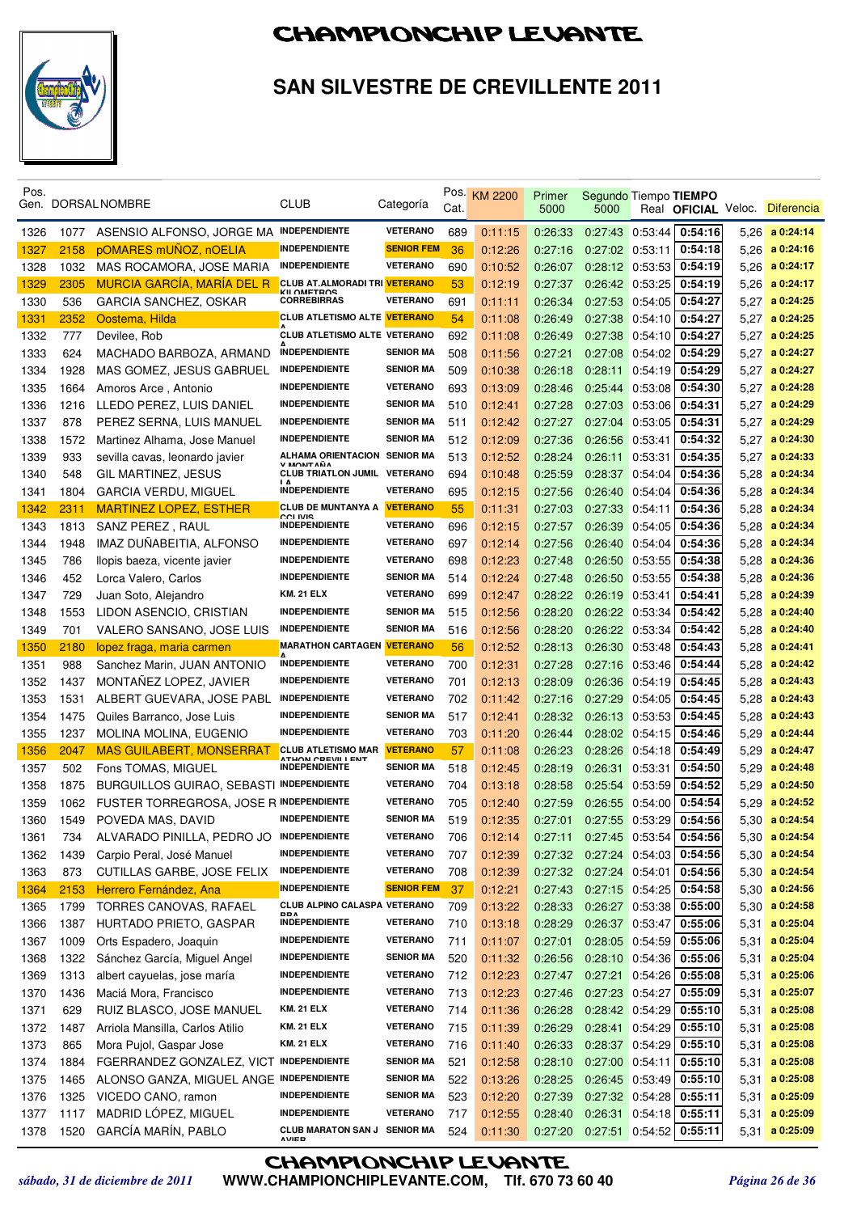# CHAMPIONCHIP LEVANTE

## SAN SILVESTRE DE CREVILLENTE 2011

| Pos. Gen. | DORSAL | NOMBRE | CLUB | Categoría | Pos. Cat. | KM 2200 | Primer 5000 | Segundo 5000 | Tiempo Real | TIEMPO OFICIAL | Veloc. | Diferencia |
|---|---|---|---|---|---|---|---|---|---|---|---|---|
| 1326 | 1077 | ASENSIO ALFONSO, JORGE MA | INDEPENDIENTE | VETERANO | 689 | 0:11:15 | 0:26:33 | 0:27:43 | 0:53:44 | 0:54:16 | 5,26 | a 0:24:14 |
| 1327 | 2158 | pOMARES mUÑOZ, nOELIA | INDEPENDIENTE | SENIOR FEM | 36 | 0:12:26 | 0:27:16 | 0:27:02 | 0:53:11 | 0:54:18 | 5,26 | a 0:24:16 |
| 1328 | 1032 | MAS ROCAMORA, JOSE MARIA | INDEPENDIENTE | VETERANO | 690 | 0:10:52 | 0:26:07 | 0:28:12 | 0:53:53 | 0:54:19 | 5,26 | a 0:24:17 |
| 1329 | 2305 | MURCIA GARCÍA, MARÍA DEL R | CLUB AT.ALMORADI TRI KILOMETROS | VETERANO | 53 | 0:12:19 | 0:27:37 | 0:26:42 | 0:53:25 | 0:54:19 | 5,26 | a 0:24:17 |
| 1330 | 536 | GARCIA SANCHEZ, OSKAR | CORREBIRRAS | VETERANO | 691 | 0:11:11 | 0:26:34 | 0:27:53 | 0:54:05 | 0:54:27 | 5,27 | a 0:24:25 |
| 1331 | 2352 | Oostema, Hilda | CLUB ATLETISMO ALTE A | VETERANO | 54 | 0:11:08 | 0:26:49 | 0:27:38 | 0:54:10 | 0:54:27 | 5,27 | a 0:24:25 |
| 1332 | 777 | Devilee, Rob | CLUB ATLETISMO ALTE A | VETERANO | 692 | 0:11:08 | 0:26:49 | 0:27:38 | 0:54:10 | 0:54:27 | 5,27 | a 0:24:25 |
| 1333 | 624 | MACHADO BARBOZA, ARMAND | INDEPENDIENTE | SENIOR MA | 508 | 0:11:56 | 0:27:21 | 0:27:08 | 0:54:02 | 0:54:29 | 5,27 | a 0:24:27 |
| 1334 | 1928 | MAS GOMEZ, JESUS GABRUEL | INDEPENDIENTE | SENIOR MA | 509 | 0:10:38 | 0:26:18 | 0:28:11 | 0:54:19 | 0:54:29 | 5,27 | a 0:24:27 |
| 1335 | 1664 | Amoros Arce , Antonio | INDEPENDIENTE | VETERANO | 693 | 0:13:09 | 0:28:46 | 0:25:44 | 0:53:08 | 0:54:30 | 5,27 | a 0:24:28 |
| 1336 | 1216 | LLEDO PEREZ, LUIS DANIEL | INDEPENDIENTE | SENIOR MA | 510 | 0:12:41 | 0:27:28 | 0:27:03 | 0:53:06 | 0:54:31 | 5,27 | a 0:24:29 |
| 1337 | 878 | PEREZ SERNA, LUIS MANUEL | INDEPENDIENTE | SENIOR MA | 511 | 0:12:42 | 0:27:27 | 0:27:04 | 0:53:05 | 0:54:31 | 5,27 | a 0:24:29 |
| 1338 | 1572 | Martinez Alhama, Jose Manuel | INDEPENDIENTE | SENIOR MA | 512 | 0:12:09 | 0:27:36 | 0:26:56 | 0:53:41 | 0:54:32 | 5,27 | a 0:24:30 |
| 1339 | 933 | sevilla cavas, leonardo javier | ALHAMA ORIENTACION Y MONTAÑA | SENIOR MA | 513 | 0:12:52 | 0:28:24 | 0:26:11 | 0:53:31 | 0:54:35 | 5,27 | a 0:24:33 |
| 1340 | 548 | GIL MARTINEZ, JESUS | CLUB TRIATLON JUMIL LA | VETERANO | 694 | 0:10:48 | 0:25:59 | 0:28:37 | 0:54:04 | 0:54:36 | 5,28 | a 0:24:34 |
| 1341 | 1804 | GARCIA VERDU, MIGUEL | INDEPENDIENTE | VETERANO | 695 | 0:12:15 | 0:27:56 | 0:26:40 | 0:54:04 | 0:54:36 | 5,28 | a 0:24:34 |
| 1342 | 2311 | MARTINEZ LOPEZ, ESTHER | CLUB DE MUNTANYA A CCLIVIS | VETERANO | 55 | 0:11:31 | 0:27:03 | 0:27:33 | 0:54:11 | 0:54:36 | 5,28 | a 0:24:34 |
| 1343 | 1813 | SANZ PEREZ , RAUL | INDEPENDIENTE | VETERANO | 696 | 0:12:15 | 0:27:57 | 0:26:39 | 0:54:05 | 0:54:36 | 5,28 | a 0:24:34 |
| 1344 | 1948 | IMAZ DUÑABEITIA, ALFONSO | INDEPENDIENTE | VETERANO | 697 | 0:12:14 | 0:27:56 | 0:26:40 | 0:54:04 | 0:54:36 | 5,28 | a 0:24:34 |
| 1345 | 786 | llopis baeza, vicente javier | INDEPENDIENTE | VETERANO | 698 | 0:12:23 | 0:27:48 | 0:26:50 | 0:53:55 | 0:54:38 | 5,28 | a 0:24:36 |
| 1346 | 452 | Lorca Valero, Carlos | INDEPENDIENTE | SENIOR MA | 514 | 0:12:24 | 0:27:48 | 0:26:50 | 0:53:55 | 0:54:38 | 5,28 | a 0:24:36 |
| 1347 | 729 | Juan Soto, Alejandro | KM. 21 ELX | VETERANO | 699 | 0:12:47 | 0:28:22 | 0:26:19 | 0:53:41 | 0:54:41 | 5,28 | a 0:24:39 |
| 1348 | 1553 | LIDON ASENCIO, CRISTIAN | INDEPENDIENTE | SENIOR MA | 515 | 0:12:56 | 0:28:20 | 0:26:22 | 0:53:34 | 0:54:42 | 5,28 | a 0:24:40 |
| 1349 | 701 | VALERO SANSANO, JOSE LUIS | INDEPENDIENTE | SENIOR MA | 516 | 0:12:56 | 0:28:20 | 0:26:22 | 0:53:34 | 0:54:42 | 5,28 | a 0:24:40 |
| 1350 | 2180 | lopez fraga, maria carmen | MARATHON CARTAGEN A | VETERANO | 56 | 0:12:52 | 0:28:13 | 0:26:30 | 0:53:48 | 0:54:43 | 5,28 | a 0:24:41 |
| 1351 | 988 | Sanchez Marin, JUAN ANTONIO | INDEPENDIENTE | VETERANO | 700 | 0:12:31 | 0:27:28 | 0:27:16 | 0:53:46 | 0:54:44 | 5,28 | a 0:24:42 |
| 1352 | 1437 | MONTAÑEZ LOPEZ, JAVIER | INDEPENDIENTE | VETERANO | 701 | 0:12:13 | 0:28:09 | 0:26:36 | 0:54:19 | 0:54:45 | 5,28 | a 0:24:43 |
| 1353 | 1531 | ALBERT GUEVARA, JOSE PABL | INDEPENDIENTE | VETERANO | 702 | 0:11:42 | 0:27:16 | 0:27:29 | 0:54:05 | 0:54:45 | 5,28 | a 0:24:43 |
| 1354 | 1475 | Quiles Barranco, Jose Luis | INDEPENDIENTE | SENIOR MA | 517 | 0:12:41 | 0:28:32 | 0:26:13 | 0:53:53 | 0:54:45 | 5,28 | a 0:24:43 |
| 1355 | 1237 | MOLINA MOLINA, EUGENIO | INDEPENDIENTE | VETERANO | 703 | 0:11:20 | 0:26:44 | 0:28:02 | 0:54:15 | 0:54:46 | 5,29 | a 0:24:44 |
| 1356 | 2047 | MAS GUILABERT, MONSERRAT | CLUB ATLETISMO MAR ATHON CREVILLENT | VETERANO | 57 | 0:11:08 | 0:26:23 | 0:28:26 | 0:54:18 | 0:54:49 | 5,29 | a 0:24:47 |
| 1357 | 502 | Fons TOMAS, MIGUEL | INDEPENDIENTE | SENIOR MA | 518 | 0:12:45 | 0:28:19 | 0:26:31 | 0:53:31 | 0:54:50 | 5,29 | a 0:24:48 |
| 1358 | 1875 | BURGUILLOS GUIRAO, SEBASTI | INDEPENDIENTE | VETERANO | 704 | 0:13:18 | 0:28:58 | 0:25:54 | 0:53:59 | 0:54:52 | 5,29 | a 0:24:50 |
| 1359 | 1062 | FUSTER TORREGROSA, JOSE R | INDEPENDIENTE | VETERANO | 705 | 0:12:40 | 0:27:59 | 0:26:55 | 0:54:00 | 0:54:54 | 5,29 | a 0:24:52 |
| 1360 | 1549 | POVEDA MAS, DAVID | INDEPENDIENTE | SENIOR MA | 519 | 0:12:35 | 0:27:01 | 0:27:55 | 0:53:29 | 0:54:56 | 5,30 | a 0:24:54 |
| 1361 | 734 | ALVARADO PINILLA, PEDRO JO | INDEPENDIENTE | VETERANO | 706 | 0:12:14 | 0:27:11 | 0:27:45 | 0:53:54 | 0:54:56 | 5,30 | a 0:24:54 |
| 1362 | 1439 | Carpio Peral, José Manuel | INDEPENDIENTE | VETERANO | 707 | 0:12:39 | 0:27:32 | 0:27:24 | 0:54:03 | 0:54:56 | 5,30 | a 0:24:54 |
| 1363 | 873 | CUTILLAS GARBE, JOSE FELIX | INDEPENDIENTE | VETERANO | 708 | 0:12:39 | 0:27:32 | 0:27:24 | 0:54:01 | 0:54:56 | 5,30 | a 0:24:54 |
| 1364 | 2153 | Herrero Fernández, Ana | INDEPENDIENTE | SENIOR FEM | 37 | 0:12:21 | 0:27:43 | 0:27:15 | 0:54:25 | 0:54:58 | 5,30 | a 0:24:56 |
| 1365 | 1799 | TORRES CANOVAS, RAFAEL | CLUB ALPINO CALASPA RRA | VETERANO | 709 | 0:13:22 | 0:28:33 | 0:26:27 | 0:53:38 | 0:55:00 | 5,30 | a 0:24:58 |
| 1366 | 1387 | HURTADO PRIETO, GASPAR | INDEPENDIENTE | VETERANO | 710 | 0:13:18 | 0:28:29 | 0:26:37 | 0:53:47 | 0:55:06 | 5,31 | a 0:25:04 |
| 1367 | 1009 | Orts Espadero, Joaquin | INDEPENDIENTE | VETERANO | 711 | 0:11:07 | 0:27:01 | 0:28:05 | 0:54:59 | 0:55:06 | 5,31 | a 0:25:04 |
| 1368 | 1322 | Sánchez García, Miguel Angel | INDEPENDIENTE | SENIOR MA | 520 | 0:11:32 | 0:26:56 | 0:28:10 | 0:54:36 | 0:55:06 | 5,31 | a 0:25:04 |
| 1369 | 1313 | albert cayuelas, jose maría | INDEPENDIENTE | VETERANO | 712 | 0:12:23 | 0:27:47 | 0:27:21 | 0:54:26 | 0:55:08 | 5,31 | a 0:25:06 |
| 1370 | 1436 | Maciá Mora, Francisco | INDEPENDIENTE | VETERANO | 713 | 0:12:23 | 0:27:46 | 0:27:23 | 0:54:27 | 0:55:09 | 5,31 | a 0:25:07 |
| 1371 | 629 | RUIZ BLASCO, JOSE MANUEL | KM. 21 ELX | VETERANO | 714 | 0:11:36 | 0:26:28 | 0:28:42 | 0:54:29 | 0:55:10 | 5,31 | a 0:25:08 |
| 1372 | 1487 | Arriola Mansilla, Carlos Atilio | KM. 21 ELX | VETERANO | 715 | 0:11:39 | 0:26:29 | 0:28:41 | 0:54:29 | 0:55:10 | 5,31 | a 0:25:08 |
| 1373 | 865 | Mora Pujol, Gaspar Jose | KM. 21 ELX | VETERANO | 716 | 0:11:40 | 0:26:33 | 0:28:37 | 0:54:29 | 0:55:10 | 5,31 | a 0:25:08 |
| 1374 | 1884 | FGERRANDEZ GONZALEZ, VICT | INDEPENDIENTE | SENIOR MA | 521 | 0:12:58 | 0:28:10 | 0:27:00 | 0:54:11 | 0:55:10 | 5,31 | a 0:25:08 |
| 1375 | 1465 | ALONSO GANZA, MIGUEL ANGE | INDEPENDIENTE | SENIOR MA | 522 | 0:13:26 | 0:28:25 | 0:26:45 | 0:53:49 | 0:55:10 | 5,31 | a 0:25:08 |
| 1376 | 1325 | VICEDO CANO, ramon | INDEPENDIENTE | SENIOR MA | 523 | 0:12:20 | 0:27:39 | 0:27:32 | 0:54:28 | 0:55:11 | 5,31 | a 0:25:09 |
| 1377 | 1117 | MADRID LÓPEZ, MIGUEL | INDEPENDIENTE | VETERANO | 717 | 0:12:55 | 0:28:40 | 0:26:31 | 0:54:18 | 0:55:11 | 5,31 | a 0:25:09 |
| 1378 | 1520 | GARCÍA MARÍN, PABLO | CLUB MARATON SAN J AVIER | SENIOR MA | 524 | 0:11:30 | 0:27:20 | 0:27:51 | 0:54:52 | 0:55:11 | 5,31 | a 0:25:09 |

*sábado, 31 de diciembre de 2011* — **CHAMPIONCHIP LEVANTE** WWW.CHAMPIONCHIPLEVANTE.COM, Tlf. 670 73 60 40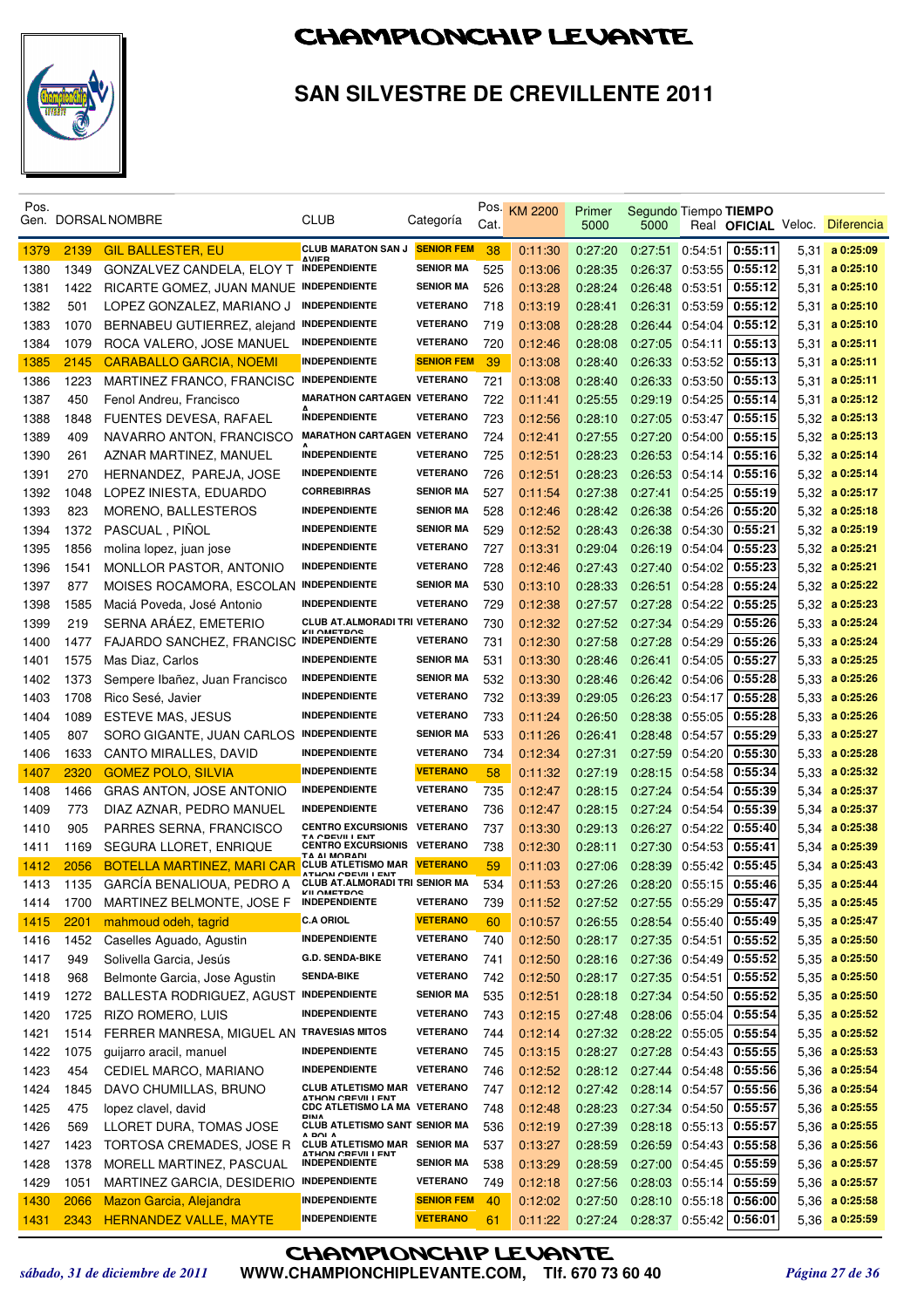# CHAMPIONCHIP LEVANTE

## SAN SILVESTRE DE CREVILLENTE 2011

| Pos. Gen. | DORSAL | NOMBRE | CLUB | Categoría | Pos. Cat. | KM 2200 | Primer 5000 | Segundo 5000 | Tiempo Real | TIEMPO OFICIAL | Veloc. | Diferencia |
|---|---|---|---|---|---|---|---|---|---|---|---|---|
| 1379 | 2139 | GIL BALLESTER, EU | CLUB MARATON SAN JAVIER | SENIOR FEM | 38 | 0:11:30 | 0:27:20 | 0:27:51 | 0:54:51 | 0:55:11 | 5,31 | a 0:25:09 |
| 1380 | 1349 | GONZALVEZ CANDELA, ELOY T | INDEPENDIENTE | SENIOR MA | 525 | 0:13:06 | 0:28:35 | 0:26:37 | 0:53:55 | 0:55:12 | 5,31 | a 0:25:10 |
| 1381 | 1422 | RICARTE GOMEZ, JUAN MANUE | INDEPENDIENTE | SENIOR MA | 526 | 0:13:28 | 0:28:24 | 0:26:48 | 0:53:51 | 0:55:12 | 5,31 | a 0:25:10 |
| 1382 | 501 | LOPEZ GONZALEZ, MARIANO J | INDEPENDIENTE | VETERANO | 718 | 0:13:19 | 0:28:41 | 0:26:31 | 0:53:59 | 0:55:12 | 5,31 | a 0:25:10 |
| 1383 | 1070 | BERNABEU GUTIERREZ, alejand | INDEPENDIENTE | VETERANO | 719 | 0:13:08 | 0:28:28 | 0:26:44 | 0:54:04 | 0:55:12 | 5,31 | a 0:25:10 |
| 1384 | 1079 | ROCA VALERO, JOSE MANUEL | INDEPENDIENTE | VETERANO | 720 | 0:12:46 | 0:28:08 | 0:27:05 | 0:54:11 | 0:55:13 | 5,31 | a 0:25:11 |
| 1385 | 2145 | CARABALLO GARCIA, NOEMI | INDEPENDIENTE | SENIOR FEM | 39 | 0:13:08 | 0:28:40 | 0:26:33 | 0:53:52 | 0:55:13 | 5,31 | a 0:25:11 |
| 1386 | 1223 | MARTINEZ FRANCO, FRANCISC | INDEPENDIENTE | VETERANO | 721 | 0:13:08 | 0:28:40 | 0:26:33 | 0:53:50 | 0:55:13 | 5,31 | a 0:25:11 |
| 1387 | 450 | Fenol Andreu, Francisco | MARATHON CARTAGENA | VETERANO | 722 | 0:11:41 | 0:25:55 | 0:29:19 | 0:54:25 | 0:55:14 | 5,31 | a 0:25:12 |
| 1388 | 1848 | FUENTES DEVESA, RAFAEL | INDEPENDIENTE | VETERANO | 723 | 0:12:56 | 0:28:10 | 0:27:05 | 0:53:47 | 0:55:15 | 5,32 | a 0:25:13 |
| 1389 | 409 | NAVARRO ANTON, FRANCISCO | MARATHON CARTAGENA | VETERANO | 724 | 0:12:41 | 0:27:55 | 0:27:20 | 0:54:00 | 0:55:15 | 5,32 | a 0:25:13 |
| 1390 | 261 | AZNAR MARTINEZ, MANUEL | INDEPENDIENTE | VETERANO | 725 | 0:12:51 | 0:28:23 | 0:26:53 | 0:54:14 | 0:55:16 | 5,32 | a 0:25:14 |
| 1391 | 270 | HERNANDEZ, PAREJA, JOSE | INDEPENDIENTE | VETERANO | 726 | 0:12:51 | 0:28:23 | 0:26:53 | 0:54:14 | 0:55:16 | 5,32 | a 0:25:14 |
| 1392 | 1048 | LOPEZ INIESTA, EDUARDO | CORREBIRRAS | SENIOR MA | 527 | 0:11:54 | 0:27:38 | 0:27:41 | 0:54:25 | 0:55:19 | 5,32 | a 0:25:17 |
| 1393 | 823 | MORENO, BALLESTEROS | INDEPENDIENTE | SENIOR MA | 528 | 0:12:46 | 0:28:42 | 0:26:38 | 0:54:26 | 0:55:20 | 5,32 | a 0:25:18 |
| 1394 | 1372 | PASCUAL , PIÑOL | INDEPENDIENTE | SENIOR MA | 529 | 0:12:52 | 0:28:43 | 0:26:38 | 0:54:30 | 0:55:21 | 5,32 | a 0:25:19 |
| 1395 | 1856 | molina lopez, juan jose | INDEPENDIENTE | VETERANO | 727 | 0:13:31 | 0:29:04 | 0:26:19 | 0:54:04 | 0:55:23 | 5,32 | a 0:25:21 |
| 1396 | 1541 | MONLLOR PASTOR, ANTONIO | INDEPENDIENTE | VETERANO | 728 | 0:12:46 | 0:27:43 | 0:27:40 | 0:54:02 | 0:55:23 | 5,32 | a 0:25:21 |
| 1397 | 877 | MOISES ROCAMORA, ESCOLAN | INDEPENDIENTE | SENIOR MA | 530 | 0:13:10 | 0:28:33 | 0:26:51 | 0:54:28 | 0:55:24 | 5,32 | a 0:25:22 |
| 1398 | 1585 | Maciá Poveda, José Antonio | INDEPENDIENTE | VETERANO | 729 | 0:12:38 | 0:27:57 | 0:27:28 | 0:54:22 | 0:55:25 | 5,32 | a 0:25:23 |
| 1399 | 219 | SERNA ARÁEZ, EMETERIO | CLUB AT.ALMORADI TRI KILOMETROS | VETERANO | 730 | 0:12:32 | 0:27:52 | 0:27:34 | 0:54:29 | 0:55:26 | 5,33 | a 0:25:24 |
| 1400 | 1477 | FAJARDO SANCHEZ, FRANCISC | INDEPENDIENTE | VETERANO | 731 | 0:12:30 | 0:27:58 | 0:27:28 | 0:54:29 | 0:55:26 | 5,33 | a 0:25:24 |
| 1401 | 1575 | Mas Diaz, Carlos | INDEPENDIENTE | SENIOR MA | 531 | 0:13:30 | 0:28:46 | 0:26:41 | 0:54:05 | 0:55:27 | 5,33 | a 0:25:25 |
| 1402 | 1373 | Sempere Ibañez, Juan Francisco | INDEPENDIENTE | SENIOR MA | 532 | 0:13:30 | 0:28:46 | 0:26:42 | 0:54:06 | 0:55:28 | 5,33 | a 0:25:26 |
| 1403 | 1708 | Rico Sesé, Javier | INDEPENDIENTE | VETERANO | 732 | 0:13:39 | 0:29:05 | 0:26:23 | 0:54:17 | 0:55:28 | 5,33 | a 0:25:26 |
| 1404 | 1089 | ESTEVE MAS, JESUS | INDEPENDIENTE | VETERANO | 733 | 0:11:24 | 0:26:50 | 0:28:38 | 0:55:05 | 0:55:28 | 5,33 | a 0:25:26 |
| 1405 | 807 | SORO GIGANTE, JUAN CARLOS | INDEPENDIENTE | SENIOR MA | 533 | 0:11:26 | 0:26:41 | 0:28:48 | 0:54:57 | 0:55:29 | 5,33 | a 0:25:27 |
| 1406 | 1633 | CANTO MIRALLES, DAVID | INDEPENDIENTE | VETERANO | 734 | 0:12:34 | 0:27:31 | 0:27:59 | 0:54:20 | 0:55:30 | 5,33 | a 0:25:28 |
| 1407 | 2320 | GOMEZ POLO, SILVIA | INDEPENDIENTE | VETERANO | 58 | 0:11:32 | 0:27:19 | 0:28:15 | 0:54:58 | 0:55:34 | 5,33 | a 0:25:32 |
| 1408 | 1466 | GRAS ANTON, JOSE ANTONIO | INDEPENDIENTE | VETERANO | 735 | 0:12:47 | 0:28:15 | 0:27:24 | 0:54:54 | 0:55:39 | 5,34 | a 0:25:37 |
| 1409 | 773 | DIAZ AZNAR, PEDRO MANUEL | INDEPENDIENTE | VETERANO | 736 | 0:12:47 | 0:28:15 | 0:27:24 | 0:54:54 | 0:55:39 | 5,34 | a 0:25:37 |
| 1410 | 905 | PARRES SERNA, FRANCISCO | CENTRO EXCURSIONISTA CREVILLENT | VETERANO | 737 | 0:13:30 | 0:29:13 | 0:26:27 | 0:54:22 | 0:55:40 | 5,34 | a 0:25:38 |
| 1411 | 1169 | SEGURA LLORET, ENRIQUE | CENTRO EXCURSIONISTA AL MORADI | VETERANO | 738 | 0:12:30 | 0:28:11 | 0:27:30 | 0:54:53 | 0:55:41 | 5,34 | a 0:25:39 |
| 1412 | 2056 | BOTELLA MARTINEZ, MARI CAR | CLUB ATLETISMO MARATHON CREVILLENT | VETERANO | 59 | 0:11:03 | 0:27:06 | 0:28:39 | 0:55:42 | 0:55:45 | 5,34 | a 0:25:43 |
| 1413 | 1135 | GARCÍA BENALIOUA, PEDRO A | CLUB AT.ALMORADI TRI KILOMETROS | SENIOR MA | 534 | 0:11:53 | 0:27:26 | 0:28:20 | 0:55:15 | 0:55:46 | 5,35 | a 0:25:44 |
| 1414 | 1700 | MARTINEZ BELMONTE, JOSE F | INDEPENDIENTE | VETERANO | 739 | 0:11:52 | 0:27:52 | 0:27:55 | 0:55:29 | 0:55:47 | 5,35 | a 0:25:45 |
| 1415 | 2201 | mahmoud odeh, tagrid | C.A ORIOL | VETERANO | 60 | 0:10:57 | 0:26:55 | 0:28:54 | 0:55:40 | 0:55:49 | 5,35 | a 0:25:47 |
| 1416 | 1452 | Caselles Aguado, Agustin | INDEPENDIENTE | VETERANO | 740 | 0:12:50 | 0:28:17 | 0:27:35 | 0:54:51 | 0:55:52 | 5,35 | a 0:25:50 |
| 1417 | 949 | Solivella Garcia, Jesús | G.D. SENDA-BIKE | VETERANO | 741 | 0:12:50 | 0:28:16 | 0:27:36 | 0:54:49 | 0:55:52 | 5,35 | a 0:25:50 |
| 1418 | 968 | Belmonte Garcia, Jose Agustin | SENDA-BIKE | VETERANO | 742 | 0:12:50 | 0:28:17 | 0:27:35 | 0:54:51 | 0:55:52 | 5,35 | a 0:25:50 |
| 1419 | 1272 | BALLESTA RODRIGUEZ, AGUST | INDEPENDIENTE | SENIOR MA | 535 | 0:12:51 | 0:28:18 | 0:27:34 | 0:54:50 | 0:55:52 | 5,35 | a 0:25:50 |
| 1420 | 1725 | RIZO ROMERO, LUIS | INDEPENDIENTE | VETERANO | 743 | 0:12:15 | 0:27:48 | 0:28:06 | 0:55:04 | 0:55:54 | 5,35 | a 0:25:52 |
| 1421 | 1514 | FERRER MANRESA, MIGUEL AN | TRAVESIAS MITOS | VETERANO | 744 | 0:12:14 | 0:27:32 | 0:28:22 | 0:55:05 | 0:55:54 | 5,35 | a 0:25:52 |
| 1422 | 1075 | guijarro aracil, manuel | INDEPENDIENTE | VETERANO | 745 | 0:13:15 | 0:28:27 | 0:27:28 | 0:54:43 | 0:55:55 | 5,36 | a 0:25:53 |
| 1423 | 454 | CEDIEL MARCO, MARIANO | INDEPENDIENTE | VETERANO | 746 | 0:12:52 | 0:28:12 | 0:27:44 | 0:54:48 | 0:55:56 | 5,36 | a 0:25:54 |
| 1424 | 1845 | DAVO CHUMILLAS, BRUNO | CLUB ATLETISMO MARATHON CREVILLENT | VETERANO | 747 | 0:12:12 | 0:27:42 | 0:28:14 | 0:54:57 | 0:55:56 | 5,36 | a 0:25:54 |
| 1425 | 475 | lopez clavel, david | CDC ATLETISMO LA MARINA | VETERANO | 748 | 0:12:48 | 0:28:23 | 0:27:34 | 0:54:50 | 0:55:57 | 5,36 | a 0:25:55 |
| 1426 | 569 | LLORET DURA, TOMAS JOSE | CLUB ATLETISMO SANTA POLA | SENIOR MA | 536 | 0:12:19 | 0:27:39 | 0:28:18 | 0:55:13 | 0:55:57 | 5,36 | a 0:25:55 |
| 1427 | 1423 | TORTOSA CREMADES, JOSE R | CLUB ATLETISMO MARATHON CREVILLENT | SENIOR MA | 537 | 0:13:27 | 0:28:59 | 0:26:59 | 0:54:43 | 0:55:58 | 5,36 | a 0:25:56 |
| 1428 | 1378 | MORELL MARTINEZ, PASCUAL | INDEPENDIENTE | SENIOR MA | 538 | 0:13:29 | 0:28:59 | 0:27:00 | 0:54:45 | 0:55:59 | 5,36 | a 0:25:57 |
| 1429 | 1051 | MARTINEZ GARCIA, DESIDERIO | INDEPENDIENTE | VETERANO | 749 | 0:12:18 | 0:27:56 | 0:28:03 | 0:55:14 | 0:55:59 | 5,36 | a 0:25:57 |
| 1430 | 2066 | Mazon Garcia, Alejandra | INDEPENDIENTE | SENIOR FEM | 40 | 0:12:02 | 0:27:50 | 0:28:10 | 0:55:18 | 0:56:00 | 5,36 | a 0:25:58 |
| 1431 | 2343 | HERNANDEZ VALLE, MAYTE | INDEPENDIENTE | VETERANO | 61 | 0:11:22 | 0:27:24 | 0:28:37 | 0:55:42 | 0:56:01 | 5,36 | a 0:25:59 |

*sábado, 31 de diciembre de 2011* WWW.CHAMPIONCHIPLEVANTE.COM, Tlf. 670 73 60 40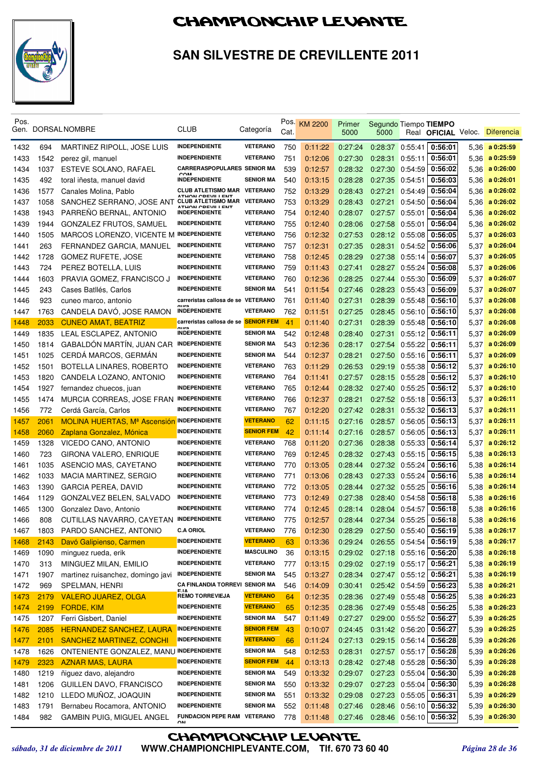# CHAMPIONCHIP LEVANTE

## SAN SILVESTRE DE CREVILLENTE 2011

| Pos. Gen. | DORSAL | NOMBRE | CLUB | Categoría | Pos. Cat. | KM 2200 | Primer 5000 | Segundo 5000 | Tiempo Real | TIEMPO OFICIAL | Veloc. | Diferencia |
|---|---|---|---|---|---|---|---|---|---|---|---|---|
| 1432 | 694 | MARTINEZ RIPOLL, JOSE LUIS | INDEPENDIENTE | VETERANO | 750 | 0:11:22 | 0:27:24 | 0:28:37 | 0:55:41 | 0:56:01 | 5,36 | a 0:25:59 |
| 1433 | 1542 | perez gil, manuel | INDEPENDIENTE | VETERANO | 751 | 0:12:06 | 0:27:30 | 0:28:31 | 0:55:11 | 0:56:01 | 5,36 | a 0:25:59 |
| 1434 | 1037 | ESTEVE SOLANO, RAFAEL | CARRERASPOPULARES COM | SENIOR MA | 539 | 0:12:57 | 0:28:32 | 0:27:30 | 0:54:59 | 0:56:02 | 5,36 | a 0:26:00 |
| 1435 | 492 | toral iñesta, manuel david | INDEPENDIENTE | SENIOR MA | 540 | 0:13:15 | 0:28:28 | 0:27:35 | 0:54:51 | 0:56:03 | 5,36 | a 0:26:01 |
| 1436 | 1577 | Canales Molina, Pablo | CLUB ATLETISMO MAR ATHON CREVILLENT | VETERANO | 752 | 0:13:29 | 0:28:43 | 0:27:21 | 0:54:49 | 0:56:04 | 5,36 | a 0:26:02 |
| 1437 | 1058 | SANCHEZ SERRANO, JOSE ANT | CLUB ATLETISMO MAR ATHON CREVILLENT | VETERANO | 753 | 0:13:29 | 0:28:43 | 0:27:21 | 0:54:50 | 0:56:04 | 5,36 | a 0:26:02 |
| 1438 | 1943 | PARREÑO BERNAL, ANTONIO | INDEPENDIENTE | VETERANO | 754 | 0:12:40 | 0:28:07 | 0:27:57 | 0:55:01 | 0:56:04 | 5,36 | a 0:26:02 |
| 1439 | 1944 | GONZALEZ FRUTOS, SAMUEL | INDEPENDIENTE | VETERANO | 755 | 0:12:40 | 0:28:06 | 0:27:58 | 0:55:01 | 0:56:04 | 5,36 | a 0:26:02 |
| 1440 | 1505 | MARCOS LORENZO, VICENTE M | INDEPENDIENTE | VETERANO | 756 | 0:12:32 | 0:27:53 | 0:28:12 | 0:55:08 | 0:56:05 | 5,37 | a 0:26:03 |
| 1441 | 263 | FERNANDEZ GARCIA, MANUEL | INDEPENDIENTE | VETERANO | 757 | 0:12:31 | 0:27:35 | 0:28:31 | 0:54:52 | 0:56:06 | 5,37 | a 0:26:04 |
| 1442 | 1728 | GOMEZ RUFETE, JOSE | INDEPENDIENTE | VETERANO | 758 | 0:12:45 | 0:28:29 | 0:27:38 | 0:55:14 | 0:56:07 | 5,37 | a 0:26:05 |
| 1443 | 724 | PEREZ BOTELLA, LUIS | INDEPENDIENTE | VETERANO | 759 | 0:11:43 | 0:27:41 | 0:28:27 | 0:55:24 | 0:56:08 | 5,37 | a 0:26:06 |
| 1444 | 1603 | PRAVIA GOMEZ, FRANCISCO J | INDEPENDIENTE | VETERANO | 760 | 0:12:36 | 0:28:25 | 0:27:44 | 0:55:30 | 0:56:09 | 5,37 | a 0:26:07 |
| 1445 | 243 | Cases Batllés, Carlos | INDEPENDIENTE | SENIOR MA | 541 | 0:11:54 | 0:27:46 | 0:28:23 | 0:55:43 | 0:56:09 | 5,37 | a 0:26:07 |
| 1446 | 923 | cuneo marco, antonio | carreristas callosa de segura | VETERANO | 761 | 0:11:40 | 0:27:31 | 0:28:39 | 0:55:48 | 0:56:10 | 5,37 | a 0:26:08 |
| 1447 | 1763 | CANDELA DAVÓ, JOSE RAMON | INDEPENDIENTE | VETERANO | 762 | 0:11:51 | 0:27:25 | 0:28:45 | 0:56:10 | 0:56:10 | 5,37 | a 0:26:08 |
| 1448 | 2033 | CUNEO AMAT, BEATRIZ | carreristas callosa de segura | SENIOR FEM | 41 | 0:11:40 | 0:27:31 | 0:28:39 | 0:55:48 | 0:56:10 | 5,37 | a 0:26:08 |
| 1449 | 1835 | LEAL ESCLAPEZ, ANTONIO | INDEPENDIENTE | SENIOR MA | 542 | 0:12:48 | 0:28:40 | 0:27:31 | 0:55:12 | 0:56:11 | 5,37 | a 0:26:09 |
| 1450 | 1814 | GABALDÓN MARTÍN, JUAN CAR | INDEPENDIENTE | SENIOR MA | 543 | 0:12:36 | 0:28:17 | 0:27:54 | 0:55:22 | 0:56:11 | 5,37 | a 0:26:09 |
| 1451 | 1025 | CERDÁ MARCOS, GERMÁN | INDEPENDIENTE | SENIOR MA | 544 | 0:12:37 | 0:28:21 | 0:27:50 | 0:55:16 | 0:56:11 | 5,37 | a 0:26:09 |
| 1452 | 1501 | BOTELLA LINARES, ROBERTO | INDEPENDIENTE | VETERANO | 763 | 0:11:29 | 0:26:53 | 0:29:19 | 0:55:38 | 0:56:12 | 5,37 | a 0:26:10 |
| 1453 | 1820 | CANDELA LOZANO, ANTONIO | INDEPENDIENTE | VETERANO | 764 | 0:11:41 | 0:27:57 | 0:28:15 | 0:55:28 | 0:56:12 | 5,37 | a 0:26:10 |
| 1454 | 1927 | fernandez chuecos, juan | INDEPENDIENTE | VETERANO | 765 | 0:12:44 | 0:28:32 | 0:27:40 | 0:55:25 | 0:56:12 | 5,37 | a 0:26:10 |
| 1455 | 1474 | MURCIA CORREAS, JOSE FRAN | INDEPENDIENTE | VETERANO | 766 | 0:12:37 | 0:28:21 | 0:27:52 | 0:55:18 | 0:56:13 | 5,37 | a 0:26:11 |
| 1456 | 772 | Cerdá García, Carlos | INDEPENDIENTE | VETERANO | 767 | 0:12:20 | 0:27:42 | 0:28:31 | 0:55:32 | 0:56:13 | 5,37 | a 0:26:11 |
| 1457 | 2061 | MOLINA HUERTAS, Mª Ascensión | INDEPENDIENTE | VETERANO | 62 | 0:11:15 | 0:27:16 | 0:28:57 | 0:56:05 | 0:56:13 | 5,37 | a 0:26:11 |
| 1458 | 2060 | Zaplana Gonzalez, Mónica | INDEPENDIENTE | SENIOR FEM | 42 | 0:11:14 | 0:27:16 | 0:28:57 | 0:56:05 | 0:56:13 | 5,37 | a 0:26:11 |
| 1459 | 1328 | VICEDO CANO, ANTONIO | INDEPENDIENTE | VETERANO | 768 | 0:11:20 | 0:27:36 | 0:28:38 | 0:55:33 | 0:56:14 | 5,37 | a 0:26:12 |
| 1460 | 723 | GIRONA VALERO, ENRIQUE | INDEPENDIENTE | VETERANO | 769 | 0:12:45 | 0:28:32 | 0:27:43 | 0:55:15 | 0:56:15 | 5,38 | a 0:26:13 |
| 1461 | 1035 | ASENCIO MAS, CAYETANO | INDEPENDIENTE | VETERANO | 770 | 0:13:05 | 0:28:44 | 0:27:32 | 0:55:24 | 0:56:16 | 5,38 | a 0:26:14 |
| 1462 | 1033 | MACIA MARTINEZ, SERGIO | INDEPENDIENTE | VETERANO | 771 | 0:13:06 | 0:28:43 | 0:27:33 | 0:55:24 | 0:56:16 | 5,38 | a 0:26:14 |
| 1463 | 1390 | GARCIA PEREA, DAVID | INDEPENDIENTE | VETERANO | 772 | 0:13:05 | 0:28:44 | 0:27:32 | 0:55:25 | 0:56:16 | 5,38 | a 0:26:14 |
| 1464 | 1129 | GONZALVEZ BELEN, SALVADO | INDEPENDIENTE | VETERANO | 773 | 0:12:49 | 0:27:38 | 0:28:40 | 0:54:58 | 0:56:18 | 5,38 | a 0:26:16 |
| 1465 | 1300 | Gonzalez Davo, Antonio | INDEPENDIENTE | VETERANO | 774 | 0:12:45 | 0:28:14 | 0:28:04 | 0:54:57 | 0:56:18 | 5,38 | a 0:26:16 |
| 1466 | 808 | CUTILLAS NAVARRO, CAYETAN | INDEPENDIENTE | VETERANO | 775 | 0:12:57 | 0:28:44 | 0:27:34 | 0:55:25 | 0:56:18 | 5,38 | a 0:26:16 |
| 1467 | 1803 | PARDO SANCHEZ, ANTONIO | C.A ORIOL | VETERANO | 776 | 0:12:30 | 0:28:29 | 0:27:50 | 0:55:40 | 0:56:19 | 5,38 | a 0:26:17 |
| 1468 | 2143 | Davó Galipienso, Carmen | INDEPENDIENTE | VETERANO | 63 | 0:13:36 | 0:29:24 | 0:26:55 | 0:54:54 | 0:56:19 | 5,38 | a 0:26:17 |
| 1469 | 1090 | minguez rueda, erik | INDEPENDIENTE | MASCULINO | 36 | 0:13:15 | 0:29:02 | 0:27:18 | 0:55:16 | 0:56:20 | 5,38 | a 0:26:18 |
| 1470 | 313 | MINGUEZ MILAN, EMILIO | INDEPENDIENTE | VETERANO | 777 | 0:13:15 | 0:29:02 | 0:27:19 | 0:55:17 | 0:56:21 | 5,38 | a 0:26:19 |
| 1471 | 1907 | martinez ruisanchez, domingo javi | INDEPENDIENTE | SENIOR MA | 545 | 0:13:27 | 0:28:34 | 0:27:47 | 0:55:12 | 0:56:21 | 5,38 | a 0:26:19 |
| 1472 | 969 | SPELMAN, HENRI | CA FINLANDIA TORREVIEJA | SENIOR MA | 546 | 0:14:09 | 0:30:41 | 0:25:42 | 0:54:59 | 0:56:23 | 5,38 | a 0:26:21 |
| 1473 | 2179 | VALERO JUAREZ, OLGA | REMO TORREVIEJA | VETERANO | 64 | 0:12:35 | 0:28:36 | 0:27:49 | 0:55:48 | 0:56:25 | 5,38 | a 0:26:23 |
| 1474 | 2199 | FORDE, KIM | INDEPENDIENTE | VETERANO | 65 | 0:12:35 | 0:28:36 | 0:27:49 | 0:55:48 | 0:56:25 | 5,38 | a 0:26:23 |
| 1475 | 1207 | Ferri Gisbert, Daniel | INDEPENDIENTE | SENIOR MA | 547 | 0:11:49 | 0:27:27 | 0:29:00 | 0:55:52 | 0:56:27 | 5,39 | a 0:26:25 |
| 1476 | 2085 | HERNANDEZ SANCHEZ, LAURA | INDEPENDIENTE | SENIOR FEM | 43 | 0:10:07 | 0:24:45 | 0:31:42 | 0:56:20 | 0:56:27 | 5,39 | a 0:26:25 |
| 1477 | 2101 | SANCHEZ MARTINEZ, CONCHI | INDEPENDIENTE | VETERANO | 66 | 0:11:24 | 0:27:13 | 0:29:15 | 0:56:14 | 0:56:28 | 5,39 | a 0:26:26 |
| 1478 | 1626 | ONTENIENTE GONZALEZ, MANU | INDEPENDIENTE | SENIOR MA | 548 | 0:12:53 | 0:28:31 | 0:27:57 | 0:55:17 | 0:56:28 | 5,39 | a 0:26:26 |
| 1479 | 2323 | AZNAR MAS, LAURA | INDEPENDIENTE | SENIOR FEM | 44 | 0:13:13 | 0:28:42 | 0:27:48 | 0:55:28 | 0:56:30 | 5,39 | a 0:26:28 |
| 1480 | 1219 | ñiguez davo, alejandro | INDEPENDIENTE | SENIOR MA | 549 | 0:13:32 | 0:29:07 | 0:27:23 | 0:55:04 | 0:56:30 | 5,39 | a 0:26:28 |
| 1481 | 1206 | GUILLEN DAVO, FRANCISCO | INDEPENDIENTE | SENIOR MA | 550 | 0:13:32 | 0:29:07 | 0:27:23 | 0:55:04 | 0:56:30 | 5,39 | a 0:26:28 |
| 1482 | 1210 | LLEDO MUÑOZ, JOAQUIN | INDEPENDIENTE | SENIOR MA | 551 | 0:13:32 | 0:29:08 | 0:27:23 | 0:55:05 | 0:56:31 | 5,39 | a 0:26:29 |
| 1483 | 1791 | Bernabeu Rocamora, ANTONIO | INDEPENDIENTE | SENIOR MA | 552 | 0:11:48 | 0:27:46 | 0:28:46 | 0:56:10 | 0:56:32 | 5,39 | a 0:26:30 |
| 1484 | 982 | GAMBIN PUIG, MIGUEL ANGEL | FUNDACION PEPE RAMON | VETERANO | 778 | 0:11:48 | 0:27:46 | 0:28:46 | 0:56:10 | 0:56:32 | 5,39 | a 0:26:30 |

CHAMPIONCHIP LEVANTE

*sábado, 31 de diciembre de 2011* **WWW.CHAMPIONCHIPLEVANTE.COM, Tlf. 670 73 60 40**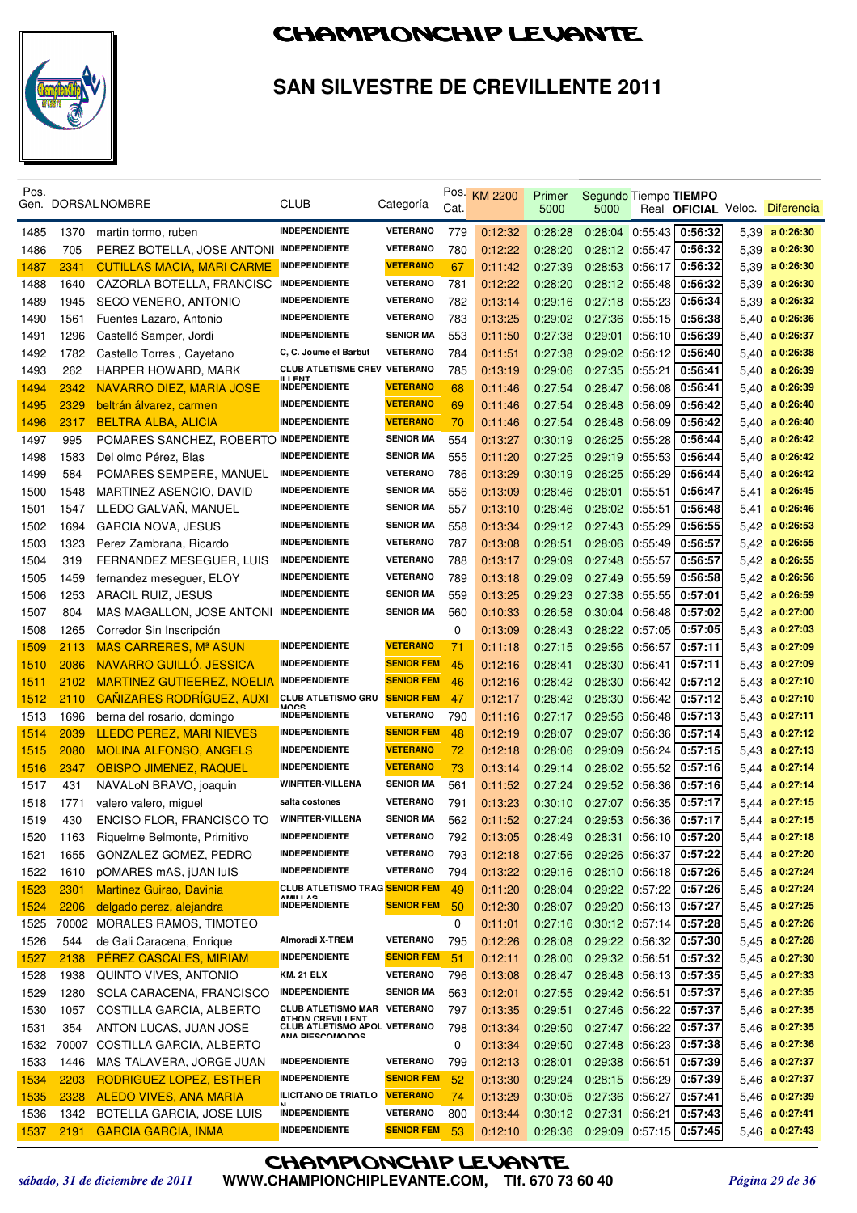# CHAMPIONCHIP LEVANTE

## SAN SILVESTRE DE CREVILLENTE 2011

| Pos. Gen. | DORSAL | NOMBRE | CLUB | Categoría | Pos. Cat. | KM 2200 | Primer 5000 | Segundo 5000 | Tiempo Real | TIEMPO OFICIAL | Veloc. | Diferencia |
|---|---|---|---|---|---|---|---|---|---|---|---|---|
| 1485 | 1370 | martin tormo, ruben | INDEPENDIENTE | VETERANO | 779 | 0:12:32 | 0:28:28 | 0:28:04 | 0:55:43 | 0:56:32 | 5,39 | a 0:26:30 |
| 1486 | 705 | PEREZ BOTELLA, JOSE ANTONI | INDEPENDIENTE | VETERANO | 780 | 0:12:22 | 0:28:20 | 0:28:12 | 0:55:47 | 0:56:32 | 5,39 | a 0:26:30 |
| 1487 | 2341 | CUTILLAS MACIA, MARI CARME | INDEPENDIENTE | VETERANO | 67 | 0:11:42 | 0:27:39 | 0:28:53 | 0:56:17 | 0:56:32 | 5,39 | a 0:26:30 |
| 1488 | 1640 | CAZORLA BOTELLA, FRANCISC | INDEPENDIENTE | VETERANO | 781 | 0:12:22 | 0:28:20 | 0:28:12 | 0:55:48 | 0:56:32 | 5,39 | a 0:26:30 |
| 1489 | 1945 | SECO VENERO, ANTONIO | INDEPENDIENTE | VETERANO | 782 | 0:13:14 | 0:29:16 | 0:27:18 | 0:55:23 | 0:56:34 | 5,39 | a 0:26:32 |
| 1490 | 1561 | Fuentes Lazaro, Antonio | INDEPENDIENTE | VETERANO | 783 | 0:13:25 | 0:29:02 | 0:27:36 | 0:55:15 | 0:56:38 | 5,40 | a 0:26:36 |
| 1491 | 1296 | Castelló Samper, Jordi | INDEPENDIENTE | SENIOR MA | 553 | 0:11:50 | 0:27:38 | 0:29:01 | 0:56:10 | 0:56:39 | 5,40 | a 0:26:37 |
| 1492 | 1782 | Castello Torres , Cayetano | C, C. Joume el Barbut | VETERANO | 784 | 0:11:51 | 0:27:38 | 0:29:02 | 0:56:12 | 0:56:40 | 5,40 | a 0:26:38 |
| 1493 | 262 | HARPER HOWARD, MARK | CLUB ATLETISME CREV ILLENT | VETERANO | 785 | 0:13:19 | 0:29:06 | 0:27:35 | 0:55:21 | 0:56:41 | 5,40 | a 0:26:39 |
| 1494 | 2342 | NAVARRO DIEZ, MARIA JOSE | INDEPENDIENTE | VETERANO | 68 | 0:11:46 | 0:27:54 | 0:28:47 | 0:56:08 | 0:56:41 | 5,40 | a 0:26:39 |
| 1495 | 2329 | beltrán álvarez, carmen | INDEPENDIENTE | VETERANO | 69 | 0:11:46 | 0:27:54 | 0:28:48 | 0:56:09 | 0:56:42 | 5,40 | a 0:26:40 |
| 1496 | 2317 | BELTRA ALBA, ALICIA | INDEPENDIENTE | VETERANO | 70 | 0:11:46 | 0:27:54 | 0:28:48 | 0:56:09 | 0:56:42 | 5,40 | a 0:26:40 |
| 1497 | 995 | POMARES SANCHEZ, ROBERTO | INDEPENDIENTE | SENIOR MA | 554 | 0:13:27 | 0:30:19 | 0:26:25 | 0:55:28 | 0:56:44 | 5,40 | a 0:26:42 |
| 1498 | 1583 | Del olmo Pérez, Blas | INDEPENDIENTE | SENIOR MA | 555 | 0:11:20 | 0:27:25 | 0:29:19 | 0:55:53 | 0:56:44 | 5,40 | a 0:26:42 |
| 1499 | 584 | POMARES SEMPERE, MANUEL | INDEPENDIENTE | VETERANO | 786 | 0:13:29 | 0:30:19 | 0:26:25 | 0:55:29 | 0:56:44 | 5,40 | a 0:26:42 |
| 1500 | 1548 | MARTINEZ ASENCIO, DAVID | INDEPENDIENTE | SENIOR MA | 556 | 0:13:09 | 0:28:46 | 0:28:01 | 0:55:51 | 0:56:47 | 5,41 | a 0:26:45 |
| 1501 | 1547 | LLEDO GALVAÑ, MANUEL | INDEPENDIENTE | SENIOR MA | 557 | 0:13:10 | 0:28:46 | 0:28:02 | 0:55:51 | 0:56:48 | 5,41 | a 0:26:46 |
| 1502 | 1694 | GARCIA NOVA, JESUS | INDEPENDIENTE | SENIOR MA | 558 | 0:13:34 | 0:29:12 | 0:27:43 | 0:55:29 | 0:56:55 | 5,42 | a 0:26:53 |
| 1503 | 1323 | Perez Zambrana, Ricardo | INDEPENDIENTE | VETERANO | 787 | 0:13:08 | 0:28:51 | 0:28:06 | 0:55:49 | 0:56:57 | 5,42 | a 0:26:55 |
| 1504 | 319 | FERNANDEZ MESEGUER, LUIS | INDEPENDIENTE | VETERANO | 788 | 0:13:17 | 0:29:09 | 0:27:48 | 0:55:57 | 0:56:57 | 5,42 | a 0:26:55 |
| 1505 | 1459 | fernandez meseguer, ELOY | INDEPENDIENTE | VETERANO | 789 | 0:13:18 | 0:29:09 | 0:27:49 | 0:55:59 | 0:56:58 | 5,42 | a 0:26:56 |
| 1506 | 1253 | ARACIL RUIZ, JESUS | INDEPENDIENTE | SENIOR MA | 559 | 0:13:25 | 0:29:23 | 0:27:38 | 0:55:55 | 0:57:01 | 5,42 | a 0:26:59 |
| 1507 | 804 | MAS MAGALLON, JOSE ANTONI | INDEPENDIENTE | SENIOR MA | 560 | 0:10:33 | 0:26:58 | 0:30:04 | 0:56:48 | 0:57:02 | 5,42 | a 0:27:00 |
| 1508 | 1265 | Corredor Sin Inscripción | | | 0 | 0:13:09 | 0:28:43 | 0:28:22 | 0:57:05 | 0:57:05 | 5,43 | a 0:27:03 |
| 1509 | 2113 | MAS CARRERES, Mª ASUN | INDEPENDIENTE | VETERANO | 71 | 0:11:18 | 0:27:15 | 0:29:56 | 0:56:57 | 0:57:11 | 5,43 | a 0:27:09 |
| 1510 | 2086 | NAVARRO GUILLÓ, JESSICA | INDEPENDIENTE | SENIOR FEM | 45 | 0:12:16 | 0:28:41 | 0:28:30 | 0:56:41 | 0:57:11 | 5,43 | a 0:27:09 |
| 1511 | 2102 | MARTINEZ GUTIEEREZ, NOELIA | INDEPENDIENTE | SENIOR FEM | 46 | 0:12:16 | 0:28:42 | 0:28:30 | 0:56:42 | 0:57:12 | 5,43 | a 0:27:10 |
| 1512 | 2110 | CAÑIZARES RODRÍGUEZ, AUXI | CLUB ATLETISMO GRU MOCS | SENIOR FEM | 47 | 0:12:17 | 0:28:42 | 0:28:30 | 0:56:42 | 0:57:12 | 5,43 | a 0:27:10 |
| 1513 | 1696 | berna del rosario, domingo | INDEPENDIENTE | VETERANO | 790 | 0:11:16 | 0:27:17 | 0:29:56 | 0:56:48 | 0:57:13 | 5,43 | a 0:27:11 |
| 1514 | 2039 | LLEDO PEREZ, MARI NIEVES | INDEPENDIENTE | SENIOR FEM | 48 | 0:12:19 | 0:28:07 | 0:29:07 | 0:56:36 | 0:57:14 | 5,43 | a 0:27:12 |
| 1515 | 2080 | MOLINA ALFONSO, ANGELS | INDEPENDIENTE | VETERANO | 72 | 0:12:18 | 0:28:06 | 0:29:09 | 0:56:24 | 0:57:15 | 5,43 | a 0:27:13 |
| 1516 | 2347 | OBISPO JIMENEZ, RAQUEL | INDEPENDIENTE | VETERANO | 73 | 0:13:14 | 0:29:14 | 0:28:02 | 0:55:52 | 0:57:16 | 5,44 | a 0:27:14 |
| 1517 | 431 | NAVALoN BRAVO, joaquin | WINFITER-VILLENA | SENIOR MA | 561 | 0:11:52 | 0:27:24 | 0:29:52 | 0:56:36 | 0:57:16 | 5,44 | a 0:27:14 |
| 1518 | 1771 | valero valero, miguel | salta costones | VETERANO | 791 | 0:13:23 | 0:30:10 | 0:27:07 | 0:56:35 | 0:57:17 | 5,44 | a 0:27:15 |
| 1519 | 430 | ENCISO FLOR, FRANCISCO TO | WINFITER-VILLENA | SENIOR MA | 562 | 0:11:52 | 0:27:24 | 0:29:53 | 0:56:36 | 0:57:17 | 5,44 | a 0:27:15 |
| 1520 | 1163 | Riquelme Belmonte, Primitivo | INDEPENDIENTE | VETERANO | 792 | 0:13:05 | 0:28:49 | 0:28:31 | 0:56:10 | 0:57:20 | 5,44 | a 0:27:18 |
| 1521 | 1655 | GONZALEZ GOMEZ, PEDRO | INDEPENDIENTE | VETERANO | 793 | 0:12:18 | 0:27:56 | 0:29:26 | 0:56:37 | 0:57:22 | 5,44 | a 0:27:20 |
| 1522 | 1610 | pOMARES mAS, jUAN luIS | INDEPENDIENTE | VETERANO | 794 | 0:13:22 | 0:29:16 | 0:28:10 | 0:56:18 | 0:57:26 | 5,45 | a 0:27:24 |
| 1523 | 2301 | Martinez Guirao, Davinia | CLUB ATLETISMO TRAG AMILLAS | SENIOR FEM | 49 | 0:11:20 | 0:28:04 | 0:29:22 | 0:57:22 | 0:57:26 | 5,45 | a 0:27:24 |
| 1524 | 2206 | delgado perez, alejandra | INDEPENDIENTE | SENIOR FEM | 50 | 0:12:30 | 0:28:07 | 0:29:20 | 0:56:13 | 0:57:27 | 5,45 | a 0:27:25 |
| 1525 | 70002 | MORALES RAMOS, TIMOTEO | | | 0 | 0:11:01 | 0:27:16 | 0:30:12 | 0:57:14 | 0:57:28 | 5,45 | a 0:27:26 |
| 1526 | 544 | de Gali Caracena, Enrique | Almoradi X-TREM | VETERANO | 795 | 0:12:26 | 0:28:08 | 0:29:22 | 0:56:32 | 0:57:30 | 5,45 | a 0:27:28 |
| 1527 | 2138 | PÉREZ CASCALES, MIRIAM | INDEPENDIENTE | SENIOR FEM | 51 | 0:12:11 | 0:28:00 | 0:29:32 | 0:56:51 | 0:57:32 | 5,45 | a 0:27:30 |
| 1528 | 1938 | QUINTO VIVES, ANTONIO | KM. 21 ELX | VETERANO | 796 | 0:13:08 | 0:28:47 | 0:28:48 | 0:56:13 | 0:57:35 | 5,45 | a 0:27:33 |
| 1529 | 1280 | SOLA CARACENA, FRANCISCO | INDEPENDIENTE | SENIOR MA | 563 | 0:12:01 | 0:27:55 | 0:29:42 | 0:56:51 | 0:57:37 | 5,46 | a 0:27:35 |
| 1530 | 1057 | COSTILLA GARCIA, ALBERTO | CLUB ATLETISMO MAR ATHON CREVILLENT | VETERANO | 797 | 0:13:35 | 0:29:51 | 0:27:46 | 0:56:22 | 0:57:37 | 5,46 | a 0:27:35 |
| 1531 | 354 | ANTON LUCAS, JUAN JOSE | CLUB ATLETISMO APOL ANA PIESCOMODOS | VETERANO | 798 | 0:13:34 | 0:29:50 | 0:27:47 | 0:56:22 | 0:57:37 | 5,46 | a 0:27:35 |
| 1532 | 70007 | COSTILLA GARCIA, ALBERTO | | | 0 | 0:13:34 | 0:29:50 | 0:27:48 | 0:56:23 | 0:57:38 | 5,46 | a 0:27:36 |
| 1533 | 1446 | MAS TALAVERA, JORGE JUAN | INDEPENDIENTE | VETERANO | 799 | 0:12:13 | 0:28:01 | 0:29:38 | 0:56:51 | 0:57:39 | 5,46 | a 0:27:37 |
| 1534 | 2203 | RODRIGUEZ LOPEZ, ESTHER | INDEPENDIENTE | SENIOR FEM | 52 | 0:13:30 | 0:29:24 | 0:28:15 | 0:56:29 | 0:57:39 | 5,46 | a 0:27:37 |
| 1535 | 2328 | ALEDO VIVES, ANA MARIA | ILICITANO DE TRIATLO N | VETERANO | 74 | 0:13:29 | 0:30:05 | 0:27:36 | 0:56:27 | 0:57:41 | 5,46 | a 0:27:39 |
| 1536 | 1342 | BOTELLA GARCIA, JOSE LUIS | INDEPENDIENTE | VETERANO | 800 | 0:13:44 | 0:30:12 | 0:27:31 | 0:56:21 | 0:57:43 | 5,46 | a 0:27:41 |
| 1537 | 2191 | GARCIA GARCIA, INMA | INDEPENDIENTE | SENIOR FEM | 53 | 0:12:10 | 0:28:36 | 0:29:09 | 0:57:15 | 0:57:45 | 5,46 | a 0:27:43 |

CHAMPIONCHIP LEVANTE

*sábado, 31 de diciembre de 2011* WWW.CHAMPIONCHIPLEVANTE.COM, Tlf. 670 73 60 40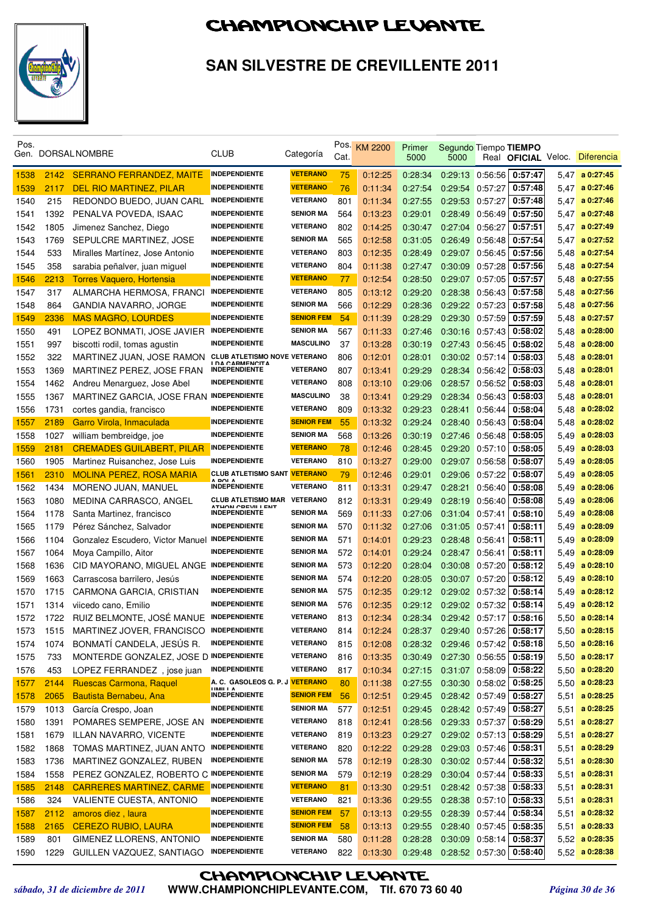# CHAMPIONCHIP LEVANTE

## SAN SILVESTRE DE CREVILLENTE 2011

| Pos. Gen. | DORSAL | NOMBRE | CLUB | Categoría | Pos. Cat. | KM 2200 | Primer 5000 | Segundo 5000 | Tiempo Real | TIEMPO OFICIAL | Veloc. | Diferencia |
|---|---|---|---|---|---|---|---|---|---|---|---|---|
| 1538 | 2142 | SERRANO FERRANDEZ, MAITE | INDEPENDIENTE | VETERANO | 75 | 0:12:25 | 0:28:34 | 0:29:13 | 0:56:56 | 0:57:47 | 5,47 | a 0:27:45 |
| 1539 | 2117 | DEL RIO MARTINEZ, PILAR | INDEPENDIENTE | VETERANO | 76 | 0:11:34 | 0:27:54 | 0:29:54 | 0:57:27 | 0:57:48 | 5,47 | a 0:27:46 |
| 1540 | 215 | REDONDO BUEDO, JUAN CARL | INDEPENDIENTE | VETERANO | 801 | 0:11:34 | 0:27:55 | 0:29:53 | 0:57:27 | 0:57:48 | 5,47 | a 0:27:46 |
| 1541 | 1392 | PENALVA POVEDA, ISAAC | INDEPENDIENTE | SENIOR MA | 564 | 0:13:23 | 0:29:01 | 0:28:49 | 0:56:49 | 0:57:50 | 5,47 | a 0:27:48 |
| 1542 | 1805 | Jimenez Sanchez, Diego | INDEPENDIENTE | VETERANO | 802 | 0:14:25 | 0:30:47 | 0:27:04 | 0:56:27 | 0:57:51 | 5,47 | a 0:27:49 |
| 1543 | 1769 | SEPULCRE MARTINEZ, JOSE | INDEPENDIENTE | SENIOR MA | 565 | 0:12:58 | 0:31:05 | 0:26:49 | 0:56:48 | 0:57:54 | 5,47 | a 0:27:52 |
| 1544 | 533 | Miralles Martínez, Jose Antonio | INDEPENDIENTE | VETERANO | 803 | 0:12:35 | 0:28:49 | 0:29:07 | 0:56:45 | 0:57:56 | 5,48 | a 0:27:54 |
| 1545 | 358 | sarabia peñalver, juan miguel | INDEPENDIENTE | VETERANO | 804 | 0:11:38 | 0:27:47 | 0:30:09 | 0:57:28 | 0:57:56 | 5,48 | a 0:27:54 |
| 1546 | 2213 | Torres Vaquero, Hortensia | INDEPENDIENTE | VETERANO | 77 | 0:12:54 | 0:28:50 | 0:29:07 | 0:57:05 | 0:57:57 | 5,48 | a 0:27:55 |
| 1547 | 317 | ALMARCHA HERMOSA, FRANCI | INDEPENDIENTE | VETERANO | 805 | 0:13:12 | 0:29:20 | 0:28:38 | 0:56:43 | 0:57:58 | 5,48 | a 0:27:56 |
| 1548 | 864 | GANDIA NAVARRO, JORGE | INDEPENDIENTE | SENIOR MA | 566 | 0:12:29 | 0:28:36 | 0:29:22 | 0:57:23 | 0:57:58 | 5,48 | a 0:27:56 |
| 1549 | 2336 | MAS MAGRO, LOURDES | INDEPENDIENTE | SENIOR FEM | 54 | 0:11:39 | 0:28:29 | 0:29:30 | 0:57:59 | 0:57:59 | 5,48 | a 0:27:57 |
| 1550 | 491 | LOPEZ BONMATI, JOSE JAVIER | INDEPENDIENTE | SENIOR MA | 567 | 0:11:33 | 0:27:46 | 0:30:16 | 0:57:43 | 0:58:02 | 5,48 | a 0:28:00 |
| 1551 | 997 | biscotti rodil, tomas agustin | INDEPENDIENTE | MASCULINO | 37 | 0:13:28 | 0:30:19 | 0:27:43 | 0:56:45 | 0:58:02 | 5,48 | a 0:28:00 |
| 1552 | 322 | MARTINEZ JUAN, JOSE RAMON | CLUB ATLETISMO NOVE LDA CARMENCITA | VETERANO | 806 | 0:12:01 | 0:28:01 | 0:30:02 | 0:57:14 | 0:58:03 | 5,48 | a 0:28:01 |
| 1553 | 1369 | MARTINEZ PEREZ, JOSE FRAN | INDEPENDIENTE | VETERANO | 807 | 0:13:41 | 0:29:29 | 0:28:34 | 0:56:42 | 0:58:03 | 5,48 | a 0:28:01 |
| 1554 | 1462 | Andreu Menarguez, Jose Abel | INDEPENDIENTE | VETERANO | 808 | 0:13:10 | 0:29:06 | 0:28:57 | 0:56:52 | 0:58:03 | 5,48 | a 0:28:01 |
| 1555 | 1367 | MARTINEZ GARCIA, JOSE FRAN | INDEPENDIENTE | MASCULINO | 38 | 0:13:41 | 0:29:29 | 0:28:34 | 0:56:43 | 0:58:03 | 5,48 | a 0:28:01 |
| 1556 | 1731 | cortes gandia, francisco | INDEPENDIENTE | VETERANO | 809 | 0:13:32 | 0:29:23 | 0:28:41 | 0:56:44 | 0:58:04 | 5,48 | a 0:28:02 |
| 1557 | 2189 | Garro Virola, Inmaculada | INDEPENDIENTE | SENIOR FEM | 55 | 0:13:32 | 0:29:24 | 0:28:40 | 0:56:43 | 0:58:04 | 5,48 | a 0:28:02 |
| 1558 | 1027 | william bembreidge, joe | INDEPENDIENTE | SENIOR MA | 568 | 0:13:26 | 0:30:19 | 0:27:46 | 0:56:48 | 0:58:05 | 5,49 | a 0:28:03 |
| 1559 | 2181 | CREMADES GUILABERT, PILAR | INDEPENDIENTE | VETERANO | 78 | 0:12:46 | 0:28:45 | 0:29:20 | 0:57:10 | 0:58:05 | 5,49 | a 0:28:03 |
| 1560 | 1905 | Martinez Ruisanchez, Jose Luis | INDEPENDIENTE | VETERANO | 810 | 0:13:27 | 0:29:00 | 0:29:07 | 0:56:58 | 0:58:07 | 5,49 | a 0:28:05 |
| 1561 | 2310 | MOLINA PEREZ, ROSA MARIA | CLUB ATLETISMO SANT A POLA | VETERANO | 79 | 0:12:46 | 0:29:01 | 0:29:06 | 0:57:22 | 0:58:07 | 5,49 | a 0:28:05 |
| 1562 | 1434 | MORENO JUAN, MANUEL | INDEPENDIENTE | VETERANO | 811 | 0:13:31 | 0:29:47 | 0:28:21 | 0:56:40 | 0:58:08 | 5,49 | a 0:28:06 |
| 1563 | 1080 | MEDINA CARRASCO, ANGEL | CLUB ATLETISMO MAR ATHON CREVILLENT | VETERANO | 812 | 0:13:31 | 0:29:49 | 0:28:19 | 0:56:40 | 0:58:08 | 5,49 | a 0:28:06 |
| 1564 | 1178 | Santa Martinez, francisco | INDEPENDIENTE | SENIOR MA | 569 | 0:11:33 | 0:27:06 | 0:31:04 | 0:57:41 | 0:58:10 | 5,49 | a 0:28:08 |
| 1565 | 1179 | Pérez Sánchez, Salvador | INDEPENDIENTE | SENIOR MA | 570 | 0:11:32 | 0:27:06 | 0:31:05 | 0:57:41 | 0:58:11 | 5,49 | a 0:28:09 |
| 1566 | 1104 | Gonzalez Escudero, Victor Manuel | INDEPENDIENTE | SENIOR MA | 571 | 0:14:01 | 0:29:23 | 0:28:48 | 0:56:41 | 0:58:11 | 5,49 | a 0:28:09 |
| 1567 | 1064 | Moya Campillo, Aitor | INDEPENDIENTE | SENIOR MA | 572 | 0:14:01 | 0:29:24 | 0:28:47 | 0:56:41 | 0:58:11 | 5,49 | a 0:28:09 |
| 1568 | 1636 | CID MAYORANO, MIGUEL ANGE | INDEPENDIENTE | SENIOR MA | 573 | 0:12:20 | 0:28:04 | 0:30:08 | 0:57:20 | 0:58:12 | 5,49 | a 0:28:10 |
| 1569 | 1663 | Carrascosa barrilero, Jesús | INDEPENDIENTE | SENIOR MA | 574 | 0:12:20 | 0:28:05 | 0:30:07 | 0:57:20 | 0:58:12 | 5,49 | a 0:28:10 |
| 1570 | 1715 | CARMONA GARCIA, CRISTIAN | INDEPENDIENTE | SENIOR MA | 575 | 0:12:35 | 0:29:12 | 0:29:02 | 0:57:32 | 0:58:14 | 5,49 | a 0:28:12 |
| 1571 | 1314 | viicedo cano, Emilio | INDEPENDIENTE | SENIOR MA | 576 | 0:12:35 | 0:29:12 | 0:29:02 | 0:57:32 | 0:58:14 | 5,49 | a 0:28:12 |
| 1572 | 1722 | RUIZ BELMONTE, JOSÉ MANUE | INDEPENDIENTE | VETERANO | 813 | 0:12:34 | 0:28:34 | 0:29:42 | 0:57:17 | 0:58:16 | 5,50 | a 0:28:14 |
| 1573 | 1515 | MARTINEZ JOVER, FRANCISCO | INDEPENDIENTE | VETERANO | 814 | 0:12:24 | 0:28:37 | 0:29:40 | 0:57:26 | 0:58:17 | 5,50 | a 0:28:15 |
| 1574 | 1074 | BONMATÍ CANDELA, JESÚS R. | INDEPENDIENTE | VETERANO | 815 | 0:12:08 | 0:28:32 | 0:29:46 | 0:57:42 | 0:58:18 | 5,50 | a 0:28:16 |
| 1575 | 733 | MONTERDE GONZALEZ, JOSE D | INDEPENDIENTE | VETERANO | 816 | 0:13:35 | 0:30:49 | 0:27:30 | 0:56:55 | 0:58:19 | 5,50 | a 0:28:17 |
| 1576 | 453 | LOPEZ FERRANDEZ , jose juan | INDEPENDIENTE | VETERANO | 817 | 0:10:34 | 0:27:15 | 0:31:07 | 0:58:09 | 0:58:22 | 5,50 | a 0:28:20 |
| 1577 | 2144 | Ruescas Carmona, Raquel | A. C. GASOLEOS G. P. J UMILLA | VETERANO | 80 | 0:11:38 | 0:27:55 | 0:30:30 | 0:58:02 | 0:58:25 | 5,50 | a 0:28:23 |
| 1578 | 2065 | Bautista Bernabeu, Ana | INDEPENDIENTE | SENIOR FEM | 56 | 0:12:51 | 0:29:45 | 0:28:42 | 0:57:49 | 0:58:27 | 5,51 | a 0:28:25 |
| 1579 | 1013 | García Crespo, Joan | INDEPENDIENTE | SENIOR MA | 577 | 0:12:51 | 0:29:45 | 0:28:42 | 0:57:49 | 0:58:27 | 5,51 | a 0:28:25 |
| 1580 | 1391 | POMARES SEMPERE, JOSE AN | INDEPENDIENTE | VETERANO | 818 | 0:12:41 | 0:28:56 | 0:29:33 | 0:57:37 | 0:58:29 | 5,51 | a 0:28:27 |
| 1581 | 1679 | ILLAN NAVARRO, VICENTE | INDEPENDIENTE | VETERANO | 819 | 0:13:23 | 0:29:27 | 0:29:02 | 0:57:13 | 0:58:29 | 5,51 | a 0:28:27 |
| 1582 | 1868 | TOMAS MARTINEZ, JUAN ANTO | INDEPENDIENTE | VETERANO | 820 | 0:12:22 | 0:29:28 | 0:29:03 | 0:57:46 | 0:58:31 | 5,51 | a 0:28:29 |
| 1583 | 1736 | MARTINEZ GONZALEZ, RUBEN | INDEPENDIENTE | SENIOR MA | 578 | 0:12:19 | 0:28:30 | 0:30:02 | 0:57:44 | 0:58:32 | 5,51 | a 0:28:30 |
| 1584 | 1558 | PEREZ GONZALEZ, ROBERTO C | INDEPENDIENTE | SENIOR MA | 579 | 0:12:19 | 0:28:29 | 0:30:04 | 0:57:44 | 0:58:33 | 5,51 | a 0:28:31 |
| 1585 | 2148 | CARRERES MARTINEZ, CARME | INDEPENDIENTE | VETERANO | 81 | 0:13:30 | 0:29:51 | 0:28:42 | 0:57:38 | 0:58:33 | 5,51 | a 0:28:31 |
| 1586 | 324 | VALIENTE CUESTA, ANTONIO | INDEPENDIENTE | VETERANO | 821 | 0:13:36 | 0:29:55 | 0:28:38 | 0:57:10 | 0:58:33 | 5,51 | a 0:28:31 |
| 1587 | 2112 | amoros diez , laura | INDEPENDIENTE | SENIOR FEM | 57 | 0:13:13 | 0:29:55 | 0:28:39 | 0:57:44 | 0:58:34 | 5,51 | a 0:28:32 |
| 1588 | 2165 | CEREZO RUBIO, LAURA | INDEPENDIENTE | SENIOR FEM | 58 | 0:13:13 | 0:29:55 | 0:28:40 | 0:57:45 | 0:58:35 | 5,51 | a 0:28:33 |
| 1589 | 801 | GIMENEZ LLORENS, ANTONIO | INDEPENDIENTE | SENIOR MA | 580 | 0:11:28 | 0:28:28 | 0:30:09 | 0:58:14 | 0:58:37 | 5,52 | a 0:28:35 |
| 1590 | 1229 | GUILLEN VAZQUEZ, SANTIAGO | INDEPENDIENTE | VETERANO | 822 | 0:13:30 | 0:29:48 | 0:28:52 | 0:57:30 | 0:58:40 | 5,52 | a 0:28:38 |

CHAMPIONCHIP LEVANTE

*sábado, 31 de diciembre de 2011* WWW.CHAMPIONCHIPLEVANTE.COM, Tlf. 670 73 60 40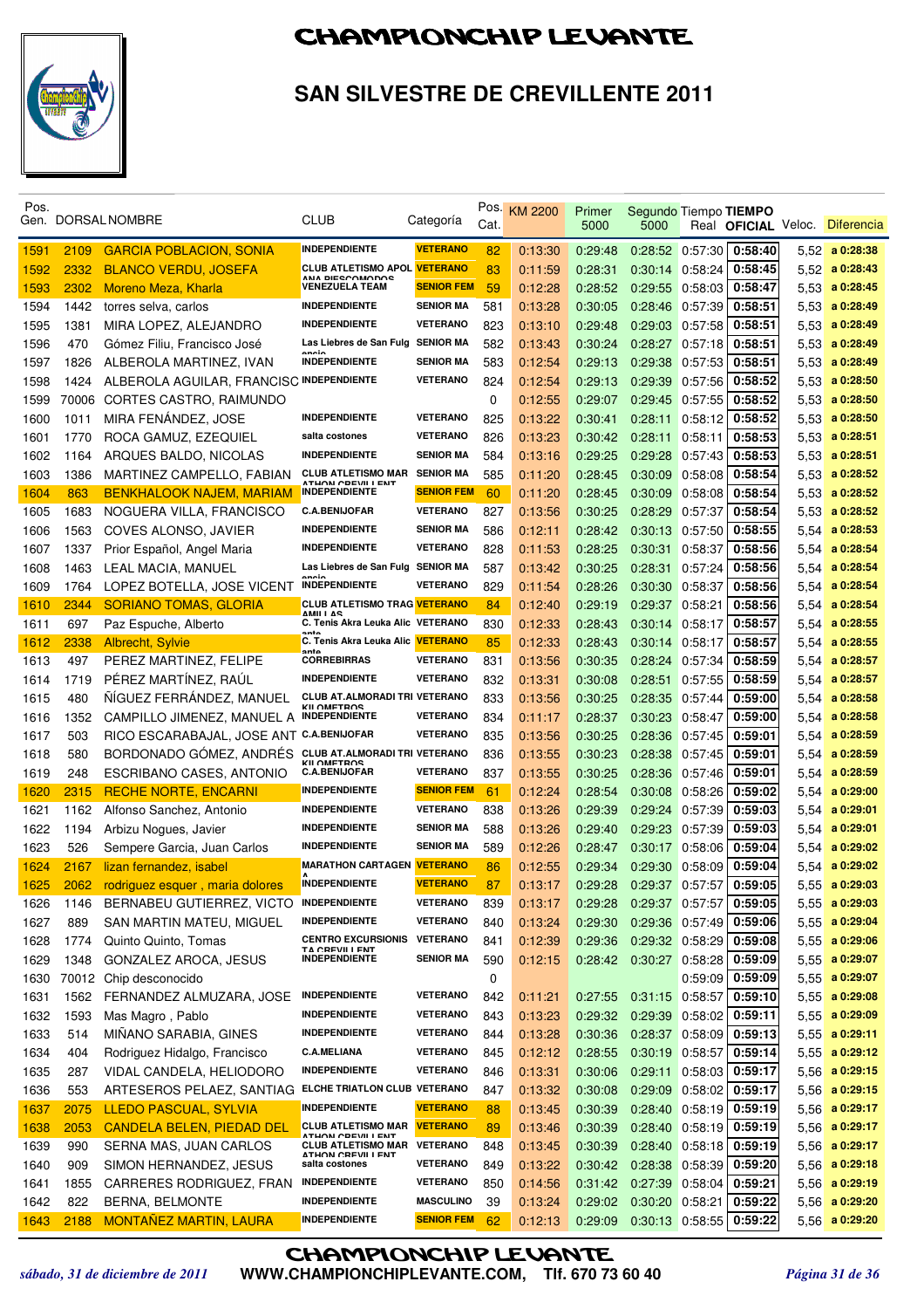# CHAMPIONCHIP LEVANTE

## SAN SILVESTRE DE CREVILLENTE 2011

| Pos. Gen. | DORSAL | NOMBRE | CLUB | Categoría | Pos. Cat. | KM 2200 | Primer 5000 | Segundo 5000 | Tiempo Real | TIEMPO OFICIAL | Veloc. | Diferencia |
|---|---|---|---|---|---|---|---|---|---|---|---|---|
| 1591 | 2109 | GARCIA POBLACION, SONIA | INDEPENDIENTE | VETERANO | 82 | 0:13:30 | 0:29:48 | 0:28:52 | 0:57:30 | 0:58:40 | 5,52 | a 0:28:38 |
| 1592 | 2332 | BLANCO VERDU, JOSEFA | CLUB ATLETISMO APOL ANA PIESCOMODOS | VETERANO | 83 | 0:11:59 | 0:28:31 | 0:30:14 | 0:58:24 | 0:58:45 | 5,52 | a 0:28:43 |
| 1593 | 2302 | Moreno Meza, Kharla | VENEZUELA TEAM | SENIOR FEM | 59 | 0:12:28 | 0:28:52 | 0:29:55 | 0:58:03 | 0:58:47 | 5,53 | a 0:28:45 |
| 1594 | 1442 | torres selva, carlos | INDEPENDIENTE | SENIOR MA | 581 | 0:13:28 | 0:30:05 | 0:28:46 | 0:57:39 | 0:58:51 | 5,53 | a 0:28:49 |
| 1595 | 1381 | MIRA LOPEZ, ALEJANDRO | INDEPENDIENTE | VETERANO | 823 | 0:13:10 | 0:29:48 | 0:29:03 | 0:57:58 | 0:58:51 | 5,53 | a 0:28:49 |
| 1596 | 470 | Gómez Filiu, Francisco José | Las Liebres de San Fulg encio | SENIOR MA | 582 | 0:13:43 | 0:30:24 | 0:28:27 | 0:57:18 | 0:58:51 | 5,53 | a 0:28:49 |
| 1597 | 1826 | ALBEROLA MARTINEZ, IVAN | INDEPENDIENTE | SENIOR MA | 583 | 0:12:54 | 0:29:13 | 0:29:38 | 0:57:53 | 0:58:51 | 5,53 | a 0:28:49 |
| 1598 | 1424 | ALBEROLA AGUILAR, FRANCISC | INDEPENDIENTE | VETERANO | 824 | 0:12:54 | 0:29:13 | 0:29:39 | 0:57:56 | 0:58:52 | 5,53 | a 0:28:50 |
| 1599 | 70006 | CORTES CASTRO, RAIMUNDO | | | 0 | 0:12:55 | 0:29:07 | 0:29:45 | 0:57:55 | 0:58:52 | 5,53 | a 0:28:50 |
| 1600 | 1011 | MIRA FENÁNDEZ, JOSE | INDEPENDIENTE | VETERANO | 825 | 0:13:22 | 0:30:41 | 0:28:11 | 0:58:12 | 0:58:52 | 5,53 | a 0:28:50 |
| 1601 | 1770 | ROCA GAMUZ, EZEQUIEL | salta costones | VETERANO | 826 | 0:13:23 | 0:30:42 | 0:28:11 | 0:58:11 | 0:58:53 | 5,53 | a 0:28:51 |
| 1602 | 1164 | ARQUES BALDO, NICOLAS | INDEPENDIENTE | SENIOR MA | 584 | 0:13:16 | 0:29:25 | 0:29:28 | 0:57:43 | 0:58:53 | 5,53 | a 0:28:51 |
| 1603 | 1386 | MARTINEZ CAMPELLO, FABIAN | CLUB ATLETISMO MAR ATHON CREVILLENT | SENIOR MA | 585 | 0:11:20 | 0:28:45 | 0:30:09 | 0:58:08 | 0:58:54 | 5,53 | a 0:28:52 |
| 1604 | 863 | BENKHALOOK NAJEM, MARIAM | INDEPENDIENTE | SENIOR FEM | 60 | 0:11:20 | 0:28:45 | 0:30:09 | 0:58:08 | 0:58:54 | 5,53 | a 0:28:52 |
| 1605 | 1683 | NOGUERA VILLA, FRANCISCO | C.A.BENIJOFAR | VETERANO | 827 | 0:13:56 | 0:30:25 | 0:28:29 | 0:57:37 | 0:58:54 | 5,53 | a 0:28:52 |
| 1606 | 1563 | COVES ALONSO, JAVIER | INDEPENDIENTE | SENIOR MA | 586 | 0:12:11 | 0:28:42 | 0:30:13 | 0:57:50 | 0:58:55 | 5,54 | a 0:28:53 |
| 1607 | 1337 | Prior Español, Angel Maria | INDEPENDIENTE | VETERANO | 828 | 0:11:53 | 0:28:25 | 0:30:31 | 0:58:37 | 0:58:56 | 5,54 | a 0:28:54 |
| 1608 | 1463 | LEAL MACIA, MANUEL | Las Liebres de San Fulg encio | SENIOR MA | 587 | 0:13:42 | 0:30:25 | 0:28:31 | 0:57:24 | 0:58:56 | 5,54 | a 0:28:54 |
| 1609 | 1764 | LOPEZ BOTELLA, JOSE VICENT | INDEPENDIENTE | VETERANO | 829 | 0:11:54 | 0:28:26 | 0:30:30 | 0:58:37 | 0:58:56 | 5,54 | a 0:28:54 |
| 1610 | 2344 | SORIANO TOMAS, GLORIA | CLUB ATLETISMO TRAG AMILLAS | VETERANO | 84 | 0:12:40 | 0:29:19 | 0:29:37 | 0:58:21 | 0:58:56 | 5,54 | a 0:28:54 |
| 1611 | 697 | Paz Espuche, Alberto | C. Tenis Akra Leuka Alic ante | VETERANO | 830 | 0:12:33 | 0:28:43 | 0:30:14 | 0:58:17 | 0:58:57 | 5,54 | a 0:28:55 |
| 1612 | 2338 | Albrecht, Sylvie | C. Tenis Akra Leuka Alic ante | VETERANO | 85 | 0:12:33 | 0:28:43 | 0:30:14 | 0:58:17 | 0:58:57 | 5,54 | a 0:28:55 |
| 1613 | 497 | PEREZ MARTINEZ, FELIPE | CORREBIRRAS | VETERANO | 831 | 0:13:56 | 0:30:35 | 0:28:24 | 0:57:34 | 0:58:59 | 5,54 | a 0:28:57 |
| 1614 | 1719 | PÉREZ MARTÍNEZ, RAÚL | INDEPENDIENTE | VETERANO | 832 | 0:13:31 | 0:30:08 | 0:28:51 | 0:57:55 | 0:58:59 | 5,54 | a 0:28:57 |
| 1615 | 480 | ÑÍGUEZ FERRÁNDEZ, MANUEL | CLUB AT.ALMORADI TRI KILOMETROS | VETERANO | 833 | 0:13:56 | 0:30:25 | 0:28:35 | 0:57:44 | 0:59:00 | 5,54 | a 0:28:58 |
| 1616 | 1352 | CAMPILLO JIMENEZ, MANUEL A | INDEPENDIENTE | VETERANO | 834 | 0:11:17 | 0:28:37 | 0:30:23 | 0:58:47 | 0:59:00 | 5,54 | a 0:28:58 |
| 1617 | 503 | RICO ESCARABAJAL, JOSE ANT | C.A.BENIJOFAR | VETERANO | 835 | 0:13:56 | 0:30:25 | 0:28:36 | 0:57:45 | 0:59:01 | 5,54 | a 0:28:59 |
| 1618 | 580 | BORDONADO GÓMEZ, ANDRÉS | CLUB AT.ALMORADI TRI KILOMETROS | VETERANO | 836 | 0:13:55 | 0:30:23 | 0:28:38 | 0:57:45 | 0:59:01 | 5,54 | a 0:28:59 |
| 1619 | 248 | ESCRIBANO CASES, ANTONIO | C.A.BENIJOFAR | VETERANO | 837 | 0:13:55 | 0:30:25 | 0:28:36 | 0:57:46 | 0:59:01 | 5,54 | a 0:28:59 |
| 1620 | 2315 | RECHE NORTE, ENCARNI | INDEPENDIENTE | SENIOR FEM | 61 | 0:12:24 | 0:28:54 | 0:30:08 | 0:58:26 | 0:59:02 | 5,54 | a 0:29:00 |
| 1621 | 1162 | Alfonso Sanchez, Antonio | INDEPENDIENTE | VETERANO | 838 | 0:13:26 | 0:29:39 | 0:29:24 | 0:57:39 | 0:59:03 | 5,54 | a 0:29:01 |
| 1622 | 1194 | Arbizu Nogues, Javier | INDEPENDIENTE | SENIOR MA | 588 | 0:13:26 | 0:29:40 | 0:29:23 | 0:57:39 | 0:59:03 | 5,54 | a 0:29:01 |
| 1623 | 526 | Sempere Garcia, Juan Carlos | INDEPENDIENTE | SENIOR MA | 589 | 0:12:26 | 0:28:47 | 0:30:17 | 0:58:06 | 0:59:04 | 5,54 | a 0:29:02 |
| 1624 | 2167 | lizan fernandez, isabel | MARATHON CARTAGENA | VETERANO | 86 | 0:12:55 | 0:29:34 | 0:29:30 | 0:58:09 | 0:59:04 | 5,54 | a 0:29:02 |
| 1625 | 2062 | rodriguez esquer , maria dolores | INDEPENDIENTE | VETERANO | 87 | 0:13:17 | 0:29:28 | 0:29:37 | 0:57:57 | 0:59:05 | 5,55 | a 0:29:03 |
| 1626 | 1146 | BERNABEU GUTIERREZ, VICTO | INDEPENDIENTE | VETERANO | 839 | 0:13:17 | 0:29:28 | 0:29:37 | 0:57:57 | 0:59:05 | 5,55 | a 0:29:03 |
| 1627 | 889 | SAN MARTIN MATEU, MIGUEL | INDEPENDIENTE | VETERANO | 840 | 0:13:24 | 0:29:30 | 0:29:36 | 0:57:49 | 0:59:06 | 5,55 | a 0:29:04 |
| 1628 | 1774 | Quinto Quinto, Tomas | CENTRO EXCURSIONIS TA CREVILLENT | VETERANO | 841 | 0:12:39 | 0:29:36 | 0:29:32 | 0:58:29 | 0:59:08 | 5,55 | a 0:29:06 |
| 1629 | 1348 | GONZALEZ AROCA, JESUS | INDEPENDIENTE | SENIOR MA | 590 | 0:12:15 | 0:28:42 | 0:30:27 | 0:58:28 | 0:59:09 | 5,55 | a 0:29:07 |
| 1630 | 70012 | Chip desconocido | | | 0 | | | | 0:59:09 | 0:59:09 | 5,55 | a 0:29:07 |
| 1631 | 1562 | FERNANDEZ ALMUZARA, JOSE | INDEPENDIENTE | VETERANO | 842 | 0:11:21 | 0:27:55 | 0:31:15 | 0:58:57 | 0:59:10 | 5,55 | a 0:29:08 |
| 1632 | 1593 | Mas Magro , Pablo | INDEPENDIENTE | VETERANO | 843 | 0:13:23 | 0:29:32 | 0:29:39 | 0:58:02 | 0:59:11 | 5,55 | a 0:29:09 |
| 1633 | 514 | MIÑANO SARABIA, GINES | INDEPENDIENTE | VETERANO | 844 | 0:13:28 | 0:30:36 | 0:28:37 | 0:58:09 | 0:59:13 | 5,55 | a 0:29:11 |
| 1634 | 404 | Rodriguez Hidalgo, Francisco | C.A.MELIANA | VETERANO | 845 | 0:12:12 | 0:28:55 | 0:30:19 | 0:58:57 | 0:59:14 | 5,55 | a 0:29:12 |
| 1635 | 287 | VIDAL CANDELA, HELIODORO | INDEPENDIENTE | VETERANO | 846 | 0:13:31 | 0:30:06 | 0:29:11 | 0:58:03 | 0:59:17 | 5,56 | a 0:29:15 |
| 1636 | 553 | ARTESEROS PELAEZ, SANTIAG | ELCHE TRIATLON CLUB | VETERANO | 847 | 0:13:32 | 0:30:08 | 0:29:09 | 0:58:02 | 0:59:17 | 5,56 | a 0:29:15 |
| 1637 | 2075 | LLEDO PASCUAL, SYLVIA | INDEPENDIENTE | VETERANO | 88 | 0:13:45 | 0:30:39 | 0:28:40 | 0:58:19 | 0:59:19 | 5,56 | a 0:29:17 |
| 1638 | 2053 | CANDELA BELEN, PIEDAD DEL | CLUB ATLETISMO MAR ATHON CREVILLENT | VETERANO | 89 | 0:13:46 | 0:30:39 | 0:28:40 | 0:58:19 | 0:59:19 | 5,56 | a 0:29:17 |
| 1639 | 990 | SERNA MAS, JUAN CARLOS | CLUB ATLETISMO MAR ATHON CREVILLENT | VETERANO | 848 | 0:13:45 | 0:30:39 | 0:28:40 | 0:58:18 | 0:59:19 | 5,56 | a 0:29:17 |
| 1640 | 909 | SIMON HERNANDEZ, JESUS | salta costones | VETERANO | 849 | 0:13:22 | 0:30:42 | 0:28:38 | 0:58:39 | 0:59:20 | 5,56 | a 0:29:18 |
| 1641 | 1855 | CARRERES RODRIGUEZ, FRAN | INDEPENDIENTE | VETERANO | 850 | 0:14:56 | 0:31:42 | 0:27:39 | 0:58:04 | 0:59:21 | 5,56 | a 0:29:19 |
| 1642 | 822 | BERNA, BELMONTE | INDEPENDIENTE | MASCULINO | 39 | 0:13:24 | 0:29:02 | 0:30:20 | 0:58:21 | 0:59:22 | 5,56 | a 0:29:20 |
| 1643 | 2188 | MONTAÑEZ MARTIN, LAURA | INDEPENDIENTE | SENIOR FEM | 62 | 0:12:13 | 0:29:09 | 0:30:13 | 0:58:55 | 0:59:22 | 5,56 | a 0:29:20 |

CHAMPIONCHIP LEVANTE

*sábado, 31 de diciembre de 2011* WWW.CHAMPIONCHIPLEVANTE.COM, Tlf. 670 73 60 40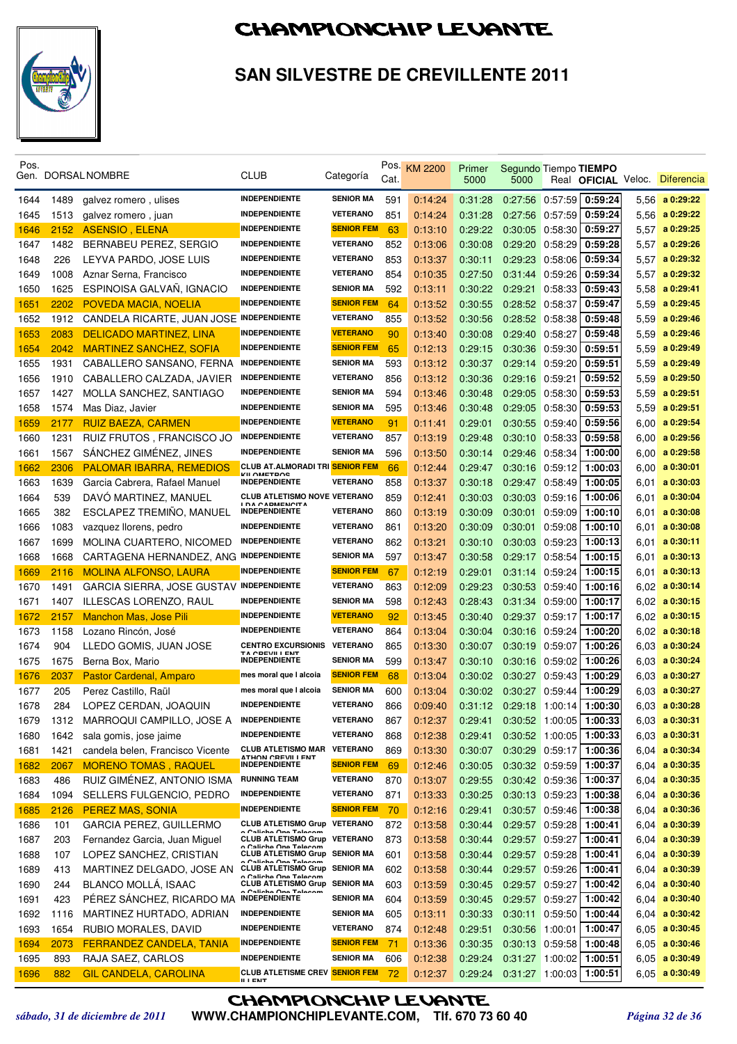# CHAMPIONCHIP LEVANTE

## SAN SILVESTRE DE CREVILLENTE 2011

| Pos. Gen. | DORSAL | NOMBRE | CLUB | Categoría | Pos. Cat. | KM 2200 | Primer 5000 | Segundo 5000 | Tiempo Real | TIEMPO OFICIAL | Veloc. | Diferencia |
|---|---|---|---|---|---|---|---|---|---|---|---|---|
| 1644 | 1489 | galvez romero , ulises | INDEPENDIENTE | SENIOR MA | 591 | 0:14:24 | 0:31:28 | 0:27:56 | 0:57:59 | 0:59:24 | 5,56 | a 0:29:22 |
| 1645 | 1513 | galvez romero , juan | INDEPENDIENTE | VETERANO | 851 | 0:14:24 | 0:31:28 | 0:27:56 | 0:57:59 | 0:59:24 | 5,56 | a 0:29:22 |
| 1646 | 2152 | ASENSIO , ELENA | INDEPENDIENTE | SENIOR FEM | 63 | 0:13:10 | 0:29:22 | 0:30:05 | 0:58:30 | 0:59:27 | 5,57 | a 0:29:25 |
| 1647 | 1482 | BERNABEU PEREZ, SERGIO | INDEPENDIENTE | VETERANO | 852 | 0:13:06 | 0:30:08 | 0:29:20 | 0:58:29 | 0:59:28 | 5,57 | a 0:29:26 |
| 1648 | 226 | LEYVA PARDO, JOSE LUIS | INDEPENDIENTE | VETERANO | 853 | 0:13:37 | 0:30:11 | 0:29:23 | 0:58:06 | 0:59:34 | 5,57 | a 0:29:32 |
| 1649 | 1008 | Aznar Serna, Francisco | INDEPENDIENTE | VETERANO | 854 | 0:10:35 | 0:27:50 | 0:31:44 | 0:59:26 | 0:59:34 | 5,57 | a 0:29:32 |
| 1650 | 1625 | ESPINOISA GALVAÑ, IGNACIO | INDEPENDIENTE | SENIOR MA | 592 | 0:13:11 | 0:30:22 | 0:29:21 | 0:58:33 | 0:59:43 | 5,58 | a 0:29:41 |
| 1651 | 2202 | POVEDA MACIA, NOELIA | INDEPENDIENTE | SENIOR FEM | 64 | 0:13:52 | 0:30:55 | 0:28:52 | 0:58:37 | 0:59:47 | 5,59 | a 0:29:45 |
| 1652 | 1912 | CANDELA RICARTE, JUAN JOSE | INDEPENDIENTE | VETERANO | 855 | 0:13:52 | 0:30:56 | 0:28:52 | 0:58:38 | 0:59:48 | 5,59 | a 0:29:46 |
| 1653 | 2083 | DELICADO MARTINEZ, LINA | INDEPENDIENTE | VETERANO | 90 | 0:13:40 | 0:30:08 | 0:29:40 | 0:58:27 | 0:59:48 | 5,59 | a 0:29:46 |
| 1654 | 2042 | MARTINEZ SANCHEZ, SOFIA | INDEPENDIENTE | SENIOR FEM | 65 | 0:12:13 | 0:29:15 | 0:30:36 | 0:59:30 | 0:59:51 | 5,59 | a 0:29:49 |
| 1655 | 1931 | CABALLERO SANSANO, FERNA | INDEPENDIENTE | SENIOR MA | 593 | 0:13:12 | 0:30:37 | 0:29:14 | 0:59:20 | 0:59:51 | 5,59 | a 0:29:49 |
| 1656 | 1910 | CABALLERO CALZADA, JAVIER | INDEPENDIENTE | VETERANO | 856 | 0:13:12 | 0:30:36 | 0:29:16 | 0:59:21 | 0:59:52 | 5,59 | a 0:29:50 |
| 1657 | 1427 | MOLLA SANCHEZ, SANTIAGO | INDEPENDIENTE | SENIOR MA | 594 | 0:13:46 | 0:30:48 | 0:29:05 | 0:58:30 | 0:59:53 | 5,59 | a 0:29:51 |
| 1658 | 1574 | Mas Diaz, Javier | INDEPENDIENTE | SENIOR MA | 595 | 0:13:46 | 0:30:48 | 0:29:05 | 0:58:30 | 0:59:53 | 5,59 | a 0:29:51 |
| 1659 | 2177 | RUIZ BAEZA, CARMEN | INDEPENDIENTE | VETERANO | 91 | 0:11:41 | 0:29:01 | 0:30:55 | 0:59:40 | 0:59:56 | 6,00 | a 0:29:54 |
| 1660 | 1231 | RUIZ FRUTOS , FRANCISCO JO | INDEPENDIENTE | VETERANO | 857 | 0:13:19 | 0:29:48 | 0:30:10 | 0:58:33 | 0:59:58 | 6,00 | a 0:29:56 |
| 1661 | 1567 | SÁNCHEZ GIMÉNEZ, JINES | INDEPENDIENTE | SENIOR MA | 596 | 0:13:50 | 0:30:14 | 0:29:46 | 0:58:34 | 1:00:00 | 6,00 | a 0:29:58 |
| 1662 | 2306 | PALOMAR IBARRA, REMEDIOS | CLUB AT.ALMORADI TRI KILOMETROS | SENIOR FEM | 66 | 0:12:44 | 0:29:47 | 0:30:16 | 0:59:12 | 1:00:03 | 6,00 | a 0:30:01 |
| 1663 | 1639 | Garcia Cabrera, Rafael Manuel | INDEPENDIENTE | VETERANO | 858 | 0:13:37 | 0:30:18 | 0:29:47 | 0:58:49 | 1:00:05 | 6,01 | a 0:30:03 |
| 1664 | 539 | DAVÓ MARTINEZ, MANUEL | CLUB ATLETISMO NOVE LDA CARMENCITA | VETERANO | 859 | 0:12:41 | 0:30:03 | 0:30:03 | 0:59:16 | 1:00:06 | 6,01 | a 0:30:04 |
| 1665 | 382 | ESCLAPEZ TREMIÑO, MANUEL | INDEPENDIENTE | VETERANO | 860 | 0:13:19 | 0:30:09 | 0:30:01 | 0:59:09 | 1:00:10 | 6,01 | a 0:30:08 |
| 1666 | 1083 | vazquez llorens, pedro | INDEPENDIENTE | VETERANO | 861 | 0:13:20 | 0:30:09 | 0:30:01 | 0:59:08 | 1:00:10 | 6,01 | a 0:30:08 |
| 1667 | 1699 | MOLINA CUARTERO, NICOMED | INDEPENDIENTE | VETERANO | 862 | 0:13:21 | 0:30:10 | 0:30:03 | 0:59:23 | 1:00:13 | 6,01 | a 0:30:11 |
| 1668 | 1668 | CARTAGENA HERNANDEZ, ANG | INDEPENDIENTE | SENIOR MA | 597 | 0:13:47 | 0:30:58 | 0:29:17 | 0:58:54 | 1:00:15 | 6,01 | a 0:30:13 |
| 1669 | 2116 | MOLINA ALFONSO, LAURA | INDEPENDIENTE | SENIOR FEM | 67 | 0:12:19 | 0:29:01 | 0:31:14 | 0:59:24 | 1:00:15 | 6,01 | a 0:30:13 |
| 1670 | 1491 | GARCIA SIERRA, JOSE GUSTAV | INDEPENDIENTE | VETERANO | 863 | 0:12:09 | 0:29:23 | 0:30:53 | 0:59:40 | 1:00:16 | 6,02 | a 0:30:14 |
| 1671 | 1407 | ILLESCAS LORENZO, RAUL | INDEPENDIENTE | SENIOR MA | 598 | 0:12:43 | 0:28:43 | 0:31:34 | 0:59:00 | 1:00:17 | 6,02 | a 0:30:15 |
| 1672 | 2157 | Manchon Mas, Jose Pili | INDEPENDIENTE | VETERANO | 92 | 0:13:45 | 0:30:40 | 0:29:37 | 0:59:17 | 1:00:17 | 6,02 | a 0:30:15 |
| 1673 | 1158 | Lozano Rincón, José | INDEPENDIENTE | VETERANO | 864 | 0:13:04 | 0:30:04 | 0:30:16 | 0:59:24 | 1:00:20 | 6,02 | a 0:30:18 |
| 1674 | 904 | LLEDO GOMIS, JUAN JOSE | CENTRO EXCURSIONIS TA CREVILLENT | VETERANO | 865 | 0:13:30 | 0:30:07 | 0:30:19 | 0:59:07 | 1:00:26 | 6,03 | a 0:30:24 |
| 1675 | 1675 | Berna Box, Mario | INDEPENDIENTE | SENIOR MA | 599 | 0:13:47 | 0:30:10 | 0:30:16 | 0:59:02 | 1:00:26 | 6,03 | a 0:30:24 |
| 1676 | 2037 | Pastor Cardenal, Amparo | mes moral que l alcoia | SENIOR FEM | 68 | 0:13:04 | 0:30:02 | 0:30:27 | 0:59:43 | 1:00:29 | 6,03 | a 0:30:27 |
| 1677 | 205 | Perez Castillo, Raül | mes moral que l alcoia | SENIOR MA | 600 | 0:13:04 | 0:30:02 | 0:30:27 | 0:59:44 | 1:00:29 | 6,03 | a 0:30:27 |
| 1678 | 284 | LOPEZ CERDAN, JOAQUIN | INDEPENDIENTE | VETERANO | 866 | 0:09:40 | 0:31:12 | 0:29:18 | 1:00:14 | 1:00:30 | 6,03 | a 0:30:28 |
| 1679 | 1312 | MARROQUI CAMPILLO, JOSE A | INDEPENDIENTE | VETERANO | 867 | 0:12:37 | 0:29:41 | 0:30:52 | 1:00:05 | 1:00:33 | 6,03 | a 0:30:31 |
| 1680 | 1642 | sala gomis, jose jaime | INDEPENDIENTE | VETERANO | 868 | 0:12:38 | 0:29:41 | 0:30:52 | 1:00:05 | 1:00:33 | 6,03 | a 0:30:31 |
| 1681 | 1421 | candela belen, Francisco Vicente | CLUB ATLETISMO MAR ATHON CREVILLENT | VETERANO | 869 | 0:13:30 | 0:30:07 | 0:30:29 | 0:59:17 | 1:00:36 | 6,04 | a 0:30:34 |
| 1682 | 2067 | MORENO TOMAS , RAQUEL | INDEPENDIENTE | SENIOR FEM | 69 | 0:12:46 | 0:30:05 | 0:30:32 | 0:59:59 | 1:00:37 | 6,04 | a 0:30:35 |
| 1683 | 486 | RUIZ GIMÉNEZ, ANTONIO ISMA | RUNNING TEAM | VETERANO | 870 | 0:13:07 | 0:29:55 | 0:30:42 | 0:59:36 | 1:00:37 | 6,04 | a 0:30:35 |
| 1684 | 1094 | SELLERS FULGENCIO, PEDRO | INDEPENDIENTE | VETERANO | 871 | 0:13:33 | 0:30:25 | 0:30:13 | 0:59:23 | 1:00:38 | 6,04 | a 0:30:36 |
| 1685 | 2126 | PEREZ MAS, SONIA | INDEPENDIENTE | SENIOR FEM | 70 | 0:12:16 | 0:29:41 | 0:30:57 | 0:59:46 | 1:00:38 | 6,04 | a 0:30:36 |
| 1686 | 101 | GARCIA PEREZ, GUILLERMO | CLUB ATLETISMO Grup o Caliche One Telecom | VETERANO | 872 | 0:13:58 | 0:30:44 | 0:29:57 | 0:59:28 | 1:00:41 | 6,04 | a 0:30:39 |
| 1687 | 203 | Fernandez Garcia, Juan Miguel | CLUB ATLETISMO Grup o Caliche One Telecom | VETERANO | 873 | 0:13:58 | 0:30:44 | 0:29:57 | 0:59:27 | 1:00:41 | 6,04 | a 0:30:39 |
| 1688 | 107 | LOPEZ SANCHEZ, CRISTIAN | CLUB ATLETISMO Grup o Caliche One Telecom | SENIOR MA | 601 | 0:13:58 | 0:30:44 | 0:29:57 | 0:59:28 | 1:00:41 | 6,04 | a 0:30:39 |
| 1689 | 413 | MARTINEZ DELGADO, JOSE AN | CLUB ATLETISMO Grup o Caliche One Telecom | SENIOR MA | 602 | 0:13:58 | 0:30:44 | 0:29:57 | 0:59:26 | 1:00:41 | 6,04 | a 0:30:39 |
| 1690 | 244 | BLANCO MOLLÁ, ISAAC | CLUB ATLETISMO Grup o Caliche One Telecom | SENIOR MA | 603 | 0:13:59 | 0:30:45 | 0:29:57 | 0:59:27 | 1:00:42 | 6,04 | a 0:30:40 |
| 1691 | 423 | PÉREZ SÁNCHEZ, RICARDO MA | INDEPENDIENTE | SENIOR MA | 604 | 0:13:59 | 0:30:45 | 0:29:57 | 0:59:27 | 1:00:42 | 6,04 | a 0:30:40 |
| 1692 | 1116 | MARTINEZ HURTADO, ADRIAN | INDEPENDIENTE | SENIOR MA | 605 | 0:13:11 | 0:30:33 | 0:30:11 | 0:59:50 | 1:00:44 | 6,04 | a 0:30:42 |
| 1693 | 1654 | RUBIO MORALES, DAVID | INDEPENDIENTE | VETERANO | 874 | 0:12:48 | 0:29:51 | 0:30:56 | 1:00:01 | 1:00:47 | 6,05 | a 0:30:45 |
| 1694 | 2073 | FERRANDEZ CANDELA, TANIA | INDEPENDIENTE | SENIOR FEM | 71 | 0:13:36 | 0:30:35 | 0:30:13 | 0:59:58 | 1:00:48 | 6,05 | a 0:30:46 |
| 1695 | 893 | RAJA SAEZ, CARLOS | INDEPENDIENTE | SENIOR MA | 606 | 0:12:38 | 0:29:24 | 0:31:27 | 1:00:02 | 1:00:51 | 6,05 | a 0:30:49 |
| 1696 | 882 | GIL CANDELA, CAROLINA | CLUB ATLETISME CREV ILLENT | SENIOR FEM | 72 | 0:12:37 | 0:29:24 | 0:31:27 | 1:00:03 | 1:00:51 | 6,05 | a 0:30:49 |

*sábado, 31 de diciembre de 2011* **CHAMPIONCHIP LEVANTE** WWW.CHAMPIONCHIPLEVANTE.COM, Tlf. 670 73 60 40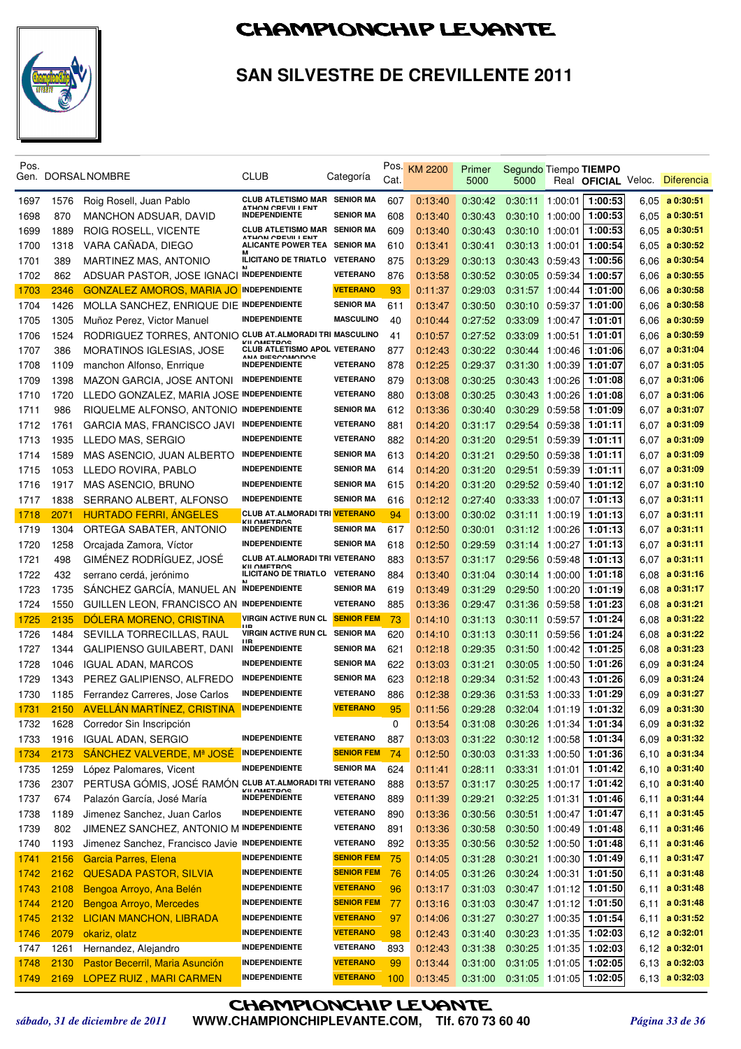# CHAMPIONCHIP LEVANTE

## SAN SILVESTRE DE CREVILLENTE 2011

| Pos. Gen. | DORSAL | NOMBRE | CLUB | Categoría | Pos. Cat. | KM 2200 | Primer 5000 | Segundo 5000 | Tiempo Real | TIEMPO OFICIAL | Veloc. | Diferencia |
|---|---|---|---|---|---|---|---|---|---|---|---|---|
| 1697 | 1576 | Roig Rosell, Juan Pablo | CLUB ATLETISMO MARATHON CREVILLENT | SENIOR MA | 607 | 0:13:40 | 0:30:42 | 0:30:11 | 1:00:01 | 1:00:53 | 6,05 | a 0:30:51 |
| 1698 | 870 | MANCHON ADSUAR, DAVID | INDEPENDIENTE | SENIOR MA | 608 | 0:13:40 | 0:30:43 | 0:30:10 | 1:00:00 | 1:00:53 | 6,05 | a 0:30:51 |
| 1699 | 1889 | ROIG ROSELL, VICENTE | CLUB ATLETISMO MARATHON CREVILLENT | SENIOR MA | 609 | 0:13:40 | 0:30:43 | 0:30:10 | 1:00:01 | 1:00:53 | 6,05 | a 0:30:51 |
| 1700 | 1318 | VARA CAÑADA, DIEGO | ALICANTE POWER TEAM | SENIOR MA | 610 | 0:13:41 | 0:30:41 | 0:30:13 | 1:00:01 | 1:00:54 | 6,05 | a 0:30:52 |
| 1701 | 389 | MARTINEZ MAS, ANTONIO | ILICITANO DE TRIATLON | VETERANO | 875 | 0:13:29 | 0:30:13 | 0:30:43 | 0:59:43 | 1:00:56 | 6,06 | a 0:30:54 |
| 1702 | 862 | ADSUAR PASTOR, JOSE IGNACI | INDEPENDIENTE | VETERANO | 876 | 0:13:58 | 0:30:52 | 0:30:05 | 0:59:34 | 1:00:57 | 6,06 | a 0:30:55 |
| 1703 | 2346 | GONZALEZ AMOROS, MARIA JO | INDEPENDIENTE | VETERANO | 93 | 0:11:37 | 0:29:03 | 0:31:57 | 1:00:44 | 1:01:00 | 6,06 | a 0:30:58 |
| 1704 | 1426 | MOLLA SANCHEZ, ENRIQUE DIE | INDEPENDIENTE | SENIOR MA | 611 | 0:13:47 | 0:30:50 | 0:30:10 | 0:59:37 | 1:01:00 | 6,06 | a 0:30:58 |
| 1705 | 1305 | Muñoz Perez, Victor Manuel | INDEPENDIENTE | MASCULINO | 40 | 0:10:44 | 0:27:52 | 0:33:09 | 1:00:47 | 1:01:01 | 6,06 | a 0:30:59 |
| 1706 | 1524 | RODRIGUEZ TORRES, ANTONIO | CLUB AT.ALMORADI TRI KILOMETROS | MASCULINO | 41 | 0:10:57 | 0:27:52 | 0:33:09 | 1:00:51 | 1:01:01 | 6,06 | a 0:30:59 |
| 1707 | 386 | MORATINOS IGLESIAS, JOSE | CLUB ATLETISMO APOLANA DIESCOMODOS | VETERANO | 877 | 0:12:43 | 0:30:22 | 0:30:44 | 1:00:46 | 1:01:06 | 6,07 | a 0:31:04 |
| 1708 | 1109 | manchon Alfonso, Enrrique | INDEPENDIENTE | VETERANO | 878 | 0:12:25 | 0:29:37 | 0:31:30 | 1:00:39 | 1:01:07 | 6,07 | a 0:31:05 |
| 1709 | 1398 | MAZON GARCIA, JOSE ANTONI | INDEPENDIENTE | VETERANO | 879 | 0:13:08 | 0:30:25 | 0:30:43 | 1:00:26 | 1:01:08 | 6,07 | a 0:31:06 |
| 1710 | 1720 | LLEDO GONZALEZ, MARIA JOSE | INDEPENDIENTE | VETERANO | 880 | 0:13:08 | 0:30:25 | 0:30:43 | 1:00:26 | 1:01:08 | 6,07 | a 0:31:06 |
| 1711 | 986 | RIQUELME ALFONSO, ANTONIO | INDEPENDIENTE | SENIOR MA | 612 | 0:13:36 | 0:30:40 | 0:30:29 | 0:59:58 | 1:01:09 | 6,07 | a 0:31:07 |
| 1712 | 1761 | GARCIA MAS, FRANCISCO JAVI | INDEPENDIENTE | VETERANO | 881 | 0:14:20 | 0:31:17 | 0:29:54 | 0:59:38 | 1:01:11 | 6,07 | a 0:31:09 |
| 1713 | 1935 | LLEDO MAS, SERGIO | INDEPENDIENTE | VETERANO | 882 | 0:14:20 | 0:31:20 | 0:29:51 | 0:59:39 | 1:01:11 | 6,07 | a 0:31:09 |
| 1714 | 1589 | MAS ASENCIO, JUAN ALBERTO | INDEPENDIENTE | SENIOR MA | 613 | 0:14:20 | 0:31:21 | 0:29:50 | 0:59:38 | 1:01:11 | 6,07 | a 0:31:09 |
| 1715 | 1053 | LLEDO ROVIRA, PABLO | INDEPENDIENTE | SENIOR MA | 614 | 0:14:20 | 0:31:20 | 0:29:51 | 0:59:39 | 1:01:11 | 6,07 | a 0:31:09 |
| 1716 | 1917 | MAS ASENCIO, BRUNO | INDEPENDIENTE | SENIOR MA | 615 | 0:14:20 | 0:31:20 | 0:29:52 | 0:59:40 | 1:01:12 | 6,07 | a 0:31:10 |
| 1717 | 1838 | SERRANO ALBERT, ALFONSO | INDEPENDIENTE | SENIOR MA | 616 | 0:12:12 | 0:27:40 | 0:33:33 | 1:00:07 | 1:01:13 | 6,07 | a 0:31:11 |
| 1718 | 2071 | HURTADO FERRI, ÁNGELES | CLUB AT.ALMORADI TRI KILOMETROS | VETERANO | 94 | 0:13:00 | 0:30:02 | 0:31:11 | 1:00:19 | 1:01:13 | 6,07 | a 0:31:11 |
| 1719 | 1304 | ORTEGA SABATER, ANTONIO | INDEPENDIENTE | SENIOR MA | 617 | 0:12:50 | 0:30:01 | 0:31:12 | 1:00:26 | 1:01:13 | 6,07 | a 0:31:11 |
| 1720 | 1258 | Orcajada Zamora, Víctor | INDEPENDIENTE | SENIOR MA | 618 | 0:12:50 | 0:29:59 | 0:31:14 | 1:00:27 | 1:01:13 | 6,07 | a 0:31:11 |
| 1721 | 498 | GIMÉNEZ RODRÍGUEZ, JOSÉ | CLUB AT.ALMORADI TRI KILOMETROS | VETERANO | 883 | 0:13:57 | 0:31:17 | 0:29:56 | 0:59:48 | 1:01:13 | 6,07 | a 0:31:11 |
| 1722 | 432 | serrano cerdá, jerónimo | ILICITANO DE TRIATLON | VETERANO | 884 | 0:13:40 | 0:31:04 | 0:30:14 | 1:00:00 | 1:01:18 | 6,08 | a 0:31:16 |
| 1723 | 1735 | SÁNCHEZ GARCÍA, MANUEL AN | INDEPENDIENTE | SENIOR MA | 619 | 0:13:49 | 0:31:29 | 0:29:50 | 1:00:20 | 1:01:19 | 6,08 | a 0:31:17 |
| 1724 | 1550 | GUILLEN LEON, FRANCISCO AN | INDEPENDIENTE | VETERANO | 885 | 0:13:36 | 0:29:47 | 0:31:36 | 0:59:58 | 1:01:23 | 6,08 | a 0:31:21 |
| 1725 | 2135 | DÓLERA MORENO, CRISTINA | VIRGIN ACTIVE RUN CLUB | SENIOR FEM | 73 | 0:14:10 | 0:31:13 | 0:30:11 | 0:59:57 | 1:01:24 | 6,08 | a 0:31:22 |
| 1726 | 1484 | SEVILLA TORRECILLAS, RAUL | VIRGIN ACTIVE RUN CLUB | SENIOR MA | 620 | 0:14:10 | 0:31:13 | 0:30:11 | 0:59:56 | 1:01:24 | 6,08 | a 0:31:22 |
| 1727 | 1344 | GALIPIENSO GUILABERT, DANI | INDEPENDIENTE | SENIOR MA | 621 | 0:12:18 | 0:29:35 | 0:31:50 | 1:00:42 | 1:01:25 | 6,08 | a 0:31:23 |
| 1728 | 1046 | IGUAL ADAN, MARCOS | INDEPENDIENTE | SENIOR MA | 622 | 0:13:03 | 0:31:21 | 0:30:05 | 1:00:50 | 1:01:26 | 6,09 | a 0:31:24 |
| 1729 | 1343 | PEREZ GALIPIENSO, ALFREDO | INDEPENDIENTE | SENIOR MA | 623 | 0:12:18 | 0:29:34 | 0:31:52 | 1:00:43 | 1:01:26 | 6,09 | a 0:31:24 |
| 1730 | 1185 | Ferrandez Carreres, Jose Carlos | INDEPENDIENTE | VETERANO | 886 | 0:12:38 | 0:29:36 | 0:31:53 | 1:00:33 | 1:01:29 | 6,09 | a 0:31:27 |
| 1731 | 2150 | AVELLÁN MARTÍNEZ, CRISTINA | INDEPENDIENTE | VETERANO | 95 | 0:11:56 | 0:29:28 | 0:32:04 | 1:01:19 | 1:01:32 | 6,09 | a 0:31:30 |
| 1732 | 1628 | Corredor Sin Inscripción | | | 0 | 0:13:54 | 0:31:08 | 0:30:26 | 1:01:34 | 1:01:34 | 6,09 | a 0:31:32 |
| 1733 | 1916 | IGUAL ADAN, SERGIO | INDEPENDIENTE | VETERANO | 887 | 0:13:03 | 0:31:22 | 0:30:12 | 1:00:58 | 1:01:34 | 6,09 | a 0:31:32 |
| 1734 | 2173 | SÁNCHEZ VALVERDE, Mª JOSÉ | INDEPENDIENTE | SENIOR FEM | 74 | 0:12:50 | 0:30:03 | 0:31:33 | 1:00:50 | 1:01:36 | 6,10 | a 0:31:34 |
| 1735 | 1259 | López Palomares, Vicent | INDEPENDIENTE | SENIOR MA | 624 | 0:11:41 | 0:28:11 | 0:33:31 | 1:01:01 | 1:01:42 | 6,10 | a 0:31:40 |
| 1736 | 2307 | PERTUSA GÓMIS, JOSÉ RAMÓN | CLUB AT.ALMORADI TRI KILOMETROS | VETERANO | 888 | 0:13:57 | 0:31:17 | 0:30:25 | 1:00:17 | 1:01:42 | 6,10 | a 0:31:40 |
| 1737 | 674 | Palazón García, José María | INDEPENDIENTE | VETERANO | 889 | 0:11:39 | 0:29:21 | 0:32:25 | 1:01:31 | 1:01:46 | 6,11 | a 0:31:44 |
| 1738 | 1189 | Jimenez Sanchez, Juan Carlos | INDEPENDIENTE | VETERANO | 890 | 0:13:36 | 0:30:56 | 0:30:51 | 1:00:47 | 1:01:47 | 6,11 | a 0:31:45 |
| 1739 | 802 | JIMENEZ SANCHEZ, ANTONIO M | INDEPENDIENTE | VETERANO | 891 | 0:13:36 | 0:30:58 | 0:30:50 | 1:00:49 | 1:01:48 | 6,11 | a 0:31:46 |
| 1740 | 1193 | Jimenez Sanchez, Francisco Javie | INDEPENDIENTE | VETERANO | 892 | 0:13:35 | 0:30:56 | 0:30:52 | 1:00:50 | 1:01:48 | 6,11 | a 0:31:46 |
| 1741 | 2156 | Garcia Parres, Elena | INDEPENDIENTE | SENIOR FEM | 75 | 0:14:05 | 0:31:28 | 0:30:21 | 1:00:30 | 1:01:49 | 6,11 | a 0:31:47 |
| 1742 | 2162 | QUESADA PASTOR, SILVIA | INDEPENDIENTE | SENIOR FEM | 76 | 0:14:05 | 0:31:26 | 0:30:24 | 1:00:31 | 1:01:50 | 6,11 | a 0:31:48 |
| 1743 | 2108 | Bengoa Arroyo, Ana Belén | INDEPENDIENTE | VETERANO | 96 | 0:13:17 | 0:31:03 | 0:30:47 | 1:01:12 | 1:01:50 | 6,11 | a 0:31:48 |
| 1744 | 2120 | Bengoa Arroyo, Mercedes | INDEPENDIENTE | SENIOR FEM | 77 | 0:13:16 | 0:31:03 | 0:30:47 | 1:01:12 | 1:01:50 | 6,11 | a 0:31:48 |
| 1745 | 2132 | LICIAN MANCHON, LIBRADA | INDEPENDIENTE | VETERANO | 97 | 0:14:06 | 0:31:27 | 0:30:27 | 1:00:35 | 1:01:54 | 6,11 | a 0:31:52 |
| 1746 | 2079 | okariz, olatz | INDEPENDIENTE | VETERANO | 98 | 0:12:43 | 0:31:40 | 0:30:23 | 1:01:35 | 1:02:03 | 6,12 | a 0:32:01 |
| 1747 | 1261 | Hernandez, Alejandro | INDEPENDIENTE | VETERANO | 893 | 0:12:43 | 0:31:38 | 0:30:25 | 1:01:35 | 1:02:03 | 6,12 | a 0:32:01 |
| 1748 | 2130 | Pastor Becerril, Maria Asunción | INDEPENDIENTE | VETERANO | 99 | 0:13:44 | 0:31:00 | 0:31:05 | 1:01:05 | 1:02:05 | 6,13 | a 0:32:03 |
| 1749 | 2169 | LOPEZ RUIZ , MARI CARMEN | INDEPENDIENTE | VETERANO | 100 | 0:13:45 | 0:31:00 | 0:31:05 | 1:01:05 | 1:02:05 | 6,13 | a 0:32:03 |

*sábado, 31 de diciembre de 2011* — CHAMPIONCHIP LEVANTE — WWW.CHAMPIONCHIPLEVANTE.COM, Tlf. 670 73 60 40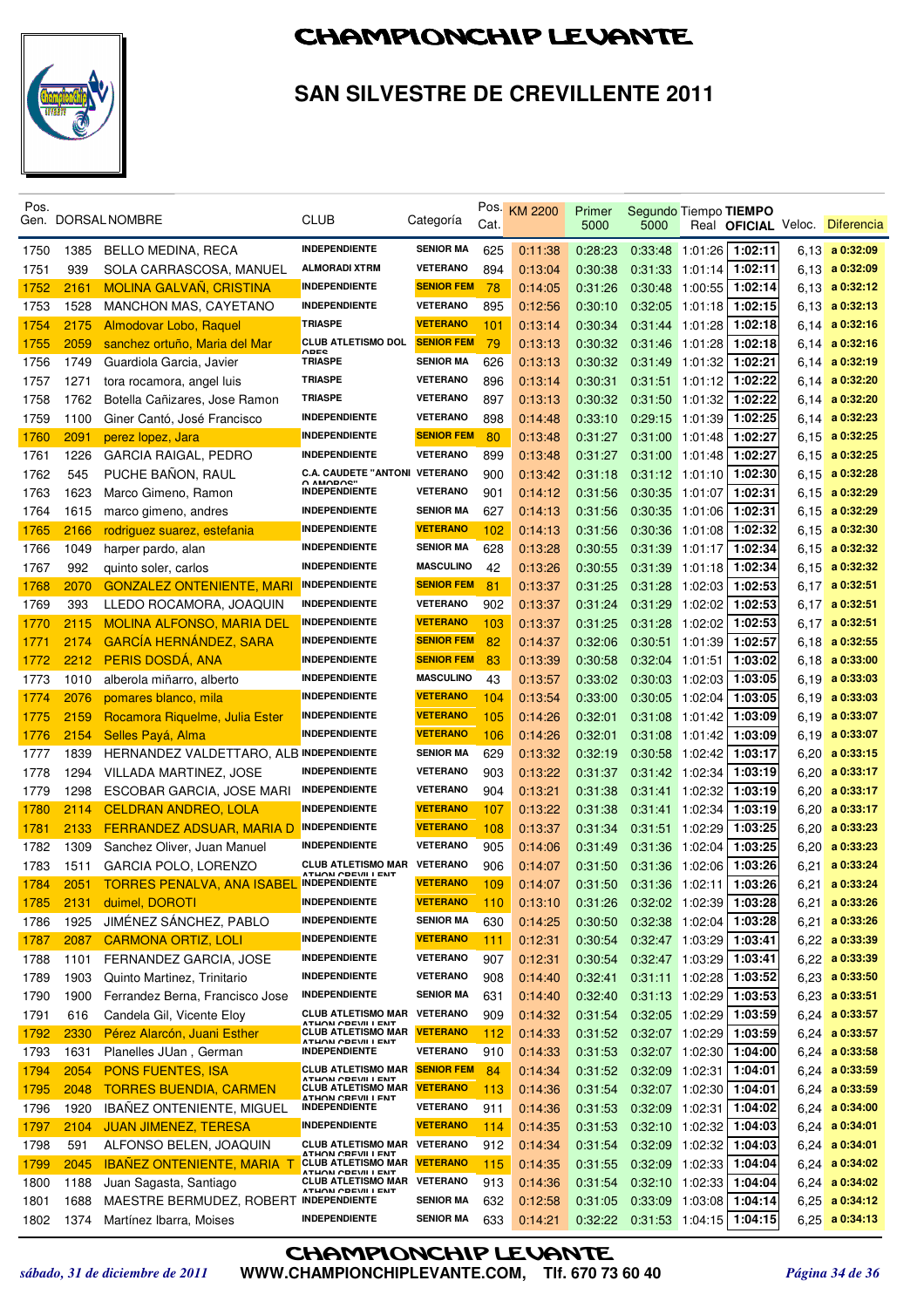# CHAMPIONCHIP LEVANTE

## SAN SILVESTRE DE CREVILLENTE 2011

| Pos. Gen. | DORSAL | NOMBRE | CLUB | Categoría | Pos. Cat. | KM 2200 | Primer 5000 | Segundo 5000 | Tiempo Real | TIEMPO OFICIAL | Veloc. | Diferencia |
|---|---|---|---|---|---|---|---|---|---|---|---|---|
| 1750 | 1385 | BELLO MEDINA, RECA | INDEPENDIENTE | SENIOR MA | 625 | 0:11:38 | 0:28:23 | 0:33:48 | 1:01:26 | 1:02:11 | 6,13 | a 0:32:09 |
| 1751 | 939 | SOLA CARRASCOSA, MANUEL | ALMORADI XTRM | VETERANO | 894 | 0:13:04 | 0:30:38 | 0:31:33 | 1:01:14 | 1:02:11 | 6,13 | a 0:32:09 |
| 1752 | 2161 | MOLINA GALVAÑ, CRISTINA | INDEPENDIENTE | SENIOR FEM | 78 | 0:14:05 | 0:31:26 | 0:30:48 | 1:00:55 | 1:02:14 | 6,13 | a 0:32:12 |
| 1753 | 1528 | MANCHON MAS, CAYETANO | INDEPENDIENTE | VETERANO | 895 | 0:12:56 | 0:30:10 | 0:32:05 | 1:01:18 | 1:02:15 | 6,13 | a 0:32:13 |
| 1754 | 2175 | Almodovar Lobo, Raquel | TRIASPE | VETERANO | 101 | 0:13:14 | 0:30:34 | 0:31:44 | 1:01:28 | 1:02:18 | 6,14 | a 0:32:16 |
| 1755 | 2059 | sanchez ortuño, Maria del Mar | CLUB ATLETISMO DOLORES | SENIOR FEM | 79 | 0:13:13 | 0:30:32 | 0:31:46 | 1:01:28 | 1:02:18 | 6,14 | a 0:32:16 |
| 1756 | 1749 | Guardiola Garcia, Javier | TRIASPE | SENIOR MA | 626 | 0:13:13 | 0:30:32 | 0:31:49 | 1:01:32 | 1:02:21 | 6,14 | a 0:32:19 |
| 1757 | 1271 | tora rocamora, angel luis | TRIASPE | VETERANO | 896 | 0:13:14 | 0:30:31 | 0:31:51 | 1:01:12 | 1:02:22 | 6,14 | a 0:32:20 |
| 1758 | 1762 | Botella Cañizares, Jose Ramon | TRIASPE | VETERANO | 897 | 0:13:13 | 0:30:32 | 0:31:50 | 1:01:32 | 1:02:22 | 6,14 | a 0:32:20 |
| 1759 | 1100 | Giner Cantó, José Francisco | INDEPENDIENTE | VETERANO | 898 | 0:14:48 | 0:33:10 | 0:29:15 | 1:01:39 | 1:02:25 | 6,14 | a 0:32:23 |
| 1760 | 2091 | perez lopez, Jara | INDEPENDIENTE | SENIOR FEM | 80 | 0:13:48 | 0:31:27 | 0:31:00 | 1:01:48 | 1:02:27 | 6,15 | a 0:32:25 |
| 1761 | 1226 | GARCIA RAIGAL, PEDRO | INDEPENDIENTE | VETERANO | 899 | 0:13:48 | 0:31:27 | 0:31:00 | 1:01:48 | 1:02:27 | 6,15 | a 0:32:25 |
| 1762 | 545 | PUCHE BAÑON, RAUL | C.A. CAUDETE "ANTONIO AMOROS" | VETERANO | 900 | 0:13:42 | 0:31:18 | 0:31:12 | 1:01:10 | 1:02:30 | 6,15 | a 0:32:28 |
| 1763 | 1623 | Marco Gimeno, Ramon | INDEPENDIENTE | VETERANO | 901 | 0:14:12 | 0:31:56 | 0:30:35 | 1:01:07 | 1:02:31 | 6,15 | a 0:32:29 |
| 1764 | 1615 | marco gimeno, andres | INDEPENDIENTE | SENIOR MA | 627 | 0:14:13 | 0:31:56 | 0:30:35 | 1:01:06 | 1:02:31 | 6,15 | a 0:32:29 |
| 1765 | 2166 | rodriguez suarez, estefania | INDEPENDIENTE | VETERANO | 102 | 0:14:13 | 0:31:56 | 0:30:36 | 1:01:08 | 1:02:32 | 6,15 | a 0:32:30 |
| 1766 | 1049 | harper pardo, alan | INDEPENDIENTE | SENIOR MA | 628 | 0:13:28 | 0:30:55 | 0:31:39 | 1:01:17 | 1:02:34 | 6,15 | a 0:32:32 |
| 1767 | 992 | quinto soler, carlos | INDEPENDIENTE | MASCULINO | 42 | 0:13:26 | 0:30:55 | 0:31:39 | 1:01:18 | 1:02:34 | 6,15 | a 0:32:32 |
| 1768 | 2070 | GONZALEZ ONTENIENTE, MARI | INDEPENDIENTE | SENIOR FEM | 81 | 0:13:37 | 0:31:25 | 0:31:28 | 1:02:03 | 1:02:53 | 6,17 | a 0:32:51 |
| 1769 | 393 | LLEDO ROCAMORA, JOAQUIN | INDEPENDIENTE | VETERANO | 902 | 0:13:37 | 0:31:24 | 0:31:29 | 1:02:02 | 1:02:53 | 6,17 | a 0:32:51 |
| 1770 | 2115 | MOLINA ALFONSO, MARIA DEL | INDEPENDIENTE | VETERANO | 103 | 0:13:37 | 0:31:25 | 0:31:28 | 1:02:02 | 1:02:53 | 6,17 | a 0:32:51 |
| 1771 | 2174 | GARCÍA HERNÁNDEZ, SARA | INDEPENDIENTE | SENIOR FEM | 82 | 0:14:37 | 0:32:06 | 0:30:51 | 1:01:39 | 1:02:57 | 6,18 | a 0:32:55 |
| 1772 | 2212 | PERIS DOSDÁ, ANA | INDEPENDIENTE | SENIOR FEM | 83 | 0:13:39 | 0:30:58 | 0:32:04 | 1:01:51 | 1:03:02 | 6,18 | a 0:33:00 |
| 1773 | 1010 | alberola miñarro, alberto | INDEPENDIENTE | MASCULINO | 43 | 0:13:57 | 0:33:02 | 0:30:03 | 1:02:03 | 1:03:05 | 6,19 | a 0:33:03 |
| 1774 | 2076 | pomares blanco, mila | INDEPENDIENTE | VETERANO | 104 | 0:13:54 | 0:33:00 | 0:30:05 | 1:02:04 | 1:03:05 | 6,19 | a 0:33:03 |
| 1775 | 2159 | Rocamora Riquelme, Julia Ester | INDEPENDIENTE | VETERANO | 105 | 0:14:26 | 0:32:01 | 0:31:08 | 1:01:42 | 1:03:09 | 6,19 | a 0:33:07 |
| 1776 | 2154 | Selles Payá, Alma | INDEPENDIENTE | VETERANO | 106 | 0:14:26 | 0:32:01 | 0:31:08 | 1:01:42 | 1:03:09 | 6,19 | a 0:33:07 |
| 1777 | 1839 | HERNANDEZ VALDETTARO, ALB | INDEPENDIENTE | SENIOR MA | 629 | 0:13:32 | 0:32:19 | 0:30:58 | 1:02:42 | 1:03:17 | 6,20 | a 0:33:15 |
| 1778 | 1294 | VILLADA MARTINEZ, JOSE | INDEPENDIENTE | VETERANO | 903 | 0:13:22 | 0:31:37 | 0:31:42 | 1:02:34 | 1:03:19 | 6,20 | a 0:33:17 |
| 1779 | 1298 | ESCOBAR GARCIA, JOSE MARI | INDEPENDIENTE | VETERANO | 904 | 0:13:21 | 0:31:38 | 0:31:41 | 1:02:32 | 1:03:19 | 6,20 | a 0:33:17 |
| 1780 | 2114 | CELDRAN ANDREO, LOLA | INDEPENDIENTE | VETERANO | 107 | 0:13:22 | 0:31:38 | 0:31:41 | 1:02:34 | 1:03:19 | 6,20 | a 0:33:17 |
| 1781 | 2133 | FERRANDEZ ADSUAR, MARIA D | INDEPENDIENTE | VETERANO | 108 | 0:13:37 | 0:31:34 | 0:31:51 | 1:02:29 | 1:03:25 | 6,20 | a 0:33:23 |
| 1782 | 1309 | Sanchez Oliver, Juan Manuel | INDEPENDIENTE | VETERANO | 905 | 0:14:06 | 0:31:49 | 0:31:36 | 1:02:04 | 1:03:25 | 6,20 | a 0:33:23 |
| 1783 | 1511 | GARCIA POLO, LORENZO | CLUB ATLETISMO MARATHON CREVILLENT | VETERANO | 906 | 0:14:07 | 0:31:50 | 0:31:36 | 1:02:06 | 1:03:26 | 6,21 | a 0:33:24 |
| 1784 | 2051 | TORRES PENALVA, ANA ISABEL | INDEPENDIENTE | VETERANO | 109 | 0:14:07 | 0:31:50 | 0:31:36 | 1:02:11 | 1:03:26 | 6,21 | a 0:33:24 |
| 1785 | 2131 | duimel, DOROTI | INDEPENDIENTE | VETERANO | 110 | 0:13:10 | 0:31:26 | 0:32:02 | 1:02:39 | 1:03:28 | 6,21 | a 0:33:26 |
| 1786 | 1925 | JIMÉNEZ SÁNCHEZ, PABLO | INDEPENDIENTE | SENIOR MA | 630 | 0:14:25 | 0:30:50 | 0:32:38 | 1:02:04 | 1:03:28 | 6,21 | a 0:33:26 |
| 1787 | 2087 | CARMONA ORTIZ, LOLI | INDEPENDIENTE | VETERANO | 111 | 0:12:31 | 0:30:54 | 0:32:47 | 1:03:29 | 1:03:41 | 6,22 | a 0:33:39 |
| 1788 | 1101 | FERNANDEZ GARCIA, JOSE | INDEPENDIENTE | VETERANO | 907 | 0:12:31 | 0:30:54 | 0:32:47 | 1:03:29 | 1:03:41 | 6,22 | a 0:33:39 |
| 1789 | 1903 | Quinto Martinez, Trinitario | INDEPENDIENTE | VETERANO | 908 | 0:14:40 | 0:32:41 | 0:31:11 | 1:02:28 | 1:03:52 | 6,23 | a 0:33:50 |
| 1790 | 1900 | Ferrandez Berna, Francisco Jose | INDEPENDIENTE | SENIOR MA | 631 | 0:14:40 | 0:32:40 | 0:31:13 | 1:02:29 | 1:03:53 | 6,23 | a 0:33:51 |
| 1791 | 616 | Candela Gil, Vicente Eloy | CLUB ATLETISMO MARATHON CREVILLENT | VETERANO | 909 | 0:14:32 | 0:31:54 | 0:32:05 | 1:02:29 | 1:03:59 | 6,24 | a 0:33:57 |
| 1792 | 2330 | Pérez Alarcón, Juani Esther | CLUB ATLETISMO MARATHON CREVILLENT | VETERANO | 112 | 0:14:33 | 0:31:52 | 0:32:07 | 1:02:29 | 1:03:59 | 6,24 | a 0:33:57 |
| 1793 | 1631 | Planelles JUan , German | INDEPENDIENTE | VETERANO | 910 | 0:14:33 | 0:31:53 | 0:32:07 | 1:02:30 | 1:04:00 | 6,24 | a 0:33:58 |
| 1794 | 2054 | PONS FUENTES, ISA | CLUB ATLETISMO MARATHON CREVILLENT | SENIOR FEM | 84 | 0:14:34 | 0:31:52 | 0:32:09 | 1:02:31 | 1:04:01 | 6,24 | a 0:33:59 |
| 1795 | 2048 | TORRES BUENDIA, CARMEN | CLUB ATLETISMO MARATHON CREVILLENT | VETERANO | 113 | 0:14:36 | 0:31:54 | 0:32:07 | 1:02:30 | 1:04:01 | 6,24 | a 0:33:59 |
| 1796 | 1920 | IBAÑEZ ONTENIENTE, MIGUEL | INDEPENDIENTE | VETERANO | 911 | 0:14:36 | 0:31:53 | 0:32:09 | 1:02:31 | 1:04:02 | 6,24 | a 0:34:00 |
| 1797 | 2104 | JUAN JIMENEZ, TERESA | INDEPENDIENTE | VETERANO | 114 | 0:14:35 | 0:31:53 | 0:32:10 | 1:02:32 | 1:04:03 | 6,24 | a 0:34:01 |
| 1798 | 591 | ALFONSO BELEN, JOAQUIN | CLUB ATLETISMO MARATHON CREVILLENT | VETERANO | 912 | 0:14:34 | 0:31:54 | 0:32:09 | 1:02:32 | 1:04:03 | 6,24 | a 0:34:01 |
| 1799 | 2045 | IBAÑEZ ONTENIENTE, MARIA T | CLUB ATLETISMO MARATHON CREVILLENT | VETERANO | 115 | 0:14:35 | 0:31:55 | 0:32:09 | 1:02:33 | 1:04:04 | 6,24 | a 0:34:02 |
| 1800 | 1188 | Juan Sagasta, Santiago | CLUB ATLETISMO MARATHON CREVILLENT | VETERANO | 913 | 0:14:36 | 0:31:54 | 0:32:10 | 1:02:33 | 1:04:04 | 6,24 | a 0:34:02 |
| 1801 | 1688 | MAESTRE BERMUDEZ, ROBERT | INDEPENDIENTE | SENIOR MA | 632 | 0:12:58 | 0:31:05 | 0:33:09 | 1:03:08 | 1:04:14 | 6,25 | a 0:34:12 |
| 1802 | 1374 | Martínez Ibarra, Moises | INDEPENDIENTE | SENIOR MA | 633 | 0:14:21 | 0:32:22 | 0:31:53 | 1:04:15 | 1:04:15 | 6,25 | a 0:34:13 |

*sábado, 31 de diciembre de 2011* — CHAMPIONCHIP LEVANTE — WWW.CHAMPIONCHIPLEVANTE.COM, Tlf. 670 73 60 40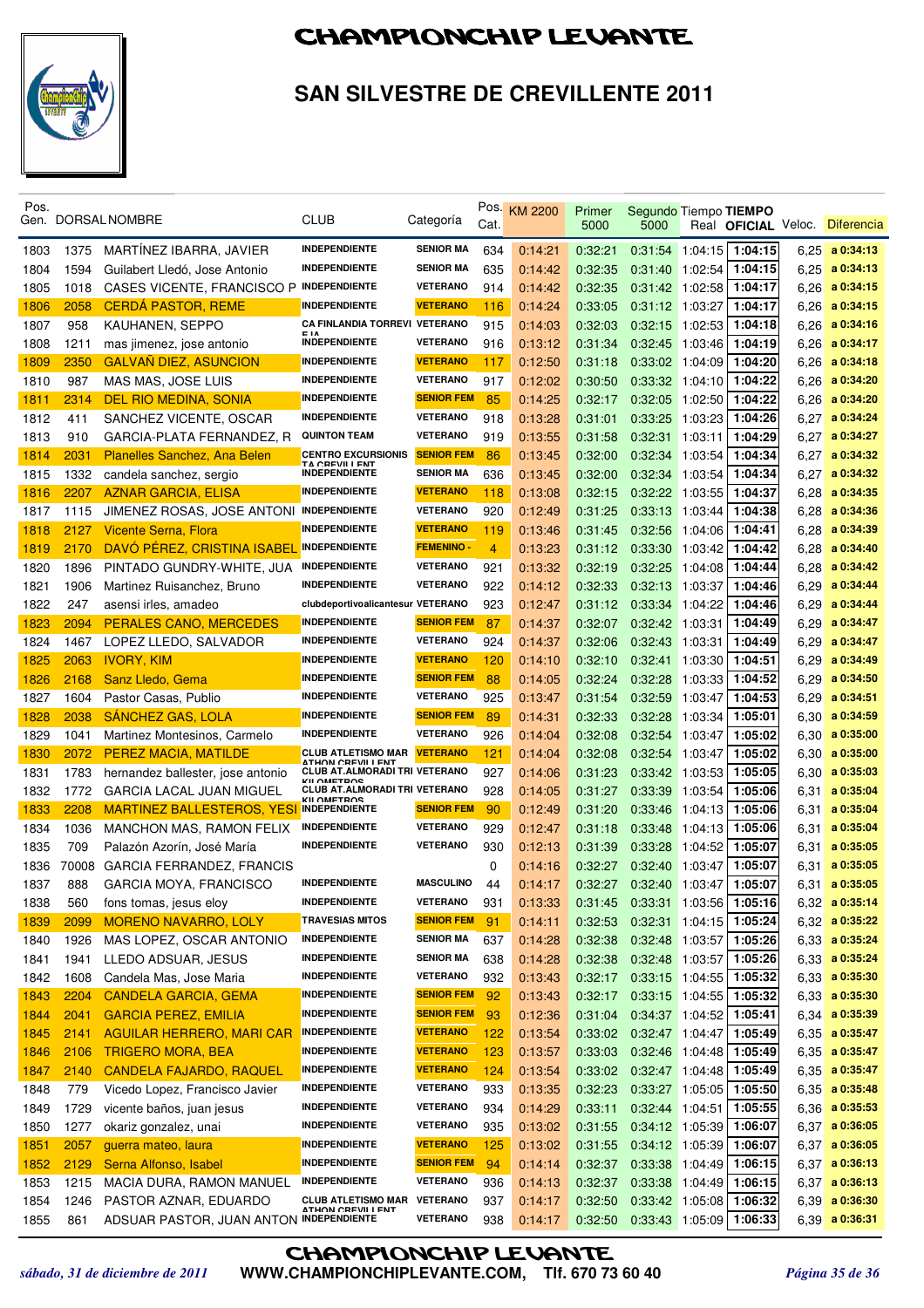# CHAMPIONCHIP LEVANTE

## SAN SILVESTRE DE CREVILLENTE 2011

| Pos. Gen. | DORSAL | NOMBRE | CLUB | Categoría | Pos. Cat. | KM 2200 | Primer 5000 | Segundo 5000 | Tiempo Real | TIEMPO OFICIAL | Veloc. | Diferencia |
|---|---|---|---|---|---|---|---|---|---|---|---|---|
| 1803 | 1375 | MARTÍNEZ IBARRA, JAVIER | INDEPENDIENTE | SENIOR MA | 634 | 0:14:21 | 0:32:21 | 0:31:54 | 1:04:15 | 1:04:15 | 6,25 | a 0:34:13 |
| 1804 | 1594 | Guilabert Lledó, Jose Antonio | INDEPENDIENTE | SENIOR MA | 635 | 0:14:42 | 0:32:35 | 0:31:40 | 1:02:54 | 1:04:15 | 6,25 | a 0:34:13 |
| 1805 | 1018 | CASES VICENTE, FRANCISCO P | INDEPENDIENTE | VETERANO | 914 | 0:14:42 | 0:32:35 | 0:31:42 | 1:02:58 | 1:04:17 | 6,26 | a 0:34:15 |
| 1806 | 2058 | CERDÁ PASTOR, REME | INDEPENDIENTE | VETERANO | 116 | 0:14:24 | 0:33:05 | 0:31:12 | 1:03:27 | 1:04:17 | 6,26 | a 0:34:15 |
| 1807 | 958 | KAUHANEN, SEPPO | CA FINLANDIA TORREVIEJA | VETERANO | 915 | 0:14:03 | 0:32:03 | 0:32:15 | 1:02:53 | 1:04:18 | 6,26 | a 0:34:16 |
| 1808 | 1211 | mas jimenez, jose antonio | INDEPENDIENTE | VETERANO | 916 | 0:13:12 | 0:31:34 | 0:32:45 | 1:03:46 | 1:04:19 | 6,26 | a 0:34:17 |
| 1809 | 2350 | GALVAÑ DIEZ, ASUNCION | INDEPENDIENTE | VETERANO | 117 | 0:12:50 | 0:31:18 | 0:33:02 | 1:04:09 | 1:04:20 | 6,26 | a 0:34:18 |
| 1810 | 987 | MAS MAS, JOSE LUIS | INDEPENDIENTE | VETERANO | 917 | 0:12:02 | 0:30:50 | 0:33:32 | 1:04:10 | 1:04:22 | 6,26 | a 0:34:20 |
| 1811 | 2314 | DEL RIO MEDINA, SONIA | INDEPENDIENTE | SENIOR FEM | 85 | 0:14:25 | 0:32:17 | 0:32:05 | 1:02:50 | 1:04:22 | 6,26 | a 0:34:20 |
| 1812 | 411 | SANCHEZ VICENTE, OSCAR | INDEPENDIENTE | VETERANO | 918 | 0:13:28 | 0:31:01 | 0:33:25 | 1:03:23 | 1:04:26 | 6,27 | a 0:34:24 |
| 1813 | 910 | GARCIA-PLATA FERNANDEZ, R | QUINTON TEAM | VETERANO | 919 | 0:13:55 | 0:31:58 | 0:32:31 | 1:03:11 | 1:04:29 | 6,27 | a 0:34:27 |
| 1814 | 2031 | Planelles Sanchez, Ana Belen | CENTRO EXCURSIONISTA CREVILLENT | SENIOR FEM | 86 | 0:13:45 | 0:32:00 | 0:32:34 | 1:03:54 | 1:04:34 | 6,27 | a 0:34:32 |
| 1815 | 1332 | candela sanchez, sergio | INDEPENDIENTE | SENIOR MA | 636 | 0:13:45 | 0:32:00 | 0:32:34 | 1:03:54 | 1:04:34 | 6,27 | a 0:34:32 |
| 1816 | 2207 | AZNAR GARCIA, ELISA | INDEPENDIENTE | VETERANO | 118 | 0:13:08 | 0:32:15 | 0:32:22 | 1:03:55 | 1:04:37 | 6,28 | a 0:34:35 |
| 1817 | 1115 | JIMENEZ ROSAS, JOSE ANTONI | INDEPENDIENTE | VETERANO | 920 | 0:12:49 | 0:31:25 | 0:33:13 | 1:03:44 | 1:04:38 | 6,28 | a 0:34:36 |
| 1818 | 2127 | Vicente Serna, Flora | INDEPENDIENTE | VETERANO | 119 | 0:13:46 | 0:31:45 | 0:32:56 | 1:04:06 | 1:04:41 | 6,28 | a 0:34:39 |
| 1819 | 2170 | DAVÓ PÉREZ, CRISTINA ISABEL | INDEPENDIENTE | FEMENINO - | 4 | 0:13:23 | 0:31:12 | 0:33:30 | 1:03:42 | 1:04:42 | 6,28 | a 0:34:40 |
| 1820 | 1896 | PINTADO GUNDRY-WHITE, JUA | INDEPENDIENTE | VETERANO | 921 | 0:13:32 | 0:32:19 | 0:32:25 | 1:04:08 | 1:04:44 | 6,28 | a 0:34:42 |
| 1821 | 1906 | Martinez Ruisanchez, Bruno | INDEPENDIENTE | VETERANO | 922 | 0:14:12 | 0:32:33 | 0:32:13 | 1:03:37 | 1:04:46 | 6,29 | a 0:34:44 |
| 1822 | 247 | asensi irles, amadeo | clubdeportivoalicantesur | VETERANO | 923 | 0:12:47 | 0:31:12 | 0:33:34 | 1:04:22 | 1:04:46 | 6,29 | a 0:34:44 |
| 1823 | 2094 | PERALES CANO, MERCEDES | INDEPENDIENTE | SENIOR FEM | 87 | 0:14:37 | 0:32:07 | 0:32:42 | 1:03:31 | 1:04:49 | 6,29 | a 0:34:47 |
| 1824 | 1467 | LOPEZ LLEDO, SALVADOR | INDEPENDIENTE | VETERANO | 924 | 0:14:37 | 0:32:06 | 0:32:43 | 1:03:31 | 1:04:49 | 6,29 | a 0:34:47 |
| 1825 | 2063 | IVORY, KIM | INDEPENDIENTE | VETERANO | 120 | 0:14:10 | 0:32:10 | 0:32:41 | 1:03:30 | 1:04:51 | 6,29 | a 0:34:49 |
| 1826 | 2168 | Sanz Lledo, Gema | INDEPENDIENTE | SENIOR FEM | 88 | 0:14:05 | 0:32:24 | 0:32:28 | 1:03:33 | 1:04:52 | 6,29 | a 0:34:50 |
| 1827 | 1604 | Pastor Casas, Publio | INDEPENDIENTE | VETERANO | 925 | 0:13:47 | 0:31:54 | 0:32:59 | 1:03:47 | 1:04:53 | 6,29 | a 0:34:51 |
| 1828 | 2038 | SÁNCHEZ GAS, LOLA | INDEPENDIENTE | SENIOR FEM | 89 | 0:14:31 | 0:32:33 | 0:32:28 | 1:03:34 | 1:05:01 | 6,30 | a 0:34:59 |
| 1829 | 1041 | Martinez Montesinos, Carmelo | INDEPENDIENTE | VETERANO | 926 | 0:14:04 | 0:32:08 | 0:32:54 | 1:03:47 | 1:05:02 | 6,30 | a 0:35:00 |
| 1830 | 2072 | PEREZ MACIA, MATILDE | CLUB ATLETISMO MARATHON CREVILLENT | VETERANO | 121 | 0:14:04 | 0:32:08 | 0:32:54 | 1:03:47 | 1:05:02 | 6,30 | a 0:35:00 |
| 1831 | 1783 | hernandez ballester, jose antonio | CLUB AT.ALMORADI TRIKILOMETROS | VETERANO | 927 | 0:14:06 | 0:31:23 | 0:33:42 | 1:03:53 | 1:05:05 | 6,30 | a 0:35:03 |
| 1832 | 1772 | GARCIA LACAL JUAN MIGUEL | CLUB AT.ALMORADI TRIKILOMETROS | VETERANO | 928 | 0:14:05 | 0:31:27 | 0:33:39 | 1:03:54 | 1:05:06 | 6,31 | a 0:35:04 |
| 1833 | 2208 | MARTINEZ BALLESTEROS, YESI | INDEPENDIENTE | SENIOR FEM | 90 | 0:12:49 | 0:31:20 | 0:33:46 | 1:04:13 | 1:05:06 | 6,31 | a 0:35:04 |
| 1834 | 1036 | MANCHON MAS, RAMON FELIX | INDEPENDIENTE | VETERANO | 929 | 0:12:47 | 0:31:18 | 0:33:48 | 1:04:13 | 1:05:06 | 6,31 | a 0:35:04 |
| 1835 | 709 | Palazón Azorín, José María | INDEPENDIENTE | VETERANO | 930 | 0:12:13 | 0:31:39 | 0:33:28 | 1:04:52 | 1:05:07 | 6,31 | a 0:35:05 |
| 1836 | 70008 | GARCIA FERRANDEZ, FRANCIS | | | 0 | 0:14:16 | 0:32:27 | 0:32:40 | 1:03:47 | 1:05:07 | 6,31 | a 0:35:05 |
| 1837 | 888 | GARCIA MOYA, FRANCISCO | INDEPENDIENTE | MASCULINO | 44 | 0:14:17 | 0:32:27 | 0:32:40 | 1:03:47 | 1:05:07 | 6,31 | a 0:35:05 |
| 1838 | 560 | fons tomas, jesus eloy | INDEPENDIENTE | VETERANO | 931 | 0:13:33 | 0:31:45 | 0:33:31 | 1:03:56 | 1:05:16 | 6,32 | a 0:35:14 |
| 1839 | 2099 | MORENO NAVARRO, LOLY | TRAVESIAS MITOS | SENIOR FEM | 91 | 0:14:11 | 0:32:53 | 0:32:31 | 1:04:15 | 1:05:24 | 6,32 | a 0:35:22 |
| 1840 | 1926 | MAS LOPEZ, OSCAR ANTONIO | INDEPENDIENTE | SENIOR MA | 637 | 0:14:28 | 0:32:38 | 0:32:48 | 1:03:57 | 1:05:26 | 6,33 | a 0:35:24 |
| 1841 | 1941 | LLEDO ADSUAR, JESUS | INDEPENDIENTE | SENIOR MA | 638 | 0:14:28 | 0:32:38 | 0:32:48 | 1:03:57 | 1:05:26 | 6,33 | a 0:35:24 |
| 1842 | 1608 | Candela Mas, Jose Maria | INDEPENDIENTE | VETERANO | 932 | 0:13:43 | 0:32:17 | 0:33:15 | 1:04:55 | 1:05:32 | 6,33 | a 0:35:30 |
| 1843 | 2204 | CANDELA GARCIA, GEMA | INDEPENDIENTE | SENIOR FEM | 92 | 0:13:43 | 0:32:17 | 0:33:15 | 1:04:55 | 1:05:32 | 6,33 | a 0:35:30 |
| 1844 | 2041 | GARCIA PEREZ, EMILIA | INDEPENDIENTE | SENIOR FEM | 93 | 0:12:36 | 0:31:04 | 0:34:37 | 1:04:52 | 1:05:41 | 6,34 | a 0:35:39 |
| 1845 | 2141 | AGUILAR HERRERO, MARI CAR | INDEPENDIENTE | VETERANO | 122 | 0:13:54 | 0:33:02 | 0:32:47 | 1:04:47 | 1:05:49 | 6,35 | a 0:35:47 |
| 1846 | 2106 | TRIGERO MORA, BEA | INDEPENDIENTE | VETERANO | 123 | 0:13:57 | 0:33:03 | 0:32:46 | 1:04:48 | 1:05:49 | 6,35 | a 0:35:47 |
| 1847 | 2140 | CANDELA FAJARDO, RAQUEL | INDEPENDIENTE | VETERANO | 124 | 0:13:54 | 0:33:02 | 0:32:47 | 1:04:48 | 1:05:49 | 6,35 | a 0:35:47 |
| 1848 | 779 | Vicedo Lopez, Francisco Javier | INDEPENDIENTE | VETERANO | 933 | 0:13:35 | 0:32:23 | 0:33:27 | 1:05:05 | 1:05:50 | 6,35 | a 0:35:48 |
| 1849 | 1729 | vicente baños, juan jesus | INDEPENDIENTE | VETERANO | 934 | 0:14:29 | 0:33:11 | 0:32:44 | 1:04:51 | 1:05:55 | 6,36 | a 0:35:53 |
| 1850 | 1277 | okariz gonzalez, unai | INDEPENDIENTE | VETERANO | 935 | 0:13:02 | 0:31:55 | 0:34:12 | 1:05:39 | 1:06:07 | 6,37 | a 0:36:05 |
| 1851 | 2057 | guerra mateo, laura | INDEPENDIENTE | VETERANO | 125 | 0:13:02 | 0:31:55 | 0:34:12 | 1:05:39 | 1:06:07 | 6,37 | a 0:36:05 |
| 1852 | 2129 | Serna Alfonso, Isabel | INDEPENDIENTE | SENIOR FEM | 94 | 0:14:14 | 0:32:37 | 0:33:38 | 1:04:49 | 1:06:15 | 6,37 | a 0:36:13 |
| 1853 | 1215 | MACIA DURA, RAMON MANUEL | INDEPENDIENTE | VETERANO | 936 | 0:14:13 | 0:32:37 | 0:33:38 | 1:04:49 | 1:06:15 | 6,37 | a 0:36:13 |
| 1854 | 1246 | PASTOR AZNAR, EDUARDO | CLUB ATLETISMO MARATHON CREVILLENT | VETERANO | 937 | 0:14:17 | 0:32:50 | 0:33:42 | 1:05:08 | 1:06:32 | 6,39 | a 0:36:30 |
| 1855 | 861 | ADSUAR PASTOR, JUAN ANTON | INDEPENDIENTE | VETERANO | 938 | 0:14:17 | 0:32:50 | 0:33:43 | 1:05:09 | 1:06:33 | 6,39 | a 0:36:31 |

*sábado, 31 de diciembre de 2011* — CHAMPIONCHIP LEVANTE — WWW.CHAMPIONCHIPLEVANTE.COM, Tlf. 670 73 60 40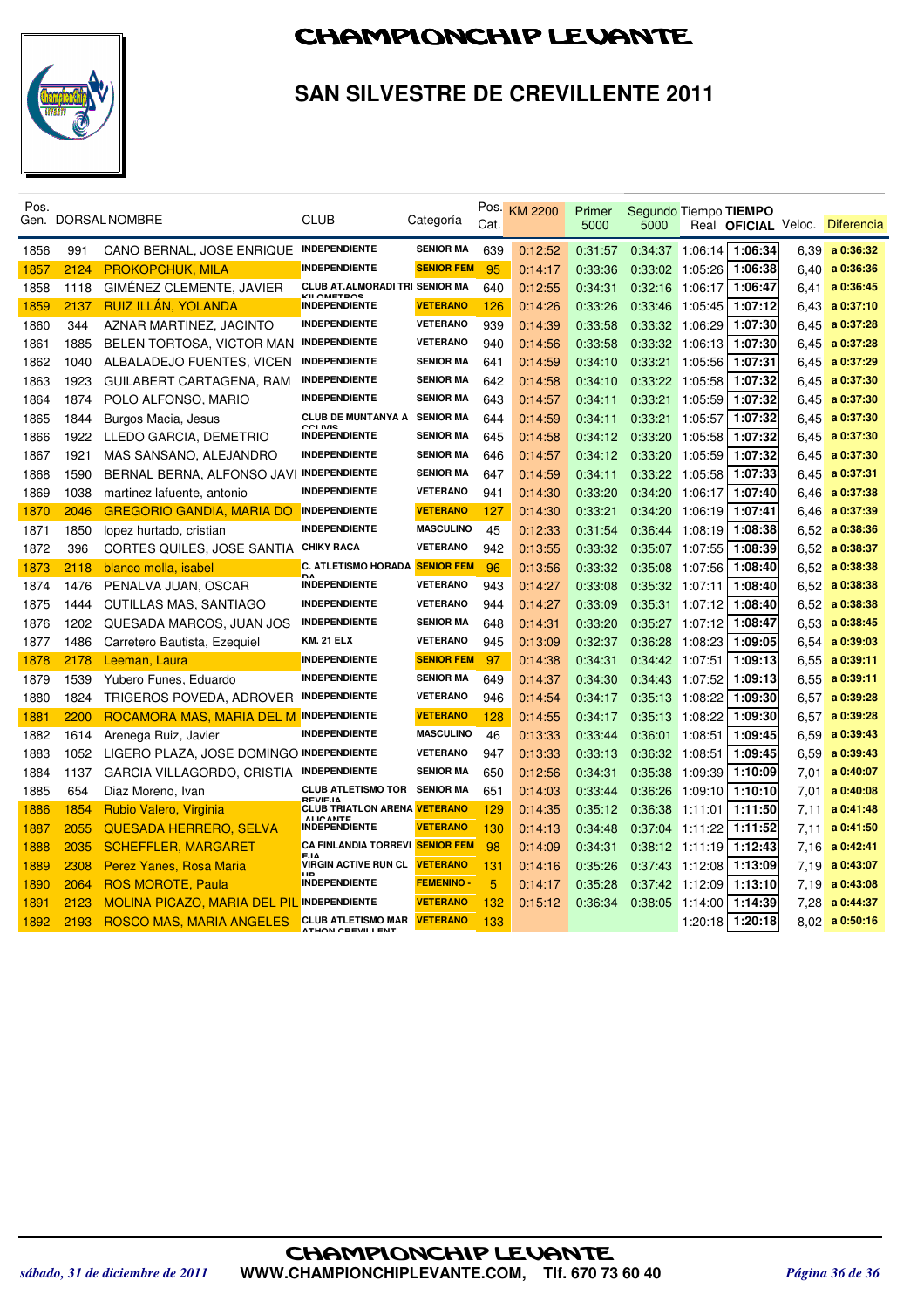# CHAMPIONCHIP LEVANTE

## SAN SILVESTRE DE CREVILLENTE 2011

| Pos. Gen. | DORSAL | NOMBRE | CLUB | Categoría | Pos. Cat. | KM 2200 | Primer 5000 | Segundo 5000 | Tiempo Real | TIEMPO OFICIAL | Veloc. | Diferencia |
|---|---|---|---|---|---|---|---|---|---|---|---|---|
| 1856 | 991 | CANO BERNAL, JOSE ENRIQUE | INDEPENDIENTE | SENIOR MA | 639 | 0:12:52 | 0:31:57 | 0:34:37 | 1:06:14 | 1:06:34 | 6,39 | a 0:36:32 |
| 1857 | 2124 | PROKOPCHUK, MILA | INDEPENDIENTE | SENIOR FEM | 95 | 0:14:17 | 0:33:36 | 0:33:02 | 1:05:26 | 1:06:38 | 6,40 | a 0:36:36 |
| 1858 | 1118 | GIMÉNEZ CLEMENTE, JAVIER | CLUB AT.ALMORADI TRI KILOMETROS | SENIOR MA | 640 | 0:12:55 | 0:34:31 | 0:32:16 | 1:06:17 | 1:06:47 | 6,41 | a 0:36:45 |
| 1859 | 2137 | RUIZ ILLÁN, YOLANDA | INDEPENDIENTE | VETERANO | 126 | 0:14:26 | 0:33:26 | 0:33:46 | 1:05:45 | 1:07:12 | 6,43 | a 0:37:10 |
| 1860 | 344 | AZNAR MARTINEZ, JACINTO | INDEPENDIENTE | VETERANO | 939 | 0:14:39 | 0:33:58 | 0:33:32 | 1:06:29 | 1:07:30 | 6,45 | a 0:37:28 |
| 1861 | 1885 | BELEN TORTOSA, VICTOR MAN | INDEPENDIENTE | VETERANO | 940 | 0:14:56 | 0:33:58 | 0:33:32 | 1:06:13 | 1:07:30 | 6,45 | a 0:37:28 |
| 1862 | 1040 | ALBALADEJO FUENTES, VICEN | INDEPENDIENTE | SENIOR MA | 641 | 0:14:59 | 0:34:10 | 0:33:21 | 1:05:56 | 1:07:31 | 6,45 | a 0:37:29 |
| 1863 | 1923 | GUILABERT CARTAGENA, RAM | INDEPENDIENTE | SENIOR MA | 642 | 0:14:58 | 0:34:10 | 0:33:22 | 1:05:58 | 1:07:32 | 6,45 | a 0:37:30 |
| 1864 | 1874 | POLO ALFONSO, MARIO | INDEPENDIENTE | SENIOR MA | 643 | 0:14:57 | 0:34:11 | 0:33:21 | 1:05:59 | 1:07:32 | 6,45 | a 0:37:30 |
| 1865 | 1844 | Burgos Macia, Jesus | CLUB DE MUNTANYA A CCLIMIS | SENIOR MA | 644 | 0:14:59 | 0:34:11 | 0:33:21 | 1:05:57 | 1:07:32 | 6,45 | a 0:37:30 |
| 1866 | 1922 | LLEDO GARCIA, DEMETRIO | INDEPENDIENTE | SENIOR MA | 645 | 0:14:58 | 0:34:12 | 0:33:20 | 1:05:58 | 1:07:32 | 6,45 | a 0:37:30 |
| 1867 | 1921 | MAS SANSANO, ALEJANDRO | INDEPENDIENTE | SENIOR MA | 646 | 0:14:57 | 0:34:12 | 0:33:20 | 1:05:59 | 1:07:32 | 6,45 | a 0:37:30 |
| 1868 | 1590 | BERNAL BERNA, ALFONSO JAVI | INDEPENDIENTE | SENIOR MA | 647 | 0:14:59 | 0:34:11 | 0:33:22 | 1:05:58 | 1:07:33 | 6,45 | a 0:37:31 |
| 1869 | 1038 | martinez lafuente, antonio | INDEPENDIENTE | VETERANO | 941 | 0:14:30 | 0:33:20 | 0:34:20 | 1:06:17 | 1:07:40 | 6,46 | a 0:37:38 |
| 1870 | 2046 | GREGORIO GANDIA, MARIA DO | INDEPENDIENTE | VETERANO | 127 | 0:14:30 | 0:33:21 | 0:34:20 | 1:06:19 | 1:07:41 | 6,46 | a 0:37:39 |
| 1871 | 1850 | lopez hurtado, cristian | INDEPENDIENTE | MASCULINO | 45 | 0:12:33 | 0:31:54 | 0:36:44 | 1:08:19 | 1:08:38 | 6,52 | a 0:38:36 |
| 1872 | 396 | CORTES QUILES, JOSE SANTIA | CHIKY RACA | VETERANO | 942 | 0:13:55 | 0:33:32 | 0:35:07 | 1:07:55 | 1:08:39 | 6,52 | a 0:38:37 |
| 1873 | 2118 | blanco molla, isabel | C. ATLETISMO HORADA DA | SENIOR FEM | 96 | 0:13:56 | 0:33:32 | 0:35:08 | 1:07:56 | 1:08:40 | 6,52 | a 0:38:38 |
| 1874 | 1476 | PENALVA JUAN, OSCAR | INDEPENDIENTE | VETERANO | 943 | 0:14:27 | 0:33:08 | 0:35:32 | 1:07:11 | 1:08:40 | 6,52 | a 0:38:38 |
| 1875 | 1444 | CUTILLAS MAS, SANTIAGO | INDEPENDIENTE | VETERANO | 944 | 0:14:27 | 0:33:09 | 0:35:31 | 1:07:12 | 1:08:40 | 6,52 | a 0:38:38 |
| 1876 | 1202 | QUESADA MARCOS, JUAN JOS | INDEPENDIENTE | SENIOR MA | 648 | 0:14:31 | 0:33:20 | 0:35:27 | 1:07:12 | 1:08:47 | 6,53 | a 0:38:45 |
| 1877 | 1486 | Carretero Bautista, Ezequiel | KM. 21 ELX | VETERANO | 945 | 0:13:09 | 0:32:37 | 0:36:28 | 1:08:23 | 1:09:05 | 6,54 | a 0:39:03 |
| 1878 | 2178 | Leeman, Laura | INDEPENDIENTE | SENIOR FEM | 97 | 0:14:38 | 0:34:31 | 0:34:42 | 1:07:51 | 1:09:13 | 6,55 | a 0:39:11 |
| 1879 | 1539 | Yubero Funes, Eduardo | INDEPENDIENTE | SENIOR MA | 649 | 0:14:37 | 0:34:30 | 0:34:43 | 1:07:52 | 1:09:13 | 6,55 | a 0:39:11 |
| 1880 | 1824 | TRIGEROS POVEDA, ADROVER | INDEPENDIENTE | VETERANO | 946 | 0:14:54 | 0:34:17 | 0:35:13 | 1:08:22 | 1:09:30 | 6,57 | a 0:39:28 |
| 1881 | 2200 | ROCAMORA MAS, MARIA DEL M | INDEPENDIENTE | VETERANO | 128 | 0:14:55 | 0:34:17 | 0:35:13 | 1:08:22 | 1:09:30 | 6,57 | a 0:39:28 |
| 1882 | 1614 | Arenega Ruiz, Javier | INDEPENDIENTE | MASCULINO | 46 | 0:13:33 | 0:33:44 | 0:36:01 | 1:08:51 | 1:09:45 | 6,59 | a 0:39:43 |
| 1883 | 1052 | LIGERO PLAZA, JOSE DOMINGO | INDEPENDIENTE | VETERANO | 947 | 0:13:33 | 0:33:13 | 0:36:32 | 1:08:51 | 1:09:45 | 6,59 | a 0:39:43 |
| 1884 | 1137 | GARCIA VILLAGORDO, CRISTIA | INDEPENDIENTE | SENIOR MA | 650 | 0:12:56 | 0:34:31 | 0:35:38 | 1:09:39 | 1:10:09 | 7,01 | a 0:40:07 |
| 1885 | 654 | Diaz Moreno, Ivan | CLUB ATLETISMO TOR REVIEJA | SENIOR MA | 651 | 0:14:03 | 0:33:44 | 0:36:26 | 1:09:10 | 1:10:10 | 7,01 | a 0:40:08 |
| 1886 | 1854 | Rubio Valero, Virginia | CLUB TRIATLON ARENA ALICANTE | VETERANO | 129 | 0:14:35 | 0:35:12 | 0:36:38 | 1:11:01 | 1:11:50 | 7,11 | a 0:41:48 |
| 1887 | 2055 | QUESADA HERRERO, SELVA | INDEPENDIENTE | VETERANO | 130 | 0:14:13 | 0:34:48 | 0:37:04 | 1:11:22 | 1:11:52 | 7,11 | a 0:41:50 |
| 1888 | 2035 | SCHEFFLER, MARGARET | CA FINLANDIA TORREVIEJA | SENIOR FEM | 98 | 0:14:09 | 0:34:31 | 0:38:12 | 1:11:19 | 1:12:43 | 7,16 | a 0:42:41 |
| 1889 | 2308 | Perez Yanes, Rosa Maria | VIRGIN ACTIVE RUN CLUB | VETERANO | 131 | 0:14:16 | 0:35:26 | 0:37:43 | 1:12:08 | 1:13:09 | 7,19 | a 0:43:07 |
| 1890 | 2064 | ROS MOROTE, Paula | INDEPENDIENTE | FEMENINO - | 5 | 0:14:17 | 0:35:28 | 0:37:42 | 1:12:09 | 1:13:10 | 7,19 | a 0:43:08 |
| 1891 | 2123 | MOLINA PICAZO, MARIA DEL PIL | INDEPENDIENTE | VETERANO | 132 | 0:15:12 | 0:36:34 | 0:38:05 | 1:14:00 | 1:14:39 | 7,28 | a 0:44:37 |
| 1892 | 2193 | ROSCO MAS, MARIA ANGELES | CLUB ATLETISMO MARATHON CREVILLENT | VETERANO | 133 | | | | 1:20:18 | 1:20:18 | 8,02 | a 0:50:16 |

CHAMPIONCHIP LEVANTE

*sábado, 31 de diciembre de 2011* WWW.CHAMPIONCHIPLEVANTE.COM, Tlf. 670 73 60 40